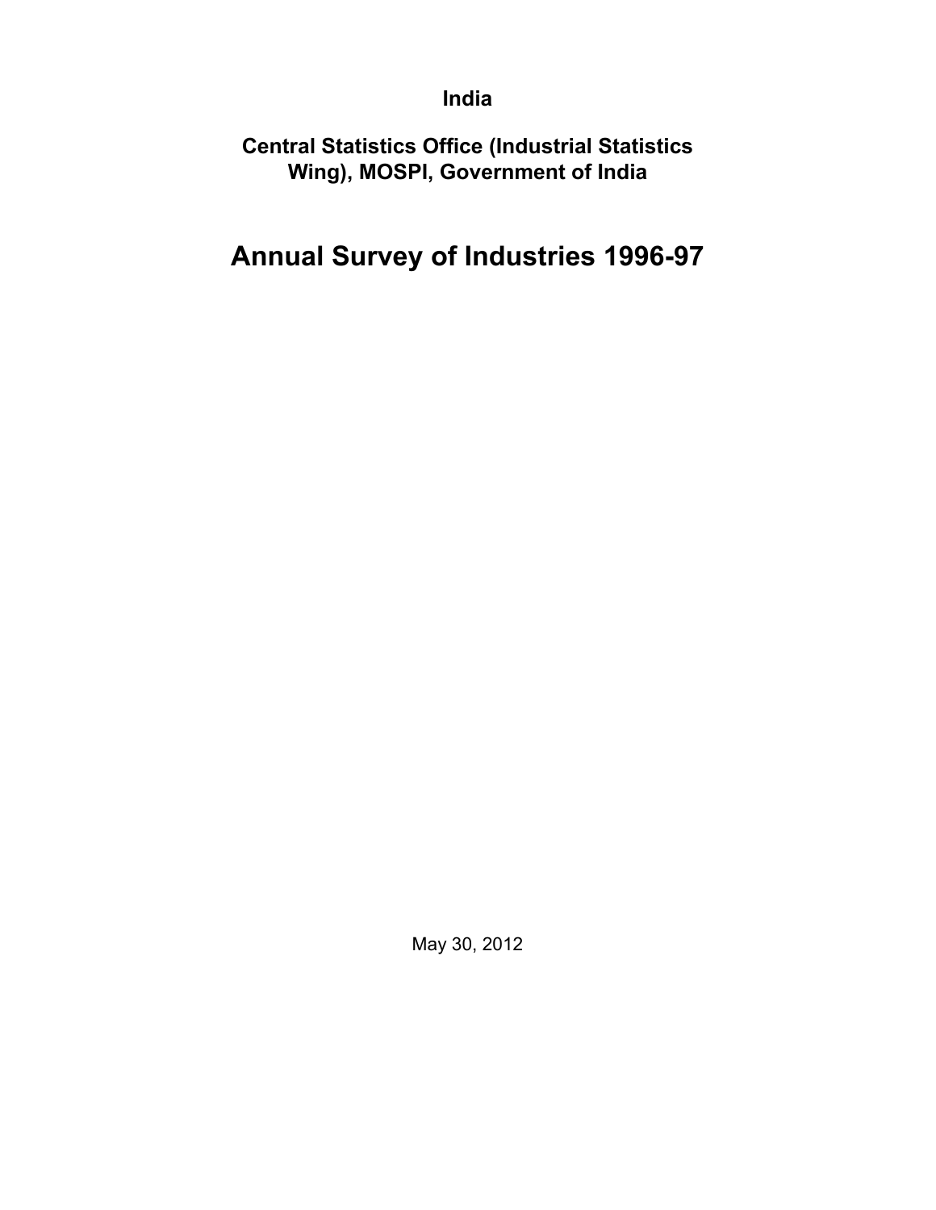**India**

**Central Statistics Office (Industrial Statistics Wing), MOSPI, Government of India**

# Annual Survey of Industries 1996-97

May 30, 2012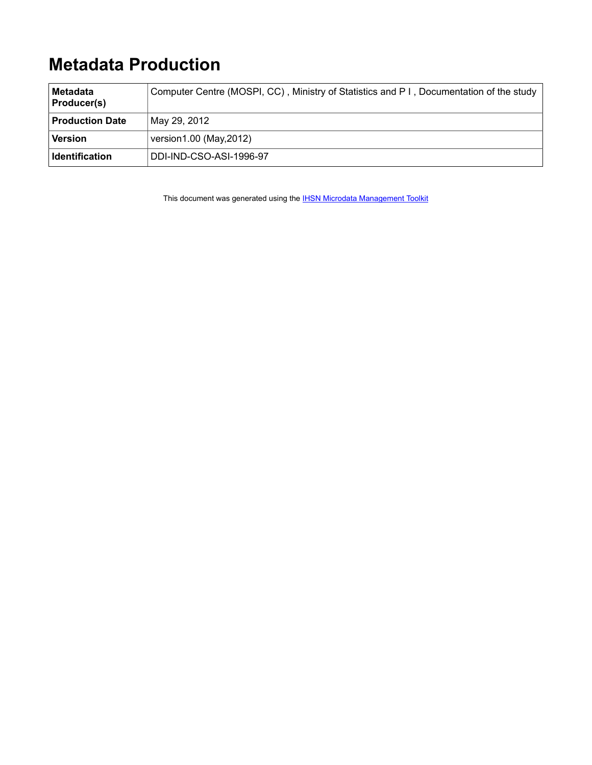# Metadata Production

| Metadata Producer(s) | Computer Centre (MOSPI, CC) , Ministry of Statistics and P I , Documentation of the study |
|---|---|
| Production Date | May 29, 2012 |
| Version | version1.00 (May,2012) |
| Identification | DDI-IND-CSO-ASI-1996-97 |

This document was generated using the IHSN Microdata Management Toolkit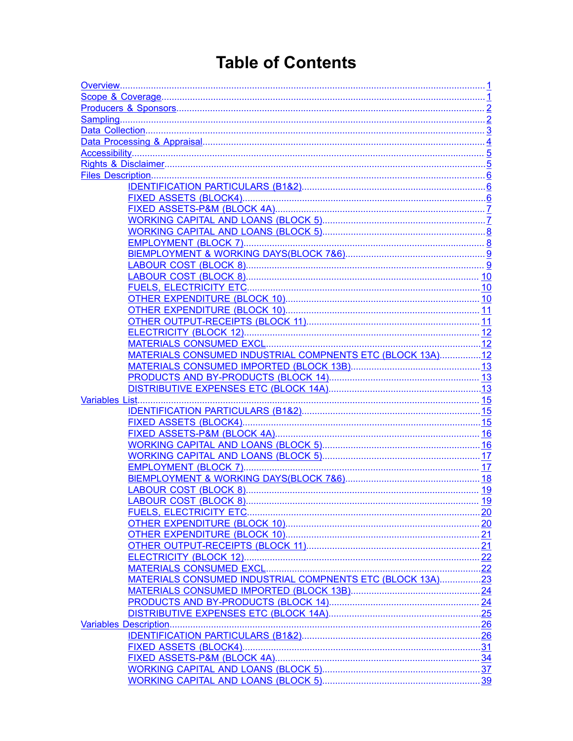# Table of Contents

- Overview........................................................................................................................ 1
- Scope & Coverage........................................................................................................... 1
- Producers & Sponsors..................................................................................................... 2
- Sampling........................................................................................................................ 2
- Data Collection................................................................................................................ 3
- Data Processing & Appraisal............................................................................................ 4
- Accessibility.................................................................................................................... 5
- Rights & Disclaimer.......................................................................................................... 5
- Files Description.............................................................................................................. 6
  - IDENTIFICATION PARTICULARS (B1&2)........................................................................ 6
  - FIXED ASSETS (BLOCK4)............................................................................................ 6
  - FIXED ASSETS-P&M (BLOCK 4A)................................................................................. 7
  - WORKING CAPITAL AND LOANS (BLOCK 5)................................................................ 7
  - WORKING CAPITAL AND LOANS (BLOCK 5)................................................................ 8
  - EMPLOYMENT (BLOCK 7)............................................................................................ 8
  - BIEMPLOYMENT & WORKING DAYS(BLOCK 7&6)........................................................ 9
  - LABOUR COST (BLOCK 8)........................................................................................... 9
  - LABOUR COST (BLOCK 8)........................................................................................... 10
  - FUELS, ELECTRICITY ETC........................................................................................... 10
  - OTHER EXPENDITURE (BLOCK 10).............................................................................. 10
  - OTHER EXPENDITURE (BLOCK 10).............................................................................. 11
  - OTHER OUTPUT-RECEIPTS (BLOCK 11)....................................................................... 11
  - ELECTRICITY (BLOCK 12)............................................................................................ 12
  - MATERIALS CONSUMED EXCL..................................................................................... 12
  - MATERIALS CONSUMED INDUSTRIAL COMPNENTS ETC (BLOCK 13A)........................ 12
  - MATERIALS CONSUMED IMPORTED (BLOCK 13B)........................................................ 13
  - PRODUCTS AND BY-PRODUCTS (BLOCK 14)................................................................ 13
  - DISTRIBUTIVE EXPENSES ETC (BLOCK 14A)................................................................ 13
- Variables List.................................................................................................................... 15
  - IDENTIFICATION PARTICULARS (B1&2)........................................................................ 15
  - FIXED ASSETS (BLOCK4)............................................................................................ 15
  - FIXED ASSETS-P&M (BLOCK 4A)................................................................................. 16
  - WORKING CAPITAL AND LOANS (BLOCK 5)................................................................ 16
  - WORKING CAPITAL AND LOANS (BLOCK 5)................................................................ 17
  - EMPLOYMENT (BLOCK 7)............................................................................................ 17
  - BIEMPLOYMENT & WORKING DAYS(BLOCK 7&6)........................................................ 18
  - LABOUR COST (BLOCK 8)........................................................................................... 19
  - LABOUR COST (BLOCK 8)........................................................................................... 19
  - FUELS, ELECTRICITY ETC........................................................................................... 20
  - OTHER EXPENDITURE (BLOCK 10).............................................................................. 20
  - OTHER EXPENDITURE (BLOCK 10).............................................................................. 21
  - OTHER OUTPUT-RECEIPTS (BLOCK 11)....................................................................... 21
  - ELECTRICITY (BLOCK 12)............................................................................................ 22
  - MATERIALS CONSUMED EXCL..................................................................................... 22
  - MATERIALS CONSUMED INDUSTRIAL COMPNENTS ETC (BLOCK 13A)........................ 23
  - MATERIALS CONSUMED IMPORTED (BLOCK 13B)........................................................ 24
  - PRODUCTS AND BY-PRODUCTS (BLOCK 14)................................................................ 24
  - DISTRIBUTIVE EXPENSES ETC (BLOCK 14A)................................................................ 25
- Variables Description........................................................................................................ 26
  - IDENTIFICATION PARTICULARS (B1&2)........................................................................ 26
  - FIXED ASSETS (BLOCK4)............................................................................................ 31
  - FIXED ASSETS-P&M (BLOCK 4A)................................................................................. 34
  - WORKING CAPITAL AND LOANS (BLOCK 5)................................................................ 37
  - WORKING CAPITAL AND LOANS (BLOCK 5)................................................................ 39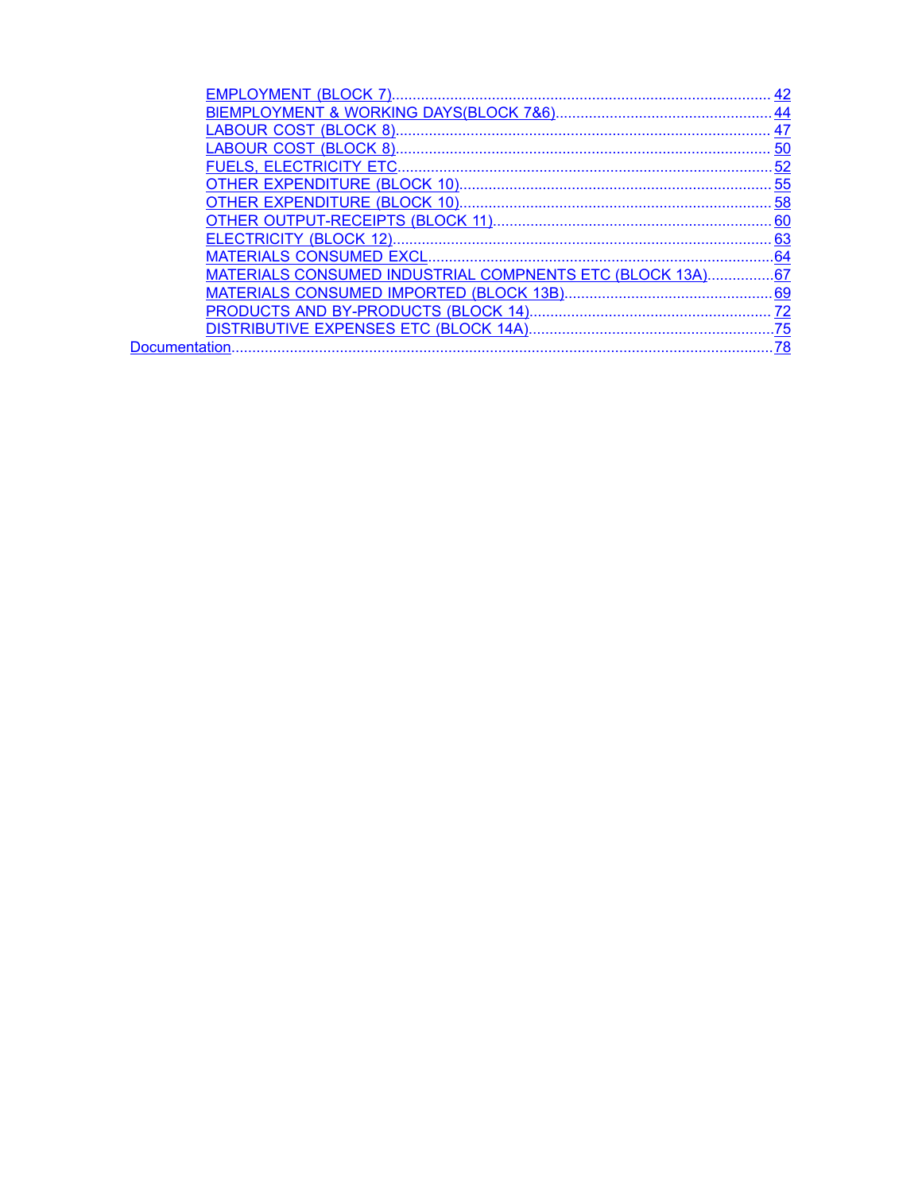- EMPLOYMENT (BLOCK 7) .......... 42
- BIEMPLOYMENT & WORKING DAYS(BLOCK 7&6) .......... 44
- LABOUR COST (BLOCK 8) .......... 47
- LABOUR COST (BLOCK 8) .......... 50
- FUELS, ELECTRICITY ETC .......... 52
- OTHER EXPENDITURE (BLOCK 10) .......... 55
- OTHER EXPENDITURE (BLOCK 10) .......... 58
- OTHER OUTPUT-RECEIPTS (BLOCK 11) .......... 60
- ELECTRICITY (BLOCK 12) .......... 63
- MATERIALS CONSUMED EXCL .......... 64
- MATERIALS CONSUMED INDUSTRIAL COMPNENTS ETC (BLOCK 13A) .......... 67
- MATERIALS CONSUMED IMPORTED (BLOCK 13B) .......... 69
- PRODUCTS AND BY-PRODUCTS (BLOCK 14) .......... 72
- DISTRIBUTIVE EXPENSES ETC (BLOCK 14A) .......... 75

Documentation .......... 78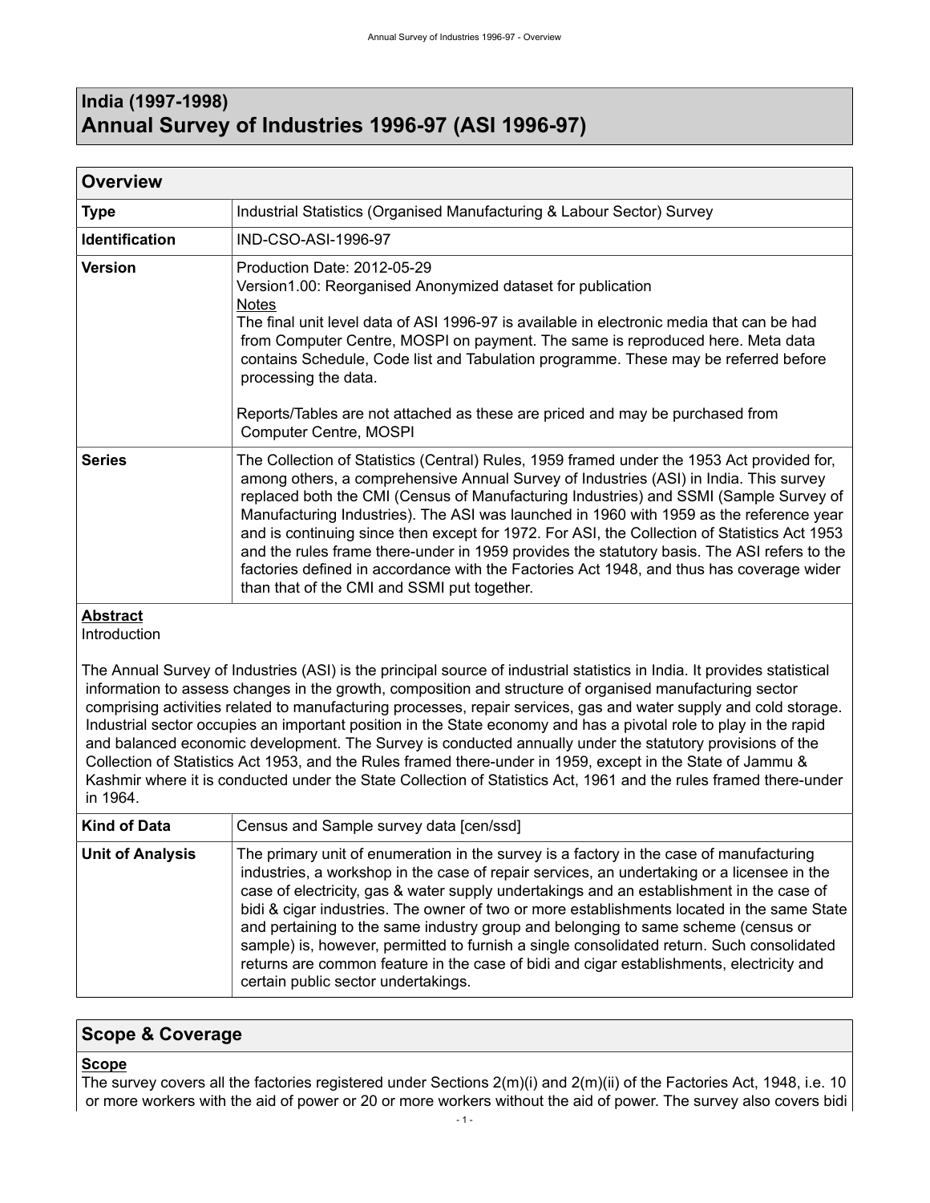# India (1997-1998)
# Annual Survey of Industries 1996-97 (ASI 1996-97)

## Overview

| | |
|---|---|
| **Type** | Industrial Statistics (Organised Manufacturing & Labour Sector) Survey |
| **Identification** | IND-CSO-ASI-1996-97 |
| **Version** | Production Date: 2012-05-29<br>Version1.00: Reorganised Anonymized dataset for publication<br>Notes<br>The final unit level data of ASI 1996-97 is available in electronic media that can be had from Computer Centre, MOSPI on payment. The same is reproduced here. Meta data contains Schedule, Code list and Tabulation programme. These may be referred before processing the data.<br><br>Reports/Tables are not attached as these are priced and may be purchased from Computer Centre, MOSPI |
| **Series** | The Collection of Statistics (Central) Rules, 1959 framed under the 1953 Act provided for, among others, a comprehensive Annual Survey of Industries (ASI) in India. This survey replaced both the CMI (Census of Manufacturing Industries) and SSMI (Sample Survey of Manufacturing Industries). The ASI was launched in 1960 with 1959 as the reference year and is continuing since then except for 1972. For ASI, the Collection of Statistics Act 1953 and the rules frame there-under in 1959 provides the statutory basis. The ASI refers to the factories defined in accordance with the Factories Act 1948, and thus has coverage wider than that of the CMI and SSMI put together. |

**Abstract**

Introduction

The Annual Survey of Industries (ASI) is the principal source of industrial statistics in India. It provides statistical information to assess changes in the growth, composition and structure of organised manufacturing sector comprising activities related to manufacturing processes, repair services, gas and water supply and cold storage. Industrial sector occupies an important position in the State economy and has a pivotal role to play in the rapid and balanced economic development. The Survey is conducted annually under the statutory provisions of the Collection of Statistics Act 1953, and the Rules framed there-under in 1959, except in the State of Jammu & Kashmir where it is conducted under the State Collection of Statistics Act, 1961 and the rules framed there-under in 1964.

| | |
|---|---|
| **Kind of Data** | Census and Sample survey data [cen/ssd] |
| **Unit of Analysis** | The primary unit of enumeration in the survey is a factory in the case of manufacturing industries, a workshop in the case of repair services, an undertaking or a licensee in the case of electricity, gas & water supply undertakings and an establishment in the case of bidi & cigar industries. The owner of two or more establishments located in the same State and pertaining to the same industry group and belonging to same scheme (census or sample) is, however, permitted to furnish a single consolidated return. Such consolidated returns are common feature in the case of bidi and cigar establishments, electricity and certain public sector undertakings. |

## Scope & Coverage

**Scope**

The survey covers all the factories registered under Sections 2(m)(i) and 2(m)(ii) of the Factories Act, 1948, i.e. 10 or more workers with the aid of power or 20 or more workers without the aid of power. The survey also covers bidi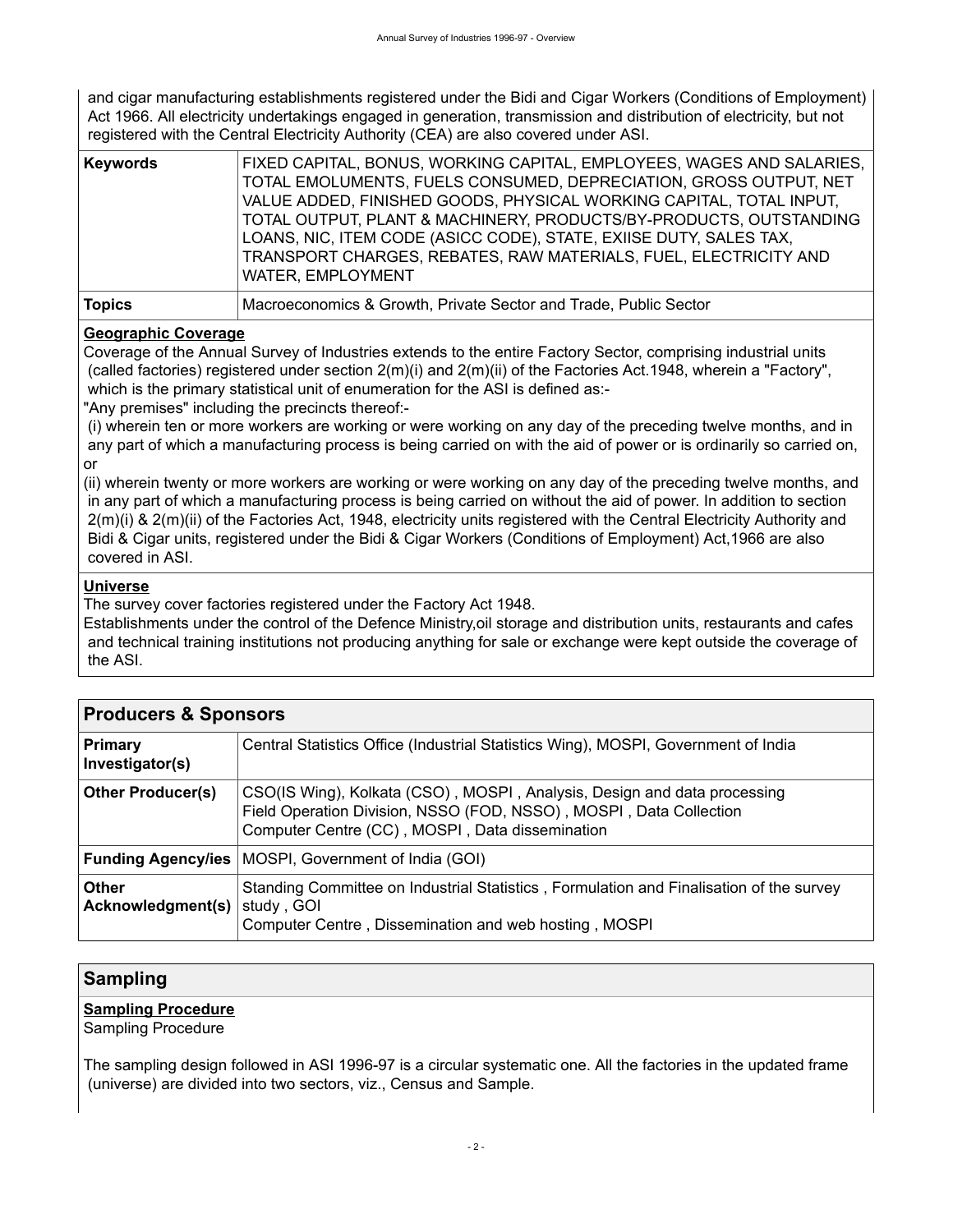and cigar manufacturing establishments registered under the Bidi and Cigar Workers (Conditions of Employment) Act 1966. All electricity undertakings engaged in generation, transmission and distribution of electricity, but not registered with the Central Electricity Authority (CEA) are also covered under ASI.

| | |
|---|---|
| **Keywords** | FIXED CAPITAL, BONUS, WORKING CAPITAL, EMPLOYEES, WAGES AND SALARIES, TOTAL EMOLUMENTS, FUELS CONSUMED, DEPRECIATION, GROSS OUTPUT, NET VALUE ADDED, FINISHED GOODS, PHYSICAL WORKING CAPITAL, TOTAL INPUT, TOTAL OUTPUT, PLANT & MACHINERY, PRODUCTS/BY-PRODUCTS, OUTSTANDING LOANS, NIC, ITEM CODE (ASICC CODE), STATE, EXIISE DUTY, SALES TAX, TRANSPORT CHARGES, REBATES, RAW MATERIALS, FUEL, ELECTRICITY AND WATER, EMPLOYMENT |
| **Topics** | Macroeconomics & Growth, Private Sector and Trade, Public Sector |

**Geographic Coverage**

Coverage of the Annual Survey of Industries extends to the entire Factory Sector, comprising industrial units (called factories) registered under section 2(m)(i) and 2(m)(ii) of the Factories Act.1948, wherein a "Factory", which is the primary statistical unit of enumeration for the ASI is defined as:-

"Any premises" including the precincts thereof:-

(i) wherein ten or more workers are working or were working on any day of the preceding twelve months, and in any part of which a manufacturing process is being carried on with the aid of power or is ordinarily so carried on, or

(ii) wherein twenty or more workers are working or were working on any day of the preceding twelve months, and in any part of which a manufacturing process is being carried on without the aid of power. In addition to section 2(m)(i) & 2(m)(ii) of the Factories Act, 1948, electricity units registered with the Central Electricity Authority and Bidi & Cigar units, registered under the Bidi & Cigar Workers (Conditions of Employment) Act,1966 are also covered in ASI.

**Universe**

The survey cover factories registered under the Factory Act 1948.

Establishments under the control of the Defence Ministry,oil storage and distribution units, restaurants and cafes and technical training institutions not producing anything for sale or exchange were kept outside the coverage of the ASI.

## Producers & Sponsors

| | |
|---|---|
| **Primary Investigator(s)** | Central Statistics Office (Industrial Statistics Wing), MOSPI, Government of India |
| **Other Producer(s)** | CSO(IS Wing), Kolkata (CSO) , MOSPI , Analysis, Design and data processing<br>Field Operation Division, NSSO (FOD, NSSO) , MOSPI , Data Collection<br>Computer Centre (CC) , MOSPI , Data dissemination |
| **Funding Agency/ies** | MOSPI, Government of India (GOI) |
| **Other Acknowledgment(s)** | Standing Committee on Industrial Statistics , Formulation and Finalisation of the survey study , GOI<br>Computer Centre , Dissemination and web hosting , MOSPI |

## Sampling

**Sampling Procedure**

Sampling Procedure

The sampling design followed in ASI 1996-97 is a circular systematic one. All the factories in the updated frame (universe) are divided into two sectors, viz., Census and Sample.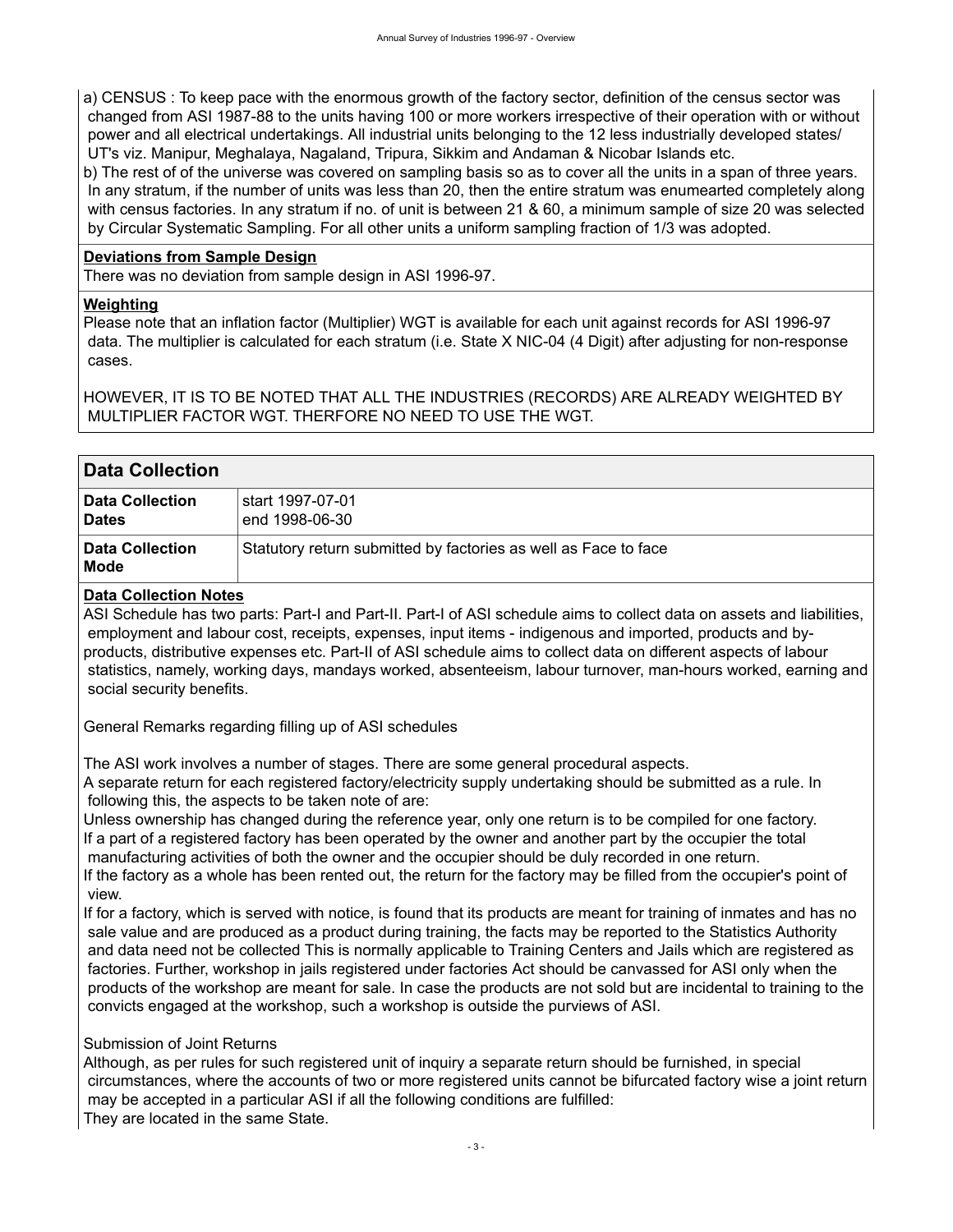a) CENSUS : To keep pace with the enormous growth of the factory sector, definition of the census sector was changed from ASI 1987-88 to the units having 100 or more workers irrespective of their operation with or without power and all electrical undertakings. All industrial units belonging to the 12 less industrially developed states/ UT's viz. Manipur, Meghalaya, Nagaland, Tripura, Sikkim and Andaman & Nicobar Islands etc.

b) The rest of of the universe was covered on sampling basis so as to cover all the units in a span of three years. In any stratum, if the number of units was less than 20, then the entire stratum was enumearted completely along with census factories. In any stratum if no. of unit is between 21 & 60, a minimum sample of size 20 was selected by Circular Systematic Sampling. For all other units a uniform sampling fraction of 1/3 was adopted.

**Deviations from Sample Design**

There was no deviation from sample design in ASI 1996-97.

**Weighting**

Please note that an inflation factor (Multiplier) WGT is available for each unit against records for ASI 1996-97 data. The multiplier is calculated for each stratum (i.e. State X NIC-04 (4 Digit) after adjusting for non-response cases.

HOWEVER, IT IS TO BE NOTED THAT ALL THE INDUSTRIES (RECORDS) ARE ALREADY WEIGHTED BY MULTIPLIER FACTOR WGT. THERFORE NO NEED TO USE THE WGT.

## Data Collection

| | |
|---|---|
| **Data Collection Dates** | start 1997-07-01<br>end 1998-06-30 |
| **Data Collection Mode** | Statutory return submitted by factories as well as Face to face |

**Data Collection Notes**

ASI Schedule has two parts: Part-I and Part-II. Part-I of ASI schedule aims to collect data on assets and liabilities, employment and labour cost, receipts, expenses, input items - indigenous and imported, products and by-products, distributive expenses etc. Part-II of ASI schedule aims to collect data on different aspects of labour statistics, namely, working days, mandays worked, absenteeism, labour turnover, man-hours worked, earning and social security benefits.

General Remarks regarding filling up of ASI schedules

The ASI work involves a number of stages. There are some general procedural aspects.

A separate return for each registered factory/electricity supply undertaking should be submitted as a rule. In following this, the aspects to be taken note of are:

Unless ownership has changed during the reference year, only one return is to be compiled for one factory.

If a part of a registered factory has been operated by the owner and another part by the occupier the total manufacturing activities of both the owner and the occupier should be duly recorded in one return.

If the factory as a whole has been rented out, the return for the factory may be filled from the occupier's point of view.

If for a factory, which is served with notice, is found that its products are meant for training of inmates and has no sale value and are produced as a product during training, the facts may be reported to the Statistics Authority and data need not be collected This is normally applicable to Training Centers and Jails which are registered as factories. Further, workshop in jails registered under factories Act should be canvassed for ASI only when the products of the workshop are meant for sale. In case the products are not sold but are incidental to training to the convicts engaged at the workshop, such a workshop is outside the purviews of ASI.

Submission of Joint Returns

Although, as per rules for such registered unit of inquiry a separate return should be furnished, in special circumstances, where the accounts of two or more registered units cannot be bifurcated factory wise a joint return may be accepted in a particular ASI if all the following conditions are fulfilled:

They are located in the same State.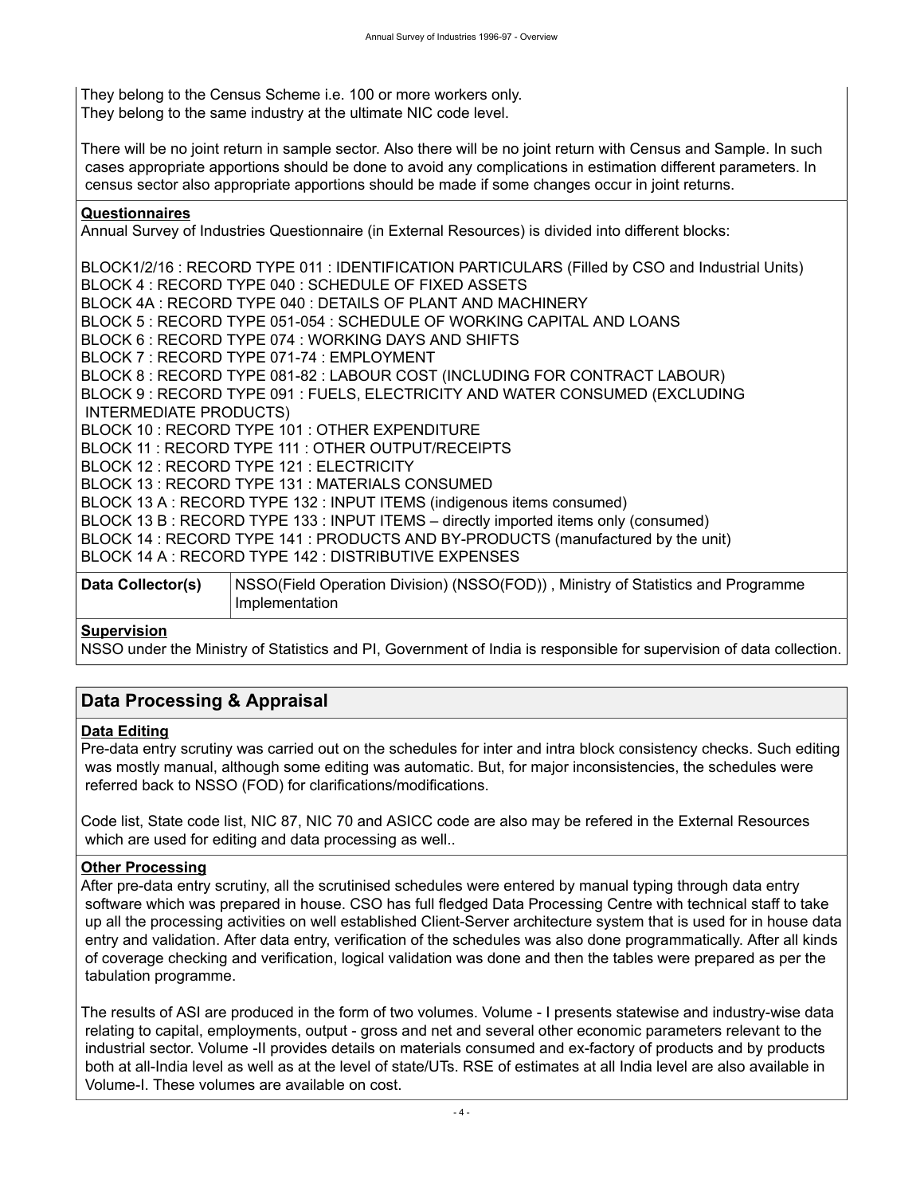They belong to the Census Scheme i.e. 100 or more workers only.
They belong to the same industry at the ultimate NIC code level.

There will be no joint return in sample sector. Also there will be no joint return with Census and Sample. In such cases appropriate apportions should be done to avoid any complications in estimation different parameters. In census sector also appropriate apportions should be made if some changes occur in joint returns.

**Questionnaires**

Annual Survey of Industries Questionnaire (in External Resources) is divided into different blocks:

BLOCK1/2/16 : RECORD TYPE 011 : IDENTIFICATION PARTICULARS (Filled by CSO and Industrial Units)
BLOCK 4 : RECORD TYPE 040 : SCHEDULE OF FIXED ASSETS
BLOCK 4A : RECORD TYPE 040 : DETAILS OF PLANT AND MACHINERY
BLOCK 5 : RECORD TYPE 051-054 : SCHEDULE OF WORKING CAPITAL AND LOANS
BLOCK 6 : RECORD TYPE 074 : WORKING DAYS AND SHIFTS
BLOCK 7 : RECORD TYPE 071-74 : EMPLOYMENT
BLOCK 8 : RECORD TYPE 081-82 : LABOUR COST (INCLUDING FOR CONTRACT LABOUR)
BLOCK 9 : RECORD TYPE 091 : FUELS, ELECTRICITY AND WATER CONSUMED (EXCLUDING INTERMEDIATE PRODUCTS)
BLOCK 10 : RECORD TYPE 101 : OTHER EXPENDITURE
BLOCK 11 : RECORD TYPE 111 : OTHER OUTPUT/RECEIPTS
BLOCK 12 : RECORD TYPE 121 : ELECTRICITY
BLOCK 13 : RECORD TYPE 131 : MATERIALS CONSUMED
BLOCK 13 A : RECORD TYPE 132 : INPUT ITEMS (indigenous items consumed)
BLOCK 13 B : RECORD TYPE 133 : INPUT ITEMS – directly imported items only (consumed)
BLOCK 14 : RECORD TYPE 141 : PRODUCTS AND BY-PRODUCTS (manufactured by the unit)
BLOCK 14 A : RECORD TYPE 142 : DISTRIBUTIVE EXPENSES

| | |
|---|---|
| **Data Collector(s)** | NSSO(Field Operation Division) (NSSO(FOD)) , Ministry of Statistics and Programme Implementation |

**Supervision**

NSSO under the Ministry of Statistics and PI, Government of India is responsible for supervision of data collection.

## Data Processing & Appraisal

**Data Editing**

Pre-data entry scrutiny was carried out on the schedules for inter and intra block consistency checks. Such editing was mostly manual, although some editing was automatic. But, for major inconsistencies, the schedules were referred back to NSSO (FOD) for clarifications/modifications.

Code list, State code list, NIC 87, NIC 70 and ASICC code are also may be refered in the External Resources which are used for editing and data processing as well..

**Other Processing**

After pre-data entry scrutiny, all the scrutinised schedules were entered by manual typing through data entry software which was prepared in house. CSO has full fledged Data Processing Centre with technical staff to take up all the processing activities on well established Client-Server architecture system that is used for in house data entry and validation. After data entry, verification of the schedules was also done programmatically. After all kinds of coverage checking and verification, logical validation was done and then the tables were prepared as per the tabulation programme.

The results of ASI are produced in the form of two volumes. Volume - I presents statewise and industry-wise data relating to capital, employments, output - gross and net and several other economic parameters relevant to the industrial sector. Volume -II provides details on materials consumed and ex-factory of products and by products both at all-India level as well as at the level of state/UTs. RSE of estimates at all India level are also available in Volume-I. These volumes are available on cost.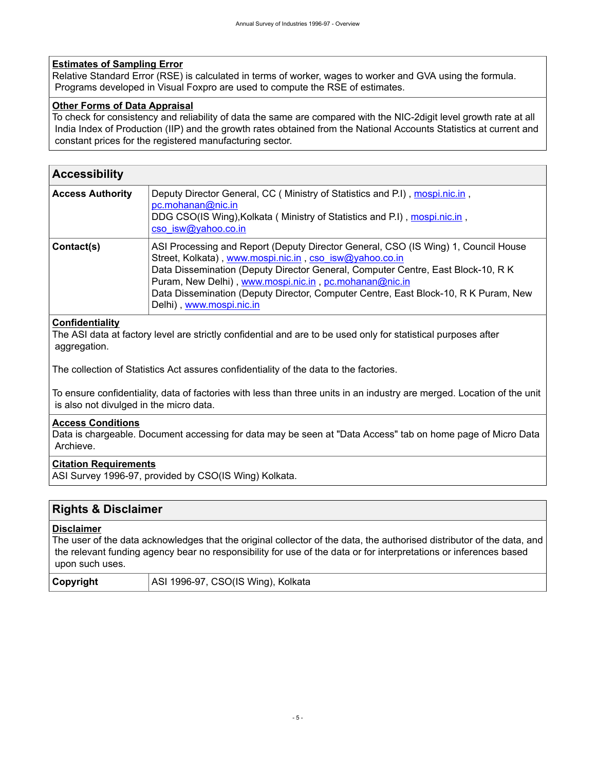**Estimates of Sampling Error**

Relative Standard Error (RSE) is calculated in terms of worker, wages to worker and GVA using the formula. Programs developed in Visual Foxpro are used to compute the RSE of estimates.

**Other Forms of Data Appraisal**

To check for consistency and reliability of data the same are compared with the NIC-2digit level growth rate at all India Index of Production (IIP) and the growth rates obtained from the National Accounts Statistics at current and constant prices for the registered manufacturing sector.

## Accessibility

| | |
|---|---|
| **Access Authority** | Deputy Director General, CC ( Ministry of Statistics and P.I) , mospi.nic.in , pc.mohanan@nic.in<br>DDG CSO(IS Wing),Kolkata ( Ministry of Statistics and P.I) , mospi.nic.in , cso_isw@yahoo.co.in |
| **Contact(s)** | ASI Processing and Report (Deputy Director General, CSO (IS Wing) 1, Council House Street, Kolkata) , www.mospi.nic.in , cso_isw@yahoo.co.in<br>Data Dissemination (Deputy Director General, Computer Centre, East Block-10, R K Puram, New Delhi) , www.mospi.nic.in , pc.mohanan@nic.in<br>Data Dissemination (Deputy Director, Computer Centre, East Block-10, R K Puram, New Delhi) , www.mospi.nic.in |

**Confidentiality**

The ASI data at factory level are strictly confidential and are to be used only for statistical purposes after aggregation.

The collection of Statistics Act assures confidentiality of the data to the factories.

To ensure confidentiality, data of factories with less than three units in an industry are merged. Location of the unit is also not divulged in the micro data.

**Access Conditions**

Data is chargeable. Document accessing for data may be seen at "Data Access" tab on home page of Micro Data Archieve.

**Citation Requirements**

ASI Survey 1996-97, provided by CSO(IS Wing) Kolkata.

## Rights & Disclaimer

**Disclaimer**

The user of the data acknowledges that the original collector of the data, the authorised distributor of the data, and the relevant funding agency bear no responsibility for use of the data or for interpretations or inferences based upon such uses.

| | |
|---|---|
| **Copyright** | ASI 1996-97, CSO(IS Wing), Kolkata |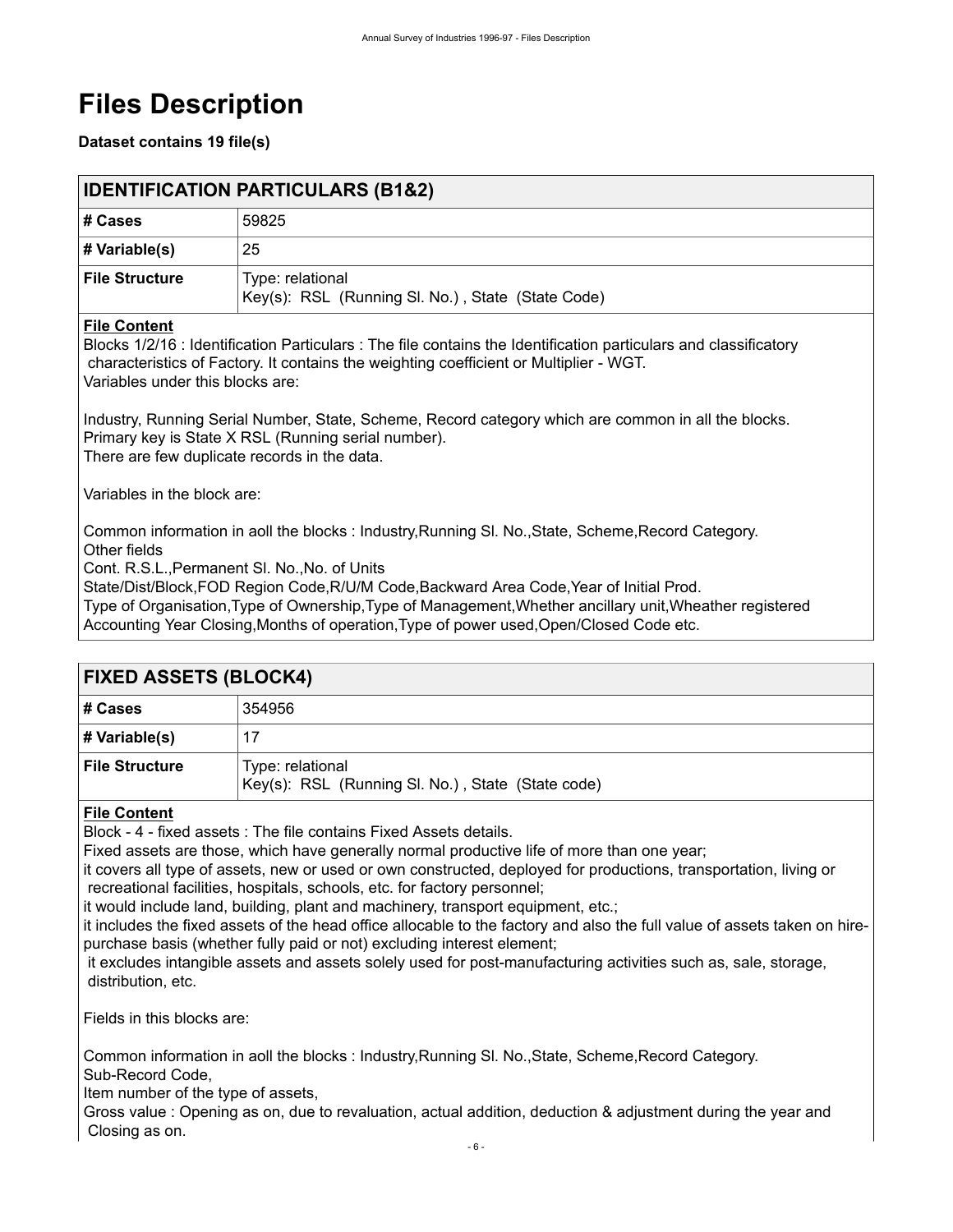# Files Description

**Dataset contains 19 file(s)**

## IDENTIFICATION PARTICULARS (B1&2)

| # Cases | 59825 |
|---|---|
| # Variable(s) | 25 |
| File Structure | Type: relational<br>Key(s): RSL (Running Sl. No.) , State (State Code) |

**File Content**

Blocks 1/2/16 : Identification Particulars : The file contains the Identification particulars and classificatory characteristics of Factory. It contains the weighting coefficient or Multiplier - WGT.
Variables under this blocks are:

Industry, Running Serial Number, State, Scheme, Record category which are common in all the blocks.
Primary key is State X RSL (Running serial number).
There are few duplicate records in the data.

Variables in the block are:

Common information in aoll the blocks : Industry,Running Sl. No.,State, Scheme,Record Category.
Other fields
Cont. R.S.L.,Permanent Sl. No.,No. of Units
State/Dist/Block,FOD Region Code,R/U/M Code,Backward Area Code,Year of Initial Prod.
Type of Organisation,Type of Ownership,Type of Management,Whether ancillary unit,Wheather registered
Accounting Year Closing,Months of operation,Type of power used,Open/Closed Code etc.

## FIXED ASSETS (BLOCK4)

| # Cases | 354956 |
|---|---|
| # Variable(s) | 17 |
| File Structure | Type: relational<br>Key(s): RSL (Running Sl. No.) , State (State code) |

**File Content**

Block - 4 - fixed assets : The file contains Fixed Assets details.
Fixed assets are those, which have generally normal productive life of more than one year;
it covers all type of assets, new or used or own constructed, deployed for productions, transportation, living or recreational facilities, hospitals, schools, etc. for factory personnel;
it would include land, building, plant and machinery, transport equipment, etc.;
it includes the fixed assets of the head office allocable to the factory and also the full value of assets taken on hire-purchase basis (whether fully paid or not) excluding interest element;
it excludes intangible assets and assets solely used for post-manufacturing activities such as, sale, storage, distribution, etc.

Fields in this blocks are:

Common information in aoll the blocks : Industry,Running Sl. No.,State, Scheme,Record Category.
Sub-Record Code,
Item number of the type of assets,
Gross value : Opening as on, due to revaluation, actual addition, deduction & adjustment during the year and Closing as on.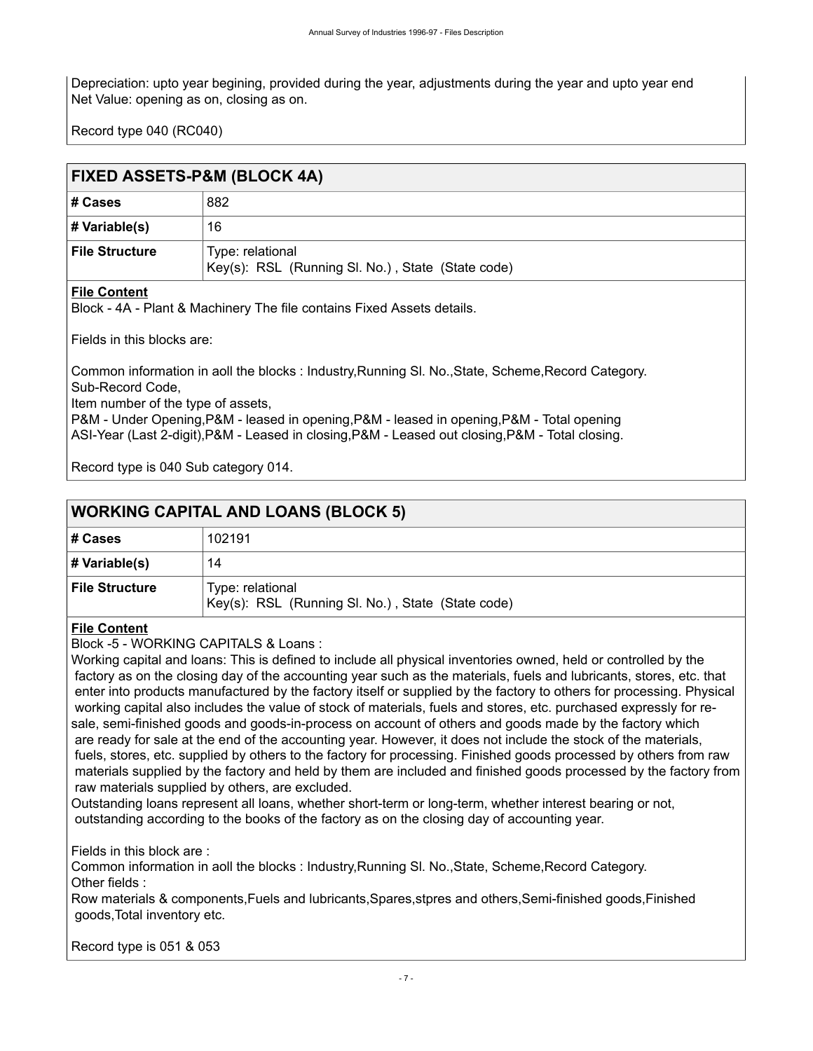Depreciation: upto year begining, provided during the year, adjustments during the year and upto year end
Net Value: opening as on, closing as on.

Record type 040 (RC040)

## FIXED ASSETS-P&M (BLOCK 4A)

| | |
|---|---|
| **# Cases** | 882 |
| **# Variable(s)** | 16 |
| **File Structure** | Type: relational<br>Key(s): RSL (Running Sl. No.) , State (State code) |

**File Content**

Block - 4A - Plant & Machinery The file contains Fixed Assets details.

Fields in this blocks are:

Common information in aoll the blocks : Industry,Running Sl. No.,State, Scheme,Record Category.
Sub-Record Code,
Item number of the type of assets,
P&M - Under Opening,P&M - leased in opening,P&M - leased in opening,P&M - Total opening
ASI-Year (Last 2-digit),P&M - Leased in closing,P&M - Leased out closing,P&M - Total closing.

Record type is 040 Sub category 014.

## WORKING CAPITAL AND LOANS (BLOCK 5)

| | |
|---|---|
| **# Cases** | 102191 |
| **# Variable(s)** | 14 |
| **File Structure** | Type: relational<br>Key(s): RSL (Running Sl. No.) , State (State code) |

**File Content**

Block -5 - WORKING CAPITALS & Loans :
Working capital and loans: This is defined to include all physical inventories owned, held or controlled by the factory as on the closing day of the accounting year such as the materials, fuels and lubricants, stores, etc. that enter into products manufactured by the factory itself or supplied by the factory to others for processing. Physical working capital also includes the value of stock of materials, fuels and stores, etc. purchased expressly for re-sale, semi-finished goods and goods-in-process on account of others and goods made by the factory which are ready for sale at the end of the accounting year. However, it does not include the stock of the materials, fuels, stores, etc. supplied by others to the factory for processing. Finished goods processed by others from raw materials supplied by the factory and held by them are included and finished goods processed by the factory from raw materials supplied by others, are excluded.
Outstanding loans represent all loans, whether short-term or long-term, whether interest bearing or not, outstanding according to the books of the factory as on the closing day of accounting year.

Fields in this block are :
Common information in aoll the blocks : Industry,Running Sl. No.,State, Scheme,Record Category.
Other fields :
Row materials & components,Fuels and lubricants,Spares,stpres and others,Semi-finished goods,Finished goods,Total inventory etc.

Record type is 051 & 053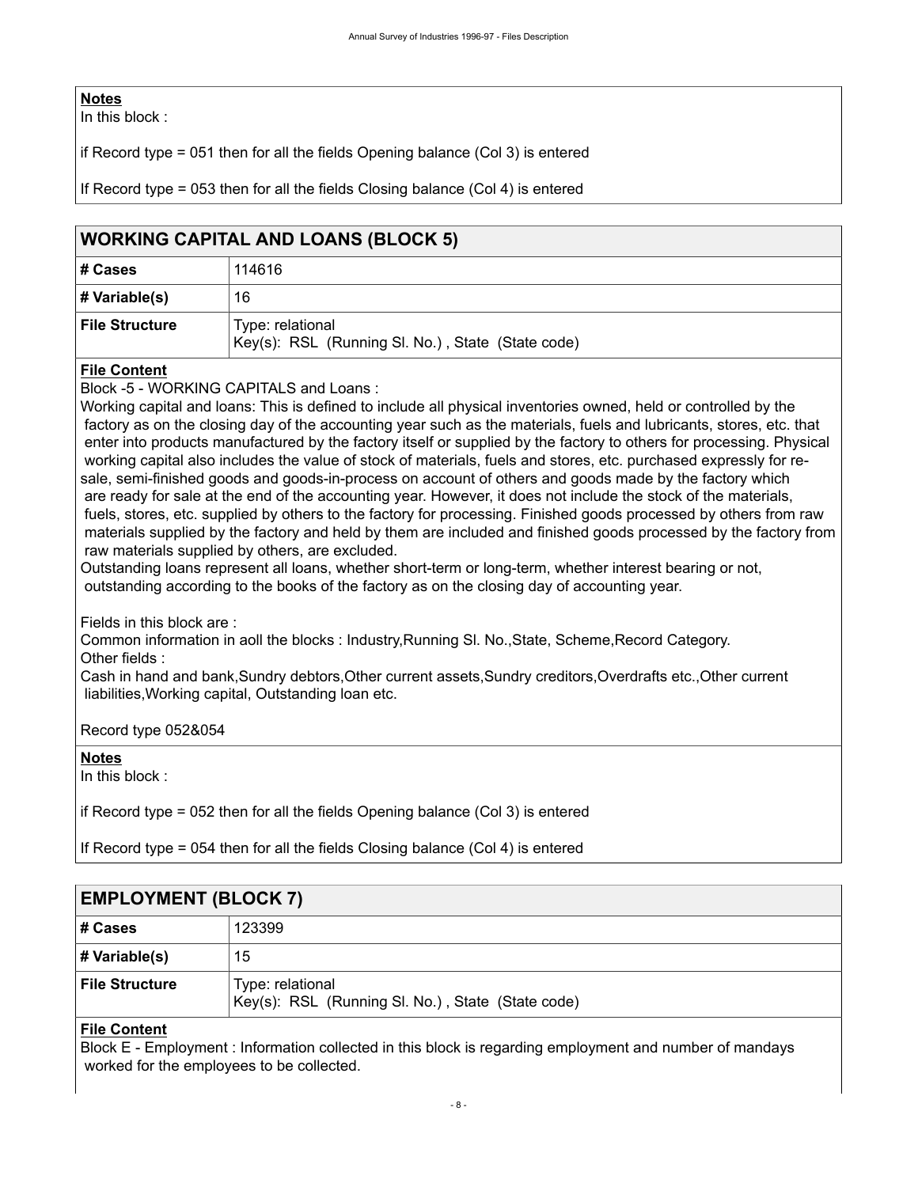**Notes**

In this block :

if Record type = 051 then for all the fields Opening balance (Col 3) is entered

If Record type = 053 then for all the fields Closing balance (Col 4) is entered

## WORKING CAPITAL AND LOANS (BLOCK 5)

| # Cases | 114616 |
|---|---|
| # Variable(s) | 16 |
| File Structure | Type: relational<br>Key(s): RSL (Running Sl. No.) , State (State code) |

**File Content**

Block -5 - WORKING CAPITALS and Loans :

Working capital and loans: This is defined to include all physical inventories owned, held or controlled by the factory as on the closing day of the accounting year such as the materials, fuels and lubricants, stores, etc. that enter into products manufactured by the factory itself or supplied by the factory to others for processing. Physical working capital also includes the value of stock of materials, fuels and stores, etc. purchased expressly for re-sale, semi-finished goods and goods-in-process on account of others and goods made by the factory which are ready for sale at the end of the accounting year. However, it does not include the stock of the materials, fuels, stores, etc. supplied by others to the factory for processing. Finished goods processed by others from raw materials supplied by the factory and held by them are included and finished goods processed by the factory from raw materials supplied by others, are excluded.

Outstanding loans represent all loans, whether short-term or long-term, whether interest bearing or not, outstanding according to the books of the factory as on the closing day of accounting year.

Fields in this block are :

Common information in aoll the blocks : Industry,Running Sl. No.,State, Scheme,Record Category.

Other fields :

Cash in hand and bank,Sundry debtors,Other current assets,Sundry creditors,Overdrafts etc.,Other current liabilities,Working capital, Outstanding loan etc.

Record type 052&054

**Notes**

In this block :

if Record type = 052 then for all the fields Opening balance (Col 3) is entered

If Record type = 054 then for all the fields Closing balance (Col 4) is entered

## EMPLOYMENT (BLOCK 7)

| # Cases | 123399 |
|---|---|
| # Variable(s) | 15 |
| File Structure | Type: relational<br>Key(s): RSL (Running Sl. No.) , State (State code) |

**File Content**

Block E - Employment : Information collected in this block is regarding employment and number of mandays worked for the employees to be collected.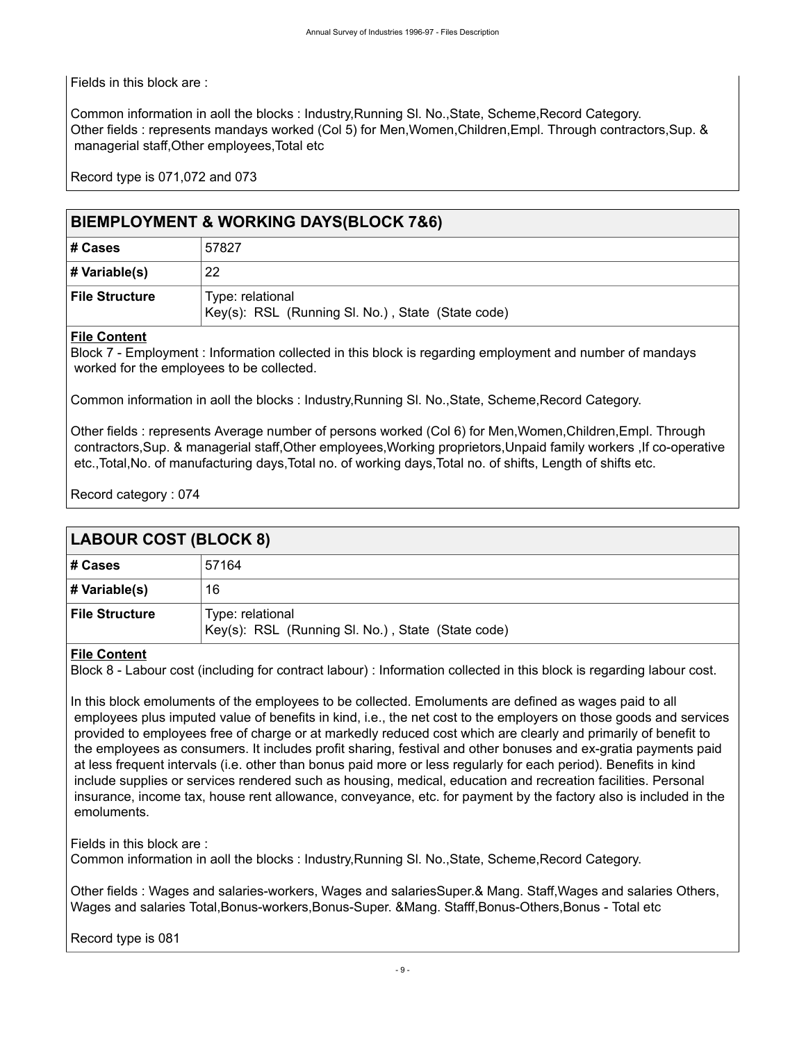Fields in this block are :

Common information in aoll the blocks : Industry,Running Sl. No.,State, Scheme,Record Category.
Other fields : represents mandays worked (Col 5) for Men,Women,Children,Empl. Through contractors,Sup. & managerial staff,Other employees,Total etc

Record type is 071,072 and 073

## BIEMPLOYMENT & WORKING DAYS(BLOCK 7&6)

| # Cases | 57827 |
|---|---|
| # Variable(s) | 22 |
| File Structure | Type: relational<br>Key(s): RSL (Running Sl. No.) , State (State code) |

**File Content**

Block 7 - Employment : Information collected in this block is regarding employment and number of mandays worked for the employees to be collected.

Common information in aoll the blocks : Industry,Running Sl. No.,State, Scheme,Record Category.

Other fields : represents Average number of persons worked (Col 6) for Men,Women,Children,Empl. Through contractors,Sup. & managerial staff,Other employees,Working proprietors,Unpaid family workers ,If co-operative etc.,Total,No. of manufacturing days,Total no. of working days,Total no. of shifts, Length of shifts etc.

Record category : 074

## LABOUR COST (BLOCK 8)

| # Cases | 57164 |
|---|---|
| # Variable(s) | 16 |
| File Structure | Type: relational<br>Key(s): RSL (Running Sl. No.) , State (State code) |

**File Content**

Block 8 - Labour cost (including for contract labour) : Information collected in this block is regarding labour cost.

In this block emoluments of the employees to be collected. Emoluments are defined as wages paid to all employees plus imputed value of benefits in kind, i.e., the net cost to the employers on those goods and services provided to employees free of charge or at markedly reduced cost which are clearly and primarily of benefit to the employees as consumers. It includes profit sharing, festival and other bonuses and ex-gratia payments paid at less frequent intervals (i.e. other than bonus paid more or less regularly for each period). Benefits in kind include supplies or services rendered such as housing, medical, education and recreation facilities. Personal insurance, income tax, house rent allowance, conveyance, etc. for payment by the factory also is included in the emoluments.

Fields in this block are :
Common information in aoll the blocks : Industry,Running Sl. No.,State, Scheme,Record Category.

Other fields : Wages and salaries-workers, Wages and salariesSuper.& Mang. Staff,Wages and salaries Others, Wages and salaries Total,Bonus-workers,Bonus-Super. &Mang. Stafff,Bonus-Others,Bonus - Total etc

Record type is 081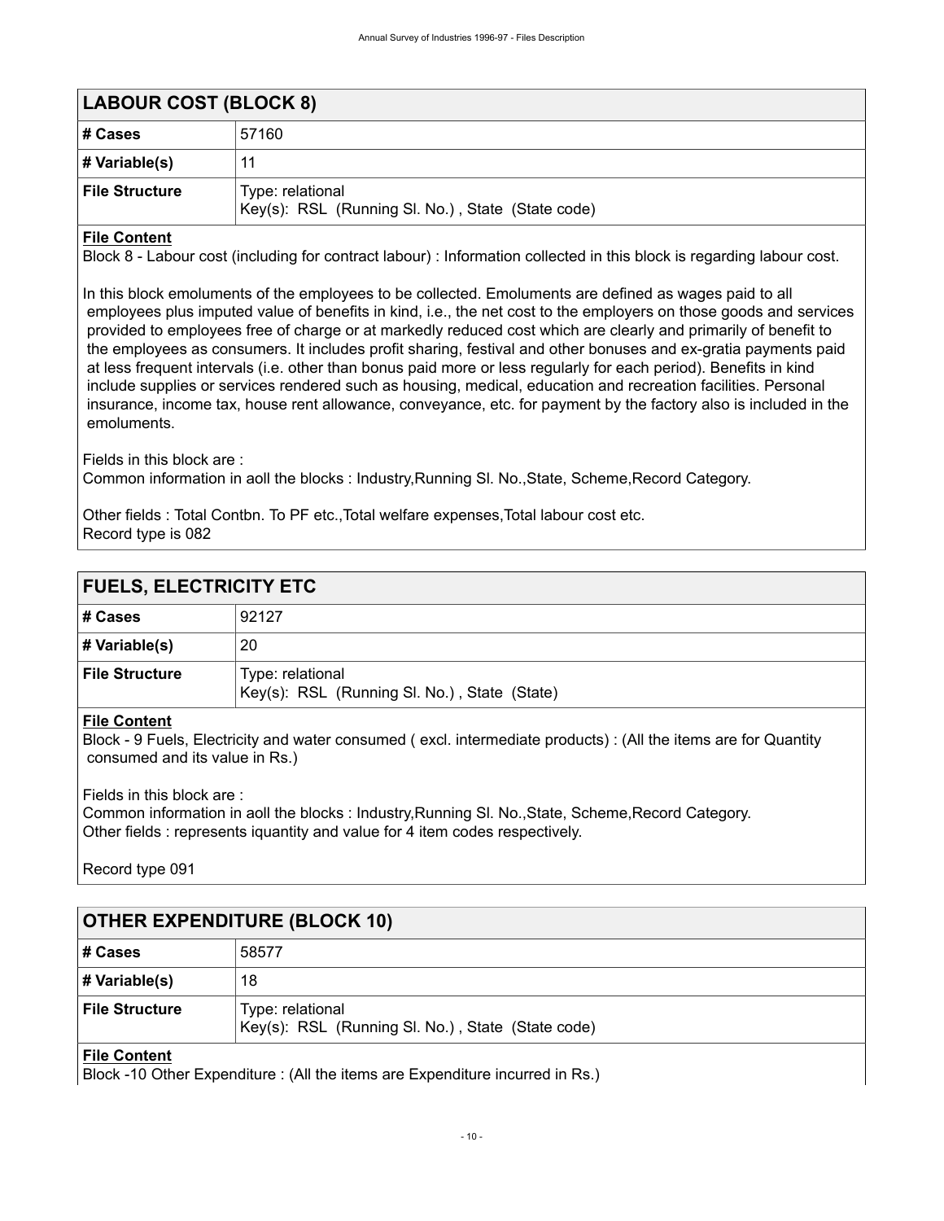## LABOUR COST (BLOCK 8)

| # Cases | 57160 |
| --- | --- |
| # Variable(s) | 11 |
| File Structure | Type: relational<br>Key(s): RSL (Running Sl. No.) , State (State code) |

**File Content**

Block 8 - Labour cost (including for contract labour) : Information collected in this block is regarding labour cost.

In this block emoluments of the employees to be collected. Emoluments are defined as wages paid to all employees plus imputed value of benefits in kind, i.e., the net cost to the employers on those goods and services provided to employees free of charge or at markedly reduced cost which are clearly and primarily of benefit to the employees as consumers. It includes profit sharing, festival and other bonuses and ex-gratia payments paid at less frequent intervals (i.e. other than bonus paid more or less regularly for each period). Benefits in kind include supplies or services rendered such as housing, medical, education and recreation facilities. Personal insurance, income tax, house rent allowance, conveyance, etc. for payment by the factory also is included in the emoluments.

Fields in this block are :
Common information in aoll the blocks : Industry,Running Sl. No.,State, Scheme,Record Category.

Other fields : Total Contbn. To PF etc.,Total welfare expenses,Total labour cost etc.
Record type is 082

## FUELS, ELECTRICITY ETC

| # Cases | 92127 |
| --- | --- |
| # Variable(s) | 20 |
| File Structure | Type: relational<br>Key(s): RSL (Running Sl. No.) , State (State) |

**File Content**

Block - 9 Fuels, Electricity and water consumed ( excl. intermediate products) : (All the items are for Quantity consumed and its value in Rs.)

Fields in this block are :
Common information in aoll the blocks : Industry,Running Sl. No.,State, Scheme,Record Category.
Other fields : represents iquantity and value for 4 item codes respectively.

Record type 091

## OTHER EXPENDITURE (BLOCK 10)

| # Cases | 58577 |
| --- | --- |
| # Variable(s) | 18 |
| File Structure | Type: relational<br>Key(s): RSL (Running Sl. No.) , State (State code) |

**File Content**

Block -10 Other Expenditure : (All the items are Expenditure incurred in Rs.)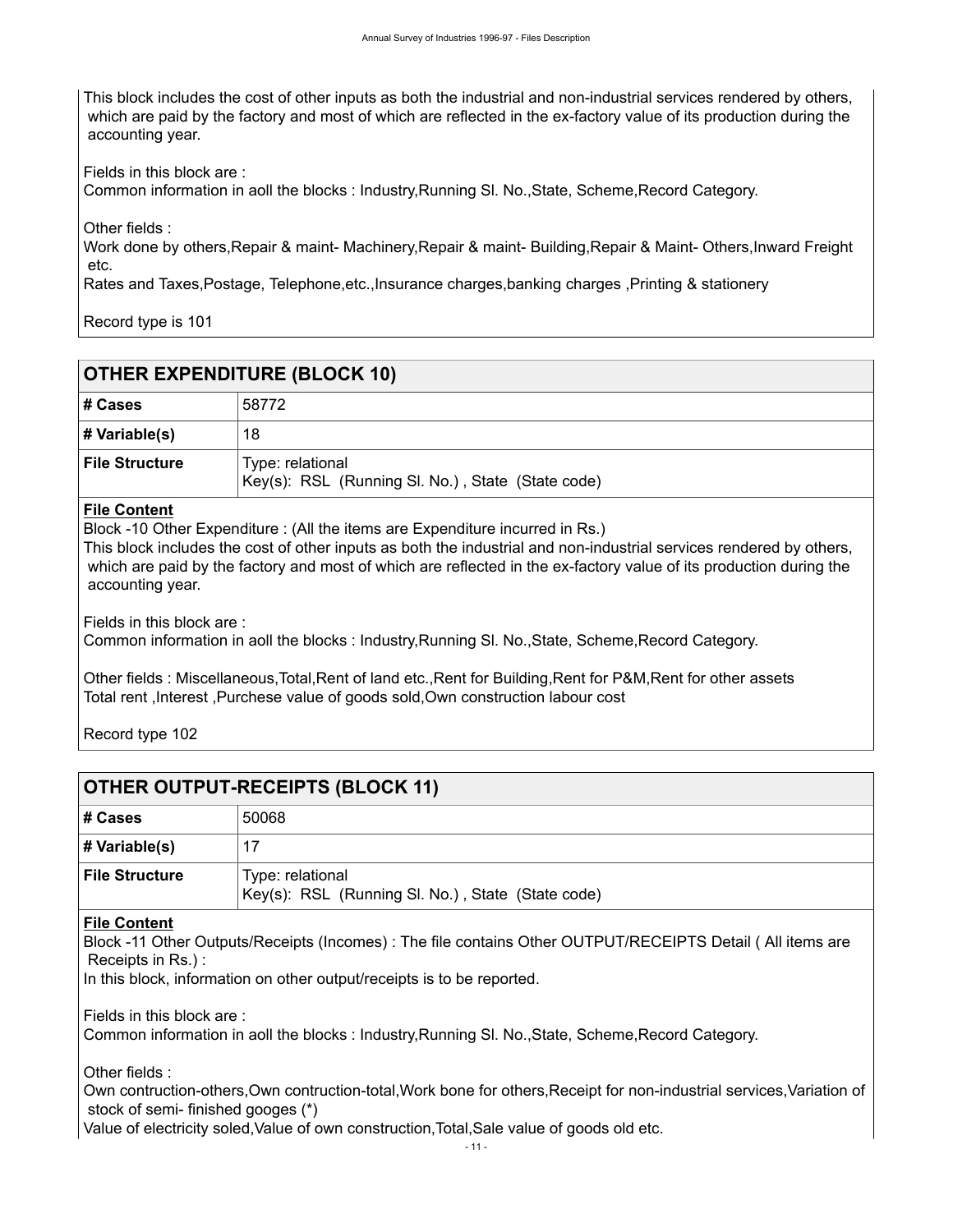This block includes the cost of other inputs as both the industrial and non-industrial services rendered by others, which are paid by the factory and most of which are reflected in the ex-factory value of its production during the accounting year.

Fields in this block are :
Common information in aoll the blocks : Industry,Running Sl. No.,State, Scheme,Record Category.

Other fields :
Work done by others,Repair & maint- Machinery,Repair & maint- Building,Repair & Maint- Others,Inward Freight etc.
Rates and Taxes,Postage, Telephone,etc.,Insurance charges,banking charges ,Printing & stationery

Record type is 101

## OTHER EXPENDITURE (BLOCK 10)

| # Cases | 58772 |
|---|---|
| # Variable(s) | 18 |
| File Structure | Type: relational<br>Key(s): RSL (Running Sl. No.) , State (State code) |

**File Content**

Block -10 Other Expenditure : (All the items are Expenditure incurred in Rs.)
This block includes the cost of other inputs as both the industrial and non-industrial services rendered by others, which are paid by the factory and most of which are reflected in the ex-factory value of its production during the accounting year.

Fields in this block are :
Common information in aoll the blocks : Industry,Running Sl. No.,State, Scheme,Record Category.

Other fields : Miscellaneous,Total,Rent of land etc.,Rent for Building,Rent for P&M,Rent for other assets
Total rent ,Interest ,Purchese value of goods sold,Own construction labour cost

Record type 102

## OTHER OUTPUT-RECEIPTS (BLOCK 11)

| # Cases | 50068 |
|---|---|
| # Variable(s) | 17 |
| File Structure | Type: relational<br>Key(s): RSL (Running Sl. No.) , State (State code) |

**File Content**

Block -11 Other Outputs/Receipts (Incomes) : The file contains Other OUTPUT/RECEIPTS Detail ( All items are Receipts in Rs.) :
In this block, information on other output/receipts is to be reported.

Fields in this block are :
Common information in aoll the blocks : Industry,Running Sl. No.,State, Scheme,Record Category.

Other fields :
Own contruction-others,Own contruction-total,Work bone for others,Receipt for non-industrial services,Variation of stock of semi- finished googes (*)
Value of electricity soled,Value of own construction,Total,Sale value of goods old etc.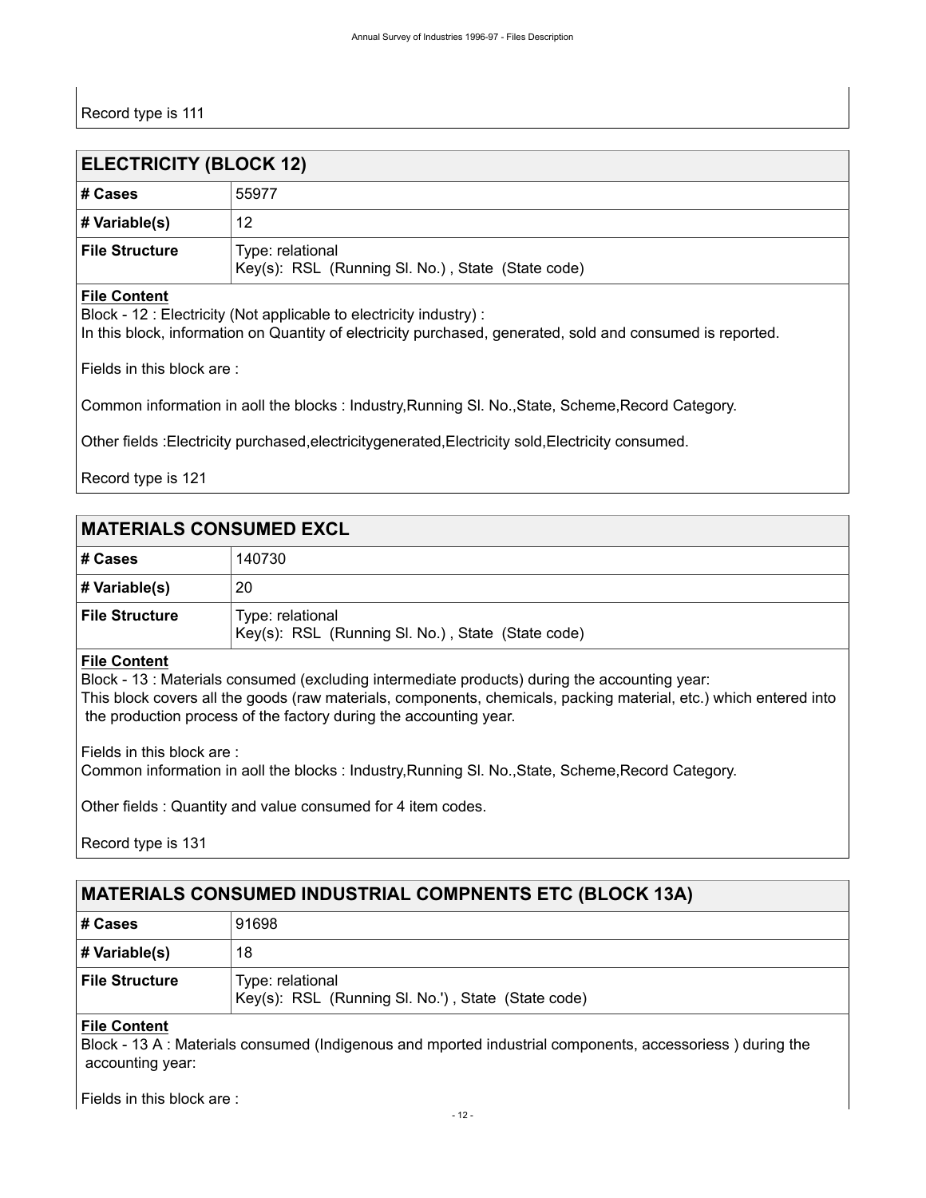Record type is 111

## ELECTRICITY (BLOCK 12)

| # Cases | 55977 |
|---|---|
| # Variable(s) | 12 |
| File Structure | Type: relational<br>Key(s): RSL (Running Sl. No.) , State (State code) |

**File Content**

Block - 12 : Electricity (Not applicable to electricity industry) :
In this block, information on Quantity of electricity purchased, generated, sold and consumed is reported.

Fields in this block are :

Common information in aoll the blocks : Industry,Running Sl. No.,State, Scheme,Record Category.

Other fields :Electricity purchased,electricitygenerated,Electricity sold,Electricity consumed.

Record type is 121

## MATERIALS CONSUMED EXCL

| # Cases | 140730 |
|---|---|
| # Variable(s) | 20 |
| File Structure | Type: relational<br>Key(s): RSL (Running Sl. No.) , State (State code) |

**File Content**

Block - 13 : Materials consumed (excluding intermediate products) during the accounting year:
This block covers all the goods (raw materials, components, chemicals, packing material, etc.) which entered into the production process of the factory during the accounting year.

Fields in this block are :
Common information in aoll the blocks : Industry,Running Sl. No.,State, Scheme,Record Category.

Other fields : Quantity and value consumed for 4 item codes.

Record type is 131

## MATERIALS CONSUMED INDUSTRIAL COMPNENTS ETC (BLOCK 13A)

| # Cases | 91698 |
|---|---|
| # Variable(s) | 18 |
| File Structure | Type: relational<br>Key(s): RSL (Running Sl. No.') , State (State code) |

**File Content**

Block - 13 A : Materials consumed (Indigenous and mported industrial components, accessoriess ) during the accounting year:

Fields in this block are :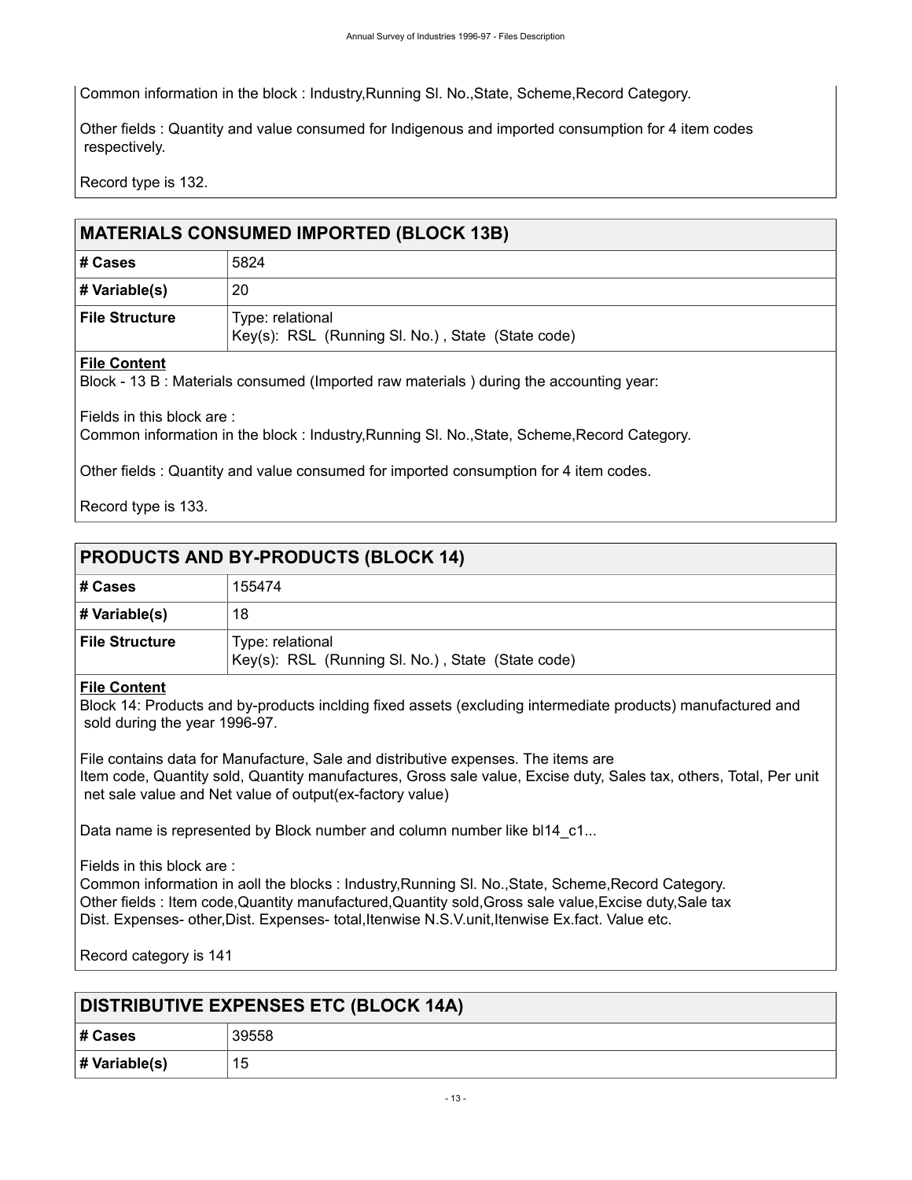Common information in the block : Industry,Running Sl. No.,State, Scheme,Record Category.

Other fields : Quantity and value consumed for Indigenous and imported consumption for 4 item codes respectively.

Record type is 132.

## MATERIALS CONSUMED IMPORTED (BLOCK 13B)

| # Cases | 5824 |
|---|---|
| # Variable(s) | 20 |
| File Structure | Type: relational<br>Key(s): RSL (Running Sl. No.) , State (State code) |

**File Content**

Block - 13 B : Materials consumed (Imported raw materials ) during the accounting year:

Fields in this block are :
Common information in the block : Industry,Running Sl. No.,State, Scheme,Record Category.

Other fields : Quantity and value consumed for imported consumption for 4 item codes.

Record type is 133.

## PRODUCTS AND BY-PRODUCTS (BLOCK 14)

| # Cases | 155474 |
|---|---|
| # Variable(s) | 18 |
| File Structure | Type: relational<br>Key(s): RSL (Running Sl. No.) , State (State code) |

**File Content**

Block 14: Products and by-products inclding fixed assets (excluding intermediate products) manufactured and sold during the year 1996-97.

File contains data for Manufacture, Sale and distributive expenses. The items are
Item code, Quantity sold, Quantity manufactures, Gross sale value, Excise duty, Sales tax, others, Total, Per unit net sale value and Net value of output(ex-factory value)

Data name is represented by Block number and column number like bl14_c1...

Fields in this block are :
Common information in aoll the blocks : Industry,Running Sl. No.,State, Scheme,Record Category.
Other fields : Item code,Quantity manufactured,Quantity sold,Gross sale value,Excise duty,Sale tax
Dist. Expenses- other,Dist. Expenses- total,Itenwise N.S.V.unit,Itenwise Ex.fact. Value etc.

Record category is 141

## DISTRIBUTIVE EXPENSES ETC (BLOCK 14A)

| # Cases | 39558 |
|---|---|
| # Variable(s) | 15 |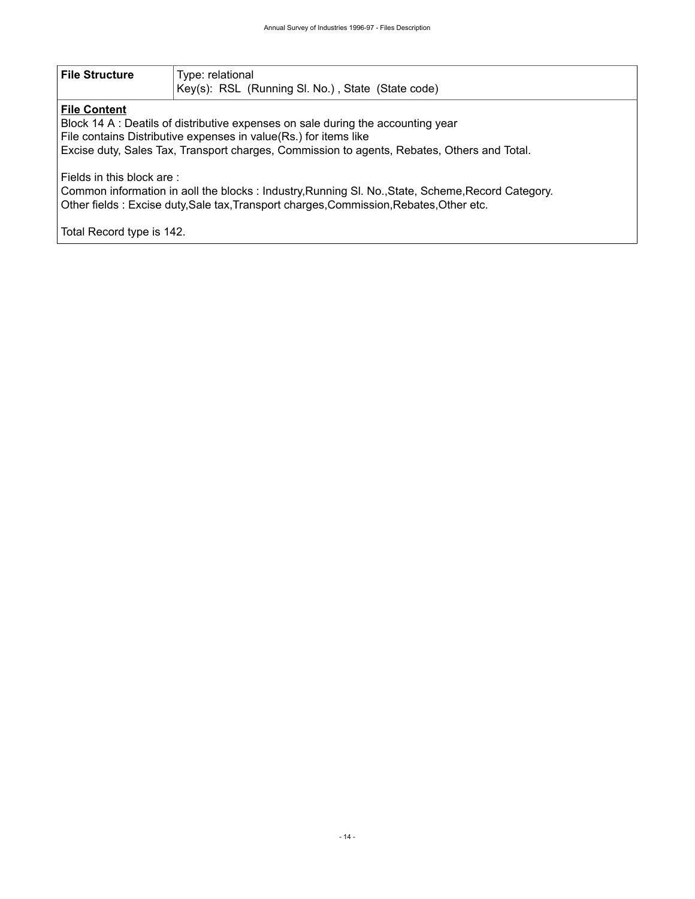| File Structure | Type: relational<br>Key(s): RSL (Running Sl. No.) , State (State code) |
|---|---|

**File Content**

Block 14 A : Deatils of distributive expenses on sale during the accounting year
File contains Distributive expenses in value(Rs.) for items like
Excise duty, Sales Tax, Transport charges, Commission to agents, Rebates, Others and Total.

Fields in this block are :
Common information in aoll the blocks : Industry,Running Sl. No.,State, Scheme,Record Category.
Other fields : Excise duty,Sale tax,Transport charges,Commission,Rebates,Other etc.

Total Record type is 142.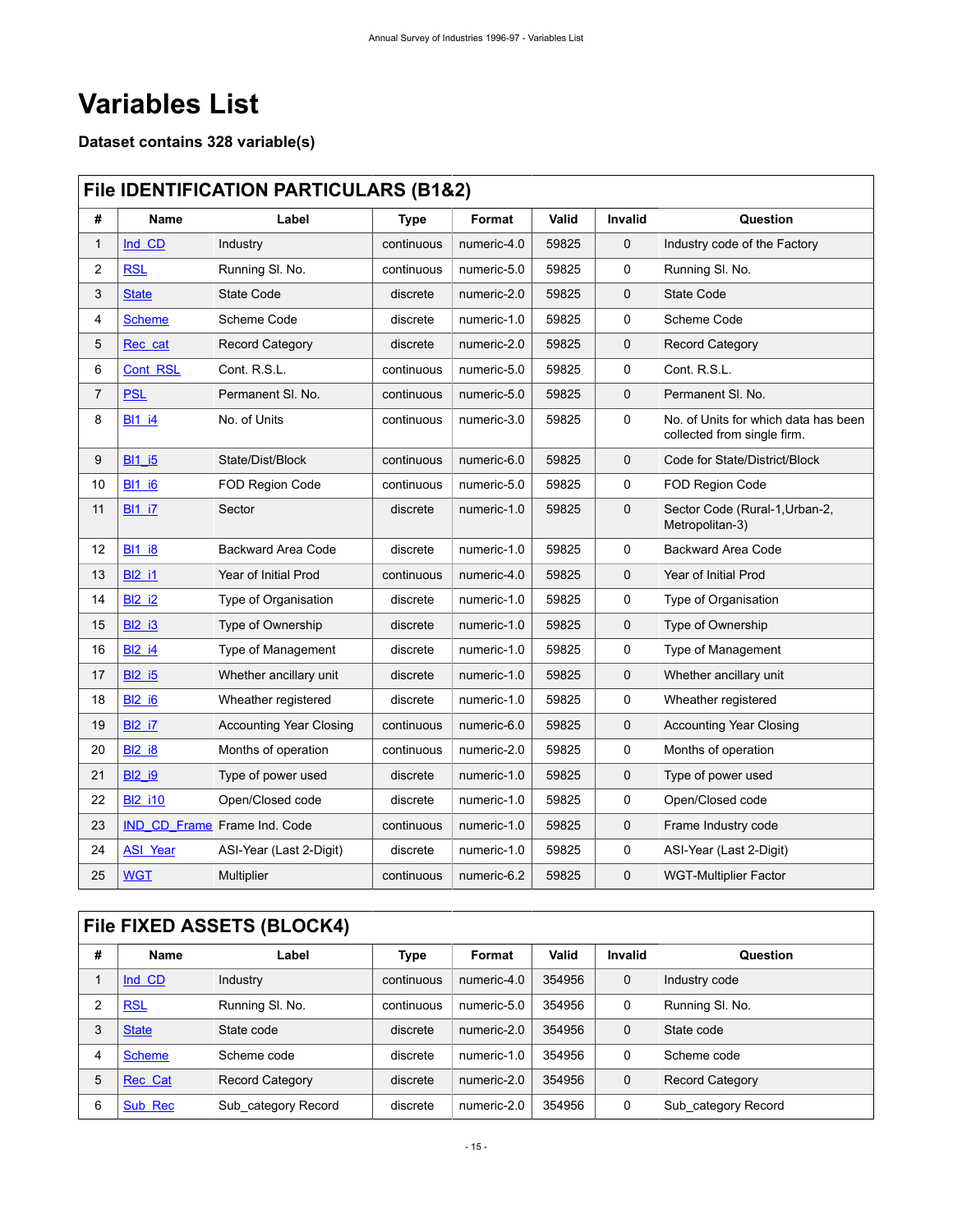# Variables List

### Dataset contains 328 variable(s)

## File IDENTIFICATION PARTICULARS (B1&2)

| # | Name | Label | Type | Format | Valid | Invalid | Question |
|---|---|---|---|---|---|---|---|
| 1 | Ind_CD | Industry | continuous | numeric-4.0 | 59825 | 0 | Industry code of the Factory |
| 2 | RSL | Running Sl. No. | continuous | numeric-5.0 | 59825 | 0 | Running Sl. No. |
| 3 | State | State Code | discrete | numeric-2.0 | 59825 | 0 | State Code |
| 4 | Scheme | Scheme Code | discrete | numeric-1.0 | 59825 | 0 | Scheme Code |
| 5 | Rec_cat | Record Category | discrete | numeric-2.0 | 59825 | 0 | Record Category |
| 6 | Cont_RSL | Cont. R.S.L. | continuous | numeric-5.0 | 59825 | 0 | Cont. R.S.L. |
| 7 | PSL | Permanent Sl. No. | continuous | numeric-5.0 | 59825 | 0 | Permanent Sl. No. |
| 8 | Bl1_i4 | No. of Units | continuous | numeric-3.0 | 59825 | 0 | No. of Units for which data has been collected from single firm. |
| 9 | Bl1_i5 | State/Dist/Block | continuous | numeric-6.0 | 59825 | 0 | Code for State/District/Block |
| 10 | Bl1_i6 | FOD Region Code | continuous | numeric-5.0 | 59825 | 0 | FOD Region Code |
| 11 | Bl1_i7 | Sector | discrete | numeric-1.0 | 59825 | 0 | Sector Code (Rural-1,Urban-2, Metropolitan-3) |
| 12 | Bl1_i8 | Backward Area Code | discrete | numeric-1.0 | 59825 | 0 | Backward Area Code |
| 13 | Bl2_i1 | Year of Initial Prod | continuous | numeric-4.0 | 59825 | 0 | Year of Initial Prod |
| 14 | Bl2_i2 | Type of Organisation | discrete | numeric-1.0 | 59825 | 0 | Type of Organisation |
| 15 | Bl2_i3 | Type of Ownership | discrete | numeric-1.0 | 59825 | 0 | Type of Ownership |
| 16 | Bl2_i4 | Type of Management | discrete | numeric-1.0 | 59825 | 0 | Type of Management |
| 17 | Bl2_i5 | Whether ancillary unit | discrete | numeric-1.0 | 59825 | 0 | Whether ancillary unit |
| 18 | Bl2_i6 | Wheather registered | discrete | numeric-1.0 | 59825 | 0 | Wheather registered |
| 19 | Bl2_i7 | Accounting Year Closing | continuous | numeric-6.0 | 59825 | 0 | Accounting Year Closing |
| 20 | Bl2_i8 | Months of operation | continuous | numeric-2.0 | 59825 | 0 | Months of operation |
| 21 | Bl2_i9 | Type of power used | discrete | numeric-1.0 | 59825 | 0 | Type of power used |
| 22 | Bl2_i10 | Open/Closed code | discrete | numeric-1.0 | 59825 | 0 | Open/Closed code |
| 23 | IND_CD_Frame | Frame Ind. Code | continuous | numeric-1.0 | 59825 | 0 | Frame Industry code |
| 24 | ASI_Year | ASI-Year (Last 2-Digit) | discrete | numeric-1.0 | 59825 | 0 | ASI-Year (Last 2-Digit) |
| 25 | WGT | Multiplier | continuous | numeric-6.2 | 59825 | 0 | WGT-Multiplier Factor |

## File FIXED ASSETS (BLOCK4)

| # | Name | Label | Type | Format | Valid | Invalid | Question |
|---|---|---|---|---|---|---|---|
| 1 | Ind_CD | Industry | continuous | numeric-4.0 | 354956 | 0 | Industry code |
| 2 | RSL | Running Sl. No. | continuous | numeric-5.0 | 354956 | 0 | Running Sl. No. |
| 3 | State | State code | discrete | numeric-2.0 | 354956 | 0 | State code |
| 4 | Scheme | Scheme code | discrete | numeric-1.0 | 354956 | 0 | Scheme code |
| 5 | Rec_Cat | Record Category | discrete | numeric-2.0 | 354956 | 0 | Record Category |
| 6 | Sub_Rec | Sub_category Record | discrete | numeric-2.0 | 354956 | 0 | Sub_category Record |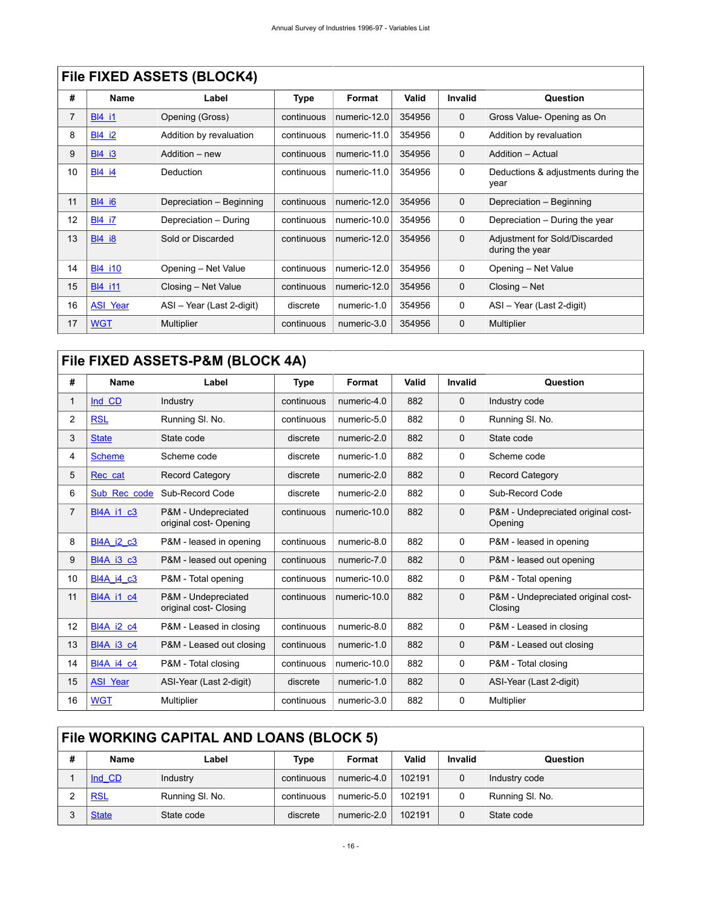## File FIXED ASSETS (BLOCK4)

| # | Name | Label | Type | Format | Valid | Invalid | Question |
|---|---|---|---|---|---|---|---|
| 7 | Bl4_i1 | Opening (Gross) | continuous | numeric-12.0 | 354956 | 0 | Gross Value- Opening as On |
| 8 | Bl4_i2 | Addition by revaluation | continuous | numeric-11.0 | 354956 | 0 | Addition by revaluation |
| 9 | Bl4_i3 | Addition – new | continuous | numeric-11.0 | 354956 | 0 | Addition – Actual |
| 10 | Bl4_i4 | Deduction | continuous | numeric-11.0 | 354956 | 0 | Deductions & adjustments during the year |
| 11 | Bl4_i6 | Depreciation – Beginning | continuous | numeric-12.0 | 354956 | 0 | Depreciation – Beginning |
| 12 | Bl4_i7 | Depreciation – During | continuous | numeric-10.0 | 354956 | 0 | Depreciation – During the year |
| 13 | Bl4_i8 | Sold or Discarded | continuous | numeric-12.0 | 354956 | 0 | Adjustment for Sold/Discarded during the year |
| 14 | Bl4_i10 | Opening – Net Value | continuous | numeric-12.0 | 354956 | 0 | Opening – Net Value |
| 15 | Bl4_i11 | Closing – Net Value | continuous | numeric-12.0 | 354956 | 0 | Closing – Net |
| 16 | ASI_Year | ASI – Year (Last 2-digit) | discrete | numeric-1.0 | 354956 | 0 | ASI – Year (Last 2-digit) |
| 17 | WGT | Multiplier | continuous | numeric-3.0 | 354956 | 0 | Multiplier |

## File FIXED ASSETS-P&M (BLOCK 4A)

| # | Name | Label | Type | Format | Valid | Invalid | Question |
|---|---|---|---|---|---|---|---|
| 1 | Ind_CD | Industry | continuous | numeric-4.0 | 882 | 0 | Industry code |
| 2 | RSL | Running Sl. No. | continuous | numeric-5.0 | 882 | 0 | Running Sl. No. |
| 3 | State | State code | discrete | numeric-2.0 | 882 | 0 | State code |
| 4 | Scheme | Scheme code | discrete | numeric-1.0 | 882 | 0 | Scheme code |
| 5 | Rec_cat | Record Category | discrete | numeric-2.0 | 882 | 0 | Record Category |
| 6 | Sub_Rec_code | Sub-Record Code | discrete | numeric-2.0 | 882 | 0 | Sub-Record Code |
| 7 | Bl4A_i1_c3 | P&M - Undepreciated original cost- Opening | continuous | numeric-10.0 | 882 | 0 | P&M - Undepreciated original cost- Opening |
| 8 | Bl4A_i2_c3 | P&M - leased in opening | continuous | numeric-8.0 | 882 | 0 | P&M - leased in opening |
| 9 | Bl4A_i3_c3 | P&M - leased out opening | continuous | numeric-7.0 | 882 | 0 | P&M - leased out opening |
| 10 | Bl4A_i4_c3 | P&M - Total opening | continuous | numeric-10.0 | 882 | 0 | P&M - Total opening |
| 11 | Bl4A_i1_c4 | P&M - Undepreciated original cost- Closing | continuous | numeric-10.0 | 882 | 0 | P&M - Undepreciated original cost- Closing |
| 12 | Bl4A_i2_c4 | P&M - Leased in closing | continuous | numeric-8.0 | 882 | 0 | P&M - Leased in closing |
| 13 | Bl4A_i3_c4 | P&M - Leased out closing | continuous | numeric-1.0 | 882 | 0 | P&M - Leased out closing |
| 14 | Bl4A_i4_c4 | P&M - Total closing | continuous | numeric-10.0 | 882 | 0 | P&M - Total closing |
| 15 | ASI_Year | ASI-Year (Last 2-digit) | discrete | numeric-1.0 | 882 | 0 | ASI-Year (Last 2-digit) |
| 16 | WGT | Multiplier | continuous | numeric-3.0 | 882 | 0 | Multiplier |

## File WORKING CAPITAL AND LOANS (BLOCK 5)

| # | Name | Label | Type | Format | Valid | Invalid | Question |
|---|---|---|---|---|---|---|---|
| 1 | Ind_CD | Industry | continuous | numeric-4.0 | 102191 | 0 | Industry code |
| 2 | RSL | Running Sl. No. | continuous | numeric-5.0 | 102191 | 0 | Running Sl. No. |
| 3 | State | State code | discrete | numeric-2.0 | 102191 | 0 | State code |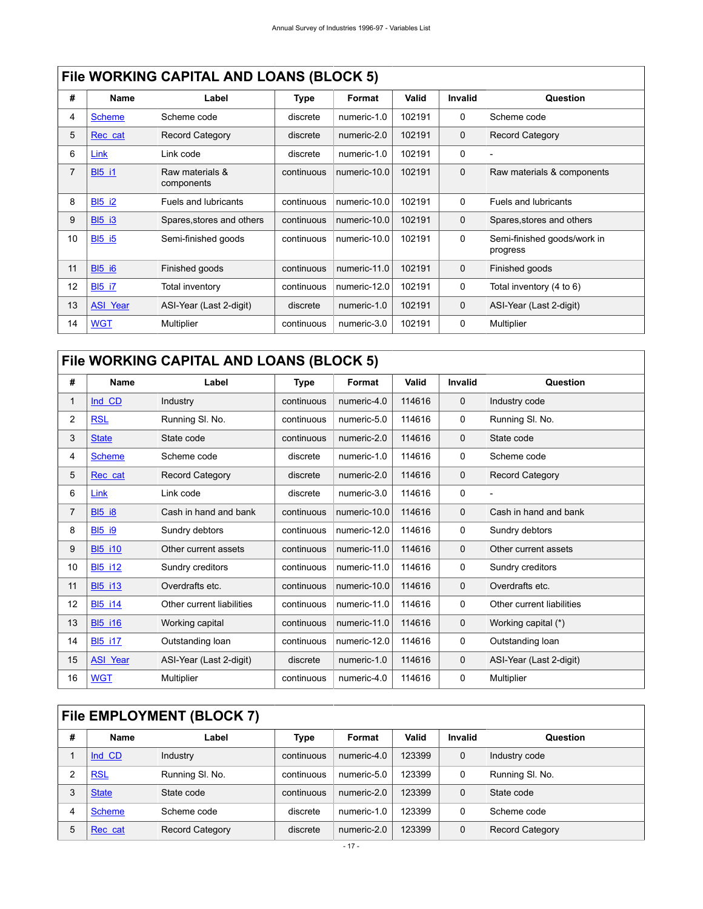## File WORKING CAPITAL AND LOANS (BLOCK 5)

| # | Name | Label | Type | Format | Valid | Invalid | Question |
|---|---|---|---|---|---|---|---|
| 4 | Scheme | Scheme code | discrete | numeric-1.0 | 102191 | 0 | Scheme code |
| 5 | Rec_cat | Record Category | discrete | numeric-2.0 | 102191 | 0 | Record Category |
| 6 | Link | Link code | discrete | numeric-1.0 | 102191 | 0 | - |
| 7 | Bl5_i1 | Raw materials & components | continuous | numeric-10.0 | 102191 | 0 | Raw materials & components |
| 8 | Bl5_i2 | Fuels and lubricants | continuous | numeric-10.0 | 102191 | 0 | Fuels and lubricants |
| 9 | Bl5_i3 | Spares,stores and others | continuous | numeric-10.0 | 102191 | 0 | Spares,stores and others |
| 10 | Bl5_i5 | Semi-finished goods | continuous | numeric-10.0 | 102191 | 0 | Semi-finished goods/work in progress |
| 11 | Bl5_i6 | Finished goods | continuous | numeric-11.0 | 102191 | 0 | Finished goods |
| 12 | Bl5_i7 | Total inventory | continuous | numeric-12.0 | 102191 | 0 | Total inventory (4 to 6) |
| 13 | ASI_Year | ASI-Year (Last 2-digit) | discrete | numeric-1.0 | 102191 | 0 | ASI-Year (Last 2-digit) |
| 14 | WGT | Multiplier | continuous | numeric-3.0 | 102191 | 0 | Multiplier |

## File WORKING CAPITAL AND LOANS (BLOCK 5)

| # | Name | Label | Type | Format | Valid | Invalid | Question |
|---|---|---|---|---|---|---|---|
| 1 | Ind_CD | Industry | continuous | numeric-4.0 | 114616 | 0 | Industry code |
| 2 | RSL | Running Sl. No. | continuous | numeric-5.0 | 114616 | 0 | Running Sl. No. |
| 3 | State | State code | continuous | numeric-2.0 | 114616 | 0 | State code |
| 4 | Scheme | Scheme code | discrete | numeric-1.0 | 114616 | 0 | Scheme code |
| 5 | Rec_cat | Record Category | discrete | numeric-2.0 | 114616 | 0 | Record Category |
| 6 | Link | Link code | discrete | numeric-3.0 | 114616 | 0 | - |
| 7 | Bl5_i8 | Cash in hand and bank | continuous | numeric-10.0 | 114616 | 0 | Cash in hand and bank |
| 8 | Bl5_i9 | Sundry debtors | continuous | numeric-12.0 | 114616 | 0 | Sundry debtors |
| 9 | Bl5_i10 | Other current assets | continuous | numeric-11.0 | 114616 | 0 | Other current assets |
| 10 | Bl5_i12 | Sundry creditors | continuous | numeric-11.0 | 114616 | 0 | Sundry creditors |
| 11 | Bl5_i13 | Overdrafts etc. | continuous | numeric-10.0 | 114616 | 0 | Overdrafts etc. |
| 12 | Bl5_i14 | Other current liabilities | continuous | numeric-11.0 | 114616 | 0 | Other current liabilities |
| 13 | Bl5_i16 | Working capital | continuous | numeric-11.0 | 114616 | 0 | Working capital (*) |
| 14 | Bl5_i17 | Outstanding loan | continuous | numeric-12.0 | 114616 | 0 | Outstanding loan |
| 15 | ASI_Year | ASI-Year (Last 2-digit) | discrete | numeric-1.0 | 114616 | 0 | ASI-Year (Last 2-digit) |
| 16 | WGT | Multiplier | continuous | numeric-4.0 | 114616 | 0 | Multiplier |

## File EMPLOYMENT (BLOCK 7)

| # | Name | Label | Type | Format | Valid | Invalid | Question |
|---|---|---|---|---|---|---|---|
| 1 | Ind_CD | Industry | continuous | numeric-4.0 | 123399 | 0 | Industry code |
| 2 | RSL | Running Sl. No. | continuous | numeric-5.0 | 123399 | 0 | Running Sl. No. |
| 3 | State | State code | continuous | numeric-2.0 | 123399 | 0 | State code |
| 4 | Scheme | Scheme code | discrete | numeric-1.0 | 123399 | 0 | Scheme code |
| 5 | Rec_cat | Record Category | discrete | numeric-2.0 | 123399 | 0 | Record Category |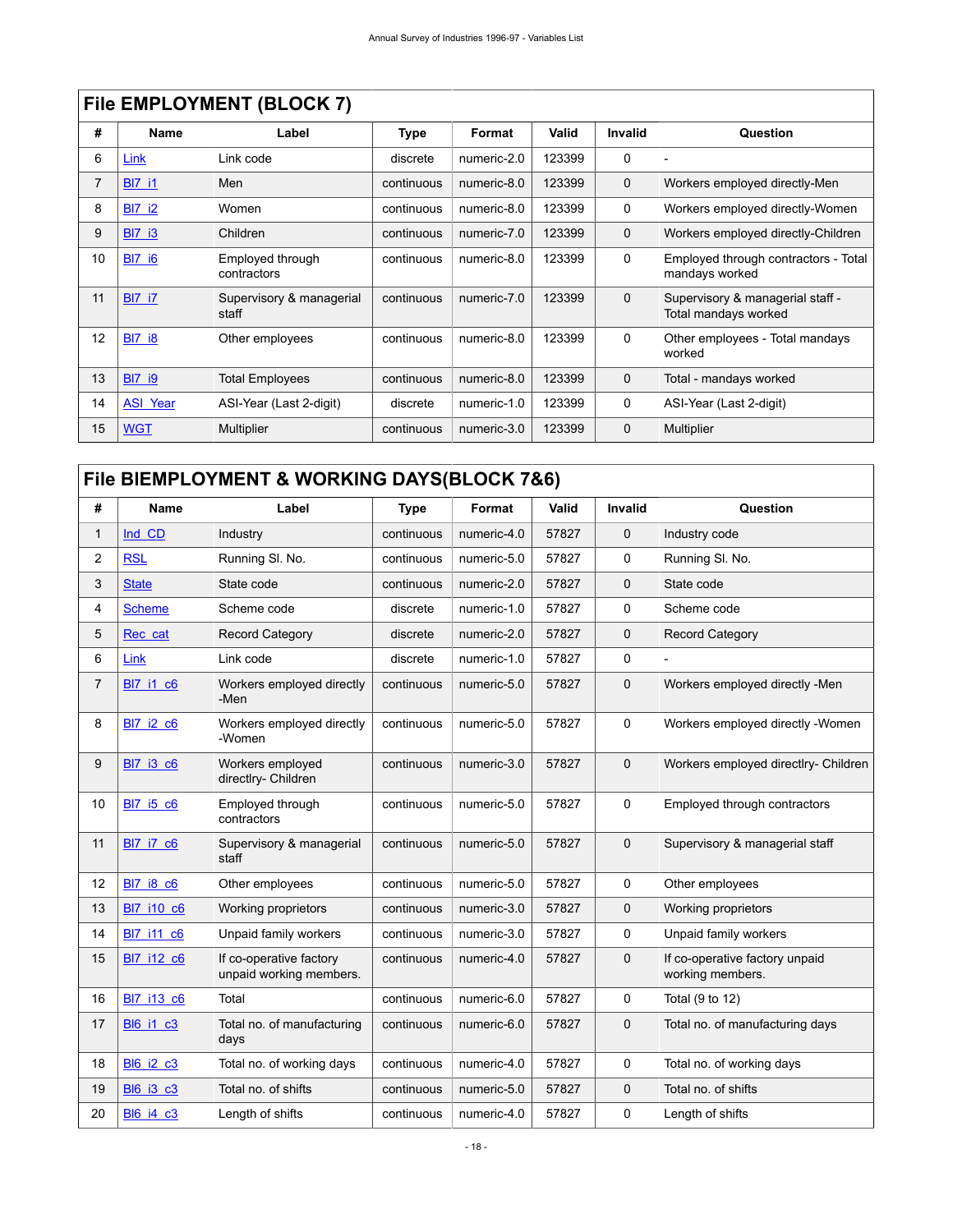## File EMPLOYMENT (BLOCK 7)

| # | Name | Label | Type | Format | Valid | Invalid | Question |
|---|---|---|---|---|---|---|---|
| 6 | Link | Link code | discrete | numeric-2.0 | 123399 | 0 | - |
| 7 | Bl7_i1 | Men | continuous | numeric-8.0 | 123399 | 0 | Workers employed directly-Men |
| 8 | Bl7_i2 | Women | continuous | numeric-8.0 | 123399 | 0 | Workers employed directly-Women |
| 9 | Bl7_i3 | Children | continuous | numeric-7.0 | 123399 | 0 | Workers employed directly-Children |
| 10 | Bl7_i6 | Employed through contractors | continuous | numeric-8.0 | 123399 | 0 | Employed through contractors - Total mandays worked |
| 11 | Bl7_i7 | Supervisory & managerial staff | continuous | numeric-7.0 | 123399 | 0 | Supervisory & managerial staff - Total mandays worked |
| 12 | Bl7_i8 | Other employees | continuous | numeric-8.0 | 123399 | 0 | Other employees - Total mandays worked |
| 13 | Bl7_i9 | Total Employees | continuous | numeric-8.0 | 123399 | 0 | Total - mandays worked |
| 14 | ASI_Year | ASI-Year (Last 2-digit) | discrete | numeric-1.0 | 123399 | 0 | ASI-Year (Last 2-digit) |
| 15 | WGT | Multiplier | continuous | numeric-3.0 | 123399 | 0 | Multiplier |

## File BIEMPLOYMENT & WORKING DAYS(BLOCK 7&6)

| # | Name | Label | Type | Format | Valid | Invalid | Question |
|---|---|---|---|---|---|---|---|
| 1 | Ind_CD | Industry | continuous | numeric-4.0 | 57827 | 0 | Industry code |
| 2 | RSL | Running Sl. No. | continuous | numeric-5.0 | 57827 | 0 | Running Sl. No. |
| 3 | State | State code | continuous | numeric-2.0 | 57827 | 0 | State code |
| 4 | Scheme | Scheme code | discrete | numeric-1.0 | 57827 | 0 | Scheme code |
| 5 | Rec_cat | Record Category | discrete | numeric-2.0 | 57827 | 0 | Record Category |
| 6 | Link | Link code | discrete | numeric-1.0 | 57827 | 0 | - |
| 7 | Bl7_i1_c6 | Workers employed directly -Men | continuous | numeric-5.0 | 57827 | 0 | Workers employed directly -Men |
| 8 | Bl7_i2_c6 | Workers employed directly -Women | continuous | numeric-5.0 | 57827 | 0 | Workers employed directly -Women |
| 9 | Bl7_i3_c6 | Workers employed directlry- Children | continuous | numeric-3.0 | 57827 | 0 | Workers employed directlry- Children |
| 10 | Bl7_i5_c6 | Employed through contractors | continuous | numeric-5.0 | 57827 | 0 | Employed through contractors |
| 11 | Bl7_i7_c6 | Supervisory & managerial staff | continuous | numeric-5.0 | 57827 | 0 | Supervisory & managerial staff |
| 12 | Bl7_i8_c6 | Other employees | continuous | numeric-5.0 | 57827 | 0 | Other employees |
| 13 | Bl7_i10_c6 | Working proprietors | continuous | numeric-3.0 | 57827 | 0 | Working proprietors |
| 14 | Bl7_i11_c6 | Unpaid family workers | continuous | numeric-3.0 | 57827 | 0 | Unpaid family workers |
| 15 | Bl7_i12_c6 | If co-operative factory unpaid working members. | continuous | numeric-4.0 | 57827 | 0 | If co-operative factory unpaid working members. |
| 16 | Bl7_i13_c6 | Total | continuous | numeric-6.0 | 57827 | 0 | Total (9 to 12) |
| 17 | Bl6_i1_c3 | Total no. of manufacturing days | continuous | numeric-6.0 | 57827 | 0 | Total no. of manufacturing days |
| 18 | Bl6_i2_c3 | Total no. of working days | continuous | numeric-4.0 | 57827 | 0 | Total no. of working days |
| 19 | Bl6_i3_c3 | Total no. of shifts | continuous | numeric-5.0 | 57827 | 0 | Total no. of shifts |
| 20 | Bl6_i4_c3 | Length of shifts | continuous | numeric-4.0 | 57827 | 0 | Length of shifts |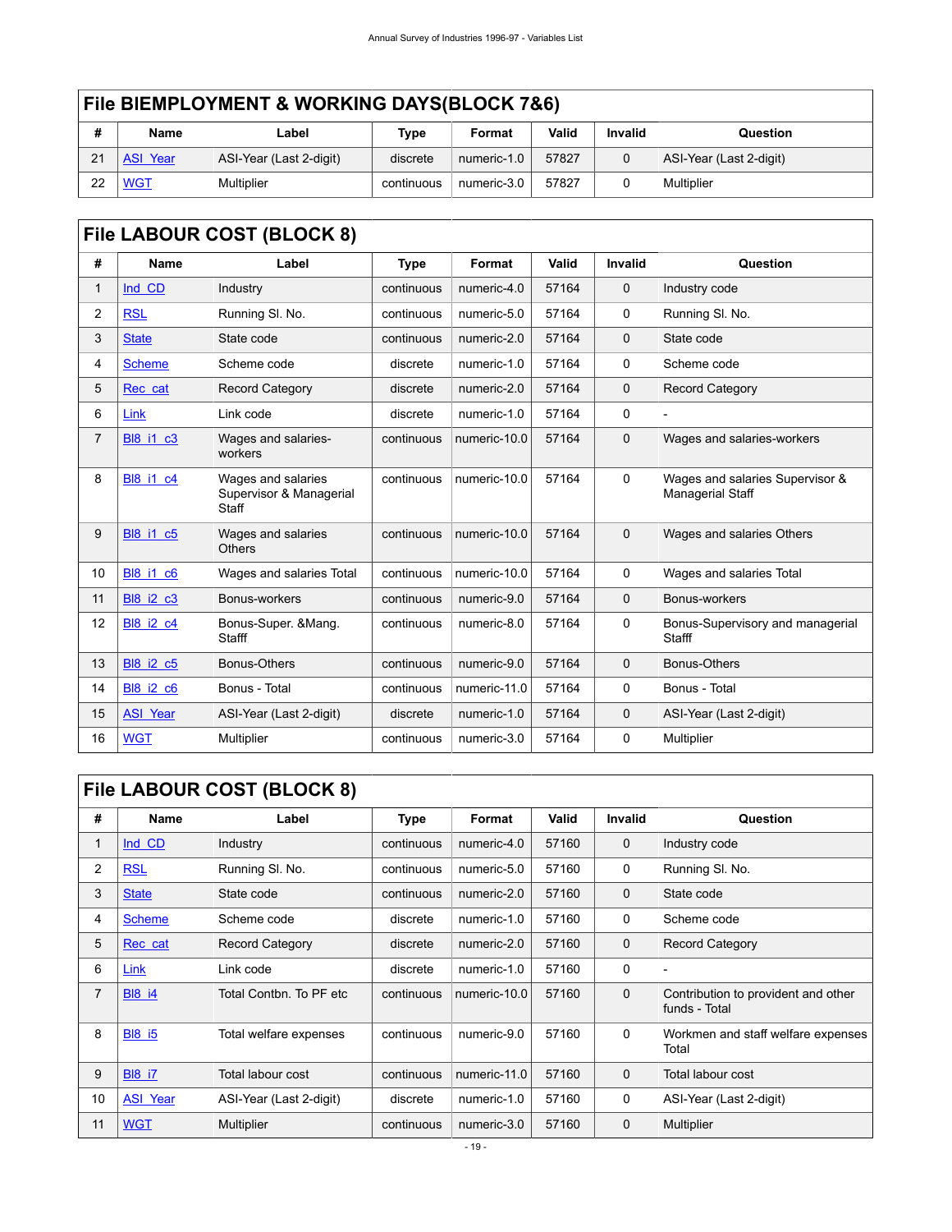## File BIEMPLOYMENT & WORKING DAYS(BLOCK 7&6)

| # | Name | Label | Type | Format | Valid | Invalid | Question |
|---|---|---|---|---|---|---|---|
| 21 | ASI_Year | ASI-Year (Last 2-digit) | discrete | numeric-1.0 | 57827 | 0 | ASI-Year (Last 2-digit) |
| 22 | WGT | Multiplier | continuous | numeric-3.0 | 57827 | 0 | Multiplier |

## File LABOUR COST (BLOCK 8)

| # | Name | Label | Type | Format | Valid | Invalid | Question |
|---|---|---|---|---|---|---|---|
| 1 | Ind_CD | Industry | continuous | numeric-4.0 | 57164 | 0 | Industry code |
| 2 | RSL | Running Sl. No. | continuous | numeric-5.0 | 57164 | 0 | Running Sl. No. |
| 3 | State | State code | continuous | numeric-2.0 | 57164 | 0 | State code |
| 4 | Scheme | Scheme code | discrete | numeric-1.0 | 57164 | 0 | Scheme code |
| 5 | Rec_cat | Record Category | discrete | numeric-2.0 | 57164 | 0 | Record Category |
| 6 | Link | Link code | discrete | numeric-1.0 | 57164 | 0 | - |
| 7 | Bl8_i1_c3 | Wages and salaries-workers | continuous | numeric-10.0 | 57164 | 0 | Wages and salaries-workers |
| 8 | Bl8_i1_c4 | Wages and salaries Supervisor & Managerial Staff | continuous | numeric-10.0 | 57164 | 0 | Wages and salaries Supervisor & Managerial Staff |
| 9 | Bl8_i1_c5 | Wages and salaries Others | continuous | numeric-10.0 | 57164 | 0 | Wages and salaries Others |
| 10 | Bl8_i1_c6 | Wages and salaries Total | continuous | numeric-10.0 | 57164 | 0 | Wages and salaries Total |
| 11 | Bl8_i2_c3 | Bonus-workers | continuous | numeric-9.0 | 57164 | 0 | Bonus-workers |
| 12 | Bl8_i2_c4 | Bonus-Super. &Mang. Stafff | continuous | numeric-8.0 | 57164 | 0 | Bonus-Supervisory and managerial Stafff |
| 13 | Bl8_i2_c5 | Bonus-Others | continuous | numeric-9.0 | 57164 | 0 | Bonus-Others |
| 14 | Bl8_i2_c6 | Bonus - Total | continuous | numeric-11.0 | 57164 | 0 | Bonus - Total |
| 15 | ASI_Year | ASI-Year (Last 2-digit) | discrete | numeric-1.0 | 57164 | 0 | ASI-Year (Last 2-digit) |
| 16 | WGT | Multiplier | continuous | numeric-3.0 | 57164 | 0 | Multiplier |

## File LABOUR COST (BLOCK 8)

| # | Name | Label | Type | Format | Valid | Invalid | Question |
|---|---|---|---|---|---|---|---|
| 1 | Ind_CD | Industry | continuous | numeric-4.0 | 57160 | 0 | Industry code |
| 2 | RSL | Running Sl. No. | continuous | numeric-5.0 | 57160 | 0 | Running Sl. No. |
| 3 | State | State code | continuous | numeric-2.0 | 57160 | 0 | State code |
| 4 | Scheme | Scheme code | discrete | numeric-1.0 | 57160 | 0 | Scheme code |
| 5 | Rec_cat | Record Category | discrete | numeric-2.0 | 57160 | 0 | Record Category |
| 6 | Link | Link code | discrete | numeric-1.0 | 57160 | 0 | - |
| 7 | Bl8_i4 | Total Contbn. To PF etc | continuous | numeric-10.0 | 57160 | 0 | Contribution to provident and other funds - Total |
| 8 | Bl8_i5 | Total welfare expenses | continuous | numeric-9.0 | 57160 | 0 | Workmen and staff welfare expenses Total |
| 9 | Bl8_i7 | Total labour cost | continuous | numeric-11.0 | 57160 | 0 | Total labour cost |
| 10 | ASI_Year | ASI-Year (Last 2-digit) | discrete | numeric-1.0 | 57160 | 0 | ASI-Year (Last 2-digit) |
| 11 | WGT | Multiplier | continuous | numeric-3.0 | 57160 | 0 | Multiplier |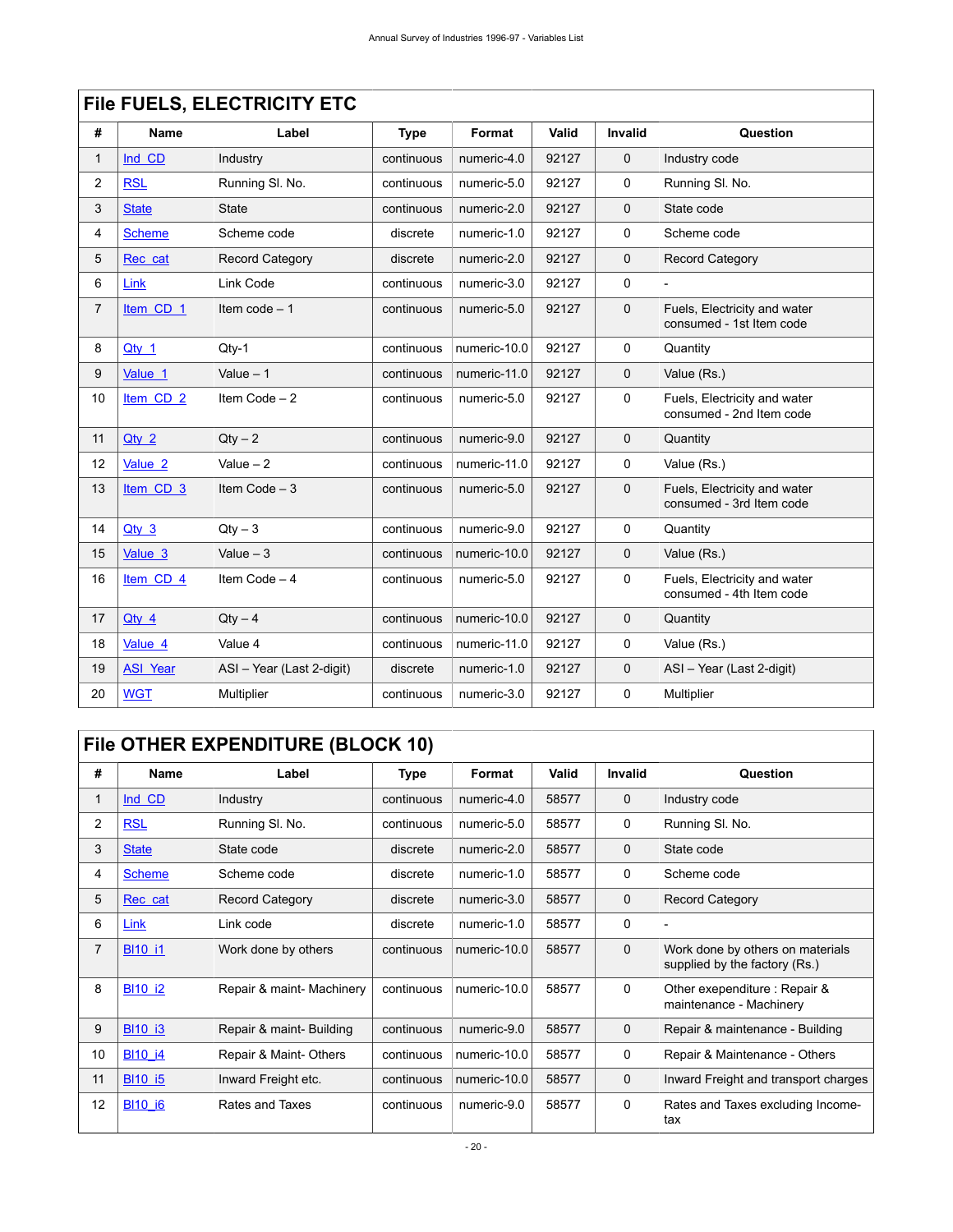## File FUELS, ELECTRICITY ETC

| # | Name | Label | Type | Format | Valid | Invalid | Question |
|---|---|---|---|---|---|---|---|
| 1 | Ind_CD | Industry | continuous | numeric-4.0 | 92127 | 0 | Industry code |
| 2 | RSL | Running Sl. No. | continuous | numeric-5.0 | 92127 | 0 | Running Sl. No. |
| 3 | State | State | continuous | numeric-2.0 | 92127 | 0 | State code |
| 4 | Scheme | Scheme code | discrete | numeric-1.0 | 92127 | 0 | Scheme code |
| 5 | Rec_cat | Record Category | discrete | numeric-2.0 | 92127 | 0 | Record Category |
| 6 | Link | Link Code | continuous | numeric-3.0 | 92127 | 0 | - |
| 7 | Item_CD_1 | Item code – 1 | continuous | numeric-5.0 | 92127 | 0 | Fuels, Electricity and water consumed - 1st Item code |
| 8 | Qty_1 | Qty-1 | continuous | numeric-10.0 | 92127 | 0 | Quantity |
| 9 | Value_1 | Value – 1 | continuous | numeric-11.0 | 92127 | 0 | Value (Rs.) |
| 10 | Item_CD_2 | Item Code – 2 | continuous | numeric-5.0 | 92127 | 0 | Fuels, Electricity and water consumed - 2nd Item code |
| 11 | Qty_2 | Qty – 2 | continuous | numeric-9.0 | 92127 | 0 | Quantity |
| 12 | Value_2 | Value – 2 | continuous | numeric-11.0 | 92127 | 0 | Value (Rs.) |
| 13 | Item_CD_3 | Item Code – 3 | continuous | numeric-5.0 | 92127 | 0 | Fuels, Electricity and water consumed - 3rd Item code |
| 14 | Qty_3 | Qty – 3 | continuous | numeric-9.0 | 92127 | 0 | Quantity |
| 15 | Value_3 | Value – 3 | continuous | numeric-10.0 | 92127 | 0 | Value (Rs.) |
| 16 | Item_CD_4 | Item Code – 4 | continuous | numeric-5.0 | 92127 | 0 | Fuels, Electricity and water consumed - 4th Item code |
| 17 | Qty_4 | Qty – 4 | continuous | numeric-10.0 | 92127 | 0 | Quantity |
| 18 | Value_4 | Value 4 | continuous | numeric-11.0 | 92127 | 0 | Value (Rs.) |
| 19 | ASI_Year | ASI – Year (Last 2-digit) | discrete | numeric-1.0 | 92127 | 0 | ASI – Year (Last 2-digit) |
| 20 | WGT | Multiplier | continuous | numeric-3.0 | 92127 | 0 | Multiplier |

## File OTHER EXPENDITURE (BLOCK 10)

| # | Name | Label | Type | Format | Valid | Invalid | Question |
|---|---|---|---|---|---|---|---|
| 1 | Ind_CD | Industry | continuous | numeric-4.0 | 58577 | 0 | Industry code |
| 2 | RSL | Running Sl. No. | continuous | numeric-5.0 | 58577 | 0 | Running Sl. No. |
| 3 | State | State code | discrete | numeric-2.0 | 58577 | 0 | State code |
| 4 | Scheme | Scheme code | discrete | numeric-1.0 | 58577 | 0 | Scheme code |
| 5 | Rec_cat | Record Category | discrete | numeric-3.0 | 58577 | 0 | Record Category |
| 6 | Link | Link code | discrete | numeric-1.0 | 58577 | 0 | - |
| 7 | Bl10_i1 | Work done by others | continuous | numeric-10.0 | 58577 | 0 | Work done by others on materials supplied by the factory (Rs.) |
| 8 | Bl10_i2 | Repair & maint- Machinery | continuous | numeric-10.0 | 58577 | 0 | Other exependiture : Repair & maintenance - Machinery |
| 9 | Bl10_i3 | Repair & maint- Building | continuous | numeric-9.0 | 58577 | 0 | Repair & maintenance - Building |
| 10 | Bl10_i4 | Repair & Maint- Others | continuous | numeric-10.0 | 58577 | 0 | Repair & Maintenance - Others |
| 11 | Bl10_i5 | Inward Freight etc. | continuous | numeric-10.0 | 58577 | 0 | Inward Freight and transport charges |
| 12 | Bl10_i6 | Rates and Taxes | continuous | numeric-9.0 | 58577 | 0 | Rates and Taxes excluding Income-tax |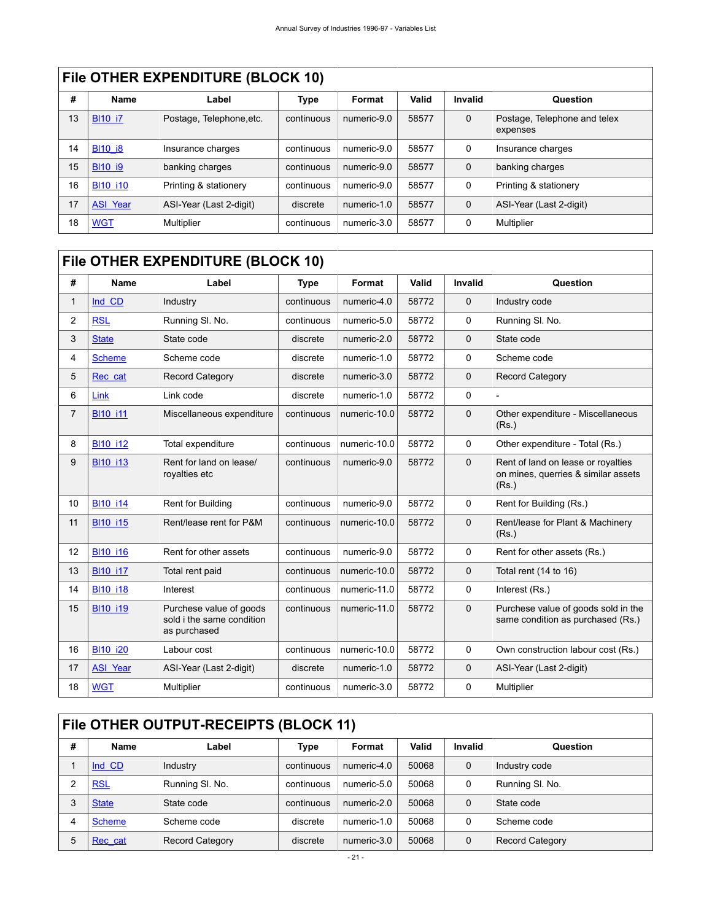## File OTHER EXPENDITURE (BLOCK 10)

| # | Name | Label | Type | Format | Valid | Invalid | Question |
|---|---|---|---|---|---|---|---|
| 13 | Bl10_i7 | Postage, Telephone,etc. | continuous | numeric-9.0 | 58577 | 0 | Postage, Telephone and telex expenses |
| 14 | Bl10_i8 | Insurance charges | continuous | numeric-9.0 | 58577 | 0 | Insurance charges |
| 15 | Bl10_i9 | banking charges | continuous | numeric-9.0 | 58577 | 0 | banking charges |
| 16 | Bl10_i10 | Printing & stationery | continuous | numeric-9.0 | 58577 | 0 | Printing & stationery |
| 17 | ASI_Year | ASI-Year (Last 2-digit) | discrete | numeric-1.0 | 58577 | 0 | ASI-Year (Last 2-digit) |
| 18 | WGT | Multiplier | continuous | numeric-3.0 | 58577 | 0 | Multiplier |

## File OTHER EXPENDITURE (BLOCK 10)

| # | Name | Label | Type | Format | Valid | Invalid | Question |
|---|---|---|---|---|---|---|---|
| 1 | Ind_CD | Industry | continuous | numeric-4.0 | 58772 | 0 | Industry code |
| 2 | RSL | Running Sl. No. | continuous | numeric-5.0 | 58772 | 0 | Running Sl. No. |
| 3 | State | State code | discrete | numeric-2.0 | 58772 | 0 | State code |
| 4 | Scheme | Scheme code | discrete | numeric-1.0 | 58772 | 0 | Scheme code |
| 5 | Rec_cat | Record Category | discrete | numeric-3.0 | 58772 | 0 | Record Category |
| 6 | Link | Link code | discrete | numeric-1.0 | 58772 | 0 | - |
| 7 | Bl10_i11 | Miscellaneous expenditure | continuous | numeric-10.0 | 58772 | 0 | Other expenditure - Miscellaneous (Rs.) |
| 8 | Bl10_i12 | Total expenditure | continuous | numeric-10.0 | 58772 | 0 | Other expenditure - Total (Rs.) |
| 9 | Bl10_i13 | Rent for land on lease/ royalties etc | continuous | numeric-9.0 | 58772 | 0 | Rent of land on lease or royalties on mines, querries & similar assets (Rs.) |
| 10 | Bl10_i14 | Rent for Building | continuous | numeric-9.0 | 58772 | 0 | Rent for Building (Rs.) |
| 11 | Bl10_i15 | Rent/lease rent for P&M | continuous | numeric-10.0 | 58772 | 0 | Rent/lease for Plant & Machinery (Rs.) |
| 12 | Bl10_i16 | Rent for other assets | continuous | numeric-9.0 | 58772 | 0 | Rent for other assets (Rs.) |
| 13 | Bl10_i17 | Total rent paid | continuous | numeric-10.0 | 58772 | 0 | Total rent (14 to 16) |
| 14 | Bl10_i18 | Interest | continuous | numeric-11.0 | 58772 | 0 | Interest (Rs.) |
| 15 | Bl10_i19 | Purchase value of goods sold i the same condition as purchased | continuous | numeric-11.0 | 58772 | 0 | Purchase value of goods sold in the same condition as purchased (Rs.) |
| 16 | Bl10_i20 | Labour cost | continuous | numeric-10.0 | 58772 | 0 | Own construction labour cost (Rs.) |
| 17 | ASI_Year | ASI-Year (Last 2-digit) | discrete | numeric-1.0 | 58772 | 0 | ASI-Year (Last 2-digit) |
| 18 | WGT | Multiplier | continuous | numeric-3.0 | 58772 | 0 | Multiplier |

## File OTHER OUTPUT-RECEIPTS (BLOCK 11)

| # | Name | Label | Type | Format | Valid | Invalid | Question |
|---|---|---|---|---|---|---|---|
| 1 | Ind_CD | Industry | continuous | numeric-4.0 | 50068 | 0 | Industry code |
| 2 | RSL | Running Sl. No. | continuous | numeric-5.0 | 50068 | 0 | Running Sl. No. |
| 3 | State | State code | continuous | numeric-2.0 | 50068 | 0 | State code |
| 4 | Scheme | Scheme code | discrete | numeric-1.0 | 50068 | 0 | Scheme code |
| 5 | Rec_cat | Record Category | discrete | numeric-3.0 | 50068 | 0 | Record Category |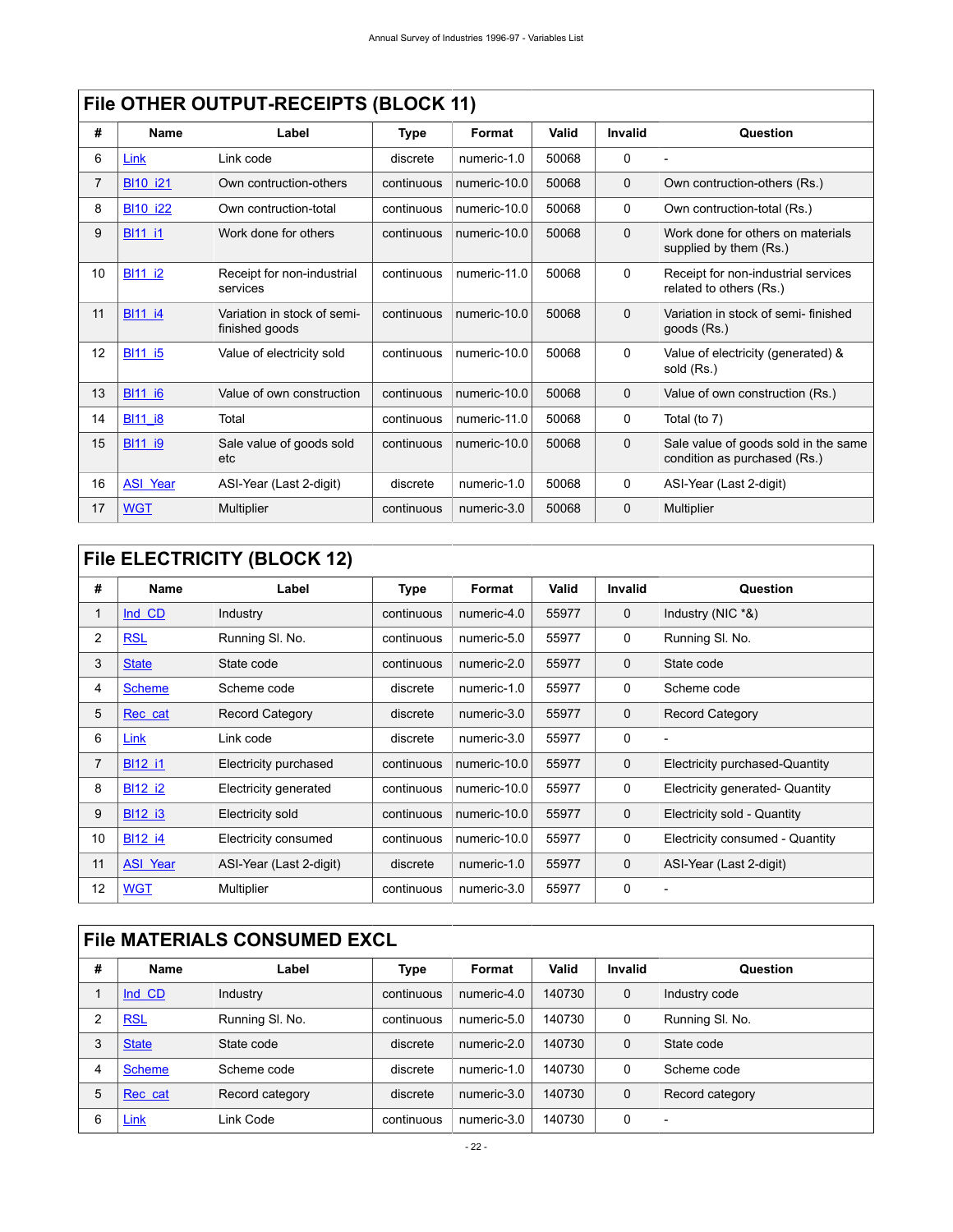## File OTHER OUTPUT-RECEIPTS (BLOCK 11)

| # | Name | Label | Type | Format | Valid | Invalid | Question |
|---|---|---|---|---|---|---|---|
| 6 | Link | Link code | discrete | numeric-1.0 | 50068 | 0 | - |
| 7 | Bl10_i21 | Own contruction-others | continuous | numeric-10.0 | 50068 | 0 | Own contruction-others (Rs.) |
| 8 | Bl10_i22 | Own contruction-total | continuous | numeric-10.0 | 50068 | 0 | Own contruction-total (Rs.) |
| 9 | Bl11_i1 | Work done for others | continuous | numeric-10.0 | 50068 | 0 | Work done for others on materials supplied by them (Rs.) |
| 10 | Bl11_i2 | Receipt for non-industrial services | continuous | numeric-11.0 | 50068 | 0 | Receipt for non-industrial services related to others (Rs.) |
| 11 | Bl11_i4 | Variation in stock of semi-finished goods | continuous | numeric-10.0 | 50068 | 0 | Variation in stock of semi- finished goods (Rs.) |
| 12 | Bl11_i5 | Value of electricity sold | continuous | numeric-10.0 | 50068 | 0 | Value of electricity (generated) & sold (Rs.) |
| 13 | Bl11_i6 | Value of own construction | continuous | numeric-10.0 | 50068 | 0 | Value of own construction (Rs.) |
| 14 | Bl11_i8 | Total | continuous | numeric-11.0 | 50068 | 0 | Total (to 7) |
| 15 | Bl11_i9 | Sale value of goods sold etc | continuous | numeric-10.0 | 50068 | 0 | Sale value of goods sold in the same condition as purchased (Rs.) |
| 16 | ASI_Year | ASI-Year (Last 2-digit) | discrete | numeric-1.0 | 50068 | 0 | ASI-Year (Last 2-digit) |
| 17 | WGT | Multiplier | continuous | numeric-3.0 | 50068 | 0 | Multiplier |

## File ELECTRICITY (BLOCK 12)

| # | Name | Label | Type | Format | Valid | Invalid | Question |
|---|---|---|---|---|---|---|---|
| 1 | Ind_CD | Industry | continuous | numeric-4.0 | 55977 | 0 | Industry (NIC *&) |
| 2 | RSL | Running Sl. No. | continuous | numeric-5.0 | 55977 | 0 | Running Sl. No. |
| 3 | State | State code | continuous | numeric-2.0 | 55977 | 0 | State code |
| 4 | Scheme | Scheme code | discrete | numeric-1.0 | 55977 | 0 | Scheme code |
| 5 | Rec_cat | Record Category | discrete | numeric-3.0 | 55977 | 0 | Record Category |
| 6 | Link | Link code | discrete | numeric-3.0 | 55977 | 0 | - |
| 7 | Bl12_i1 | Electricity purchased | continuous | numeric-10.0 | 55977 | 0 | Electricity purchased-Quantity |
| 8 | Bl12_i2 | Electricity generated | continuous | numeric-10.0 | 55977 | 0 | Electricity generated- Quantity |
| 9 | Bl12_i3 | Electricity sold | continuous | numeric-10.0 | 55977 | 0 | Electricity sold - Quantity |
| 10 | Bl12_i4 | Electricity consumed | continuous | numeric-10.0 | 55977 | 0 | Electricity consumed - Quantity |
| 11 | ASI_Year | ASI-Year (Last 2-digit) | discrete | numeric-1.0 | 55977 | 0 | ASI-Year (Last 2-digit) |
| 12 | WGT | Multiplier | continuous | numeric-3.0 | 55977 | 0 | - |

## File MATERIALS CONSUMED EXCL

| # | Name | Label | Type | Format | Valid | Invalid | Question |
|---|---|---|---|---|---|---|---|
| 1 | Ind_CD | Industry | continuous | numeric-4.0 | 140730 | 0 | Industry code |
| 2 | RSL | Running Sl. No. | continuous | numeric-5.0 | 140730 | 0 | Running Sl. No. |
| 3 | State | State code | discrete | numeric-2.0 | 140730 | 0 | State code |
| 4 | Scheme | Scheme code | discrete | numeric-1.0 | 140730 | 0 | Scheme code |
| 5 | Rec_cat | Record category | discrete | numeric-3.0 | 140730 | 0 | Record category |
| 6 | Link | Link Code | continuous | numeric-3.0 | 140730 | 0 | - |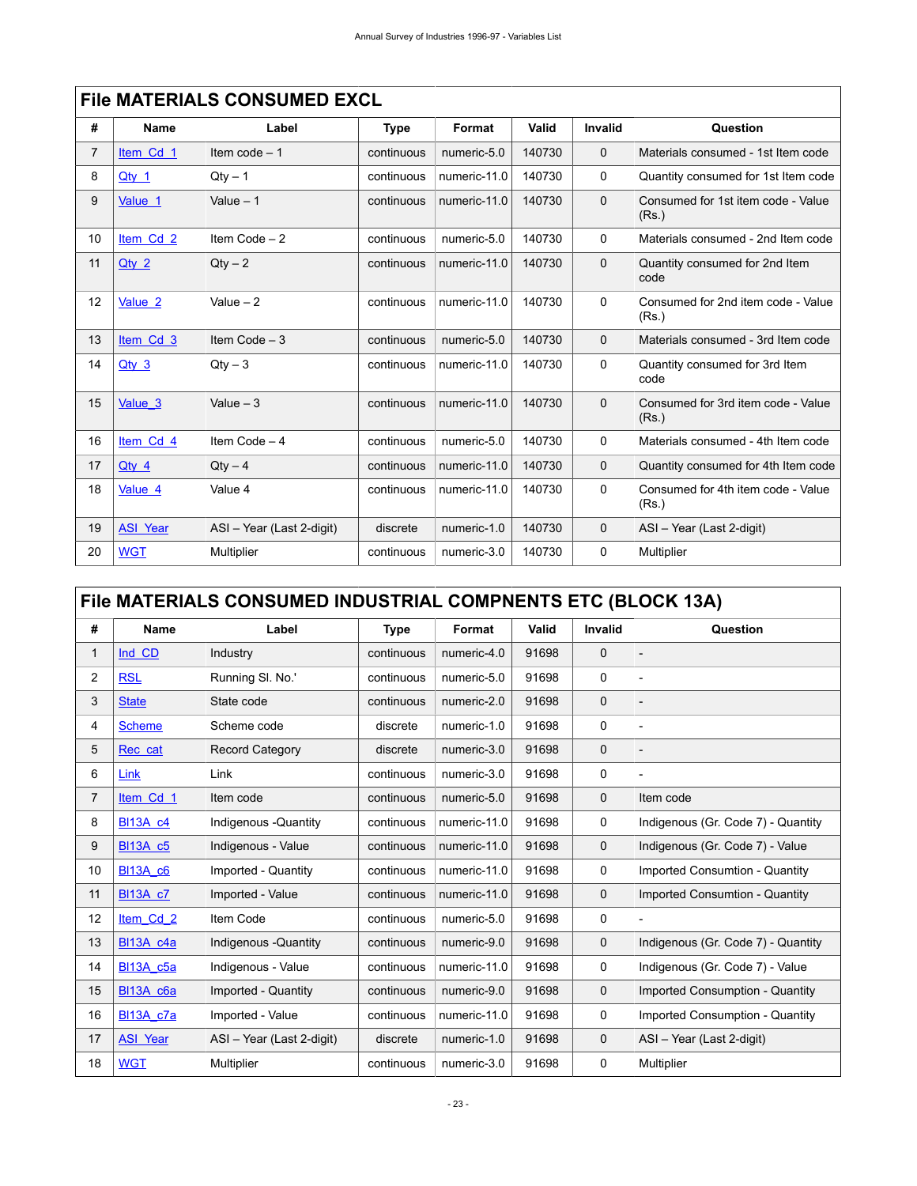## File MATERIALS CONSUMED EXCL

| # | Name | Label | Type | Format | Valid | Invalid | Question |
|---|---|---|---|---|---|---|---|
| 7 | Item_Cd_1 | Item code – 1 | continuous | numeric-5.0 | 140730 | 0 | Materials consumed - 1st Item code |
| 8 | Qty_1 | Qty – 1 | continuous | numeric-11.0 | 140730 | 0 | Quantity consumed for 1st Item code |
| 9 | Value_1 | Value – 1 | continuous | numeric-11.0 | 140730 | 0 | Consumed for 1st item code - Value (Rs.) |
| 10 | Item_Cd_2 | Item Code – 2 | continuous | numeric-5.0 | 140730 | 0 | Materials consumed - 2nd Item code |
| 11 | Qty_2 | Qty – 2 | continuous | numeric-11.0 | 140730 | 0 | Quantity consumed for 2nd Item code |
| 12 | Value_2 | Value – 2 | continuous | numeric-11.0 | 140730 | 0 | Consumed for 2nd item code - Value (Rs.) |
| 13 | Item_Cd_3 | Item Code – 3 | continuous | numeric-5.0 | 140730 | 0 | Materials consumed - 3rd Item code |
| 14 | Qty_3 | Qty – 3 | continuous | numeric-11.0 | 140730 | 0 | Quantity consumed for 3rd Item code |
| 15 | Value_3 | Value – 3 | continuous | numeric-11.0 | 140730 | 0 | Consumed for 3rd item code - Value (Rs.) |
| 16 | Item_Cd_4 | Item Code – 4 | continuous | numeric-5.0 | 140730 | 0 | Materials consumed - 4th Item code |
| 17 | Qty_4 | Qty – 4 | continuous | numeric-11.0 | 140730 | 0 | Quantity consumed for 4th Item code |
| 18 | Value_4 | Value 4 | continuous | numeric-11.0 | 140730 | 0 | Consumed for 4th item code - Value (Rs.) |
| 19 | ASI_Year | ASI – Year (Last 2-digit) | discrete | numeric-1.0 | 140730 | 0 | ASI – Year (Last 2-digit) |
| 20 | WGT | Multiplier | continuous | numeric-3.0 | 140730 | 0 | Multiplier |

## File MATERIALS CONSUMED INDUSTRIAL COMPNENTS ETC (BLOCK 13A)

| # | Name | Label | Type | Format | Valid | Invalid | Question |
|---|---|---|---|---|---|---|---|
| 1 | Ind_CD | Industry | continuous | numeric-4.0 | 91698 | 0 | - |
| 2 | RSL | Running Sl. No.' | continuous | numeric-5.0 | 91698 | 0 | - |
| 3 | State | State code | continuous | numeric-2.0 | 91698 | 0 | - |
| 4 | Scheme | Scheme code | discrete | numeric-1.0 | 91698 | 0 | - |
| 5 | Rec_cat | Record Category | discrete | numeric-3.0 | 91698 | 0 | - |
| 6 | Link | Link | continuous | numeric-3.0 | 91698 | 0 | - |
| 7 | Item_Cd_1 | Item code | continuous | numeric-5.0 | 91698 | 0 | Item code |
| 8 | Bl13A_c4 | Indigenous -Quantity | continuous | numeric-11.0 | 91698 | 0 | Indigenous (Gr. Code 7) - Quantity |
| 9 | Bl13A_c5 | Indigenous - Value | continuous | numeric-11.0 | 91698 | 0 | Indigenous (Gr. Code 7) - Value |
| 10 | Bl13A_c6 | Imported - Quantity | continuous | numeric-11.0 | 91698 | 0 | Imported Consumtion - Quantity |
| 11 | Bl13A_c7 | Imported - Value | continuous | numeric-11.0 | 91698 | 0 | Imported Consumtion - Quantity |
| 12 | Item_Cd_2 | Item Code | continuous | numeric-5.0 | 91698 | 0 | - |
| 13 | Bl13A_c4a | Indigenous -Quantity | continuous | numeric-9.0 | 91698 | 0 | Indigenous (Gr. Code 7) - Quantity |
| 14 | Bl13A_c5a | Indigenous - Value | continuous | numeric-11.0 | 91698 | 0 | Indigenous (Gr. Code 7) - Value |
| 15 | Bl13A_c6a | Imported - Quantity | continuous | numeric-9.0 | 91698 | 0 | Imported Consumption - Quantity |
| 16 | Bl13A_c7a | Imported - Value | continuous | numeric-11.0 | 91698 | 0 | Imported Consumption - Quantity |
| 17 | ASI_Year | ASI – Year (Last 2-digit) | discrete | numeric-1.0 | 91698 | 0 | ASI – Year (Last 2-digit) |
| 18 | WGT | Multiplier | continuous | numeric-3.0 | 91698 | 0 | Multiplier |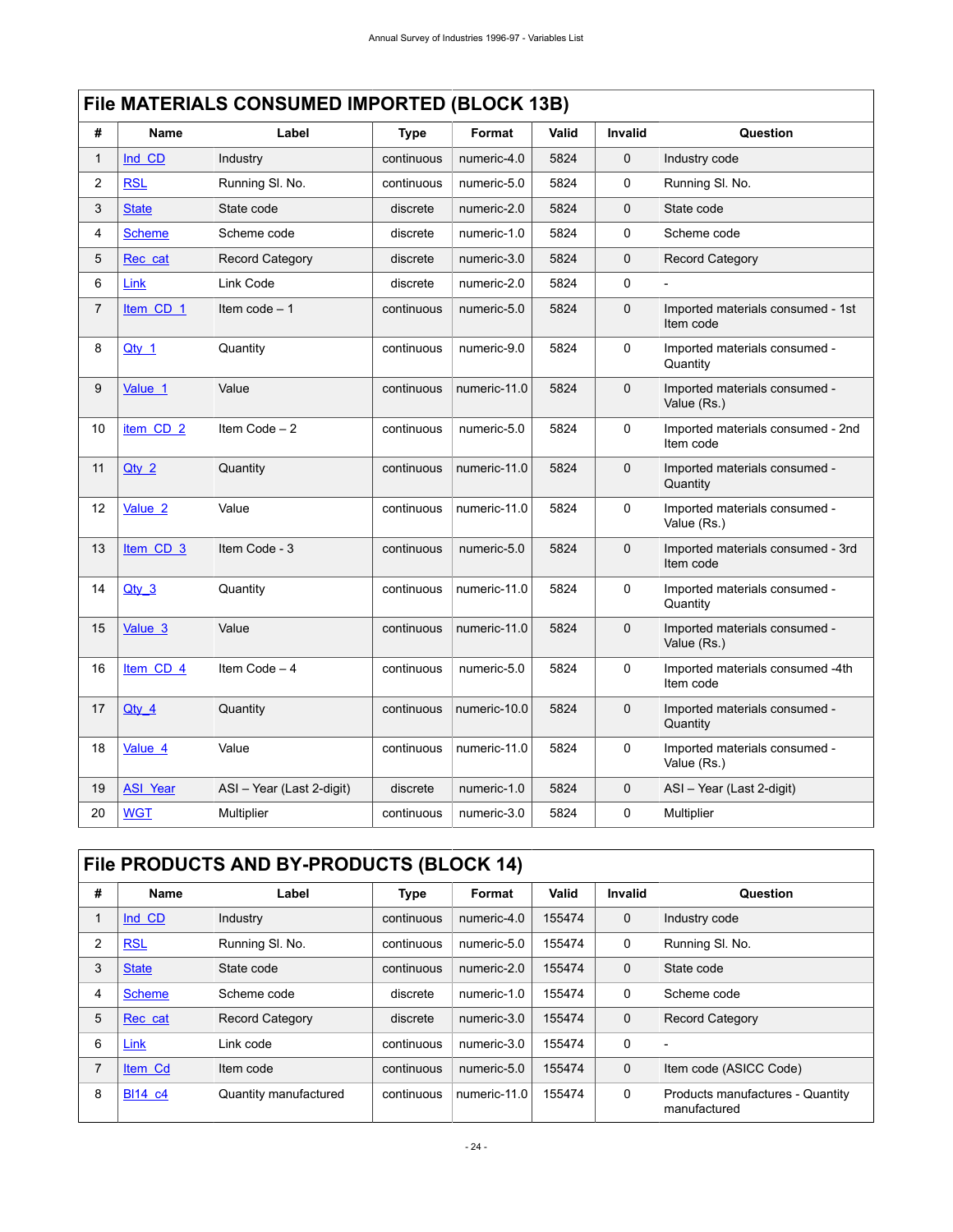## File MATERIALS CONSUMED IMPORTED (BLOCK 13B)

| # | Name | Label | Type | Format | Valid | Invalid | Question |
|---|---|---|---|---|---|---|---|
| 1 | Ind_CD | Industry | continuous | numeric-4.0 | 5824 | 0 | Industry code |
| 2 | RSL | Running Sl. No. | continuous | numeric-5.0 | 5824 | 0 | Running Sl. No. |
| 3 | State | State code | discrete | numeric-2.0 | 5824 | 0 | State code |
| 4 | Scheme | Scheme code | discrete | numeric-1.0 | 5824 | 0 | Scheme code |
| 5 | Rec_cat | Record Category | discrete | numeric-3.0 | 5824 | 0 | Record Category |
| 6 | Link | Link Code | discrete | numeric-2.0 | 5824 | 0 | - |
| 7 | Item_CD_1 | Item code – 1 | continuous | numeric-5.0 | 5824 | 0 | Imported materials consumed - 1st Item code |
| 8 | Qty_1 | Quantity | continuous | numeric-9.0 | 5824 | 0 | Imported materials consumed - Quantity |
| 9 | Value_1 | Value | continuous | numeric-11.0 | 5824 | 0 | Imported materials consumed - Value (Rs.) |
| 10 | item_CD_2 | Item Code – 2 | continuous | numeric-5.0 | 5824 | 0 | Imported materials consumed - 2nd Item code |
| 11 | Qty_2 | Quantity | continuous | numeric-11.0 | 5824 | 0 | Imported materials consumed - Quantity |
| 12 | Value_2 | Value | continuous | numeric-11.0 | 5824 | 0 | Imported materials consumed - Value (Rs.) |
| 13 | Item_CD_3 | Item Code - 3 | continuous | numeric-5.0 | 5824 | 0 | Imported materials consumed - 3rd Item code |
| 14 | Qty_3 | Quantity | continuous | numeric-11.0 | 5824 | 0 | Imported materials consumed - Quantity |
| 15 | Value_3 | Value | continuous | numeric-11.0 | 5824 | 0 | Imported materials consumed - Value (Rs.) |
| 16 | Item_CD_4 | Item Code – 4 | continuous | numeric-5.0 | 5824 | 0 | Imported materials consumed -4th Item code |
| 17 | Qty_4 | Quantity | continuous | numeric-10.0 | 5824 | 0 | Imported materials consumed - Quantity |
| 18 | Value_4 | Value | continuous | numeric-11.0 | 5824 | 0 | Imported materials consumed - Value (Rs.) |
| 19 | ASI_Year | ASI – Year (Last 2-digit) | discrete | numeric-1.0 | 5824 | 0 | ASI – Year (Last 2-digit) |
| 20 | WGT | Multiplier | continuous | numeric-3.0 | 5824 | 0 | Multiplier |

## File PRODUCTS AND BY-PRODUCTS (BLOCK 14)

| # | Name | Label | Type | Format | Valid | Invalid | Question |
|---|---|---|---|---|---|---|---|
| 1 | Ind_CD | Industry | continuous | numeric-4.0 | 155474 | 0 | Industry code |
| 2 | RSL | Running Sl. No. | continuous | numeric-5.0 | 155474 | 0 | Running Sl. No. |
| 3 | State | State code | continuous | numeric-2.0 | 155474 | 0 | State code |
| 4 | Scheme | Scheme code | discrete | numeric-1.0 | 155474 | 0 | Scheme code |
| 5 | Rec_cat | Record Category | discrete | numeric-3.0 | 155474 | 0 | Record Category |
| 6 | Link | Link code | continuous | numeric-3.0 | 155474 | 0 | - |
| 7 | Item_Cd | Item code | continuous | numeric-5.0 | 155474 | 0 | Item code (ASICC Code) |
| 8 | Bl14_c4 | Quantity manufactured | continuous | numeric-11.0 | 155474 | 0 | Products manufactures - Quantity manufactured |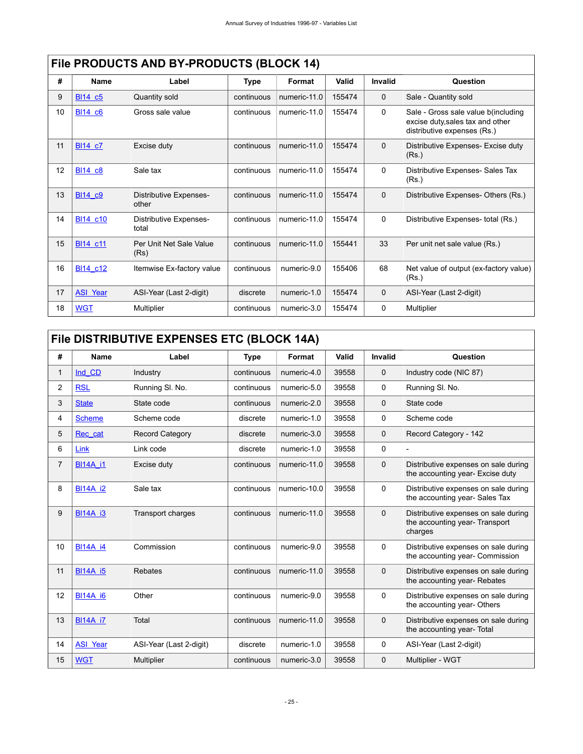## File PRODUCTS AND BY-PRODUCTS (BLOCK 14)

| # | Name | Label | Type | Format | Valid | Invalid | Question |
|---|---|---|---|---|---|---|---|
| 9 | Bl14_c5 | Quantity sold | continuous | numeric-11.0 | 155474 | 0 | Sale - Quantity sold |
| 10 | Bl14_c6 | Gross sale value | continuous | numeric-11.0 | 155474 | 0 | Sale - Gross sale value b(including excise duty,sales tax and other distributive expenses (Rs.) |
| 11 | Bl14_c7 | Excise duty | continuous | numeric-11.0 | 155474 | 0 | Distributive Expenses- Excise duty (Rs.) |
| 12 | Bl14_c8 | Sale tax | continuous | numeric-11.0 | 155474 | 0 | Distributive Expenses- Sales Tax (Rs.) |
| 13 | Bl14_c9 | Distributive Expenses-other | continuous | numeric-11.0 | 155474 | 0 | Distributive Expenses- Others (Rs.) |
| 14 | Bl14_c10 | Distributive Expenses-total | continuous | numeric-11.0 | 155474 | 0 | Distributive Expenses- total (Rs.) |
| 15 | Bl14_c11 | Per Unit Net Sale Value (Rs) | continuous | numeric-11.0 | 155441 | 33 | Per unit net sale value (Rs.) |
| 16 | Bl14_c12 | Itemwise Ex-factory value | continuous | numeric-9.0 | 155406 | 68 | Net value of output (ex-factory value) (Rs.) |
| 17 | ASI_Year | ASI-Year (Last 2-digit) | discrete | numeric-1.0 | 155474 | 0 | ASI-Year (Last 2-digit) |
| 18 | WGT | Multiplier | continuous | numeric-3.0 | 155474 | 0 | Multiplier |

## File DISTRIBUTIVE EXPENSES ETC (BLOCK 14A)

| # | Name | Label | Type | Format | Valid | Invalid | Question |
|---|---|---|---|---|---|---|---|
| 1 | Ind_CD | Industry | continuous | numeric-4.0 | 39558 | 0 | Industry code (NIC 87) |
| 2 | RSL | Running Sl. No. | continuous | numeric-5.0 | 39558 | 0 | Running Sl. No. |
| 3 | State | State code | continuous | numeric-2.0 | 39558 | 0 | State code |
| 4 | Scheme | Scheme code | discrete | numeric-1.0 | 39558 | 0 | Scheme code |
| 5 | Rec_cat | Record Category | discrete | numeric-3.0 | 39558 | 0 | Record Category - 142 |
| 6 | Link | Link code | discrete | numeric-1.0 | 39558 | 0 | - |
| 7 | Bl14A_i1 | Excise duty | continuous | numeric-11.0 | 39558 | 0 | Distributive expenses on sale during the accounting year- Excise duty |
| 8 | Bl14A_i2 | Sale tax | continuous | numeric-10.0 | 39558 | 0 | Distributive expenses on sale during the accounting year- Sales Tax |
| 9 | Bl14A_i3 | Transport charges | continuous | numeric-11.0 | 39558 | 0 | Distributive expenses on sale during the accounting year- Transport charges |
| 10 | Bl14A_i4 | Commission | continuous | numeric-9.0 | 39558 | 0 | Distributive expenses on sale during the accounting year- Commission |
| 11 | Bl14A_i5 | Rebates | continuous | numeric-11.0 | 39558 | 0 | Distributive expenses on sale during the accounting year- Rebates |
| 12 | Bl14A_i6 | Other | continuous | numeric-9.0 | 39558 | 0 | Distributive expenses on sale during the accounting year- Others |
| 13 | Bl14A_i7 | Total | continuous | numeric-11.0 | 39558 | 0 | Distributive expenses on sale during the accounting year- Total |
| 14 | ASI_Year | ASI-Year (Last 2-digit) | discrete | numeric-1.0 | 39558 | 0 | ASI-Year (Last 2-digit) |
| 15 | WGT | Multiplier | continuous | numeric-3.0 | 39558 | 0 | Multiplier - WGT |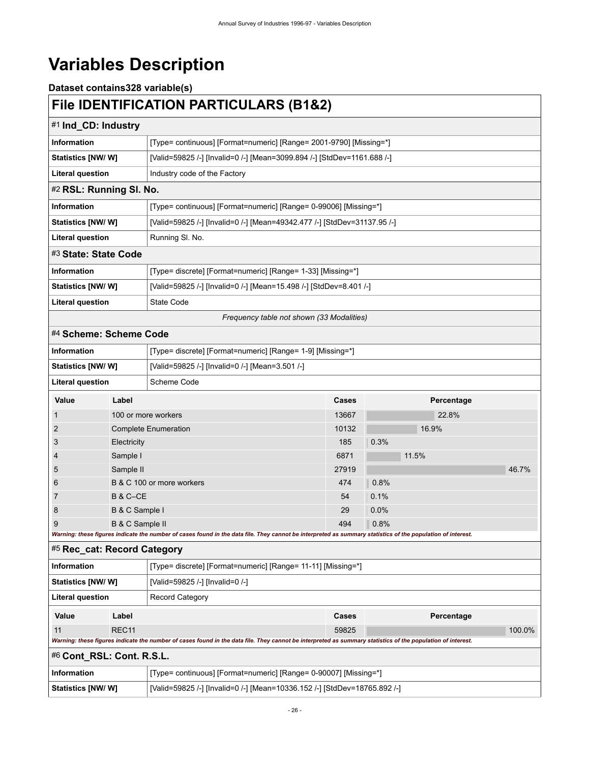# Variables Description

### Dataset contains328 variable(s)

## File IDENTIFICATION PARTICULARS (B1&2)

### #1 Ind_CD: Industry

| | |
|---|---|
| **Information** | [Type= continuous] [Format=numeric] [Range= 2001-9790] [Missing=*] |
| **Statistics [NW/ W]** | [Valid=59825 /-] [Invalid=0 /-] [Mean=3099.894 /-] [StdDev=1161.688 /-] |
| **Literal question** | Industry code of the Factory |

### #2 RSL: Running Sl. No.

| | |
|---|---|
| **Information** | [Type= continuous] [Format=numeric] [Range= 0-99006] [Missing=*] |
| **Statistics [NW/ W]** | [Valid=59825 /-] [Invalid=0 /-] [Mean=49342.477 /-] [StdDev=31137.95 /-] |
| **Literal question** | Running Sl. No. |

### #3 State: State Code

| | |
|---|---|
| **Information** | [Type= discrete] [Format=numeric] [Range= 1-33] [Missing=*] |
| **Statistics [NW/ W]** | [Valid=59825 /-] [Invalid=0 /-] [Mean=15.498 /-] [StdDev=8.401 /-] |
| **Literal question** | State Code |

*Frequency table not shown (33 Modalities)*

### #4 Scheme: Scheme Code

| | |
|---|---|
| **Information** | [Type= discrete] [Format=numeric] [Range= 1-9] [Missing=*] |
| **Statistics [NW/ W]** | [Valid=59825 /-] [Invalid=0 /-] [Mean=3.501 /-] |
| **Literal question** | Scheme Code |

| Value | Label | Cases | Percentage |
|---|---|---|---|
| 1 | 100 or more workers | 13667 | 22.8% |
| 2 | Complete Enumeration | 10132 | 16.9% |
| 3 | Electricity | 185 | 0.3% |
| 4 | Sample I | 6871 | 11.5% |
| 5 | Sample II | 27919 | 46.7% |
| 6 | B & C 100 or more workers | 474 | 0.8% |
| 7 | B & C–CE | 54 | 0.1% |
| 8 | B & C Sample I | 29 | 0.0% |
| 9 | B & C Sample II | 494 | 0.8% |

***Warning: these figures indicate the number of cases found in the data file. They cannot be interpreted as summary statistics of the population of interest.***

### #5 Rec_cat: Record Category

| | |
|---|---|
| **Information** | [Type= discrete] [Format=numeric] [Range= 11-11] [Missing=*] |
| **Statistics [NW/ W]** | [Valid=59825 /-] [Invalid=0 /-] |
| **Literal question** | Record Category |

| Value | Label | Cases | Percentage |
|---|---|---|---|
| 11 | REC11 | 59825 | 100.0% |

***Warning: these figures indicate the number of cases found in the data file. They cannot be interpreted as summary statistics of the population of interest.***

### #6 Cont_RSL: Cont. R.S.L.

| | |
|---|---|
| **Information** | [Type= continuous] [Format=numeric] [Range= 0-90007] [Missing=*] |
| **Statistics [NW/ W]** | [Valid=59825 /-] [Invalid=0 /-] [Mean=10336.152 /-] [StdDev=18765.892 /-] |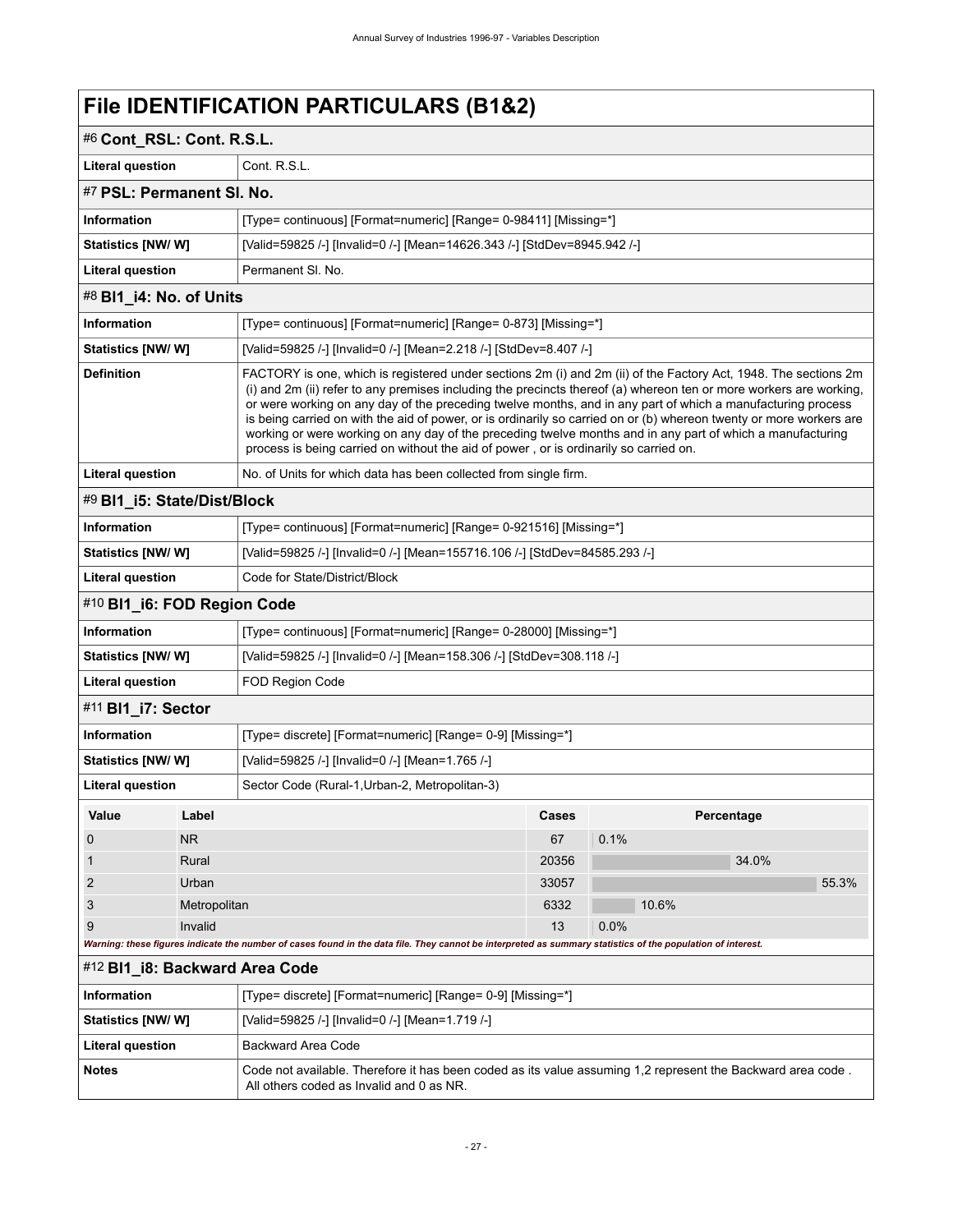# File IDENTIFICATION PARTICULARS (B1&2)

## #6 Cont_RSL: Cont. R.S.L.

| | |
|---|---|
| **Literal question** | Cont. R.S.L. |

## #7 PSL: Permanent Sl. No.

| | |
|---|---|
| **Information** | [Type= continuous] [Format=numeric] [Range= 0-98411] [Missing=*] |
| **Statistics [NW/ W]** | [Valid=59825 /-] [Invalid=0 /-] [Mean=14626.343 /-] [StdDev=8945.942 /-] |
| **Literal question** | Permanent Sl. No. |

## #8 BI1_i4: No. of Units

| | |
|---|---|
| **Information** | [Type= continuous] [Format=numeric] [Range= 0-873] [Missing=*] |
| **Statistics [NW/ W]** | [Valid=59825 /-] [Invalid=0 /-] [Mean=2.218 /-] [StdDev=8.407 /-] |
| **Definition** | FACTORY is one, which is registered under sections 2m (i) and 2m (ii) of the Factory Act, 1948. The sections 2m (i) and 2m (ii) refer to any premises including the precincts thereof (a) whereon ten or more workers are working, or were working on any day of the preceding twelve months, and in any part of which a manufacturing process is being carried on with the aid of power, or is ordinarily so carried on or (b) whereon twenty or more workers are working or were working on any day of the preceding twelve months and in any part of which a manufacturing process is being carried on without the aid of power , or is ordinarily so carried on. |
| **Literal question** | No. of Units for which data has been collected from single firm. |

## #9 BI1_i5: State/Dist/Block

| | |
|---|---|
| **Information** | [Type= continuous] [Format=numeric] [Range= 0-921516] [Missing=*] |
| **Statistics [NW/ W]** | [Valid=59825 /-] [Invalid=0 /-] [Mean=155716.106 /-] [StdDev=84585.293 /-] |
| **Literal question** | Code for State/District/Block |

## #10 BI1_i6: FOD Region Code

| | |
|---|---|
| **Information** | [Type= continuous] [Format=numeric] [Range= 0-28000] [Missing=*] |
| **Statistics [NW/ W]** | [Valid=59825 /-] [Invalid=0 /-] [Mean=158.306 /-] [StdDev=308.118 /-] |
| **Literal question** | FOD Region Code |

## #11 BI1_i7: Sector

| | |
|---|---|
| **Information** | [Type= discrete] [Format=numeric] [Range= 0-9] [Missing=*] |
| **Statistics [NW/ W]** | [Valid=59825 /-] [Invalid=0 /-] [Mean=1.765 /-] |
| **Literal question** | Sector Code (Rural-1,Urban-2, Metropolitan-3) |

| Value | Label | Cases | Percentage |
|---|---|---|---|
| 0 | NR | 67 | 0.1% |
| 1 | Rural | 20356 | 34.0% |
| 2 | Urban | 33057 | 55.3% |
| 3 | Metropolitan | 6332 | 10.6% |
| 9 | Invalid | 13 | 0.0% |

*Warning: these figures indicate the number of cases found in the data file. They cannot be interpreted as summary statistics of the population of interest.*

## #12 BI1_i8: Backward Area Code

| | |
|---|---|
| **Information** | [Type= discrete] [Format=numeric] [Range= 0-9] [Missing=*] |
| **Statistics [NW/ W]** | [Valid=59825 /-] [Invalid=0 /-] [Mean=1.719 /-] |
| **Literal question** | Backward Area Code |
| **Notes** | Code not available. Therefore it has been coded as its value assuming 1,2 represent the Backward area code . All others coded as Invalid and 0 as NR. |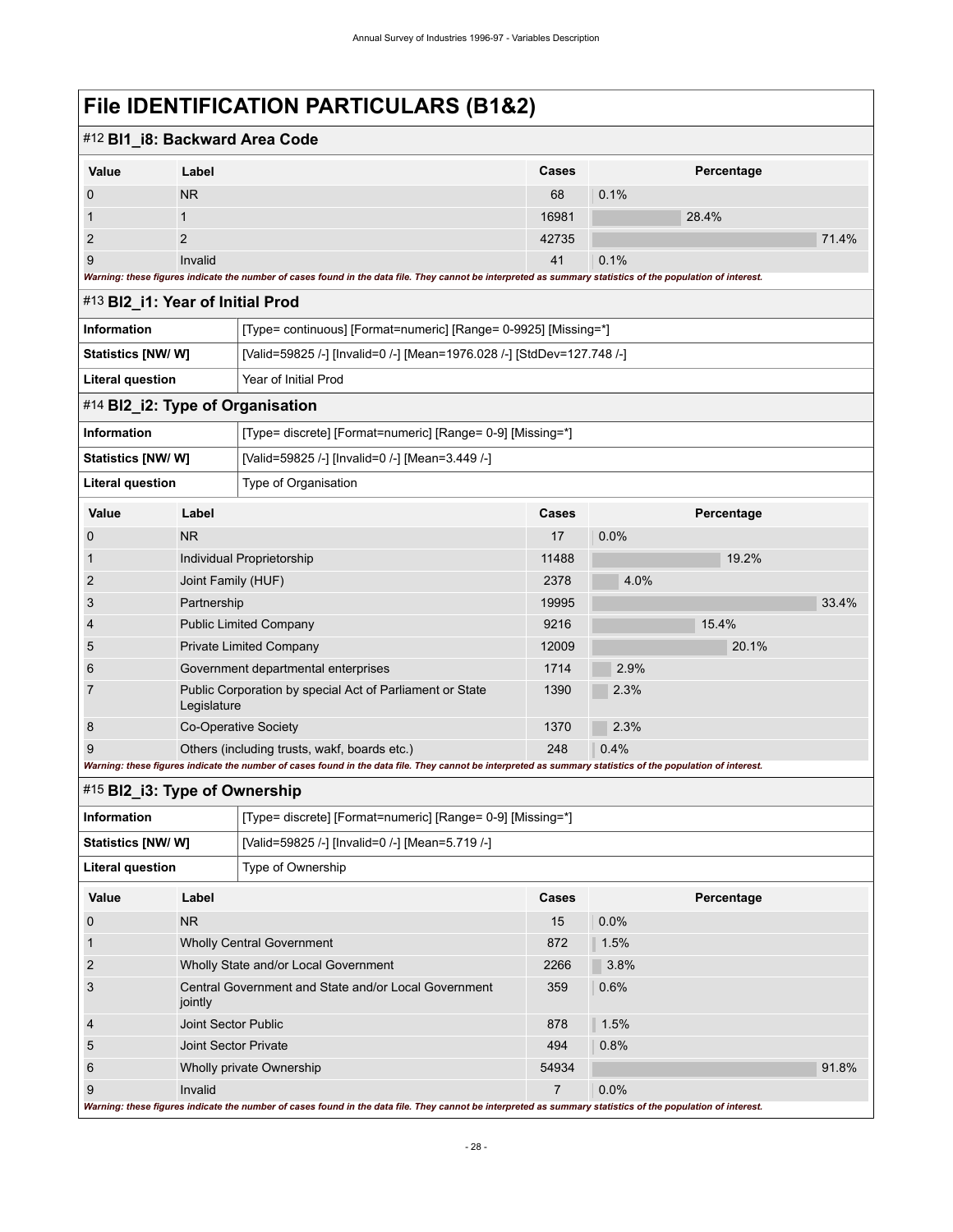# File IDENTIFICATION PARTICULARS (B1&2)

## #12 BI1_i8: Backward Area Code

| Value | Label | Cases | Percentage |
|---|---|---|---|
| 0 | NR | 68 | 0.1% |
| 1 | 1 | 16981 | 28.4% |
| 2 | 2 | 42735 | 71.4% |
| 9 | Invalid | 41 | 0.1% |

*Warning: these figures indicate the number of cases found in the data file. They cannot be interpreted as summary statistics of the population of interest.*

## #13 BI2_i1: Year of Initial Prod

| | |
|---|---|
| **Information** | [Type= continuous] [Format=numeric] [Range= 0-9925] [Missing=*] |
| **Statistics [NW/ W]** | [Valid=59825 /-] [Invalid=0 /-] [Mean=1976.028 /-] [StdDev=127.748 /-] |
| **Literal question** | Year of Initial Prod |

## #14 BI2_i2: Type of Organisation

| | |
|---|---|
| **Information** | [Type= discrete] [Format=numeric] [Range= 0-9] [Missing=*] |
| **Statistics [NW/ W]** | [Valid=59825 /-] [Invalid=0 /-] [Mean=3.449 /-] |
| **Literal question** | Type of Organisation |

| Value | Label | Cases | Percentage |
|---|---|---|---|
| 0 | NR | 17 | 0.0% |
| 1 | Individual Proprietorship | 11488 | 19.2% |
| 2 | Joint Family (HUF) | 2378 | 4.0% |
| 3 | Partnership | 19995 | 33.4% |
| 4 | Public Limited Company | 9216 | 15.4% |
| 5 | Private Limited Company | 12009 | 20.1% |
| 6 | Government departmental enterprises | 1714 | 2.9% |
| 7 | Public Corporation by special Act of Parliament or State Legislature | 1390 | 2.3% |
| 8 | Co-Operative Society | 1370 | 2.3% |
| 9 | Others (including trusts, wakf, boards etc.) | 248 | 0.4% |

*Warning: these figures indicate the number of cases found in the data file. They cannot be interpreted as summary statistics of the population of interest.*

## #15 BI2_i3: Type of Ownership

| | |
|---|---|
| **Information** | [Type= discrete] [Format=numeric] [Range= 0-9] [Missing=*] |
| **Statistics [NW/ W]** | [Valid=59825 /-] [Invalid=0 /-] [Mean=5.719 /-] |
| **Literal question** | Type of Ownership |

| Value | Label | Cases | Percentage |
|---|---|---|---|
| 0 | NR | 15 | 0.0% |
| 1 | Wholly Central Government | 872 | 1.5% |
| 2 | Wholly State and/or Local Government | 2266 | 3.8% |
| 3 | Central Government and State and/or Local Government jointly | 359 | 0.6% |
| 4 | Joint Sector Public | 878 | 1.5% |
| 5 | Joint Sector Private | 494 | 0.8% |
| 6 | Wholly private Ownership | 54934 | 91.8% |
| 9 | Invalid | 7 | 0.0% |

*Warning: these figures indicate the number of cases found in the data file. They cannot be interpreted as summary statistics of the population of interest.*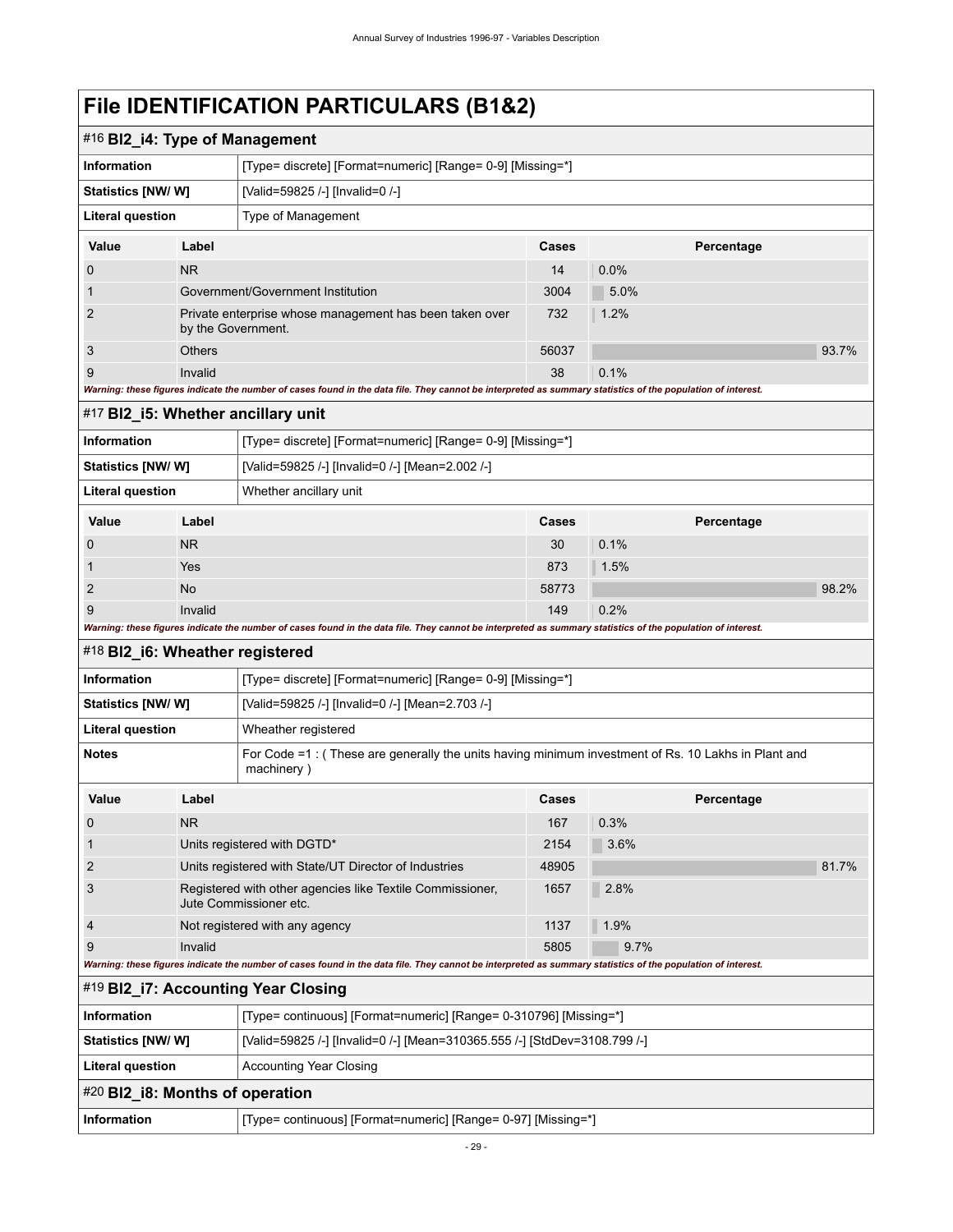# File IDENTIFICATION PARTICULARS (B1&2)

## #16 BI2_i4: Type of Management

| | |
|---|---|
| **Information** | [Type= discrete] [Format=numeric] [Range= 0-9] [Missing=*] |
| **Statistics [NW/ W]** | [Valid=59825 /-] [Invalid=0 /-] |
| **Literal question** | Type of Management |

| Value | Label | Cases | Percentage |
|---|---|---|---|
| 0 | NR | 14 | 0.0% |
| 1 | Government/Government Institution | 3004 | 5.0% |
| 2 | Private enterprise whose management has been taken over by the Government. | 732 | 1.2% |
| 3 | Others | 56037 | 93.7% |
| 9 | Invalid | 38 | 0.1% |

*Warning: these figures indicate the number of cases found in the data file. They cannot be interpreted as summary statistics of the population of interest.*

## #17 BI2_i5: Whether ancillary unit

| | |
|---|---|
| **Information** | [Type= discrete] [Format=numeric] [Range= 0-9] [Missing=*] |
| **Statistics [NW/ W]** | [Valid=59825 /-] [Invalid=0 /-] [Mean=2.002 /-] |
| **Literal question** | Whether ancillary unit |

| Value | Label | Cases | Percentage |
|---|---|---|---|
| 0 | NR | 30 | 0.1% |
| 1 | Yes | 873 | 1.5% |
| 2 | No | 58773 | 98.2% |
| 9 | Invalid | 149 | 0.2% |

*Warning: these figures indicate the number of cases found in the data file. They cannot be interpreted as summary statistics of the population of interest.*

## #18 BI2_i6: Wheather registered

| | |
|---|---|
| **Information** | [Type= discrete] [Format=numeric] [Range= 0-9] [Missing=*] |
| **Statistics [NW/ W]** | [Valid=59825 /-] [Invalid=0 /-] [Mean=2.703 /-] |
| **Literal question** | Wheather registered |
| **Notes** | For Code =1 : ( These are generally the units having minimum investment of Rs. 10 Lakhs in Plant and machinery ) |

| Value | Label | Cases | Percentage |
|---|---|---|---|
| 0 | NR | 167 | 0.3% |
| 1 | Units registered with DGTD* | 2154 | 3.6% |
| 2 | Units registered with State/UT Director of Industries | 48905 | 81.7% |
| 3 | Registered with other agencies like Textile Commissioner, Jute Commissioner etc. | 1657 | 2.8% |
| 4 | Not registered with any agency | 1137 | 1.9% |
| 9 | Invalid | 5805 | 9.7% |

*Warning: these figures indicate the number of cases found in the data file. They cannot be interpreted as summary statistics of the population of interest.*

## #19 BI2_i7: Accounting Year Closing

| | |
|---|---|
| **Information** | [Type= continuous] [Format=numeric] [Range= 0-310796] [Missing=*] |
| **Statistics [NW/ W]** | [Valid=59825 /-] [Invalid=0 /-] [Mean=310365.555 /-] [StdDev=3108.799 /-] |
| **Literal question** | Accounting Year Closing |

## #20 BI2_i8: Months of operation

| | |
|---|---|
| **Information** | [Type= continuous] [Format=numeric] [Range= 0-97] [Missing=*] |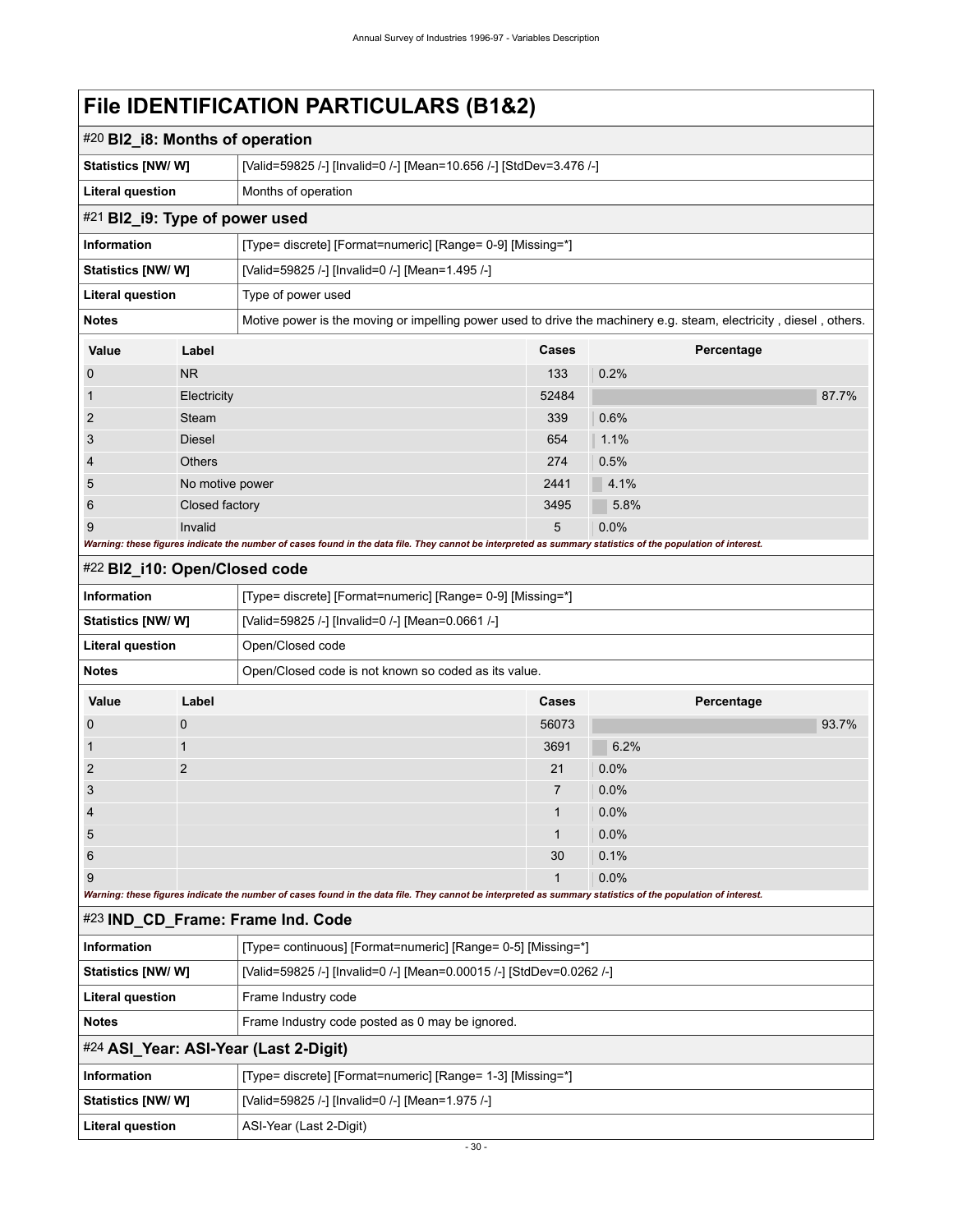# File IDENTIFICATION PARTICULARS (B1&2)

## #20 BI2_i8: Months of operation

| | |
|---|---|
| **Statistics [NW/ W]** | [Valid=59825 /-] [Invalid=0 /-] [Mean=10.656 /-] [StdDev=3.476 /-] |
| **Literal question** | Months of operation |

## #21 BI2_i9: Type of power used

| | |
|---|---|
| **Information** | [Type= discrete] [Format=numeric] [Range= 0-9] [Missing=*] |
| **Statistics [NW/ W]** | [Valid=59825 /-] [Invalid=0 /-] [Mean=1.495 /-] |
| **Literal question** | Type of power used |
| **Notes** | Motive power is the moving or impelling power used to drive the machinery e.g. steam, electricity , diesel , others. |

| Value | Label | Cases | Percentage |
|---|---|---|---|
| 0 | NR | 133 | 0.2% |
| 1 | Electricity | 52484 | 87.7% |
| 2 | Steam | 339 | 0.6% |
| 3 | Diesel | 654 | 1.1% |
| 4 | Others | 274 | 0.5% |
| 5 | No motive power | 2441 | 4.1% |
| 6 | Closed factory | 3495 | 5.8% |
| 9 | Invalid | 5 | 0.0% |

***Warning: these figures indicate the number of cases found in the data file. They cannot be interpreted as summary statistics of the population of interest.***

## #22 BI2_i10: Open/Closed code

| | |
|---|---|
| **Information** | [Type= discrete] [Format=numeric] [Range= 0-9] [Missing=*] |
| **Statistics [NW/ W]** | [Valid=59825 /-] [Invalid=0 /-] [Mean=0.0661 /-] |
| **Literal question** | Open/Closed code |
| **Notes** | Open/Closed code is not known so coded as its value. |

| Value | Label | Cases | Percentage |
|---|---|---|---|
| 0 | 0 | 56073 | 93.7% |
| 1 | 1 | 3691 | 6.2% |
| 2 | 2 | 21 | 0.0% |
| 3 | | 7 | 0.0% |
| 4 | | 1 | 0.0% |
| 5 | | 1 | 0.0% |
| 6 | | 30 | 0.1% |
| 9 | | 1 | 0.0% |

***Warning: these figures indicate the number of cases found in the data file. They cannot be interpreted as summary statistics of the population of interest.***

## #23 IND_CD_Frame: Frame Ind. Code

| | |
|---|---|
| **Information** | [Type= continuous] [Format=numeric] [Range= 0-5] [Missing=*] |
| **Statistics [NW/ W]** | [Valid=59825 /-] [Invalid=0 /-] [Mean=0.00015 /-] [StdDev=0.0262 /-] |
| **Literal question** | Frame Industry code |
| **Notes** | Frame Industry code posted as 0 may be ignored. |

## #24 ASI_Year: ASI-Year (Last 2-Digit)

| | |
|---|---|
| **Information** | [Type= discrete] [Format=numeric] [Range= 1-3] [Missing=*] |
| **Statistics [NW/ W]** | [Valid=59825 /-] [Invalid=0 /-] [Mean=1.975 /-] |
| **Literal question** | ASI-Year (Last 2-Digit) |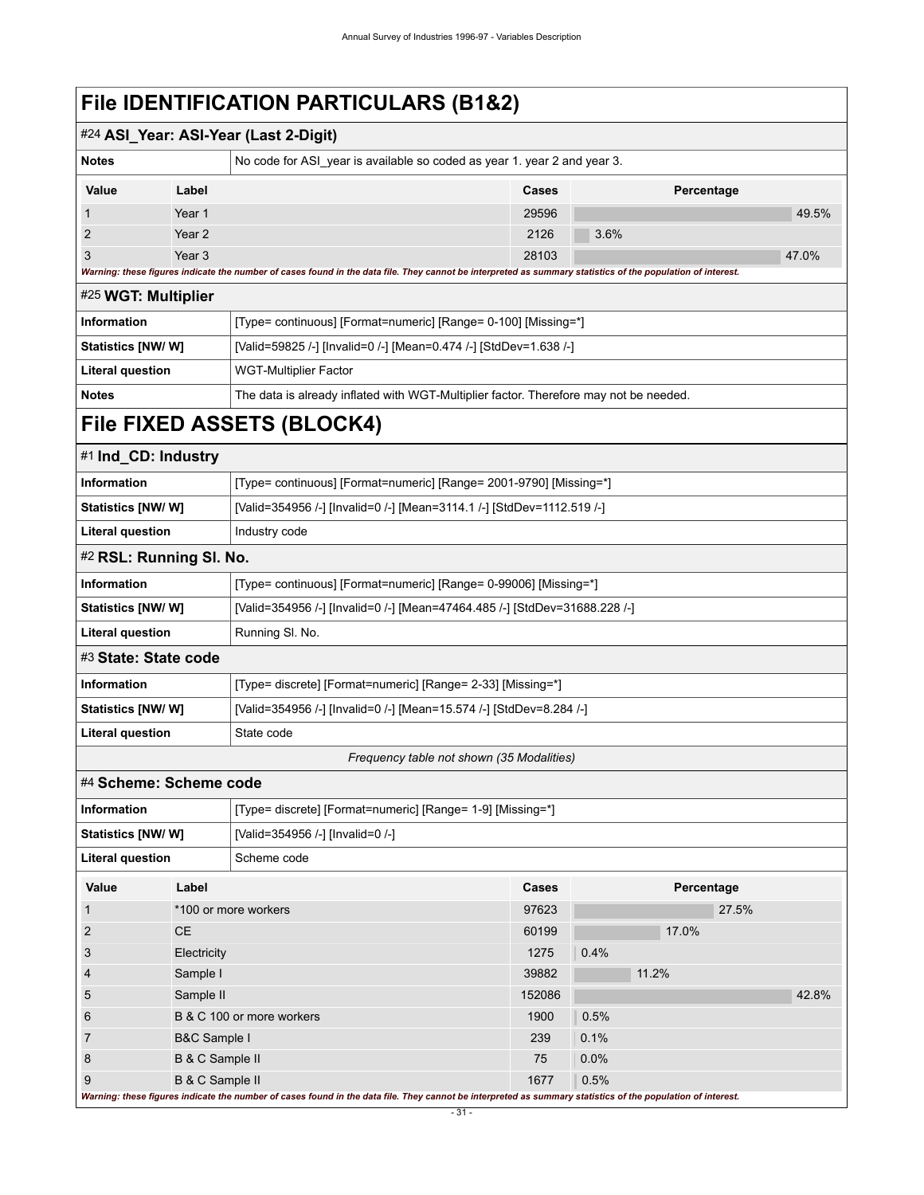# File IDENTIFICATION PARTICULARS (B1&2)

## #24 ASI_Year: ASI-Year (Last 2-Digit)

| | |
|---|---|
| **Notes** | No code for ASI_year is available so coded as year 1. year 2 and year 3. |

| Value | Label | Cases | Percentage |
|---|---|---|---|
| 1 | Year 1 | 29596 | 49.5% |
| 2 | Year 2 | 2126 | 3.6% |
| 3 | Year 3 | 28103 | 47.0% |

*Warning: these figures indicate the number of cases found in the data file. They cannot be interpreted as summary statistics of the population of interest.*

## #25 WGT: Multiplier

| | |
|---|---|
| **Information** | [Type= continuous] [Format=numeric] [Range= 0-100] [Missing=*] |
| **Statistics [NW/ W]** | [Valid=59825 /-] [Invalid=0 /-] [Mean=0.474 /-] [StdDev=1.638 /-] |
| **Literal question** | WGT-Multiplier Factor |
| **Notes** | The data is already inflated with WGT-Multiplier factor. Therefore may not be needed. |

# File FIXED ASSETS (BLOCK4)

## #1 Ind_CD: Industry

| | |
|---|---|
| **Information** | [Type= continuous] [Format=numeric] [Range= 2001-9790] [Missing=*] |
| **Statistics [NW/ W]** | [Valid=354956 /-] [Invalid=0 /-] [Mean=3114.1 /-] [StdDev=1112.519 /-] |
| **Literal question** | Industry code |

## #2 RSL: Running Sl. No.

| | |
|---|---|
| **Information** | [Type= continuous] [Format=numeric] [Range= 0-99006] [Missing=*] |
| **Statistics [NW/ W]** | [Valid=354956 /-] [Invalid=0 /-] [Mean=47464.485 /-] [StdDev=31688.228 /-] |
| **Literal question** | Running Sl. No. |

## #3 State: State code

| | |
|---|---|
| **Information** | [Type= discrete] [Format=numeric] [Range= 2-33] [Missing=*] |
| **Statistics [NW/ W]** | [Valid=354956 /-] [Invalid=0 /-] [Mean=15.574 /-] [StdDev=8.284 /-] |
| **Literal question** | State code |

*Frequency table not shown (35 Modalities)*

## #4 Scheme: Scheme code

| | |
|---|---|
| **Information** | [Type= discrete] [Format=numeric] [Range= 1-9] [Missing=*] |
| **Statistics [NW/ W]** | [Valid=354956 /-] [Invalid=0 /-] |
| **Literal question** | Scheme code |

| Value | Label | Cases | Percentage |
|---|---|---|---|
| 1 | *100 or more workers | 97623 | 27.5% |
| 2 | CE | 60199 | 17.0% |
| 3 | Electricity | 1275 | 0.4% |
| 4 | Sample I | 39882 | 11.2% |
| 5 | Sample II | 152086 | 42.8% |
| 6 | B & C 100 or more workers | 1900 | 0.5% |
| 7 | B&C Sample I | 239 | 0.1% |
| 8 | B & C Sample II | 75 | 0.0% |
| 9 | B & C Sample II | 1677 | 0.5% |

*Warning: these figures indicate the number of cases found in the data file. They cannot be interpreted as summary statistics of the population of interest.*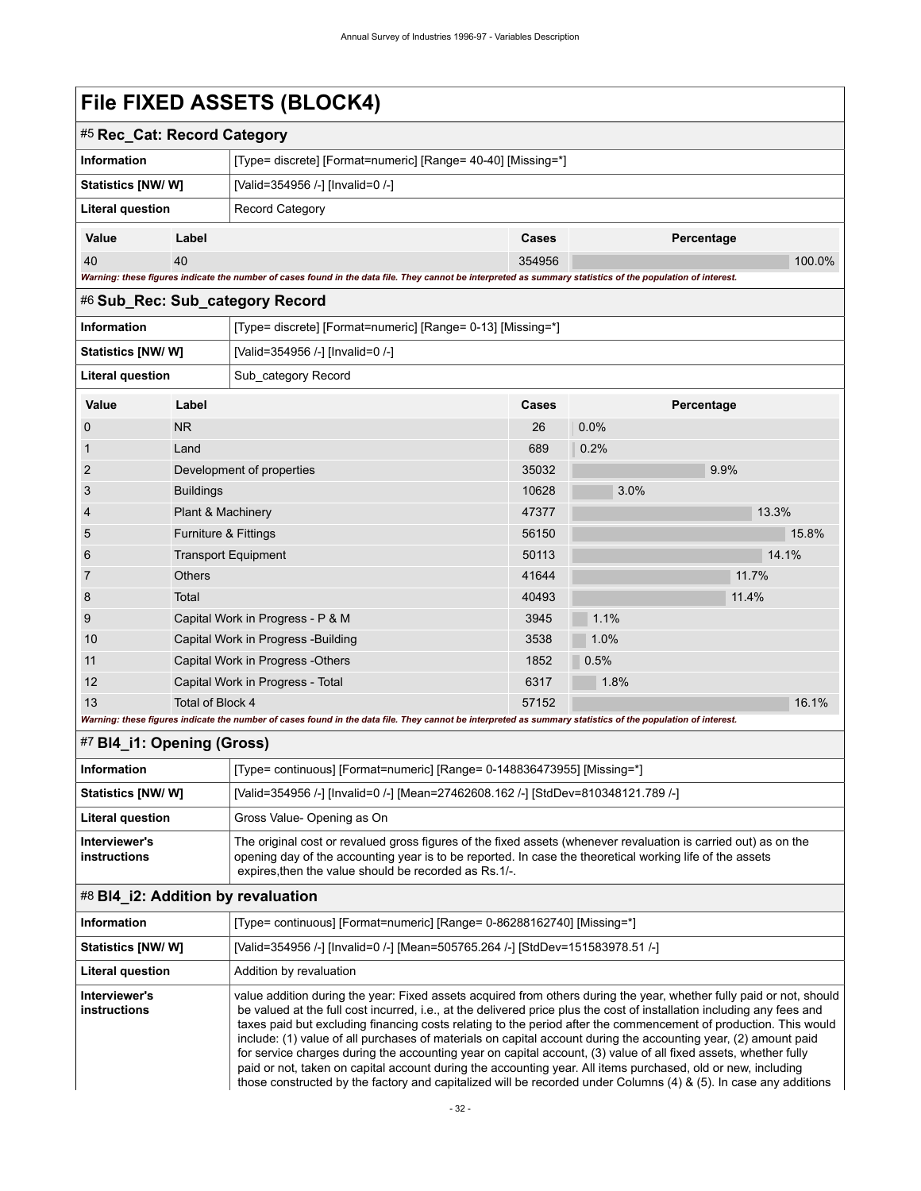# File FIXED ASSETS (BLOCK4)

## #5 Rec_Cat: Record Category

| | |
|---|---|
| **Information** | [Type= discrete] [Format=numeric] [Range= 40-40] [Missing=*] |
| **Statistics [NW/ W]** | [Valid=354956 /-] [Invalid=0 /-] |
| **Literal question** | Record Category |

| Value | Label | Cases | Percentage |
|---|---|---|---|
| 40 | 40 | 354956 | 100.0% |

*Warning: these figures indicate the number of cases found in the data file. They cannot be interpreted as summary statistics of the population of interest.*

## #6 Sub_Rec: Sub_category Record

| | |
|---|---|
| **Information** | [Type= discrete] [Format=numeric] [Range= 0-13] [Missing=*] |
| **Statistics [NW/ W]** | [Valid=354956 /-] [Invalid=0 /-] |
| **Literal question** | Sub_category Record |

| Value | Label | Cases | Percentage |
|---|---|---|---|
| 0 | NR | 26 | 0.0% |
| 1 | Land | 689 | 0.2% |
| 2 | Development of properties | 35032 | 9.9% |
| 3 | Buildings | 10628 | 3.0% |
| 4 | Plant & Machinery | 47377 | 13.3% |
| 5 | Furniture & Fittings | 56150 | 15.8% |
| 6 | Transport Equipment | 50113 | 14.1% |
| 7 | Others | 41644 | 11.7% |
| 8 | Total | 40493 | 11.4% |
| 9 | Capital Work in Progress - P & M | 3945 | 1.1% |
| 10 | Capital Work in Progress -Building | 3538 | 1.0% |
| 11 | Capital Work in Progress -Others | 1852 | 0.5% |
| 12 | Capital Work in Progress - Total | 6317 | 1.8% |
| 13 | Total of Block 4 | 57152 | 16.1% |

*Warning: these figures indicate the number of cases found in the data file. They cannot be interpreted as summary statistics of the population of interest.*

## #7 Bl4_i1: Opening (Gross)

| | |
|---|---|
| **Information** | [Type= continuous] [Format=numeric] [Range= 0-148836473955] [Missing=*] |
| **Statistics [NW/ W]** | [Valid=354956 /-] [Invalid=0 /-] [Mean=27462608.162 /-] [StdDev=810348121.789 /-] |
| **Literal question** | Gross Value- Opening as On |
| **Interviewer's instructions** | The original cost or revalued gross figures of the fixed assets (whenever revaluation is carried out) as on the opening day of the accounting year is to be reported. In case the theoretical working life of the assets expires,then the value should be recorded as Rs.1/-. |

## #8 Bl4_i2: Addition by revaluation

| | |
|---|---|
| **Information** | [Type= continuous] [Format=numeric] [Range= 0-86288162740] [Missing=*] |
| **Statistics [NW/ W]** | [Valid=354956 /-] [Invalid=0 /-] [Mean=505765.264 /-] [StdDev=151583978.51 /-] |
| **Literal question** | Addition by revaluation |
| **Interviewer's instructions** | value addition during the year: Fixed assets acquired from others during the year, whether fully paid or not, should be valued at the full cost incurred, i.e., at the delivered price plus the cost of installation including any fees and taxes paid but excluding financing costs relating to the period after the commencement of production. This would include: (1) value of all purchases of materials on capital account during the accounting year, (2) amount paid for service charges during the accounting year on capital account, (3) value of all fixed assets, whether fully paid or not, taken on capital account during the accounting year. All items purchased, old or new, including those constructed by the factory and capitalized will be recorded under Columns (4) & (5). In case any additions |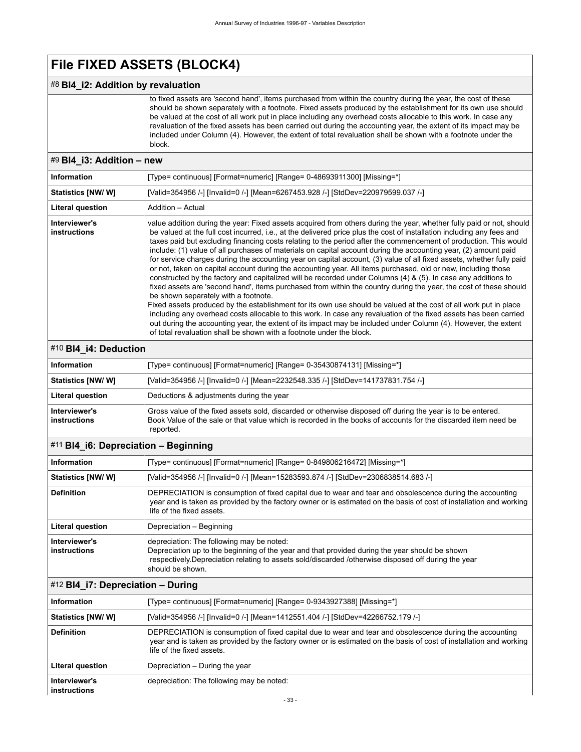# File FIXED ASSETS (BLOCK4)

## #8 Bl4_i2: Addition by revaluation

| | |
|---|---|
| | to fixed assets are 'second hand', items purchased from within the country during the year, the cost of these should be shown separately with a footnote. Fixed assets produced by the establishment for its own use should be valued at the cost of all work put in place including any overhead costs allocable to this work. In case any revaluation of the fixed assets has been carried out during the accounting year, the extent of its impact may be included under Column (4). However, the extent of total revaluation shall be shown with a footnote under the block. |

## #9 Bl4_i3: Addition – new

| | |
|---|---|
| **Information** | [Type= continuous] [Format=numeric] [Range= 0-48693911300] [Missing=*] |
| **Statistics [NW/ W]** | [Valid=354956 /-] [Invalid=0 /-] [Mean=6267453.928 /-] [StdDev=220979599.037 /-] |
| **Literal question** | Addition – Actual |
| **Interviewer's instructions** | value addition during the year: Fixed assets acquired from others during the year, whether fully paid or not, should be valued at the full cost incurred, i.e., at the delivered price plus the cost of installation including any fees and taxes paid but excluding financing costs relating to the period after the commencement of production. This would include: (1) value of all purchases of materials on capital account during the accounting year, (2) amount paid for service charges during the accounting year on capital account, (3) value of all fixed assets, whether fully paid or not, taken on capital account during the accounting year. All items purchased, old or new, including those constructed by the factory and capitalized will be recorded under Columns (4) & (5). In case any additions to fixed assets are 'second hand', items purchased from within the country during the year, the cost of these should be shown separately with a footnote.<br>Fixed assets produced by the establishment for its own use should be valued at the cost of all work put in place including any overhead costs allocable to this work. In case any revaluation of the fixed assets has been carried out during the accounting year, the extent of its impact may be included under Column (4). However, the extent of total revaluation shall be shown with a footnote under the block. |

## #10 Bl4_i4: Deduction

| | |
|---|---|
| **Information** | [Type= continuous] [Format=numeric] [Range= 0-35430874131] [Missing=*] |
| **Statistics [NW/ W]** | [Valid=354956 /-] [Invalid=0 /-] [Mean=2232548.335 /-] [StdDev=141737831.754 /-] |
| **Literal question** | Deductions & adjustments during the year |
| **Interviewer's instructions** | Gross value of the fixed assets sold, discarded or otherwise disposed off during the year is to be entered.<br>Book Value of the sale or that value which is recorded in the books of accounts for the discarded item need be reported. |

## #11 Bl4_i6: Depreciation – Beginning

| | |
|---|---|
| **Information** | [Type= continuous] [Format=numeric] [Range= 0-849806216472] [Missing=*] |
| **Statistics [NW/ W]** | [Valid=354956 /-] [Invalid=0 /-] [Mean=15283593.874 /-] [StdDev=2306838514.683 /-] |
| **Definition** | DEPRECIATION is consumption of fixed capital due to wear and tear and obsolescence during the accounting year and is taken as provided by the factory owner or is estimated on the basis of cost of installation and working life of the fixed assets. |
| **Literal question** | Depreciation – Beginning |
| **Interviewer's instructions** | depreciation: The following may be noted:<br>Depreciation up to the beginning of the year and that provided during the year should be shown respectively.Depreciation relating to assets sold/discarded /otherwise disposed off during the year should be shown. |

## #12 Bl4_i7: Depreciation – During

| | |
|---|---|
| **Information** | [Type= continuous] [Format=numeric] [Range= 0-9343927388] [Missing=*] |
| **Statistics [NW/ W]** | [Valid=354956 /-] [Invalid=0 /-] [Mean=1412551.404 /-] [StdDev=42266752.179 /-] |
| **Definition** | DEPRECIATION is consumption of fixed capital due to wear and tear and obsolescence during the accounting year and is taken as provided by the factory owner or is estimated on the basis of cost of installation and working life of the fixed assets. |
| **Literal question** | Depreciation – During the year |
| **Interviewer's instructions** | depreciation: The following may be noted: |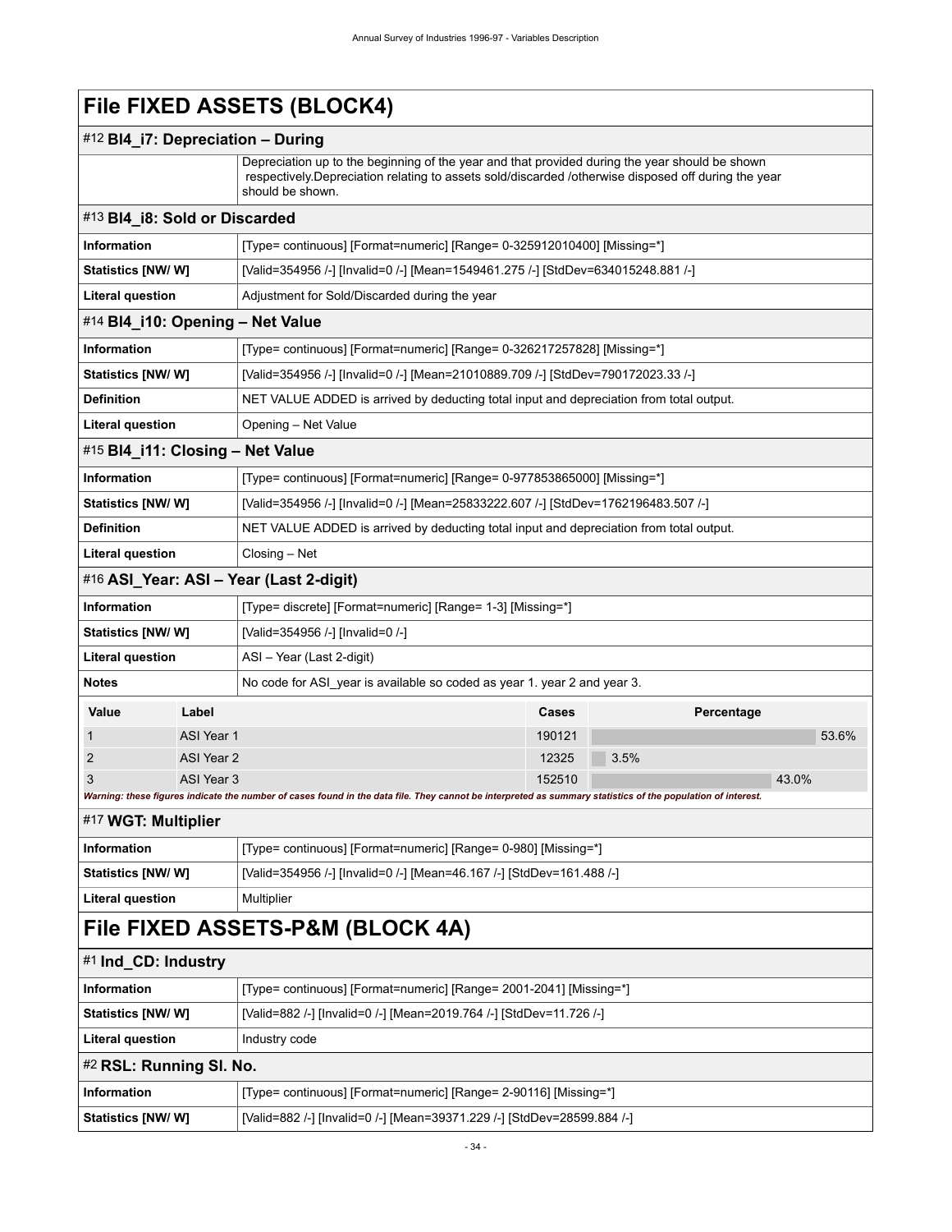# File FIXED ASSETS (BLOCK4)

## #12 Bl4_i7: Depreciation – During

| | |
|---|---|
| | Depreciation up to the beginning of the year and that provided during the year should be shown respectively.Depreciation relating to assets sold/discarded /otherwise disposed off during the year should be shown. |

## #13 Bl4_i8: Sold or Discarded

| | |
|---|---|
| **Information** | [Type= continuous] [Format=numeric] [Range= 0-325912010400] [Missing=*] |
| **Statistics [NW/ W]** | [Valid=354956 /-] [Invalid=0 /-] [Mean=1549461.275 /-] [StdDev=634015248.881 /-] |
| **Literal question** | Adjustment for Sold/Discarded during the year |

## #14 Bl4_i10: Opening – Net Value

| | |
|---|---|
| **Information** | [Type= continuous] [Format=numeric] [Range= 0-326217257828] [Missing=*] |
| **Statistics [NW/ W]** | [Valid=354956 /-] [Invalid=0 /-] [Mean=21010889.709 /-] [StdDev=790172023.33 /-] |
| **Definition** | NET VALUE ADDED is arrived by deducting total input and depreciation from total output. |
| **Literal question** | Opening – Net Value |

## #15 Bl4_i11: Closing – Net Value

| | |
|---|---|
| **Information** | [Type= continuous] [Format=numeric] [Range= 0-977853865000] [Missing=*] |
| **Statistics [NW/ W]** | [Valid=354956 /-] [Invalid=0 /-] [Mean=25833222.607 /-] [StdDev=1762196483.507 /-] |
| **Definition** | NET VALUE ADDED is arrived by deducting total input and depreciation from total output. |
| **Literal question** | Closing – Net |

## #16 ASI_Year: ASI – Year (Last 2-digit)

| | |
|---|---|
| **Information** | [Type= discrete] [Format=numeric] [Range= 1-3] [Missing=*] |
| **Statistics [NW/ W]** | [Valid=354956 /-] [Invalid=0 /-] |
| **Literal question** | ASI – Year (Last 2-digit) |
| **Notes** | No code for ASI_year is available so coded as year 1. year 2 and year 3. |

| Value | Label | Cases | Percentage |
|---|---|---|---|
| 1 | ASI Year 1 | 190121 | 53.6% |
| 2 | ASI Year 2 | 12325 | 3.5% |
| 3 | ASI Year 3 | 152510 | 43.0% |

***Warning: these figures indicate the number of cases found in the data file. They cannot be interpreted as summary statistics of the population of interest.***

## #17 WGT: Multiplier

| | |
|---|---|
| **Information** | [Type= continuous] [Format=numeric] [Range= 0-980] [Missing=*] |
| **Statistics [NW/ W]** | [Valid=354956 /-] [Invalid=0 /-] [Mean=46.167 /-] [StdDev=161.488 /-] |
| **Literal question** | Multiplier |

# File FIXED ASSETS-P&M (BLOCK 4A)

## #1 Ind_CD: Industry

| | |
|---|---|
| **Information** | [Type= continuous] [Format=numeric] [Range= 2001-2041] [Missing=*] |
| **Statistics [NW/ W]** | [Valid=882 /-] [Invalid=0 /-] [Mean=2019.764 /-] [StdDev=11.726 /-] |
| **Literal question** | Industry code |

## #2 RSL: Running Sl. No.

| | |
|---|---|
| **Information** | [Type= continuous] [Format=numeric] [Range= 2-90116] [Missing=*] |
| **Statistics [NW/ W]** | [Valid=882 /-] [Invalid=0 /-] [Mean=39371.229 /-] [StdDev=28599.884 /-] |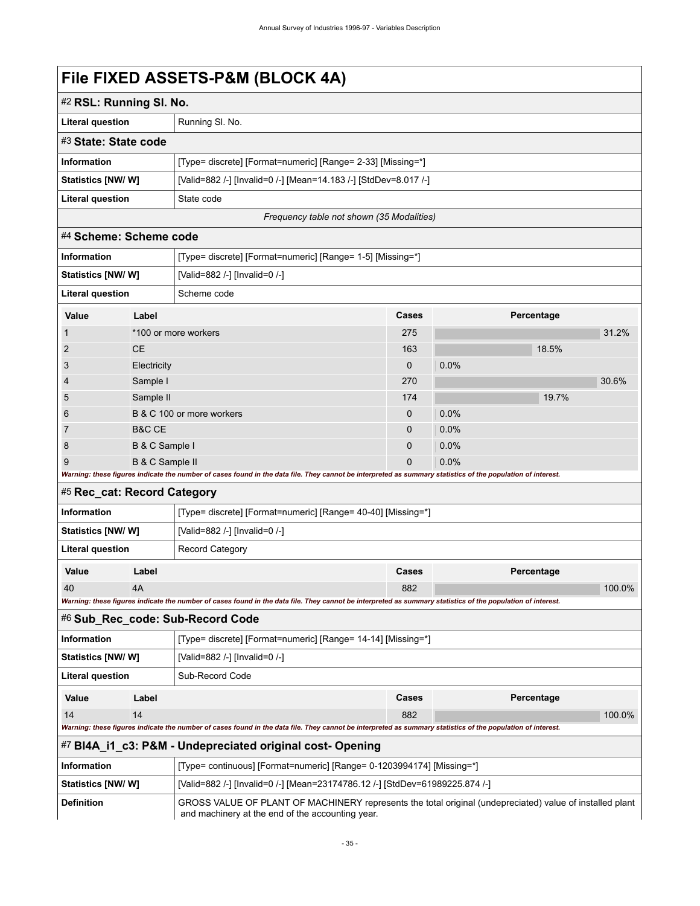# File FIXED ASSETS-P&M (BLOCK 4A)

## #2 RSL: Running Sl. No.

| | |
|---|---|
| **Literal question** | Running Sl. No. |

## #3 State: State code

| | |
|---|---|
| **Information** | [Type= discrete] [Format=numeric] [Range= 2-33] [Missing=*] |
| **Statistics [NW/ W]** | [Valid=882 /-] [Invalid=0 /-] [Mean=14.183 /-] [StdDev=8.017 /-] |
| **Literal question** | State code |

*Frequency table not shown (35 Modalities)*

## #4 Scheme: Scheme code

| | |
|---|---|
| **Information** | [Type= discrete] [Format=numeric] [Range= 1-5] [Missing=*] |
| **Statistics [NW/ W]** | [Valid=882 /-] [Invalid=0 /-] |
| **Literal question** | Scheme code |

| Value | Label | Cases | Percentage |
|---|---|---|---|
| 1 | *100 or more workers | 275 | 31.2% |
| 2 | CE | 163 | 18.5% |
| 3 | Electricity | 0 | 0.0% |
| 4 | Sample I | 270 | 30.6% |
| 5 | Sample II | 174 | 19.7% |
| 6 | B & C 100 or more workers | 0 | 0.0% |
| 7 | B&C CE | 0 | 0.0% |
| 8 | B & C Sample I | 0 | 0.0% |
| 9 | B & C Sample II | 0 | 0.0% |

***Warning: these figures indicate the number of cases found in the data file. They cannot be interpreted as summary statistics of the population of interest.***

## #5 Rec_cat: Record Category

| | |
|---|---|
| **Information** | [Type= discrete] [Format=numeric] [Range= 40-40] [Missing=*] |
| **Statistics [NW/ W]** | [Valid=882 /-] [Invalid=0 /-] |
| **Literal question** | Record Category |

| Value | Label | Cases | Percentage |
|---|---|---|---|
| 40 | 4A | 882 | 100.0% |

***Warning: these figures indicate the number of cases found in the data file. They cannot be interpreted as summary statistics of the population of interest.***

## #6 Sub_Rec_code: Sub-Record Code

| | |
|---|---|
| **Information** | [Type= discrete] [Format=numeric] [Range= 14-14] [Missing=*] |
| **Statistics [NW/ W]** | [Valid=882 /-] [Invalid=0 /-] |
| **Literal question** | Sub-Record Code |

| Value | Label | Cases | Percentage |
|---|---|---|---|
| 14 | 14 | 882 | 100.0% |

***Warning: these figures indicate the number of cases found in the data file. They cannot be interpreted as summary statistics of the population of interest.***

## #7 Bl4A_i1_c3: P&M - Undepreciated original cost- Opening

| | |
|---|---|
| **Information** | [Type= continuous] [Format=numeric] [Range= 0-1203994174] [Missing=*] |
| **Statistics [NW/ W]** | [Valid=882 /-] [Invalid=0 /-] [Mean=23174786.12 /-] [StdDev=61989225.874 /-] |
| **Definition** | GROSS VALUE OF PLANT OF MACHINERY represents the total original (undepreciated) value of installed plant and machinery at the end of the accounting year. |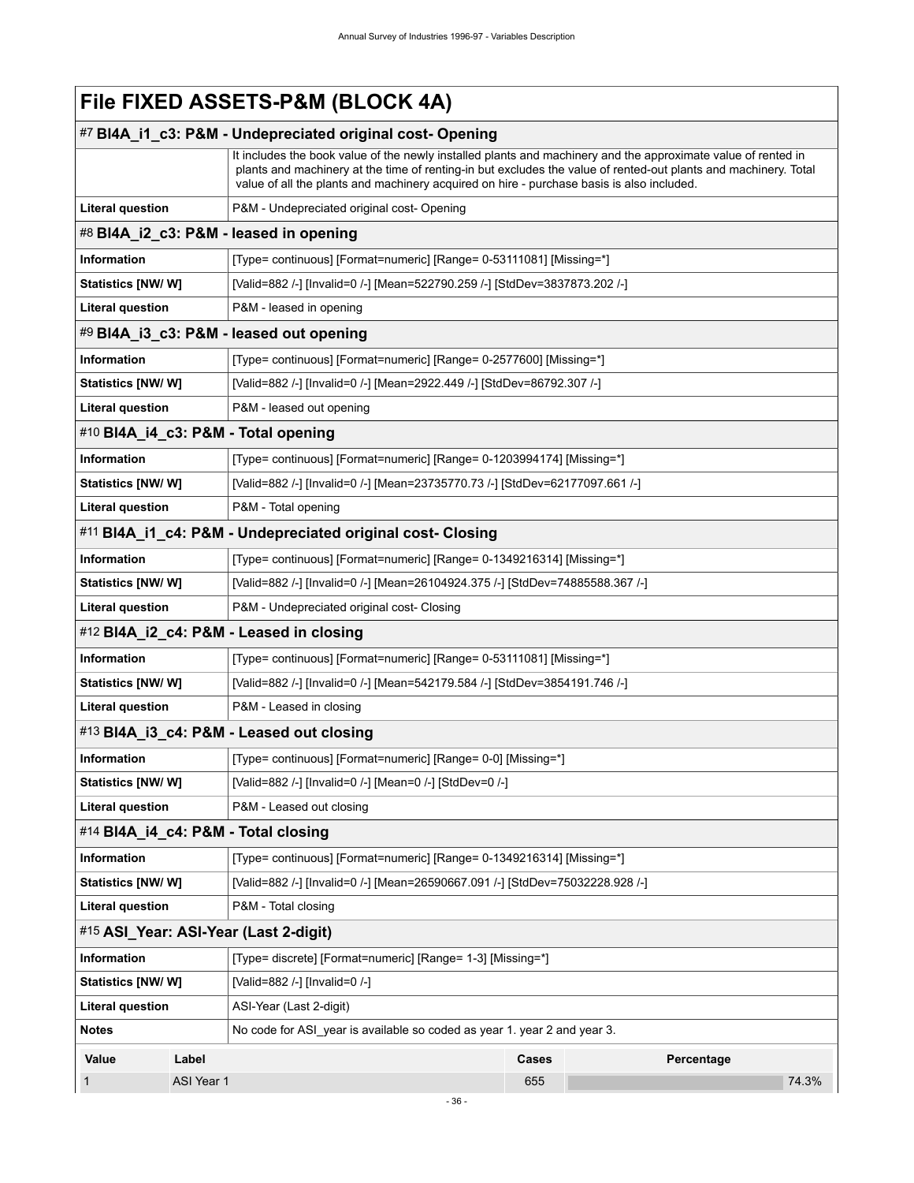# File FIXED ASSETS-P&M (BLOCK 4A)

## #7 BI4A_i1_c3: P&M - Undepreciated original cost- Opening

| | |
|---|---|
| | It includes the book value of the newly installed plants and machinery and the approximate value of rented in plants and machinery at the time of renting-in but excludes the value of rented-out plants and machinery. Total value of all the plants and machinery acquired on hire - purchase basis is also included. |
| **Literal question** | P&M - Undepreciated original cost- Opening |

## #8 BI4A_i2_c3: P&M - leased in opening

| | |
|---|---|
| **Information** | [Type= continuous] [Format=numeric] [Range= 0-53111081] [Missing=*] |
| **Statistics [NW/ W]** | [Valid=882 /-] [Invalid=0 /-] [Mean=522790.259 /-] [StdDev=3837873.202 /-] |
| **Literal question** | P&M - leased in opening |

## #9 BI4A_i3_c3: P&M - leased out opening

| | |
|---|---|
| **Information** | [Type= continuous] [Format=numeric] [Range= 0-2577600] [Missing=*] |
| **Statistics [NW/ W]** | [Valid=882 /-] [Invalid=0 /-] [Mean=2922.449 /-] [StdDev=86792.307 /-] |
| **Literal question** | P&M - leased out opening |

## #10 BI4A_i4_c3: P&M - Total opening

| | |
|---|---|
| **Information** | [Type= continuous] [Format=numeric] [Range= 0-1203994174] [Missing=*] |
| **Statistics [NW/ W]** | [Valid=882 /-] [Invalid=0 /-] [Mean=23735770.73 /-] [StdDev=62177097.661 /-] |
| **Literal question** | P&M - Total opening |

## #11 BI4A_i1_c4: P&M - Undepreciated original cost- Closing

| | |
|---|---|
| **Information** | [Type= continuous] [Format=numeric] [Range= 0-1349216314] [Missing=*] |
| **Statistics [NW/ W]** | [Valid=882 /-] [Invalid=0 /-] [Mean=26104924.375 /-] [StdDev=74885588.367 /-] |
| **Literal question** | P&M - Undepreciated original cost- Closing |

## #12 BI4A_i2_c4: P&M - Leased in closing

| | |
|---|---|
| **Information** | [Type= continuous] [Format=numeric] [Range= 0-53111081] [Missing=*] |
| **Statistics [NW/ W]** | [Valid=882 /-] [Invalid=0 /-] [Mean=542179.584 /-] [StdDev=3854191.746 /-] |
| **Literal question** | P&M - Leased in closing |

## #13 BI4A_i3_c4: P&M - Leased out closing

| | |
|---|---|
| **Information** | [Type= continuous] [Format=numeric] [Range= 0-0] [Missing=*] |
| **Statistics [NW/ W]** | [Valid=882 /-] [Invalid=0 /-] [Mean=0 /-] [StdDev=0 /-] |
| **Literal question** | P&M - Leased out closing |

## #14 BI4A_i4_c4: P&M - Total closing

| | |
|---|---|
| **Information** | [Type= continuous] [Format=numeric] [Range= 0-1349216314] [Missing=*] |
| **Statistics [NW/ W]** | [Valid=882 /-] [Invalid=0 /-] [Mean=26590667.091 /-] [StdDev=75032228.928 /-] |
| **Literal question** | P&M - Total closing |

## #15 ASI_Year: ASI-Year (Last 2-digit)

| | |
|---|---|
| **Information** | [Type= discrete] [Format=numeric] [Range= 1-3] [Missing=*] |
| **Statistics [NW/ W]** | [Valid=882 /-] [Invalid=0 /-] |
| **Literal question** | ASI-Year (Last 2-digit) |
| **Notes** | No code for ASI_year is available so coded as year 1. year 2 and year 3. |

| Value | Label | Cases | Percentage |
|---|---|---|---|
| 1 | ASI Year 1 | 655 | 74.3% |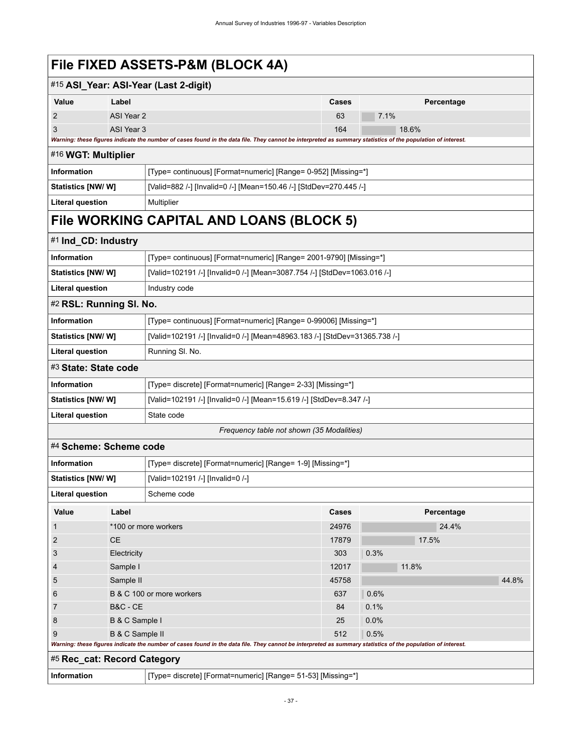# File FIXED ASSETS-P&M (BLOCK 4A)

## #15 ASI_Year: ASI-Year (Last 2-digit)

| Value | Label | Cases | Percentage |
|---|---|---|---|
| 2 | ASI Year 2 | 63 | 7.1% |
| 3 | ASI Year 3 | 164 | 18.6% |

***Warning: these figures indicate the number of cases found in the data file. They cannot be interpreted as summary statistics of the population of interest.***

## #16 WGT: Multiplier

| | |
|---|---|
| **Information** | [Type= continuous] [Format=numeric] [Range= 0-952] [Missing=*] |
| **Statistics [NW/ W]** | [Valid=882 /-] [Invalid=0 /-] [Mean=150.46 /-] [StdDev=270.445 /-] |
| **Literal question** | Multiplier |

# File WORKING CAPITAL AND LOANS (BLOCK 5)

## #1 Ind_CD: Industry

| | |
|---|---|
| **Information** | [Type= continuous] [Format=numeric] [Range= 2001-9790] [Missing=*] |
| **Statistics [NW/ W]** | [Valid=102191 /-] [Invalid=0 /-] [Mean=3087.754 /-] [StdDev=1063.016 /-] |
| **Literal question** | Industry code |

## #2 RSL: Running Sl. No.

| | |
|---|---|
| **Information** | [Type= continuous] [Format=numeric] [Range= 0-99006] [Missing=*] |
| **Statistics [NW/ W]** | [Valid=102191 /-] [Invalid=0 /-] [Mean=48963.183 /-] [StdDev=31365.738 /-] |
| **Literal question** | Running Sl. No. |

## #3 State: State code

| | |
|---|---|
| **Information** | [Type= discrete] [Format=numeric] [Range= 2-33] [Missing=*] |
| **Statistics [NW/ W]** | [Valid=102191 /-] [Invalid=0 /-] [Mean=15.619 /-] [StdDev=8.347 /-] |
| **Literal question** | State code |

*Frequency table not shown (35 Modalities)*

## #4 Scheme: Scheme code

| | |
|---|---|
| **Information** | [Type= discrete] [Format=numeric] [Range= 1-9] [Missing=*] |
| **Statistics [NW/ W]** | [Valid=102191 /-] [Invalid=0 /-] |
| **Literal question** | Scheme code |

| Value | Label | Cases | Percentage |
|---|---|---|---|
| 1 | *100 or more workers | 24976 | 24.4% |
| 2 | CE | 17879 | 17.5% |
| 3 | Electricity | 303 | 0.3% |
| 4 | Sample I | 12017 | 11.8% |
| 5 | Sample II | 45758 | 44.8% |
| 6 | B & C 100 or more workers | 637 | 0.6% |
| 7 | B&C - CE | 84 | 0.1% |
| 8 | B & C Sample I | 25 | 0.0% |
| 9 | B & C Sample II | 512 | 0.5% |

***Warning: these figures indicate the number of cases found in the data file. They cannot be interpreted as summary statistics of the population of interest.***

## #5 Rec_cat: Record Category

| | |
|---|---|
| **Information** | [Type= discrete] [Format=numeric] [Range= 51-53] [Missing=*] |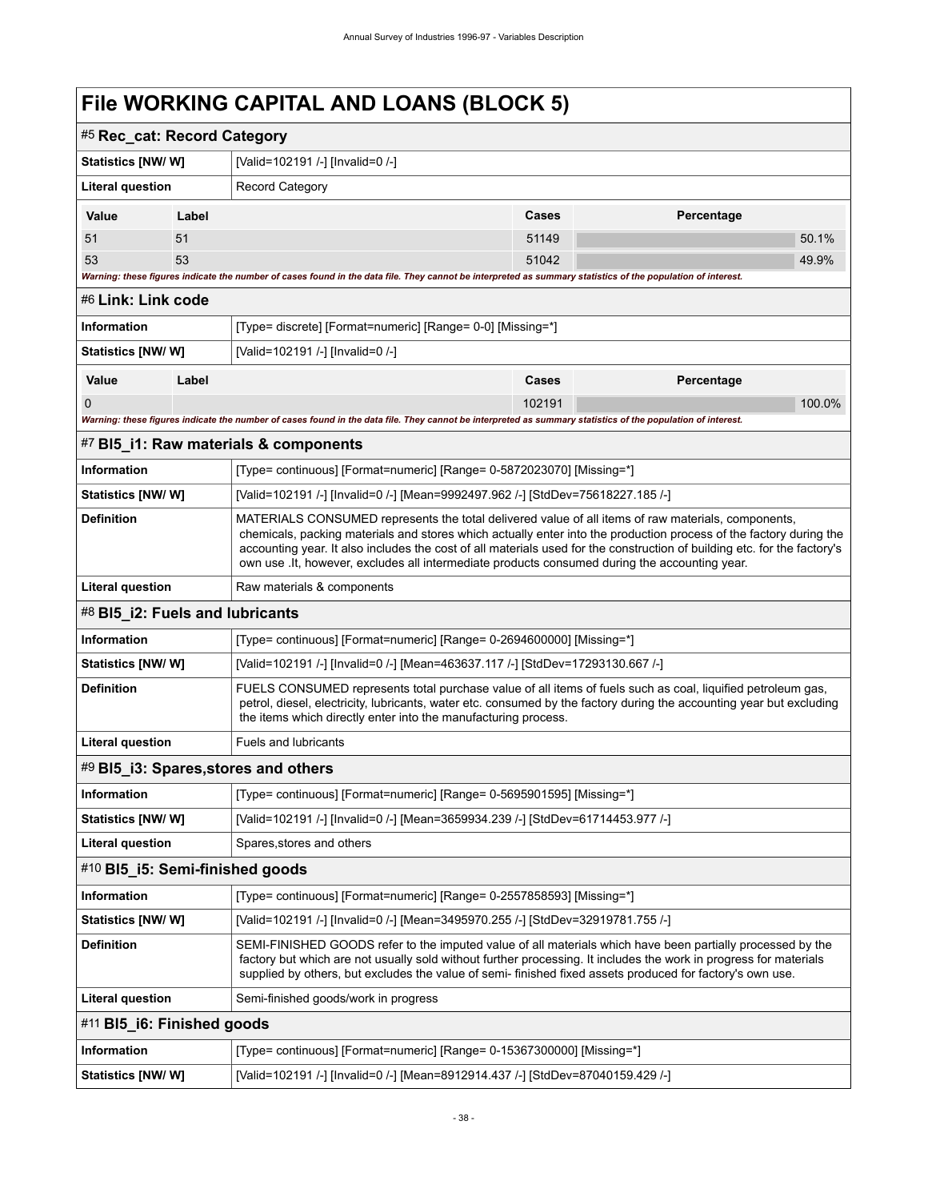# File WORKING CAPITAL AND LOANS (BLOCK 5)

## #5 Rec_cat: Record Category

| | |
|---|---|
| **Statistics [NW/ W]** | [Valid=102191 /-] [Invalid=0 /-] |
| **Literal question** | Record Category |

| Value | Label | Cases | Percentage |
|---|---|---|---|
| 51 | 51 | 51149 | 50.1% |
| 53 | 53 | 51042 | 49.9% |

***Warning: these figures indicate the number of cases found in the data file. They cannot be interpreted as summary statistics of the population of interest.***

## #6 Link: Link code

| | |
|---|---|
| **Information** | [Type= discrete] [Format=numeric] [Range= 0-0] [Missing=*] |
| **Statistics [NW/ W]** | [Valid=102191 /-] [Invalid=0 /-] |

| Value | Label | Cases | Percentage |
|---|---|---|---|
| 0 | | 102191 | 100.0% |

***Warning: these figures indicate the number of cases found in the data file. They cannot be interpreted as summary statistics of the population of interest.***

## #7 Bl5_i1: Raw materials & components

| | |
|---|---|
| **Information** | [Type= continuous] [Format=numeric] [Range= 0-5872023070] [Missing=*] |
| **Statistics [NW/ W]** | [Valid=102191 /-] [Invalid=0 /-] [Mean=9992497.962 /-] [StdDev=75618227.185 /-] |
| **Definition** | MATERIALS CONSUMED represents the total delivered value of all items of raw materials, components, chemicals, packing materials and stores which actually enter into the production process of the factory during the accounting year. It also includes the cost of all materials used for the construction of building etc. for the factory's own use .It, however, excludes all intermediate products consumed during the accounting year. |
| **Literal question** | Raw materials & components |

## #8 Bl5_i2: Fuels and lubricants

| | |
|---|---|
| **Information** | [Type= continuous] [Format=numeric] [Range= 0-2694600000] [Missing=*] |
| **Statistics [NW/ W]** | [Valid=102191 /-] [Invalid=0 /-] [Mean=463637.117 /-] [StdDev=17293130.667 /-] |
| **Definition** | FUELS CONSUMED represents total purchase value of all items of fuels such as coal, liquified petroleum gas, petrol, diesel, electricity, lubricants, water etc. consumed by the factory during the accounting year but excluding the items which directly enter into the manufacturing process. |
| **Literal question** | Fuels and lubricants |

## #9 Bl5_i3: Spares,stores and others

| | |
|---|---|
| **Information** | [Type= continuous] [Format=numeric] [Range= 0-5695901595] [Missing=*] |
| **Statistics [NW/ W]** | [Valid=102191 /-] [Invalid=0 /-] [Mean=3659934.239 /-] [StdDev=61714453.977 /-] |
| **Literal question** | Spares,stores and others |

## #10 Bl5_i5: Semi-finished goods

| | |
|---|---|
| **Information** | [Type= continuous] [Format=numeric] [Range= 0-2557858593] [Missing=*] |
| **Statistics [NW/ W]** | [Valid=102191 /-] [Invalid=0 /-] [Mean=3495970.255 /-] [StdDev=32919781.755 /-] |
| **Definition** | SEMI-FINISHED GOODS refer to the imputed value of all materials which have been partially processed by the factory but which are not usually sold without further processing. It includes the work in progress for materials supplied by others, but excludes the value of semi- finished fixed assets produced for factory's own use. |
| **Literal question** | Semi-finished goods/work in progress |

## #11 Bl5_i6: Finished goods

| | |
|---|---|
| **Information** | [Type= continuous] [Format=numeric] [Range= 0-15367300000] [Missing=*] |
| **Statistics [NW/ W]** | [Valid=102191 /-] [Invalid=0 /-] [Mean=8912914.437 /-] [StdDev=87040159.429 /-] |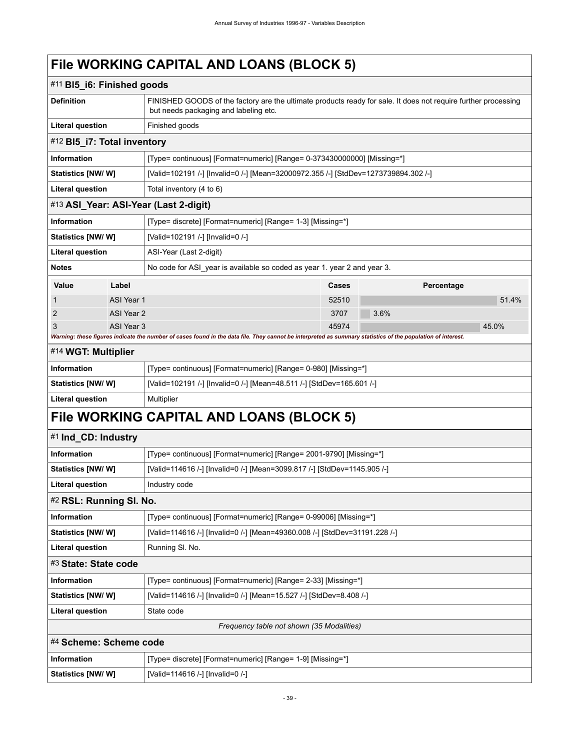# File WORKING CAPITAL AND LOANS (BLOCK 5)

## #11 Bl5_i6: Finished goods

| | |
|---|---|
| **Definition** | FINISHED GOODS of the factory are the ultimate products ready for sale. It does not require further processing but needs packaging and labeling etc. |
| **Literal question** | Finished goods |

## #12 Bl5_i7: Total inventory

| | |
|---|---|
| **Information** | [Type= continuous] [Format=numeric] [Range= 0-373430000000] [Missing=*] |
| **Statistics [NW/ W]** | [Valid=102191 /-] [Invalid=0 /-] [Mean=32000972.355 /-] [StdDev=1273739894.302 /-] |
| **Literal question** | Total inventory (4 to 6) |

## #13 ASI_Year: ASI-Year (Last 2-digit)

| | |
|---|---|
| **Information** | [Type= discrete] [Format=numeric] [Range= 1-3] [Missing=*] |
| **Statistics [NW/ W]** | [Valid=102191 /-] [Invalid=0 /-] |
| **Literal question** | ASI-Year (Last 2-digit) |
| **Notes** | No code for ASI_year is available so coded as year 1. year 2 and year 3. |

| Value | Label | Cases | Percentage |
|---|---|---|---|
| 1 | ASI Year 1 | 52510 | 51.4% |
| 2 | ASI Year 2 | 3707 | 3.6% |
| 3 | ASI Year 3 | 45974 | 45.0% |

*Warning: these figures indicate the number of cases found in the data file. They cannot be interpreted as summary statistics of the population of interest.*

## #14 WGT: Multiplier

| | |
|---|---|
| **Information** | [Type= continuous] [Format=numeric] [Range= 0-980] [Missing=*] |
| **Statistics [NW/ W]** | [Valid=102191 /-] [Invalid=0 /-] [Mean=48.511 /-] [StdDev=165.601 /-] |
| **Literal question** | Multiplier |

# File WORKING CAPITAL AND LOANS (BLOCK 5)

## #1 Ind_CD: Industry

| | |
|---|---|
| **Information** | [Type= continuous] [Format=numeric] [Range= 2001-9790] [Missing=*] |
| **Statistics [NW/ W]** | [Valid=114616 /-] [Invalid=0 /-] [Mean=3099.817 /-] [StdDev=1145.905 /-] |
| **Literal question** | Industry code |

## #2 RSL: Running Sl. No.

| | |
|---|---|
| **Information** | [Type= continuous] [Format=numeric] [Range= 0-99006] [Missing=*] |
| **Statistics [NW/ W]** | [Valid=114616 /-] [Invalid=0 /-] [Mean=49360.008 /-] [StdDev=31191.228 /-] |
| **Literal question** | Running Sl. No. |

## #3 State: State code

| | |
|---|---|
| **Information** | [Type= continuous] [Format=numeric] [Range= 2-33] [Missing=*] |
| **Statistics [NW/ W]** | [Valid=114616 /-] [Invalid=0 /-] [Mean=15.527 /-] [StdDev=8.408 /-] |
| **Literal question** | State code |

*Frequency table not shown (35 Modalities)*

## #4 Scheme: Scheme code

| | |
|---|---|
| **Information** | [Type= discrete] [Format=numeric] [Range= 1-9] [Missing=*] |
| **Statistics [NW/ W]** | [Valid=114616 /-] [Invalid=0 /-] |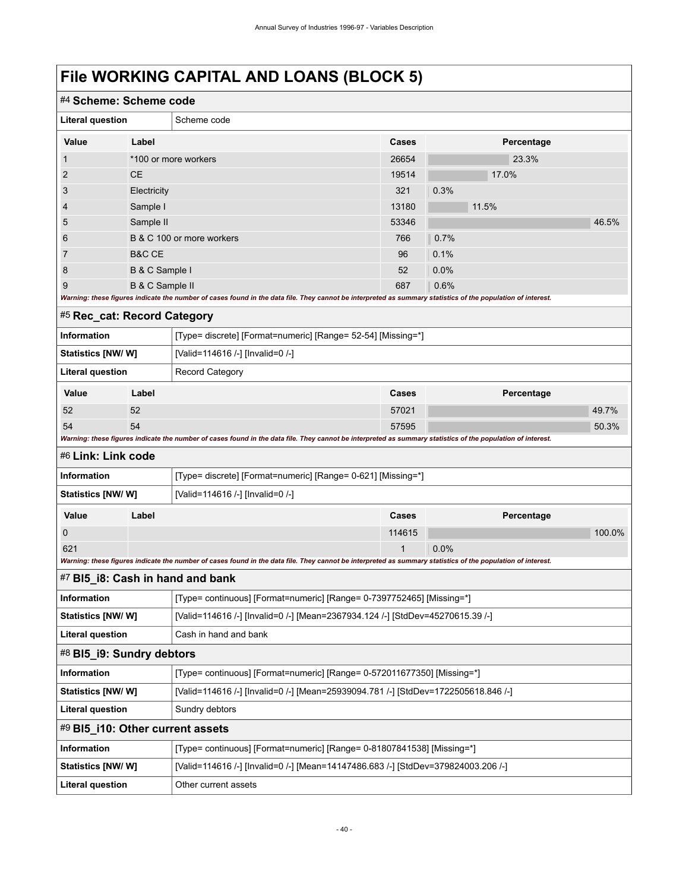# File WORKING CAPITAL AND LOANS (BLOCK 5)

## #4 Scheme: Scheme code

| | |
|---|---|
| **Literal question** | Scheme code |

| Value | Label | Cases | Percentage |
|---|---|---|---|
| 1 | *100 or more workers | 26654 | 23.3% |
| 2 | CE | 19514 | 17.0% |
| 3 | Electricity | 321 | 0.3% |
| 4 | Sample I | 13180 | 11.5% |
| 5 | Sample II | 53346 | 46.5% |
| 6 | B & C 100 or more workers | 766 | 0.7% |
| 7 | B&C CE | 96 | 0.1% |
| 8 | B & C Sample I | 52 | 0.0% |
| 9 | B & C Sample II | 687 | 0.6% |

***Warning: these figures indicate the number of cases found in the data file. They cannot be interpreted as summary statistics of the population of interest.***

## #5 Rec_cat: Record Category

| | |
|---|---|
| **Information** | [Type= discrete] [Format=numeric] [Range= 52-54] [Missing=*] |
| **Statistics [NW/ W]** | [Valid=114616 /-] [Invalid=0 /-] |
| **Literal question** | Record Category |

| Value | Label | Cases | Percentage |
|---|---|---|---|
| 52 | 52 | 57021 | 49.7% |
| 54 | 54 | 57595 | 50.3% |

***Warning: these figures indicate the number of cases found in the data file. They cannot be interpreted as summary statistics of the population of interest.***

## #6 Link: Link code

| | |
|---|---|
| **Information** | [Type= discrete] [Format=numeric] [Range= 0-621] [Missing=*] |
| **Statistics [NW/ W]** | [Valid=114616 /-] [Invalid=0 /-] |

| Value | Label | Cases | Percentage |
|---|---|---|---|
| 0 | | 114615 | 100.0% |
| 621 | | 1 | 0.0% |

***Warning: these figures indicate the number of cases found in the data file. They cannot be interpreted as summary statistics of the population of interest.***

## #7 Bl5_i8: Cash in hand and bank

| | |
|---|---|
| **Information** | [Type= continuous] [Format=numeric] [Range= 0-7397752465] [Missing=*] |
| **Statistics [NW/ W]** | [Valid=114616 /-] [Invalid=0 /-] [Mean=2367934.124 /-] [StdDev=45270615.39 /-] |
| **Literal question** | Cash in hand and bank |

## #8 Bl5_i9: Sundry debtors

| | |
|---|---|
| **Information** | [Type= continuous] [Format=numeric] [Range= 0-572011677350] [Missing=*] |
| **Statistics [NW/ W]** | [Valid=114616 /-] [Invalid=0 /-] [Mean=25939094.781 /-] [StdDev=1722505618.846 /-] |
| **Literal question** | Sundry debtors |

## #9 Bl5_i10: Other current assets

| | |
|---|---|
| **Information** | [Type= continuous] [Format=numeric] [Range= 0-81807841538] [Missing=*] |
| **Statistics [NW/ W]** | [Valid=114616 /-] [Invalid=0 /-] [Mean=14147486.683 /-] [StdDev=379824003.206 /-] |
| **Literal question** | Other current assets |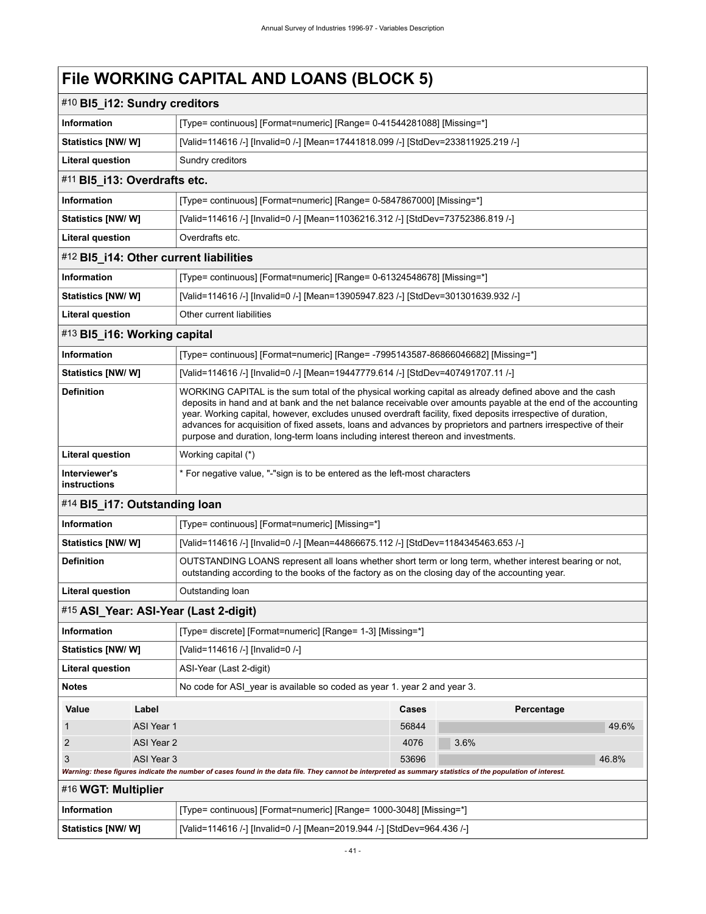# File WORKING CAPITAL AND LOANS (BLOCK 5)

## #10 Bl5_i12: Sundry creditors

| | |
|---|---|
| **Information** | [Type= continuous] [Format=numeric] [Range= 0-41544281088] [Missing=*] |
| **Statistics [NW/ W]** | [Valid=114616 /-] [Invalid=0 /-] [Mean=17441818.099 /-] [StdDev=233811925.219 /-] |
| **Literal question** | Sundry creditors |

## #11 Bl5_i13: Overdrafts etc.

| | |
|---|---|
| **Information** | [Type= continuous] [Format=numeric] [Range= 0-5847867000] [Missing=*] |
| **Statistics [NW/ W]** | [Valid=114616 /-] [Invalid=0 /-] [Mean=11036216.312 /-] [StdDev=73752386.819 /-] |
| **Literal question** | Overdrafts etc. |

## #12 Bl5_i14: Other current liabilities

| | |
|---|---|
| **Information** | [Type= continuous] [Format=numeric] [Range= 0-61324548678] [Missing=*] |
| **Statistics [NW/ W]** | [Valid=114616 /-] [Invalid=0 /-] [Mean=13905947.823 /-] [StdDev=301301639.932 /-] |
| **Literal question** | Other current liabilities |

## #13 Bl5_i16: Working capital

| | |
|---|---|
| **Information** | [Type= continuous] [Format=numeric] [Range= -7995143587-86866046682] [Missing=*] |
| **Statistics [NW/ W]** | [Valid=114616 /-] [Invalid=0 /-] [Mean=19447779.614 /-] [StdDev=407491707.11 /-] |
| **Definition** | WORKING CAPITAL is the sum total of the physical working capital as already defined above and the cash deposits in hand and at bank and the net balance receivable over amounts payable at the end of the accounting year. Working capital, however, excludes unused overdraft facility, fixed deposits irrespective of duration, advances for acquisition of fixed assets, loans and advances by proprietors and partners irrespective of their purpose and duration, long-term loans including interest thereon and investments. |
| **Literal question** | Working capital (*) |
| **Interviewer's instructions** | * For negative value, "-"sign is to be entered as the left-most characters |

## #14 Bl5_i17: Outstanding loan

| | |
|---|---|
| **Information** | [Type= continuous] [Format=numeric] [Missing=*] |
| **Statistics [NW/ W]** | [Valid=114616 /-] [Invalid=0 /-] [Mean=44866675.112 /-] [StdDev=1184345463.653 /-] |
| **Definition** | OUTSTANDING LOANS represent all loans whether short term or long term, whether interest bearing or not, outstanding according to the books of the factory as on the closing day of the accounting year. |
| **Literal question** | Outstanding loan |

## #15 ASI_Year: ASI-Year (Last 2-digit)

| | |
|---|---|
| **Information** | [Type= discrete] [Format=numeric] [Range= 1-3] [Missing=*] |
| **Statistics [NW/ W]** | [Valid=114616 /-] [Invalid=0 /-] |
| **Literal question** | ASI-Year (Last 2-digit) |
| **Notes** | No code for ASI_year is available so coded as year 1. year 2 and year 3. |

| Value | Label | Cases | Percentage |
|---|---|---|---|
| 1 | ASI Year 1 | 56844 | 49.6% |
| 2 | ASI Year 2 | 4076 | 3.6% |
| 3 | ASI Year 3 | 53696 | 46.8% |

*Warning: these figures indicate the number of cases found in the data file. They cannot be interpreted as summary statistics of the population of interest.*

## #16 WGT: Multiplier

| | |
|---|---|
| **Information** | [Type= continuous] [Format=numeric] [Range= 1000-3048] [Missing=*] |
| **Statistics [NW/ W]** | [Valid=114616 /-] [Invalid=0 /-] [Mean=2019.944 /-] [StdDev=964.436 /-] |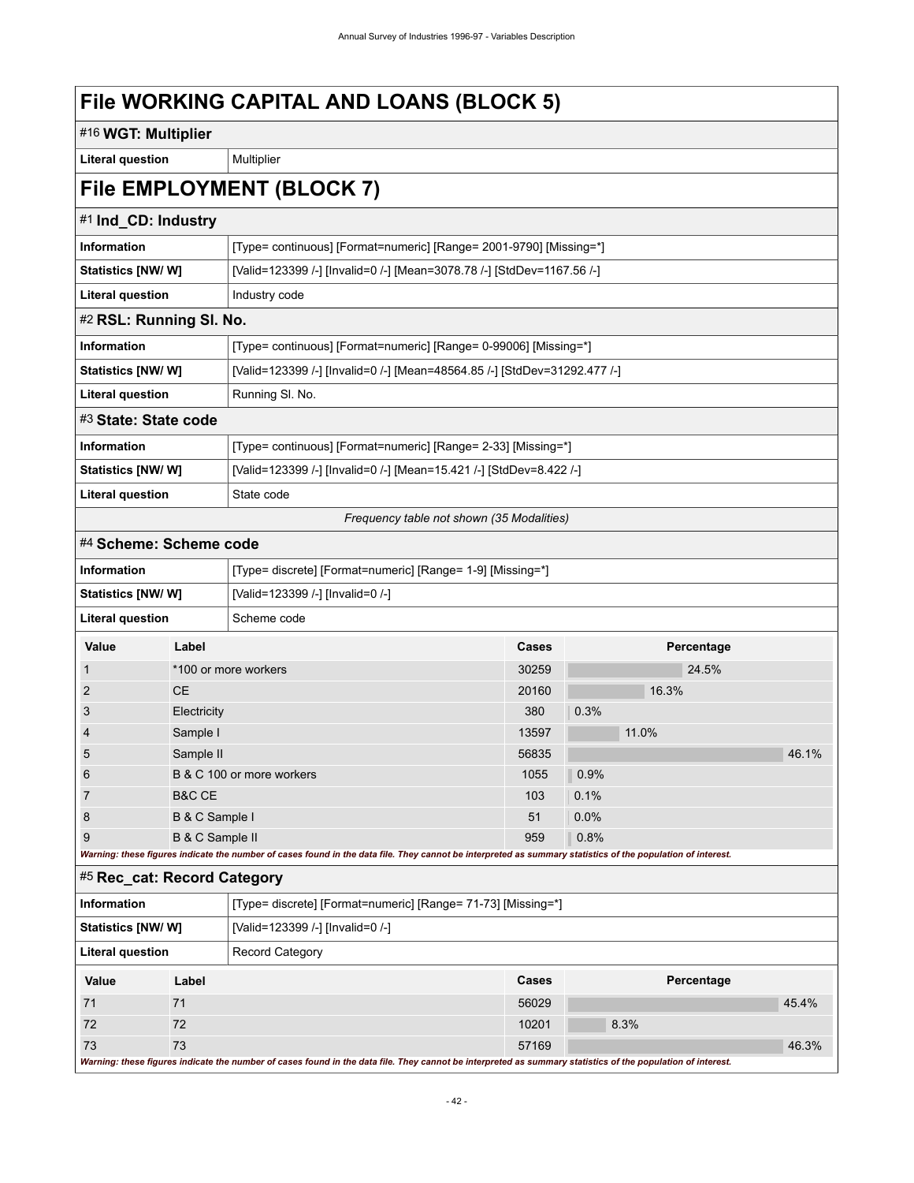# File WORKING CAPITAL AND LOANS (BLOCK 5)

## #16 WGT: Multiplier

| | |
|---|---|
| **Literal question** | Multiplier |

# File EMPLOYMENT (BLOCK 7)

## #1 Ind_CD: Industry

| | |
|---|---|
| **Information** | [Type= continuous] [Format=numeric] [Range= 2001-9790] [Missing=*] |
| **Statistics [NW/ W]** | [Valid=123399 /-] [Invalid=0 /-] [Mean=3078.78 /-] [StdDev=1167.56 /-] |
| **Literal question** | Industry code |

## #2 RSL: Running Sl. No.

| | |
|---|---|
| **Information** | [Type= continuous] [Format=numeric] [Range= 0-99006] [Missing=*] |
| **Statistics [NW/ W]** | [Valid=123399 /-] [Invalid=0 /-] [Mean=48564.85 /-] [StdDev=31292.477 /-] |
| **Literal question** | Running Sl. No. |

## #3 State: State code

| | |
|---|---|
| **Information** | [Type= continuous] [Format=numeric] [Range= 2-33] [Missing=*] |
| **Statistics [NW/ W]** | [Valid=123399 /-] [Invalid=0 /-] [Mean=15.421 /-] [StdDev=8.422 /-] |
| **Literal question** | State code |

*Frequency table not shown (35 Modalities)*

## #4 Scheme: Scheme code

| | |
|---|---|
| **Information** | [Type= discrete] [Format=numeric] [Range= 1-9] [Missing=*] |
| **Statistics [NW/ W]** | [Valid=123399 /-] [Invalid=0 /-] |
| **Literal question** | Scheme code |

| Value | Label | Cases | Percentage |
|---|---|---|---|
| 1 | *100 or more workers | 30259 | 24.5% |
| 2 | CE | 20160 | 16.3% |
| 3 | Electricity | 380 | 0.3% |
| 4 | Sample I | 13597 | 11.0% |
| 5 | Sample II | 56835 | 46.1% |
| 6 | B & C 100 or more workers | 1055 | 0.9% |
| 7 | B&C CE | 103 | 0.1% |
| 8 | B & C Sample I | 51 | 0.0% |
| 9 | B & C Sample II | 959 | 0.8% |

***Warning: these figures indicate the number of cases found in the data file. They cannot be interpreted as summary statistics of the population of interest.***

## #5 Rec_cat: Record Category

| | |
|---|---|
| **Information** | [Type= discrete] [Format=numeric] [Range= 71-73] [Missing=*] |
| **Statistics [NW/ W]** | [Valid=123399 /-] [Invalid=0 /-] |
| **Literal question** | Record Category |

| Value | Label | Cases | Percentage |
|---|---|---|---|
| 71 | 71 | 56029 | 45.4% |
| 72 | 72 | 10201 | 8.3% |
| 73 | 73 | 57169 | 46.3% |

***Warning: these figures indicate the number of cases found in the data file. They cannot be interpreted as summary statistics of the population of interest.***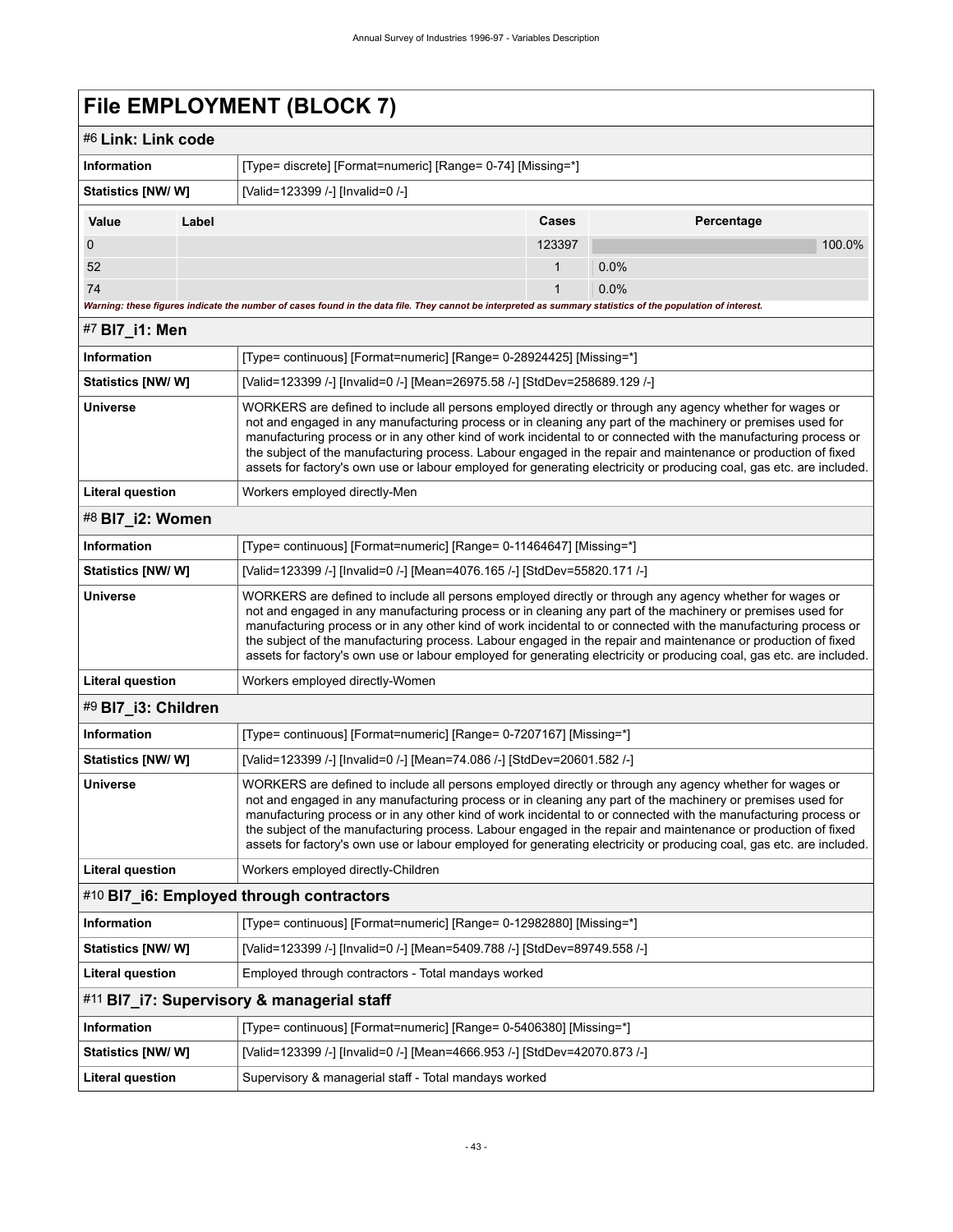# File EMPLOYMENT (BLOCK 7)

## #6 Link: Link code

| | |
|---|---|
| **Information** | [Type= discrete] [Format=numeric] [Range= 0-74] [Missing=*] |
| **Statistics [NW/ W]** | [Valid=123399 /-] [Invalid=0 /-] |

| Value | Label | Cases | Percentage |
|---|---|---|---|
| 0 | | 123397 | 100.0% |
| 52 | | 1 | 0.0% |
| 74 | | 1 | 0.0% |

***Warning: these figures indicate the number of cases found in the data file. They cannot be interpreted as summary statistics of the population of interest.***

## #7 Bl7_i1: Men

| | |
|---|---|
| **Information** | [Type= continuous] [Format=numeric] [Range= 0-28924425] [Missing=*] |
| **Statistics [NW/ W]** | [Valid=123399 /-] [Invalid=0 /-] [Mean=26975.58 /-] [StdDev=258689.129 /-] |
| **Universe** | WORKERS are defined to include all persons employed directly or through any agency whether for wages or not and engaged in any manufacturing process or in cleaning any part of the machinery or premises used for manufacturing process or in any other kind of work incidental to or connected with the manufacturing process or the subject of the manufacturing process. Labour engaged in the repair and maintenance or production of fixed assets for factory's own use or labour employed for generating electricity or producing coal, gas etc. are included. |
| **Literal question** | Workers employed directly-Men |

## #8 Bl7_i2: Women

| | |
|---|---|
| **Information** | [Type= continuous] [Format=numeric] [Range= 0-11464647] [Missing=*] |
| **Statistics [NW/ W]** | [Valid=123399 /-] [Invalid=0 /-] [Mean=4076.165 /-] [StdDev=55820.171 /-] |
| **Universe** | WORKERS are defined to include all persons employed directly or through any agency whether for wages or not and engaged in any manufacturing process or in cleaning any part of the machinery or premises used for manufacturing process or in any other kind of work incidental to or connected with the manufacturing process or the subject of the manufacturing process. Labour engaged in the repair and maintenance or production of fixed assets for factory's own use or labour employed for generating electricity or producing coal, gas etc. are included. |
| **Literal question** | Workers employed directly-Women |

## #9 Bl7_i3: Children

| | |
|---|---|
| **Information** | [Type= continuous] [Format=numeric] [Range= 0-7207167] [Missing=*] |
| **Statistics [NW/ W]** | [Valid=123399 /-] [Invalid=0 /-] [Mean=74.086 /-] [StdDev=20601.582 /-] |
| **Universe** | WORKERS are defined to include all persons employed directly or through any agency whether for wages or not and engaged in any manufacturing process or in cleaning any part of the machinery or premises used for manufacturing process or in any other kind of work incidental to or connected with the manufacturing process or the subject of the manufacturing process. Labour engaged in the repair and maintenance or production of fixed assets for factory's own use or labour employed for generating electricity or producing coal, gas etc. are included. |
| **Literal question** | Workers employed directly-Children |

## #10 Bl7_i6: Employed through contractors

| | |
|---|---|
| **Information** | [Type= continuous] [Format=numeric] [Range= 0-12982880] [Missing=*] |
| **Statistics [NW/ W]** | [Valid=123399 /-] [Invalid=0 /-] [Mean=5409.788 /-] [StdDev=89749.558 /-] |
| **Literal question** | Employed through contractors - Total mandays worked |

## #11 Bl7_i7: Supervisory & managerial staff

| | |
|---|---|
| **Information** | [Type= continuous] [Format=numeric] [Range= 0-5406380] [Missing=*] |
| **Statistics [NW/ W]** | [Valid=123399 /-] [Invalid=0 /-] [Mean=4666.953 /-] [StdDev=42070.873 /-] |
| **Literal question** | Supervisory & managerial staff - Total mandays worked |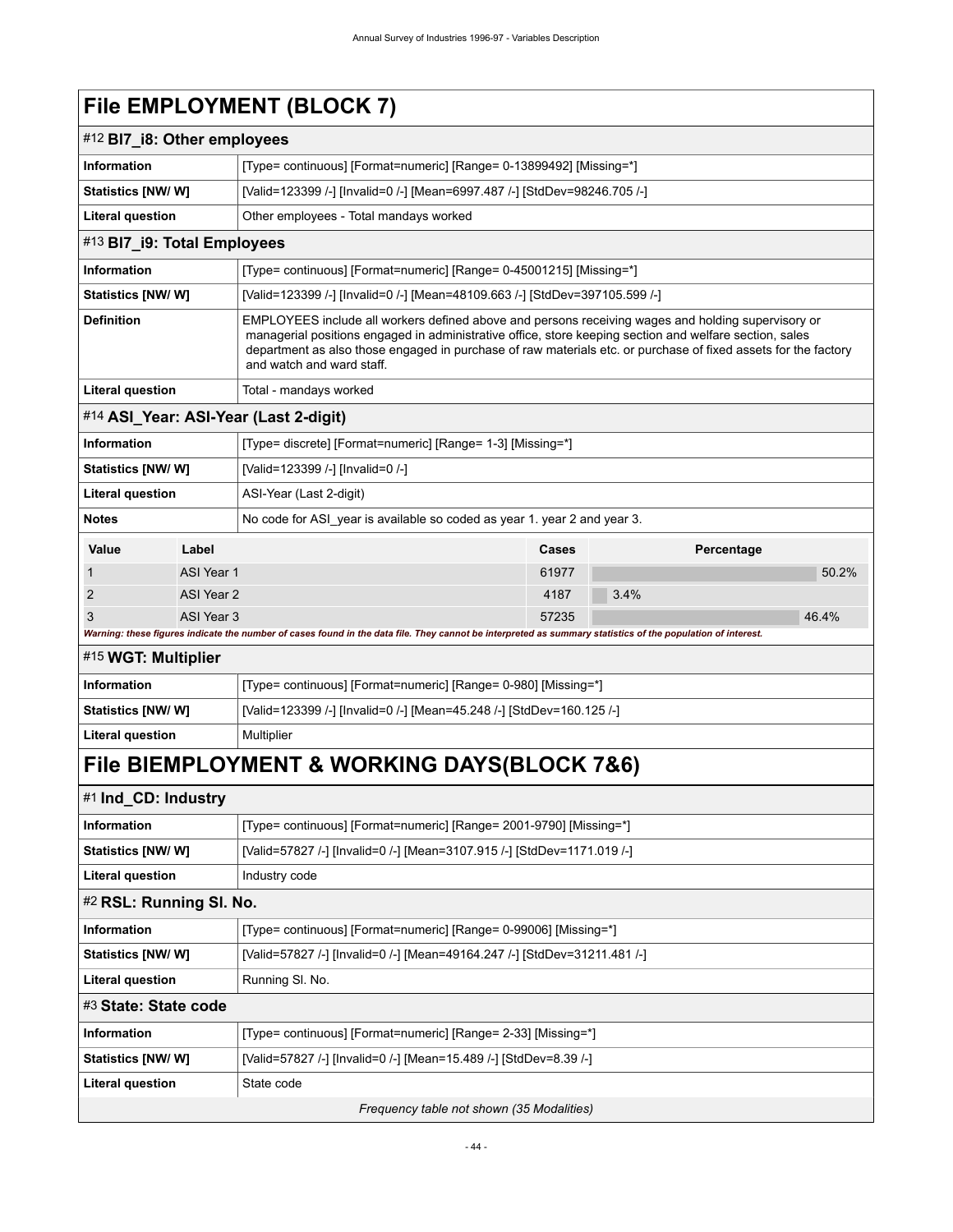# File EMPLOYMENT (BLOCK 7)

## #12 BI7_i8: Other employees

| | |
|---|---|
| **Information** | [Type= continuous] [Format=numeric] [Range= 0-13899492] [Missing=*] |
| **Statistics [NW/ W]** | [Valid=123399 /-] [Invalid=0 /-] [Mean=6997.487 /-] [StdDev=98246.705 /-] |
| **Literal question** | Other employees - Total mandays worked |

## #13 BI7_i9: Total Employees

| | |
|---|---|
| **Information** | [Type= continuous] [Format=numeric] [Range= 0-45001215] [Missing=*] |
| **Statistics [NW/ W]** | [Valid=123399 /-] [Invalid=0 /-] [Mean=48109.663 /-] [StdDev=397105.599 /-] |
| **Definition** | EMPLOYEES include all workers defined above and persons receiving wages and holding supervisory or managerial positions engaged in administrative office, store keeping section and welfare section, sales department as also those engaged in purchase of raw materials etc. or purchase of fixed assets for the factory and watch and ward staff. |
| **Literal question** | Total - mandays worked |

## #14 ASI_Year: ASI-Year (Last 2-digit)

| | |
|---|---|
| **Information** | [Type= discrete] [Format=numeric] [Range= 1-3] [Missing=*] |
| **Statistics [NW/ W]** | [Valid=123399 /-] [Invalid=0 /-] |
| **Literal question** | ASI-Year (Last 2-digit) |
| **Notes** | No code for ASI_year is available so coded as year 1. year 2 and year 3. |

| Value | Label | Cases | Percentage |
|---|---|---|---|
| 1 | ASI Year 1 | 61977 | 50.2% |
| 2 | ASI Year 2 | 4187 | 3.4% |
| 3 | ASI Year 3 | 57235 | 46.4% |

*Warning: these figures indicate the number of cases found in the data file. They cannot be interpreted as summary statistics of the population of interest.*

## #15 WGT: Multiplier

| | |
|---|---|
| **Information** | [Type= continuous] [Format=numeric] [Range= 0-980] [Missing=*] |
| **Statistics [NW/ W]** | [Valid=123399 /-] [Invalid=0 /-] [Mean=45.248 /-] [StdDev=160.125 /-] |
| **Literal question** | Multiplier |

# File BIEMPLOYMENT & WORKING DAYS(BLOCK 7&6)

## #1 Ind_CD: Industry

| | |
|---|---|
| **Information** | [Type= continuous] [Format=numeric] [Range= 2001-9790] [Missing=*] |
| **Statistics [NW/ W]** | [Valid=57827 /-] [Invalid=0 /-] [Mean=3107.915 /-] [StdDev=1171.019 /-] |
| **Literal question** | Industry code |

## #2 RSL: Running Sl. No.

| | |
|---|---|
| **Information** | [Type= continuous] [Format=numeric] [Range= 0-99006] [Missing=*] |
| **Statistics [NW/ W]** | [Valid=57827 /-] [Invalid=0 /-] [Mean=49164.247 /-] [StdDev=31211.481 /-] |
| **Literal question** | Running Sl. No. |

## #3 State: State code

| | |
|---|---|
| **Information** | [Type= continuous] [Format=numeric] [Range= 2-33] [Missing=*] |
| **Statistics [NW/ W]** | [Valid=57827 /-] [Invalid=0 /-] [Mean=15.489 /-] [StdDev=8.39 /-] |
| **Literal question** | State code |

*Frequency table not shown (35 Modalities)*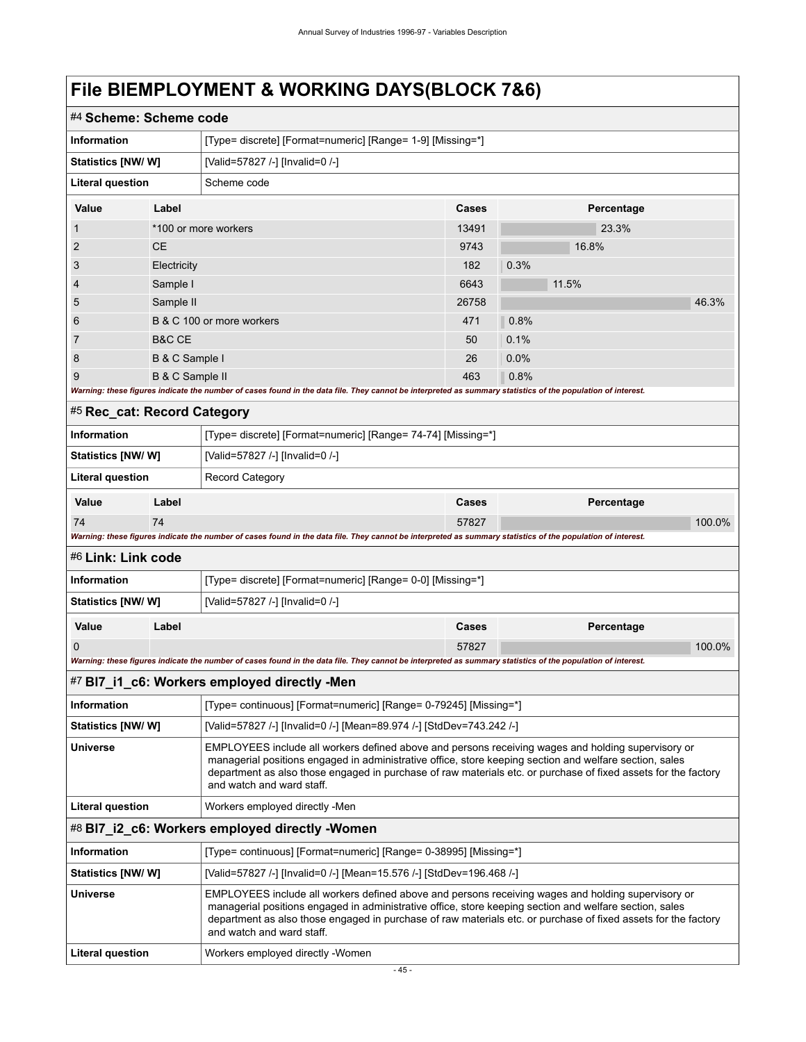# File BIEMPLOYMENT & WORKING DAYS(BLOCK 7&6)

## #4 Scheme: Scheme code

| | |
|---|---|
| **Information** | [Type= discrete] [Format=numeric] [Range= 1-9] [Missing=*] |
| **Statistics [NW/ W]** | [Valid=57827 /-] [Invalid=0 /-] |
| **Literal question** | Scheme code |

| Value | Label | Cases | Percentage |
|---|---|---|---|
| 1 | *100 or more workers | 13491 | 23.3% |
| 2 | CE | 9743 | 16.8% |
| 3 | Electricity | 182 | 0.3% |
| 4 | Sample I | 6643 | 11.5% |
| 5 | Sample II | 26758 | 46.3% |
| 6 | B & C 100 or more workers | 471 | 0.8% |
| 7 | B&C CE | 50 | 0.1% |
| 8 | B & C Sample I | 26 | 0.0% |
| 9 | B & C Sample II | 463 | 0.8% |

*Warning: these figures indicate the number of cases found in the data file. They cannot be interpreted as summary statistics of the population of interest.*

## #5 Rec_cat: Record Category

| | |
|---|---|
| **Information** | [Type= discrete] [Format=numeric] [Range= 74-74] [Missing=*] |
| **Statistics [NW/ W]** | [Valid=57827 /-] [Invalid=0 /-] |
| **Literal question** | Record Category |

| Value | Label | Cases | Percentage |
|---|---|---|---|
| 74 | 74 | 57827 | 100.0% |

*Warning: these figures indicate the number of cases found in the data file. They cannot be interpreted as summary statistics of the population of interest.*

## #6 Link: Link code

| | |
|---|---|
| **Information** | [Type= discrete] [Format=numeric] [Range= 0-0] [Missing=*] |
| **Statistics [NW/ W]** | [Valid=57827 /-] [Invalid=0 /-] |

| Value | Label | Cases | Percentage |
|---|---|---|---|
| 0 | | 57827 | 100.0% |

*Warning: these figures indicate the number of cases found in the data file. They cannot be interpreted as summary statistics of the population of interest.*

## #7 BI7_i1_c6: Workers employed directly -Men

| | |
|---|---|
| **Information** | [Type= continuous] [Format=numeric] [Range= 0-79245] [Missing=*] |
| **Statistics [NW/ W]** | [Valid=57827 /-] [Invalid=0 /-] [Mean=89.974 /-] [StdDev=743.242 /-] |
| **Universe** | EMPLOYEES include all workers defined above and persons receiving wages and holding supervisory or managerial positions engaged in administrative office, store keeping section and welfare section, sales department as also those engaged in purchase of raw materials etc. or purchase of fixed assets for the factory and watch and ward staff. |
| **Literal question** | Workers employed directly -Men |

## #8 BI7_i2_c6: Workers employed directly -Women

| | |
|---|---|
| **Information** | [Type= continuous] [Format=numeric] [Range= 0-38995] [Missing=*] |
| **Statistics [NW/ W]** | [Valid=57827 /-] [Invalid=0 /-] [Mean=15.576 /-] [StdDev=196.468 /-] |
| **Universe** | EMPLOYEES include all workers defined above and persons receiving wages and holding supervisory or managerial positions engaged in administrative office, store keeping section and welfare section, sales department as also those engaged in purchase of raw materials etc. or purchase of fixed assets for the factory and watch and ward staff. |
| **Literal question** | Workers employed directly -Women |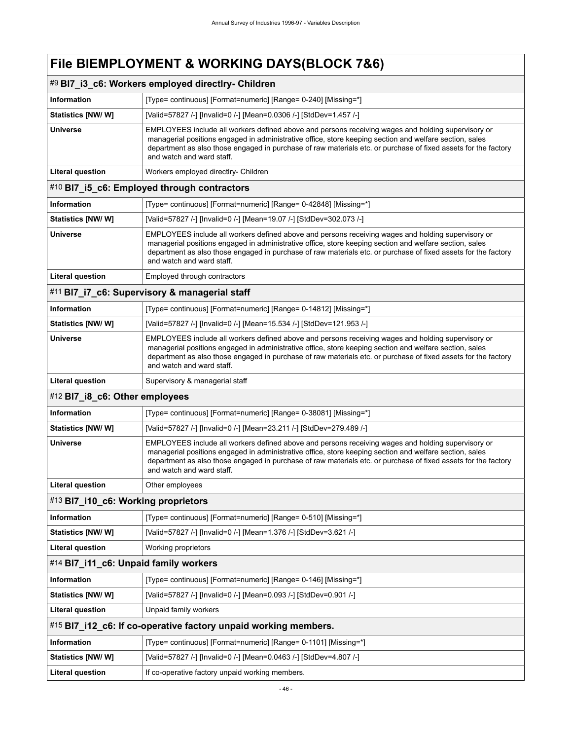# File BIEMPLOYMENT & WORKING DAYS(BLOCK 7&6)

## #9 Bl7_i3_c6: Workers employed directlry- Children

| | |
|---|---|
| **Information** | [Type= continuous] [Format=numeric] [Range= 0-240] [Missing=*] |
| **Statistics [NW/ W]** | [Valid=57827 /-] [Invalid=0 /-] [Mean=0.0306 /-] [StdDev=1.457 /-] |
| **Universe** | EMPLOYEES include all workers defined above and persons receiving wages and holding supervisory or managerial positions engaged in administrative office, store keeping section and welfare section, sales department as also those engaged in purchase of raw materials etc. or purchase of fixed assets for the factory and watch and ward staff. |
| **Literal question** | Workers employed directlry- Children |

## #10 Bl7_i5_c6: Employed through contractors

| | |
|---|---|
| **Information** | [Type= continuous] [Format=numeric] [Range= 0-42848] [Missing=*] |
| **Statistics [NW/ W]** | [Valid=57827 /-] [Invalid=0 /-] [Mean=19.07 /-] [StdDev=302.073 /-] |
| **Universe** | EMPLOYEES include all workers defined above and persons receiving wages and holding supervisory or managerial positions engaged in administrative office, store keeping section and welfare section, sales department as also those engaged in purchase of raw materials etc. or purchase of fixed assets for the factory and watch and ward staff. |
| **Literal question** | Employed through contractors |

## #11 Bl7_i7_c6: Supervisory & managerial staff

| | |
|---|---|
| **Information** | [Type= continuous] [Format=numeric] [Range= 0-14812] [Missing=*] |
| **Statistics [NW/ W]** | [Valid=57827 /-] [Invalid=0 /-] [Mean=15.534 /-] [StdDev=121.953 /-] |
| **Universe** | EMPLOYEES include all workers defined above and persons receiving wages and holding supervisory or managerial positions engaged in administrative office, store keeping section and welfare section, sales department as also those engaged in purchase of raw materials etc. or purchase of fixed assets for the factory and watch and ward staff. |
| **Literal question** | Supervisory & managerial staff |

## #12 Bl7_i8_c6: Other employees

| | |
|---|---|
| **Information** | [Type= continuous] [Format=numeric] [Range= 0-38081] [Missing=*] |
| **Statistics [NW/ W]** | [Valid=57827 /-] [Invalid=0 /-] [Mean=23.211 /-] [StdDev=279.489 /-] |
| **Universe** | EMPLOYEES include all workers defined above and persons receiving wages and holding supervisory or managerial positions engaged in administrative office, store keeping section and welfare section, sales department as also those engaged in purchase of raw materials etc. or purchase of fixed assets for the factory and watch and ward staff. |
| **Literal question** | Other employees |

## #13 Bl7_i10_c6: Working proprietors

| | |
|---|---|
| **Information** | [Type= continuous] [Format=numeric] [Range= 0-510] [Missing=*] |
| **Statistics [NW/ W]** | [Valid=57827 /-] [Invalid=0 /-] [Mean=1.376 /-] [StdDev=3.621 /-] |
| **Literal question** | Working proprietors |

## #14 Bl7_i11_c6: Unpaid family workers

| | |
|---|---|
| **Information** | [Type= continuous] [Format=numeric] [Range= 0-146] [Missing=*] |
| **Statistics [NW/ W]** | [Valid=57827 /-] [Invalid=0 /-] [Mean=0.093 /-] [StdDev=0.901 /-] |
| **Literal question** | Unpaid family workers |

## #15 Bl7_i12_c6: If co-operative factory unpaid working members.

| | |
|---|---|
| **Information** | [Type= continuous] [Format=numeric] [Range= 0-1101] [Missing=*] |
| **Statistics [NW/ W]** | [Valid=57827 /-] [Invalid=0 /-] [Mean=0.0463 /-] [StdDev=4.807 /-] |
| **Literal question** | If co-operative factory unpaid working members. |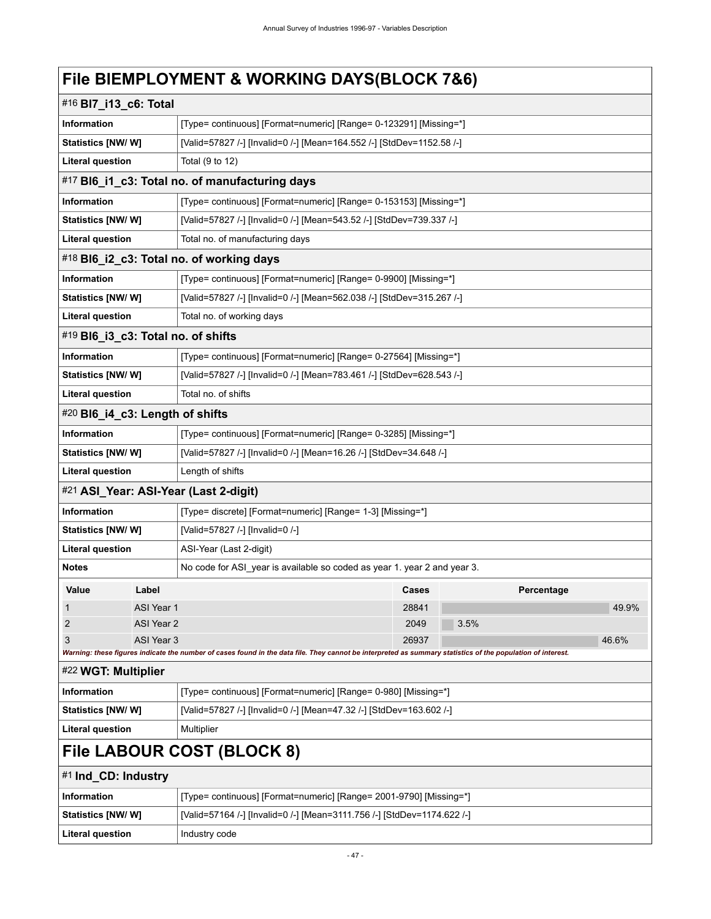# File BIEMPLOYMENT & WORKING DAYS(BLOCK 7&6)

## #16 BI7_i13_c6: Total

| | |
|---|---|
| **Information** | [Type= continuous] [Format=numeric] [Range= 0-123291] [Missing=*] |
| **Statistics [NW/ W]** | [Valid=57827 /-] [Invalid=0 /-] [Mean=164.552 /-] [StdDev=1152.58 /-] |
| **Literal question** | Total (9 to 12) |

## #17 BI6_i1_c3: Total no. of manufacturing days

| | |
|---|---|
| **Information** | [Type= continuous] [Format=numeric] [Range= 0-153153] [Missing=*] |
| **Statistics [NW/ W]** | [Valid=57827 /-] [Invalid=0 /-] [Mean=543.52 /-] [StdDev=739.337 /-] |
| **Literal question** | Total no. of manufacturing days |

## #18 BI6_i2_c3: Total no. of working days

| | |
|---|---|
| **Information** | [Type= continuous] [Format=numeric] [Range= 0-9900] [Missing=*] |
| **Statistics [NW/ W]** | [Valid=57827 /-] [Invalid=0 /-] [Mean=562.038 /-] [StdDev=315.267 /-] |
| **Literal question** | Total no. of working days |

## #19 BI6_i3_c3: Total no. of shifts

| | |
|---|---|
| **Information** | [Type= continuous] [Format=numeric] [Range= 0-27564] [Missing=*] |
| **Statistics [NW/ W]** | [Valid=57827 /-] [Invalid=0 /-] [Mean=783.461 /-] [StdDev=628.543 /-] |
| **Literal question** | Total no. of shifts |

## #20 BI6_i4_c3: Length of shifts

| | |
|---|---|
| **Information** | [Type= continuous] [Format=numeric] [Range= 0-3285] [Missing=*] |
| **Statistics [NW/ W]** | [Valid=57827 /-] [Invalid=0 /-] [Mean=16.26 /-] [StdDev=34.648 /-] |
| **Literal question** | Length of shifts |

## #21 ASI_Year: ASI-Year (Last 2-digit)

| | |
|---|---|
| **Information** | [Type= discrete] [Format=numeric] [Range= 1-3] [Missing=*] |
| **Statistics [NW/ W]** | [Valid=57827 /-] [Invalid=0 /-] |
| **Literal question** | ASI-Year (Last 2-digit) |
| **Notes** | No code for ASI_year is available so coded as year 1. year 2 and year 3. |

| Value | Label | Cases | Percentage |
|---|---|---|---|
| 1 | ASI Year 1 | 28841 | 49.9% |
| 2 | ASI Year 2 | 2049 | 3.5% |
| 3 | ASI Year 3 | 26937 | 46.6% |

*Warning: these figures indicate the number of cases found in the data file. They cannot be interpreted as summary statistics of the population of interest.*

## #22 WGT: Multiplier

| | |
|---|---|
| **Information** | [Type= continuous] [Format=numeric] [Range= 0-980] [Missing=*] |
| **Statistics [NW/ W]** | [Valid=57827 /-] [Invalid=0 /-] [Mean=47.32 /-] [StdDev=163.602 /-] |
| **Literal question** | Multiplier |

# File LABOUR COST (BLOCK 8)

## #1 Ind_CD: Industry

| | |
|---|---|
| **Information** | [Type= continuous] [Format=numeric] [Range= 2001-9790] [Missing=*] |
| **Statistics [NW/ W]** | [Valid=57164 /-] [Invalid=0 /-] [Mean=3111.756 /-] [StdDev=1174.622 /-] |
| **Literal question** | Industry code |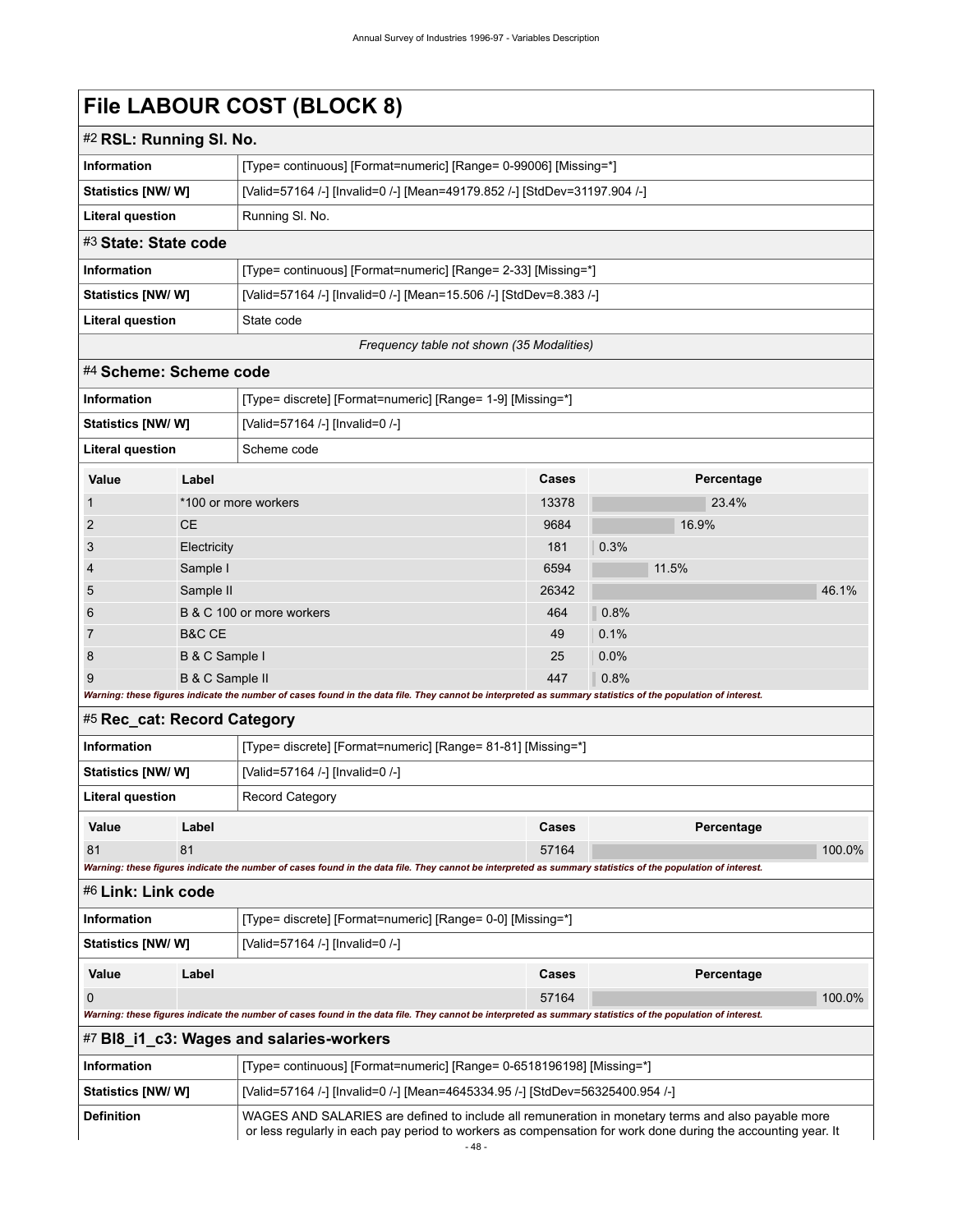# File LABOUR COST (BLOCK 8)

## #2 RSL: Running Sl. No.

| | |
|---|---|
| **Information** | [Type= continuous] [Format=numeric] [Range= 0-99006] [Missing=*] |
| **Statistics [NW/ W]** | [Valid=57164 /-] [Invalid=0 /-] [Mean=49179.852 /-] [StdDev=31197.904 /-] |
| **Literal question** | Running Sl. No. |

## #3 State: State code

| | |
|---|---|
| **Information** | [Type= continuous] [Format=numeric] [Range= 2-33] [Missing=*] |
| **Statistics [NW/ W]** | [Valid=57164 /-] [Invalid=0 /-] [Mean=15.506 /-] [StdDev=8.383 /-] |
| **Literal question** | State code |

*Frequency table not shown (35 Modalities)*

## #4 Scheme: Scheme code

| | |
|---|---|
| **Information** | [Type= discrete] [Format=numeric] [Range= 1-9] [Missing=*] |
| **Statistics [NW/ W]** | [Valid=57164 /-] [Invalid=0 /-] |
| **Literal question** | Scheme code |

| Value | Label | Cases | Percentage |
|---|---|---|---|
| 1 | *100 or more workers | 13378 | 23.4% |
| 2 | CE | 9684 | 16.9% |
| 3 | Electricity | 181 | 0.3% |
| 4 | Sample I | 6594 | 11.5% |
| 5 | Sample II | 26342 | 46.1% |
| 6 | B & C 100 or more workers | 464 | 0.8% |
| 7 | B&C CE | 49 | 0.1% |
| 8 | B & C Sample I | 25 | 0.0% |
| 9 | B & C Sample II | 447 | 0.8% |

***Warning: these figures indicate the number of cases found in the data file. They cannot be interpreted as summary statistics of the population of interest.***

## #5 Rec_cat: Record Category

| | |
|---|---|
| **Information** | [Type= discrete] [Format=numeric] [Range= 81-81] [Missing=*] |
| **Statistics [NW/ W]** | [Valid=57164 /-] [Invalid=0 /-] |
| **Literal question** | Record Category |

| Value | Label | Cases | Percentage |
|---|---|---|---|
| 81 | 81 | 57164 | 100.0% |

***Warning: these figures indicate the number of cases found in the data file. They cannot be interpreted as summary statistics of the population of interest.***

## #6 Link: Link code

| | |
|---|---|
| **Information** | [Type= discrete] [Format=numeric] [Range= 0-0] [Missing=*] |
| **Statistics [NW/ W]** | [Valid=57164 /-] [Invalid=0 /-] |

| Value | Label | Cases | Percentage |
|---|---|---|---|
| 0 | | 57164 | 100.0% |

***Warning: these figures indicate the number of cases found in the data file. They cannot be interpreted as summary statistics of the population of interest.***

## #7 Bl8_i1_c3: Wages and salaries-workers

| | |
|---|---|
| **Information** | [Type= continuous] [Format=numeric] [Range= 0-6518196198] [Missing=*] |
| **Statistics [NW/ W]** | [Valid=57164 /-] [Invalid=0 /-] [Mean=4645334.95 /-] [StdDev=56325400.954 /-] |
| **Definition** | WAGES AND SALARIES are defined to include all remuneration in monetary terms and also payable more or less regularly in each pay period to workers as compensation for work done during the accounting year. It |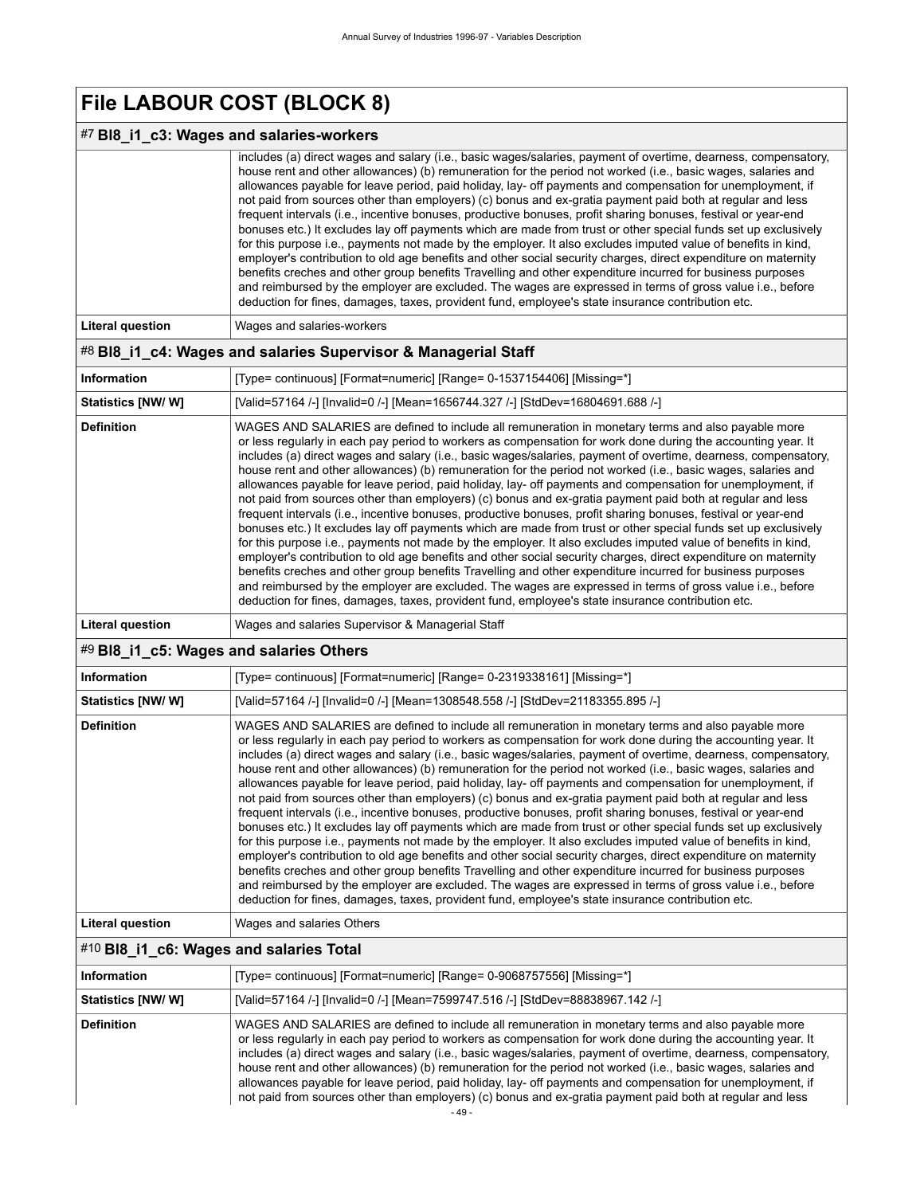# File LABOUR COST (BLOCK 8)

## #7 Bl8_i1_c3: Wages and salaries-workers

| | |
|---|---|
| | includes (a) direct wages and salary (i.e., basic wages/salaries, payment of overtime, dearness, compensatory, house rent and other allowances) (b) remuneration for the period not worked (i.e., basic wages, salaries and allowances payable for leave period, paid holiday, lay- off payments and compensation for unemployment, if not paid from sources other than employers) (c) bonus and ex-gratia payment paid both at regular and less frequent intervals (i.e., incentive bonuses, productive bonuses, profit sharing bonuses, festival or year-end bonuses etc.) It excludes lay off payments which are made from trust or other special funds set up exclusively for this purpose i.e., payments not made by the employer. It also excludes imputed value of benefits in kind, employer's contribution to old age benefits and other social security charges, direct expenditure on maternity benefits creches and other group benefits Travelling and other expenditure incurred for business purposes and reimbursed by the employer are excluded. The wages are expressed in terms of gross value i.e., before deduction for fines, damages, taxes, provident fund, employee's state insurance contribution etc. |
| **Literal question** | Wages and salaries-workers |

## #8 Bl8_i1_c4: Wages and salaries Supervisor & Managerial Staff

| | |
|---|---|
| **Information** | [Type= continuous] [Format=numeric] [Range= 0-1537154406] [Missing=*] |
| **Statistics [NW/ W]** | [Valid=57164 /-] [Invalid=0 /-] [Mean=1656744.327 /-] [StdDev=16804691.688 /-] |
| **Definition** | WAGES AND SALARIES are defined to include all remuneration in monetary terms and also payable more or less regularly in each pay period to workers as compensation for work done during the accounting year. It includes (a) direct wages and salary (i.e., basic wages/salaries, payment of overtime, dearness, compensatory, house rent and other allowances) (b) remuneration for the period not worked (i.e., basic wages, salaries and allowances payable for leave period, paid holiday, lay- off payments and compensation for unemployment, if not paid from sources other than employers) (c) bonus and ex-gratia payment paid both at regular and less frequent intervals (i.e., incentive bonuses, productive bonuses, profit sharing bonuses, festival or year-end bonuses etc.) It excludes lay off payments which are made from trust or other special funds set up exclusively for this purpose i.e., payments not made by the employer. It also excludes imputed value of benefits in kind, employer's contribution to old age benefits and other social security charges, direct expenditure on maternity benefits creches and other group benefits Travelling and other expenditure incurred for business purposes and reimbursed by the employer are excluded. The wages are expressed in terms of gross value i.e., before deduction for fines, damages, taxes, provident fund, employee's state insurance contribution etc. |
| **Literal question** | Wages and salaries Supervisor & Managerial Staff |

## #9 Bl8_i1_c5: Wages and salaries Others

| | |
|---|---|
| **Information** | [Type= continuous] [Format=numeric] [Range= 0-2319338161] [Missing=*] |
| **Statistics [NW/ W]** | [Valid=57164 /-] [Invalid=0 /-] [Mean=1308548.558 /-] [StdDev=21183355.895 /-] |
| **Definition** | WAGES AND SALARIES are defined to include all remuneration in monetary terms and also payable more or less regularly in each pay period to workers as compensation for work done during the accounting year. It includes (a) direct wages and salary (i.e., basic wages/salaries, payment of overtime, dearness, compensatory, house rent and other allowances) (b) remuneration for the period not worked (i.e., basic wages, salaries and allowances payable for leave period, paid holiday, lay- off payments and compensation for unemployment, if not paid from sources other than employers) (c) bonus and ex-gratia payment paid both at regular and less frequent intervals (i.e., incentive bonuses, productive bonuses, profit sharing bonuses, festival or year-end bonuses etc.) It excludes lay off payments which are made from trust or other special funds set up exclusively for this purpose i.e., payments not made by the employer. It also excludes imputed value of benefits in kind, employer's contribution to old age benefits and other social security charges, direct expenditure on maternity benefits creches and other group benefits Travelling and other expenditure incurred for business purposes and reimbursed by the employer are excluded. The wages are expressed in terms of gross value i.e., before deduction for fines, damages, taxes, provident fund, employee's state insurance contribution etc. |
| **Literal question** | Wages and salaries Others |

## #10 Bl8_i1_c6: Wages and salaries Total

| | |
|---|---|
| **Information** | [Type= continuous] [Format=numeric] [Range= 0-9068757556] [Missing=*] |
| **Statistics [NW/ W]** | [Valid=57164 /-] [Invalid=0 /-] [Mean=7599747.516 /-] [StdDev=88838967.142 /-] |
| **Definition** | WAGES AND SALARIES are defined to include all remuneration in monetary terms and also payable more or less regularly in each pay period to workers as compensation for work done during the accounting year. It includes (a) direct wages and salary (i.e., basic wages/salaries, payment of overtime, dearness, compensatory, house rent and other allowances) (b) remuneration for the period not worked (i.e., basic wages, salaries and allowances payable for leave period, paid holiday, lay- off payments and compensation for unemployment, if not paid from sources other than employers) (c) bonus and ex-gratia payment paid both at regular and less |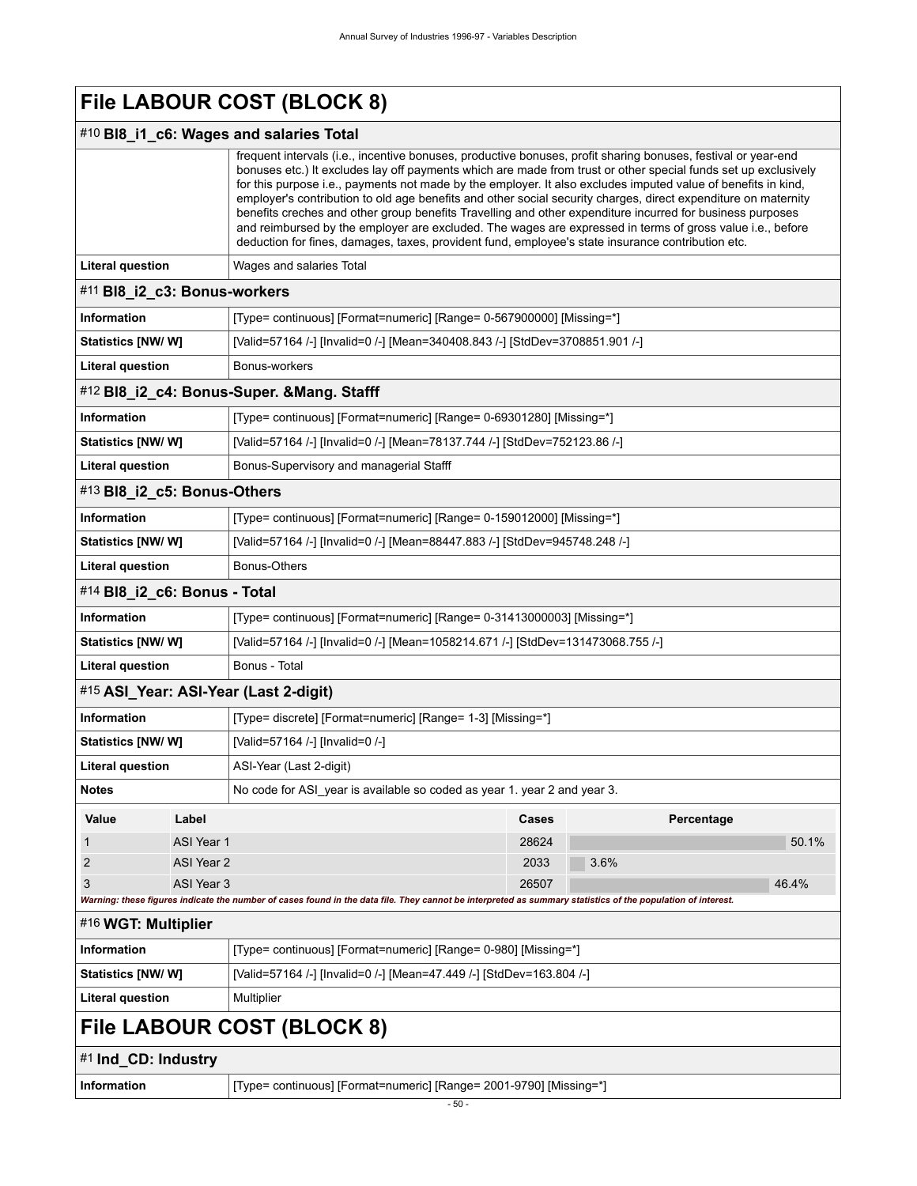# File LABOUR COST (BLOCK 8)

## #10 Bl8_i1_c6: Wages and salaries Total

| | |
|---|---|
| | frequent intervals (i.e., incentive bonuses, productive bonuses, profit sharing bonuses, festival or year-end bonuses etc.) It excludes lay off payments which are made from trust or other special funds set up exclusively for this purpose i.e., payments not made by the employer. It also excludes imputed value of benefits in kind, employer's contribution to old age benefits and other social security charges, direct expenditure on maternity benefits creches and other group benefits Travelling and other expenditure incurred for business purposes and reimbursed by the employer are excluded. The wages are expressed in terms of gross value i.e., before deduction for fines, damages, taxes, provident fund, employee's state insurance contribution etc. |
| **Literal question** | Wages and salaries Total |

## #11 Bl8_i2_c3: Bonus-workers

| | |
|---|---|
| **Information** | [Type= continuous] [Format=numeric] [Range= 0-567900000] [Missing=*] |
| **Statistics [NW/ W]** | [Valid=57164 /-] [Invalid=0 /-] [Mean=340408.843 /-] [StdDev=3708851.901 /-] |
| **Literal question** | Bonus-workers |

## #12 Bl8_i2_c4: Bonus-Super. &Mang. Stafff

| | |
|---|---|
| **Information** | [Type= continuous] [Format=numeric] [Range= 0-69301280] [Missing=*] |
| **Statistics [NW/ W]** | [Valid=57164 /-] [Invalid=0 /-] [Mean=78137.744 /-] [StdDev=752123.86 /-] |
| **Literal question** | Bonus-Supervisory and managerial Stafff |

## #13 Bl8_i2_c5: Bonus-Others

| | |
|---|---|
| **Information** | [Type= continuous] [Format=numeric] [Range= 0-159012000] [Missing=*] |
| **Statistics [NW/ W]** | [Valid=57164 /-] [Invalid=0 /-] [Mean=88447.883 /-] [StdDev=945748.248 /-] |
| **Literal question** | Bonus-Others |

## #14 Bl8_i2_c6: Bonus - Total

| | |
|---|---|
| **Information** | [Type= continuous] [Format=numeric] [Range= 0-31413000003] [Missing=*] |
| **Statistics [NW/ W]** | [Valid=57164 /-] [Invalid=0 /-] [Mean=1058214.671 /-] [StdDev=131473068.755 /-] |
| **Literal question** | Bonus - Total |

## #15 ASI_Year: ASI-Year (Last 2-digit)

| | |
|---|---|
| **Information** | [Type= discrete] [Format=numeric] [Range= 1-3] [Missing=*] |
| **Statistics [NW/ W]** | [Valid=57164 /-] [Invalid=0 /-] |
| **Literal question** | ASI-Year (Last 2-digit) |
| **Notes** | No code for ASI_year is available so coded as year 1. year 2 and year 3. |

| Value | Label | Cases | Percentage |
|---|---|---|---|
| 1 | ASI Year 1 | 28624 | 50.1% |
| 2 | ASI Year 2 | 2033 | 3.6% |
| 3 | ASI Year 3 | 26507 | 46.4% |

***Warning: these figures indicate the number of cases found in the data file. They cannot be interpreted as summary statistics of the population of interest.***

## #16 WGT: Multiplier

| | |
|---|---|
| **Information** | [Type= continuous] [Format=numeric] [Range= 0-980] [Missing=*] |
| **Statistics [NW/ W]** | [Valid=57164 /-] [Invalid=0 /-] [Mean=47.449 /-] [StdDev=163.804 /-] |
| **Literal question** | Multiplier |

# File LABOUR COST (BLOCK 8)

## #1 Ind_CD: Industry

| | |
|---|---|
| **Information** | [Type= continuous] [Format=numeric] [Range= 2001-9790] [Missing=*] |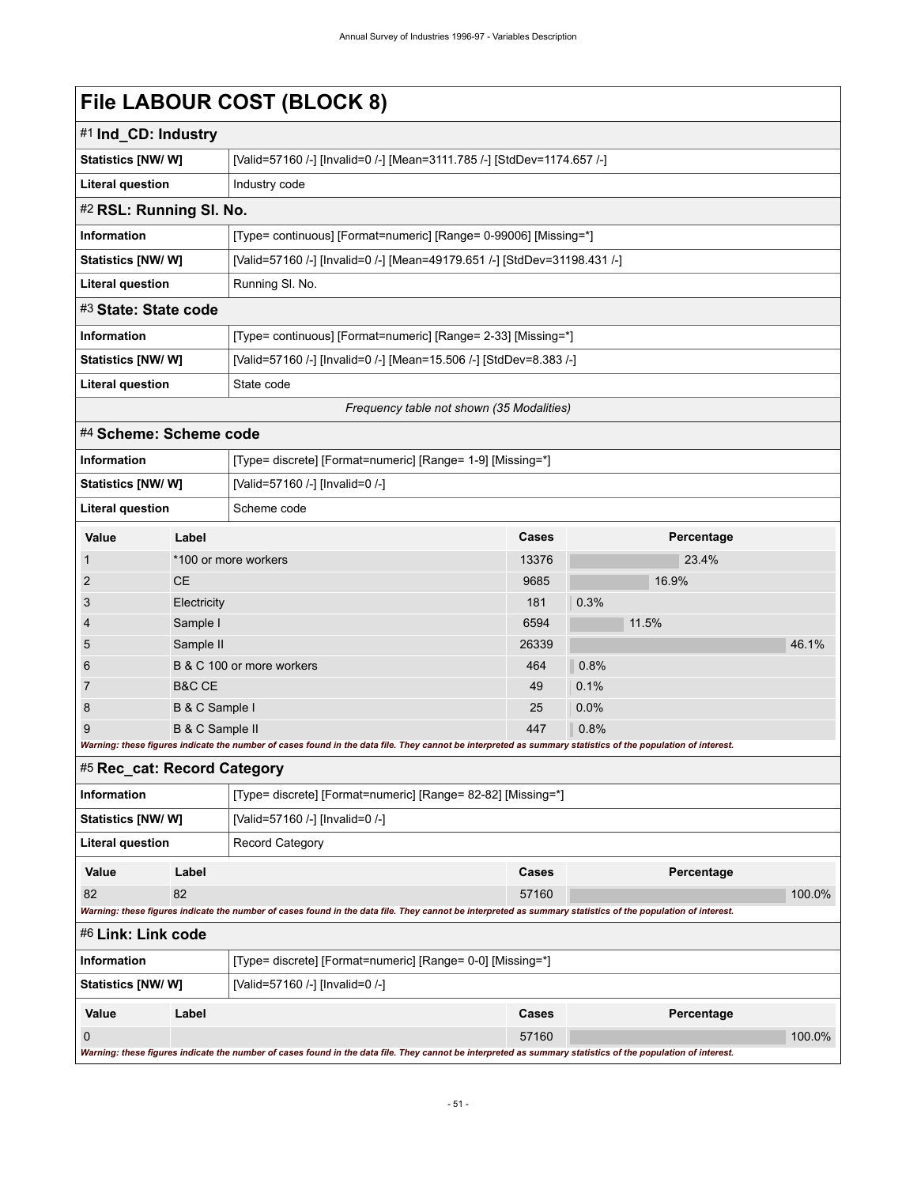# File LABOUR COST (BLOCK 8)

## #1 Ind_CD: Industry

| | |
|---|---|
| **Statistics [NW/ W]** | [Valid=57160 /-] [Invalid=0 /-] [Mean=3111.785 /-] [StdDev=1174.657 /-] |
| **Literal question** | Industry code |

## #2 RSL: Running Sl. No.

| | |
|---|---|
| **Information** | [Type= continuous] [Format=numeric] [Range= 0-99006] [Missing=*] |
| **Statistics [NW/ W]** | [Valid=57160 /-] [Invalid=0 /-] [Mean=49179.651 /-] [StdDev=31198.431 /-] |
| **Literal question** | Running Sl. No. |

## #3 State: State code

| | |
|---|---|
| **Information** | [Type= continuous] [Format=numeric] [Range= 2-33] [Missing=*] |
| **Statistics [NW/ W]** | [Valid=57160 /-] [Invalid=0 /-] [Mean=15.506 /-] [StdDev=8.383 /-] |
| **Literal question** | State code |

*Frequency table not shown (35 Modalities)*

## #4 Scheme: Scheme code

| | |
|---|---|
| **Information** | [Type= discrete] [Format=numeric] [Range= 1-9] [Missing=*] |
| **Statistics [NW/ W]** | [Valid=57160 /-] [Invalid=0 /-] |
| **Literal question** | Scheme code |

| Value | Label | Cases | Percentage |
|---|---|---|---|
| 1 | *100 or more workers | 13376 | 23.4% |
| 2 | CE | 9685 | 16.9% |
| 3 | Electricity | 181 | 0.3% |
| 4 | Sample I | 6594 | 11.5% |
| 5 | Sample II | 26339 | 46.1% |
| 6 | B & C 100 or more workers | 464 | 0.8% |
| 7 | B&C CE | 49 | 0.1% |
| 8 | B & C Sample I | 25 | 0.0% |
| 9 | B & C Sample II | 447 | 0.8% |

***Warning: these figures indicate the number of cases found in the data file. They cannot be interpreted as summary statistics of the population of interest.***

## #5 Rec_cat: Record Category

| | |
|---|---|
| **Information** | [Type= discrete] [Format=numeric] [Range= 82-82] [Missing=*] |
| **Statistics [NW/ W]** | [Valid=57160 /-] [Invalid=0 /-] |
| **Literal question** | Record Category |

| Value | Label | Cases | Percentage |
|---|---|---|---|
| 82 | 82 | 57160 | 100.0% |

***Warning: these figures indicate the number of cases found in the data file. They cannot be interpreted as summary statistics of the population of interest.***

## #6 Link: Link code

| | |
|---|---|
| **Information** | [Type= discrete] [Format=numeric] [Range= 0-0] [Missing=*] |
| **Statistics [NW/ W]** | [Valid=57160 /-] [Invalid=0 /-] |

| Value | Label | Cases | Percentage |
|---|---|---|---|
| 0 | | 57160 | 100.0% |

***Warning: these figures indicate the number of cases found in the data file. They cannot be interpreted as summary statistics of the population of interest.***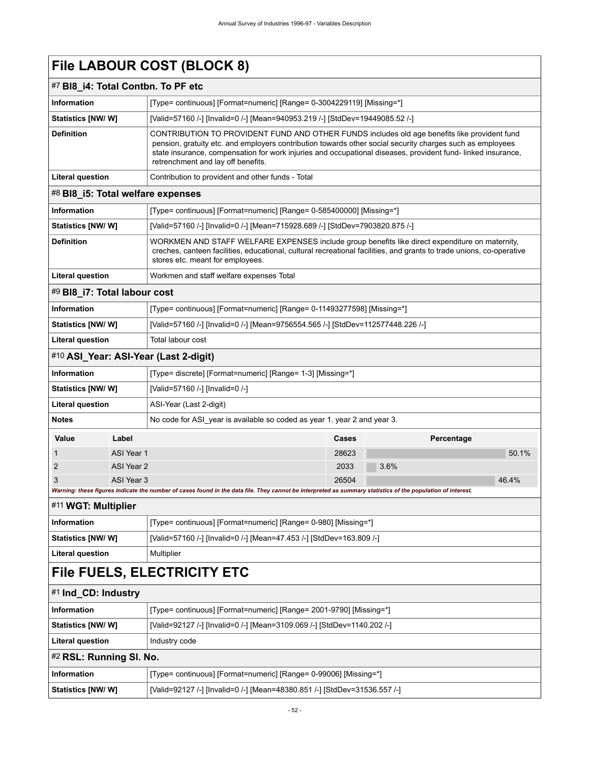# File LABOUR COST (BLOCK 8)

## #7 Bl8_i4: Total Contbn. To PF etc

| | |
|---|---|
| **Information** | [Type= continuous] [Format=numeric] [Range= 0-3004229119] [Missing=*] |
| **Statistics [NW/ W]** | [Valid=57160 /-] [Invalid=0 /-] [Mean=940953.219 /-] [StdDev=19449085.52 /-] |
| **Definition** | CONTRIBUTION TO PROVIDENT FUND AND OTHER FUNDS includes old age benefits like provident fund pension, gratuity etc. and employers contribution towards other social security charges such as employees state insurance, compensation for work injuries and occupational diseases, provident fund- linked insurance, retrenchment and lay off benefits. |
| **Literal question** | Contribution to provident and other funds - Total |

## #8 Bl8_i5: Total welfare expenses

| | |
|---|---|
| **Information** | [Type= continuous] [Format=numeric] [Range= 0-585400000] [Missing=*] |
| **Statistics [NW/ W]** | [Valid=57160 /-] [Invalid=0 /-] [Mean=715928.689 /-] [StdDev=7903820.875 /-] |
| **Definition** | WORKMEN AND STAFF WELFARE EXPENSES include group benefits like direct expenditure on maternity, creches, canteen facilities, educational, cultural recreational facilities, and grants to trade unions, co-operative stores etc. meant for employees. |
| **Literal question** | Workmen and staff welfare expenses Total |

## #9 Bl8_i7: Total labour cost

| | |
|---|---|
| **Information** | [Type= continuous] [Format=numeric] [Range= 0-11493277598] [Missing=*] |
| **Statistics [NW/ W]** | [Valid=57160 /-] [Invalid=0 /-] [Mean=9756554.565 /-] [StdDev=112577448.226 /-] |
| **Literal question** | Total labour cost |

## #10 ASI_Year: ASI-Year (Last 2-digit)

| | |
|---|---|
| **Information** | [Type= discrete] [Format=numeric] [Range= 1-3] [Missing=*] |
| **Statistics [NW/ W]** | [Valid=57160 /-] [Invalid=0 /-] |
| **Literal question** | ASI-Year (Last 2-digit) |
| **Notes** | No code for ASI_year is available so coded as year 1. year 2 and year 3. |

| Value | Label | Cases | Percentage |
|---|---|---|---|
| 1 | ASI Year 1 | 28623 | 50.1% |
| 2 | ASI Year 2 | 2033 | 3.6% |
| 3 | ASI Year 3 | 26504 | 46.4% |

***Warning: these figures indicate the number of cases found in the data file. They cannot be interpreted as summary statistics of the population of interest.***

## #11 WGT: Multiplier

| | |
|---|---|
| **Information** | [Type= continuous] [Format=numeric] [Range= 0-980] [Missing=*] |
| **Statistics [NW/ W]** | [Valid=57160 /-] [Invalid=0 /-] [Mean=47.453 /-] [StdDev=163.809 /-] |
| **Literal question** | Multiplier |

# File FUELS, ELECTRICITY ETC

## #1 Ind_CD: Industry

| | |
|---|---|
| **Information** | [Type= continuous] [Format=numeric] [Range= 2001-9790] [Missing=*] |
| **Statistics [NW/ W]** | [Valid=92127 /-] [Invalid=0 /-] [Mean=3109.069 /-] [StdDev=1140.202 /-] |
| **Literal question** | Industry code |

## #2 RSL: Running Sl. No.

| | |
|---|---|
| **Information** | [Type= continuous] [Format=numeric] [Range= 0-99006] [Missing=*] |
| **Statistics [NW/ W]** | [Valid=92127 /-] [Invalid=0 /-] [Mean=48380.851 /-] [StdDev=31536.557 /-] |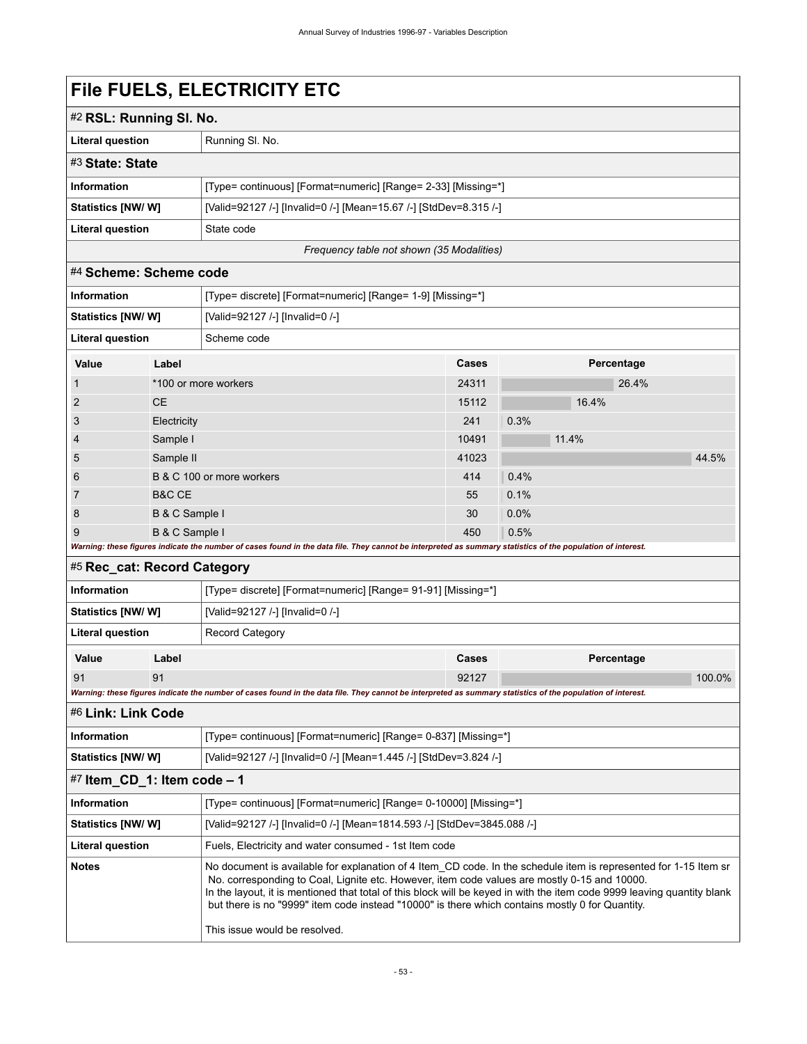# File FUELS, ELECTRICITY ETC

## #2 RSL: Running Sl. No.

| | |
|---|---|
| **Literal question** | Running Sl. No. |

## #3 State: State

| | |
|---|---|
| **Information** | [Type= continuous] [Format=numeric] [Range= 2-33] [Missing=*] |
| **Statistics [NW/ W]** | [Valid=92127 /-] [Invalid=0 /-] [Mean=15.67 /-] [StdDev=8.315 /-] |
| **Literal question** | State code |

*Frequency table not shown (35 Modalities)*

## #4 Scheme: Scheme code

| | |
|---|---|
| **Information** | [Type= discrete] [Format=numeric] [Range= 1-9] [Missing=*] |
| **Statistics [NW/ W]** | [Valid=92127 /-] [Invalid=0 /-] |
| **Literal question** | Scheme code |

| Value | Label | Cases | Percentage |
|---|---|---|---|
| 1 | *100 or more workers | 24311 | 26.4% |
| 2 | CE | 15112 | 16.4% |
| 3 | Electricity | 241 | 0.3% |
| 4 | Sample I | 10491 | 11.4% |
| 5 | Sample II | 41023 | 44.5% |
| 6 | B & C 100 or more workers | 414 | 0.4% |
| 7 | B&C CE | 55 | 0.1% |
| 8 | B & C Sample I | 30 | 0.0% |
| 9 | B & C Sample I | 450 | 0.5% |

***Warning: these figures indicate the number of cases found in the data file. They cannot be interpreted as summary statistics of the population of interest.***

## #5 Rec_cat: Record Category

| | |
|---|---|
| **Information** | [Type= discrete] [Format=numeric] [Range= 91-91] [Missing=*] |
| **Statistics [NW/ W]** | [Valid=92127 /-] [Invalid=0 /-] |
| **Literal question** | Record Category |

| Value | Label | Cases | Percentage |
|---|---|---|---|
| 91 | 91 | 92127 | 100.0% |

***Warning: these figures indicate the number of cases found in the data file. They cannot be interpreted as summary statistics of the population of interest.***

## #6 Link: Link Code

| | |
|---|---|
| **Information** | [Type= continuous] [Format=numeric] [Range= 0-837] [Missing=*] |
| **Statistics [NW/ W]** | [Valid=92127 /-] [Invalid=0 /-] [Mean=1.445 /-] [StdDev=3.824 /-] |

## #7 Item_CD_1: Item code – 1

| | |
|---|---|
| **Information** | [Type= continuous] [Format=numeric] [Range= 0-10000] [Missing=*] |
| **Statistics [NW/ W]** | [Valid=92127 /-] [Invalid=0 /-] [Mean=1814.593 /-] [StdDev=3845.088 /-] |
| **Literal question** | Fuels, Electricity and water consumed - 1st Item code |
| **Notes** | No document is available for explanation of 4 Item_CD code. In the schedule item is represented for 1-15 Item sr No. corresponding to Coal, Lignite etc. However, item code values are mostly 0-15 and 10000. In the layout, it is mentioned that total of this block will be keyed in with the item code 9999 leaving quantity blank but there is no "9999" item code instead "10000" is there which contains mostly 0 for Quantity. This issue would be resolved. |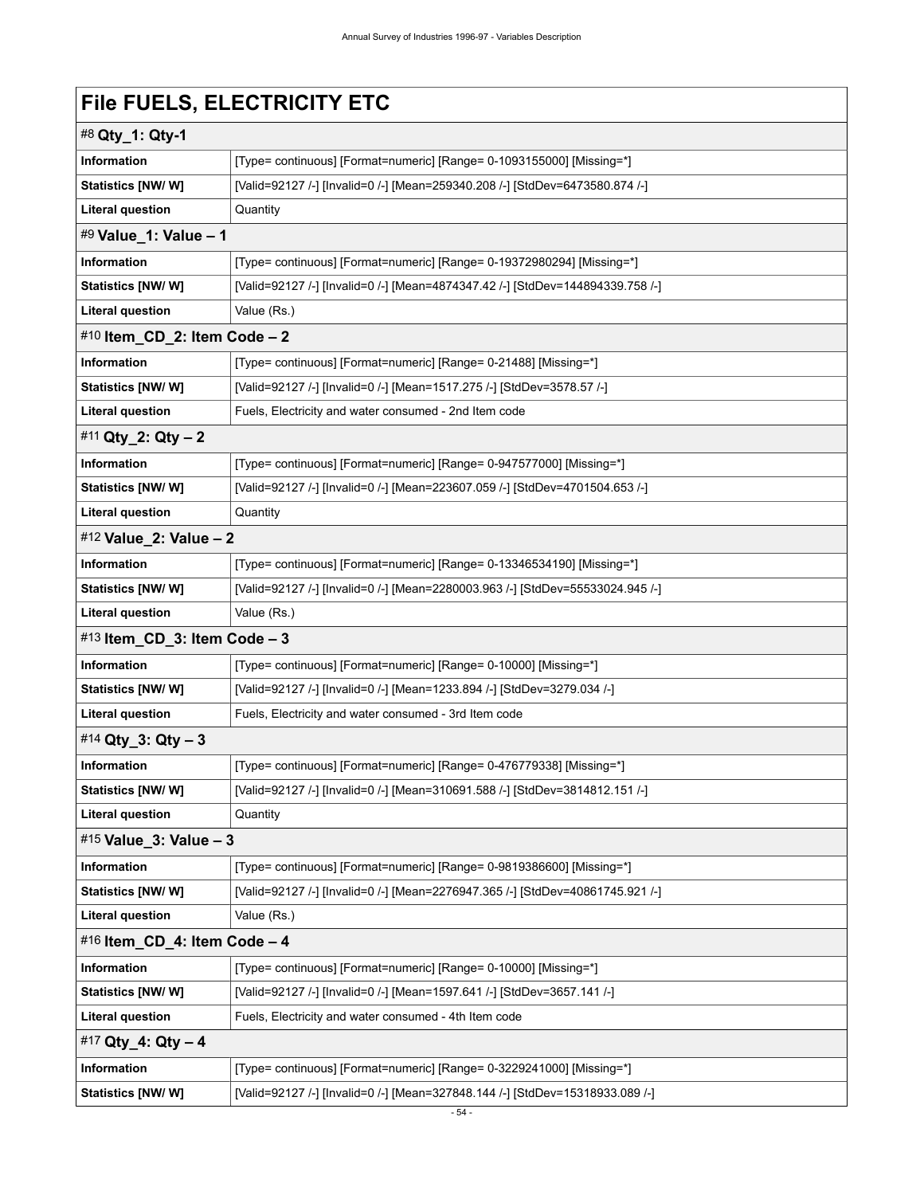# File FUELS, ELECTRICITY ETC

## #8 Qty_1: Qty-1

| | |
|---|---|
| **Information** | [Type= continuous] [Format=numeric] [Range= 0-1093155000] [Missing=*] |
| **Statistics [NW/ W]** | [Valid=92127 /-] [Invalid=0 /-] [Mean=259340.208 /-] [StdDev=6473580.874 /-] |
| **Literal question** | Quantity |

## #9 Value_1: Value – 1

| | |
|---|---|
| **Information** | [Type= continuous] [Format=numeric] [Range= 0-19372980294] [Missing=*] |
| **Statistics [NW/ W]** | [Valid=92127 /-] [Invalid=0 /-] [Mean=4874347.42 /-] [StdDev=144894339.758 /-] |
| **Literal question** | Value (Rs.) |

## #10 Item_CD_2: Item Code – 2

| | |
|---|---|
| **Information** | [Type= continuous] [Format=numeric] [Range= 0-21488] [Missing=*] |
| **Statistics [NW/ W]** | [Valid=92127 /-] [Invalid=0 /-] [Mean=1517.275 /-] [StdDev=3578.57 /-] |
| **Literal question** | Fuels, Electricity and water consumed - 2nd Item code |

## #11 Qty_2: Qty – 2

| | |
|---|---|
| **Information** | [Type= continuous] [Format=numeric] [Range= 0-947577000] [Missing=*] |
| **Statistics [NW/ W]** | [Valid=92127 /-] [Invalid=0 /-] [Mean=223607.059 /-] [StdDev=4701504.653 /-] |
| **Literal question** | Quantity |

## #12 Value_2: Value – 2

| | |
|---|---|
| **Information** | [Type= continuous] [Format=numeric] [Range= 0-13346534190] [Missing=*] |
| **Statistics [NW/ W]** | [Valid=92127 /-] [Invalid=0 /-] [Mean=2280003.963 /-] [StdDev=55533024.945 /-] |
| **Literal question** | Value (Rs.) |

## #13 Item_CD_3: Item Code – 3

| | |
|---|---|
| **Information** | [Type= continuous] [Format=numeric] [Range= 0-10000] [Missing=*] |
| **Statistics [NW/ W]** | [Valid=92127 /-] [Invalid=0 /-] [Mean=1233.894 /-] [StdDev=3279.034 /-] |
| **Literal question** | Fuels, Electricity and water consumed - 3rd Item code |

## #14 Qty_3: Qty – 3

| | |
|---|---|
| **Information** | [Type= continuous] [Format=numeric] [Range= 0-476779338] [Missing=*] |
| **Statistics [NW/ W]** | [Valid=92127 /-] [Invalid=0 /-] [Mean=310691.588 /-] [StdDev=3814812.151 /-] |
| **Literal question** | Quantity |

## #15 Value_3: Value – 3

| | |
|---|---|
| **Information** | [Type= continuous] [Format=numeric] [Range= 0-9819386600] [Missing=*] |
| **Statistics [NW/ W]** | [Valid=92127 /-] [Invalid=0 /-] [Mean=2276947.365 /-] [StdDev=40861745.921 /-] |
| **Literal question** | Value (Rs.) |

## #16 Item_CD_4: Item Code – 4

| | |
|---|---|
| **Information** | [Type= continuous] [Format=numeric] [Range= 0-10000] [Missing=*] |
| **Statistics [NW/ W]** | [Valid=92127 /-] [Invalid=0 /-] [Mean=1597.641 /-] [StdDev=3657.141 /-] |
| **Literal question** | Fuels, Electricity and water consumed - 4th Item code |

## #17 Qty_4: Qty – 4

| | |
|---|---|
| **Information** | [Type= continuous] [Format=numeric] [Range= 0-3229241000] [Missing=*] |
| **Statistics [NW/ W]** | [Valid=92127 /-] [Invalid=0 /-] [Mean=327848.144 /-] [StdDev=15318933.089 /-] |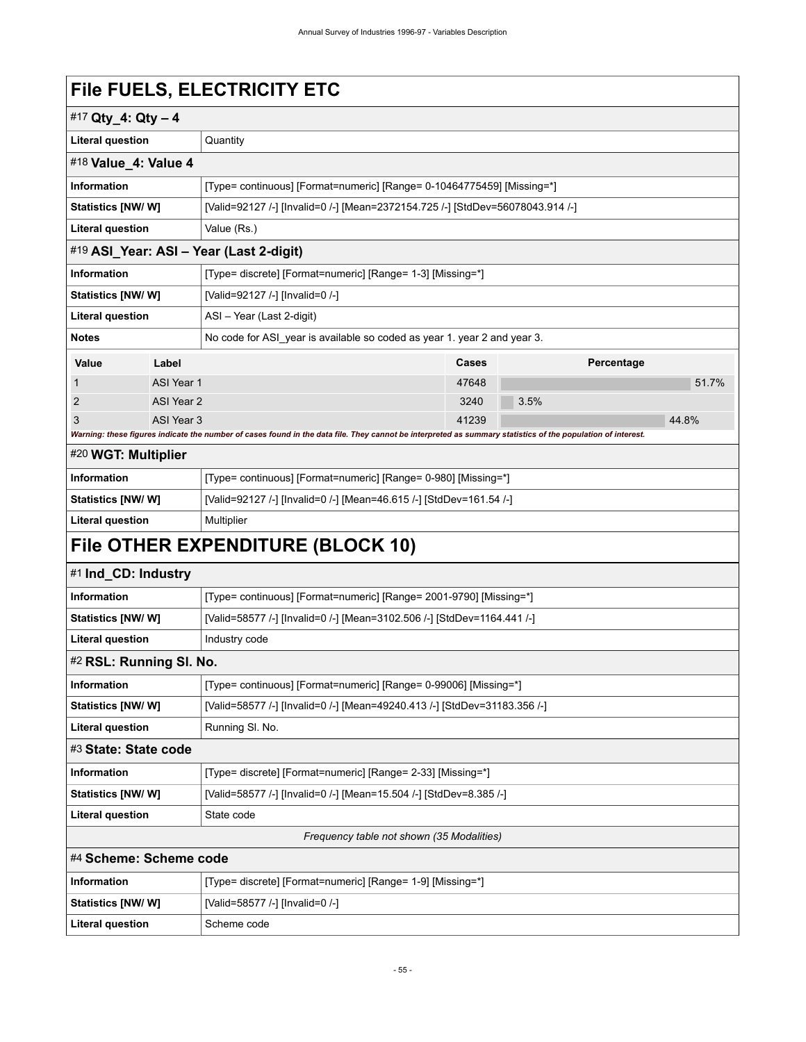# File FUELS, ELECTRICITY ETC

### #17 Qty_4: Qty – 4

| | |
|---|---|
| **Literal question** | Quantity |

### #18 Value_4: Value 4

| | |
|---|---|
| **Information** | [Type= continuous] [Format=numeric] [Range= 0-10464775459] [Missing=*] |
| **Statistics [NW/ W]** | [Valid=92127 /-] [Invalid=0 /-] [Mean=2372154.725 /-] [StdDev=56078043.914 /-] |
| **Literal question** | Value (Rs.) |

### #19 ASI_Year: ASI – Year (Last 2-digit)

| | |
|---|---|
| **Information** | [Type= discrete] [Format=numeric] [Range= 1-3] [Missing=*] |
| **Statistics [NW/ W]** | [Valid=92127 /-] [Invalid=0 /-] |
| **Literal question** | ASI – Year (Last 2-digit) |
| **Notes** | No code for ASI_year is available so coded as year 1. year 2 and year 3. |

| Value | Label | Cases | Percentage |
|---|---|---|---|
| 1 | ASI Year 1 | 47648 | 51.7% |
| 2 | ASI Year 2 | 3240 | 3.5% |
| 3 | ASI Year 3 | 41239 | 44.8% |

*Warning: these figures indicate the number of cases found in the data file. They cannot be interpreted as summary statistics of the population of interest.*

### #20 WGT: Multiplier

| | |
|---|---|
| **Information** | [Type= continuous] [Format=numeric] [Range= 0-980] [Missing=*] |
| **Statistics [NW/ W]** | [Valid=92127 /-] [Invalid=0 /-] [Mean=46.615 /-] [StdDev=161.54 /-] |
| **Literal question** | Multiplier |

# File OTHER EXPENDITURE (BLOCK 10)

### #1 Ind_CD: Industry

| | |
|---|---|
| **Information** | [Type= continuous] [Format=numeric] [Range= 2001-9790] [Missing=*] |
| **Statistics [NW/ W]** | [Valid=58577 /-] [Invalid=0 /-] [Mean=3102.506 /-] [StdDev=1164.441 /-] |
| **Literal question** | Industry code |

### #2 RSL: Running Sl. No.

| | |
|---|---|
| **Information** | [Type= continuous] [Format=numeric] [Range= 0-99006] [Missing=*] |
| **Statistics [NW/ W]** | [Valid=58577 /-] [Invalid=0 /-] [Mean=49240.413 /-] [StdDev=31183.356 /-] |
| **Literal question** | Running Sl. No. |

### #3 State: State code

| | |
|---|---|
| **Information** | [Type= discrete] [Format=numeric] [Range= 2-33] [Missing=*] |
| **Statistics [NW/ W]** | [Valid=58577 /-] [Invalid=0 /-] [Mean=15.504 /-] [StdDev=8.385 /-] |
| **Literal question** | State code |

*Frequency table not shown (35 Modalities)*

### #4 Scheme: Scheme code

| | |
|---|---|
| **Information** | [Type= discrete] [Format=numeric] [Range= 1-9] [Missing=*] |
| **Statistics [NW/ W]** | [Valid=58577 /-] [Invalid=0 /-] |
| **Literal question** | Scheme code |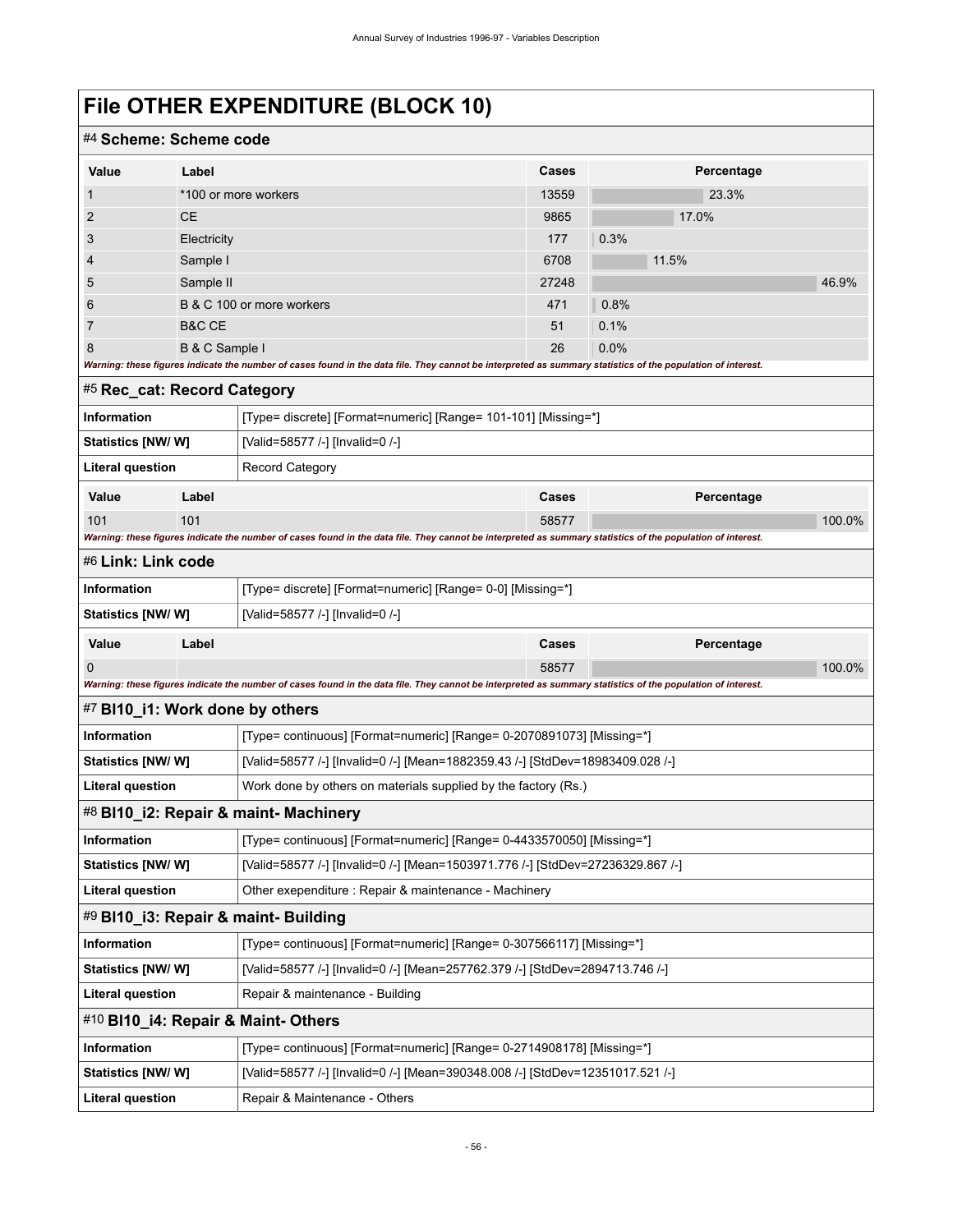# File OTHER EXPENDITURE (BLOCK 10)

## #4 Scheme: Scheme code

| Value | Label | Cases | Percentage |
|---|---|---|---|
| 1 | *100 or more workers | 13559 | 23.3% |
| 2 | CE | 9865 | 17.0% |
| 3 | Electricity | 177 | 0.3% |
| 4 | Sample I | 6708 | 11.5% |
| 5 | Sample II | 27248 | 46.9% |
| 6 | B & C 100 or more workers | 471 | 0.8% |
| 7 | B&C CE | 51 | 0.1% |
| 8 | B & C Sample I | 26 | 0.0% |

*Warning: these figures indicate the number of cases found in the data file. They cannot be interpreted as summary statistics of the population of interest.*

## #5 Rec_cat: Record Category

| | |
|---|---|
| **Information** | [Type= discrete] [Format=numeric] [Range= 101-101] [Missing=*] |
| **Statistics [NW/ W]** | [Valid=58577 /-] [Invalid=0 /-] |
| **Literal question** | Record Category |

| Value | Label | Cases | Percentage |
|---|---|---|---|
| 101 | 101 | 58577 | 100.0% |

*Warning: these figures indicate the number of cases found in the data file. They cannot be interpreted as summary statistics of the population of interest.*

## #6 Link: Link code

| | |
|---|---|
| **Information** | [Type= discrete] [Format=numeric] [Range= 0-0] [Missing=*] |
| **Statistics [NW/ W]** | [Valid=58577 /-] [Invalid=0 /-] |

| Value | Label | Cases | Percentage |
|---|---|---|---|
| 0 | | 58577 | 100.0% |

*Warning: these figures indicate the number of cases found in the data file. They cannot be interpreted as summary statistics of the population of interest.*

## #7 Bl10_i1: Work done by others

| | |
|---|---|
| **Information** | [Type= continuous] [Format=numeric] [Range= 0-2070891073] [Missing=*] |
| **Statistics [NW/ W]** | [Valid=58577 /-] [Invalid=0 /-] [Mean=1882359.43 /-] [StdDev=18983409.028 /-] |
| **Literal question** | Work done by others on materials supplied by the factory (Rs.) |

## #8 Bl10_i2: Repair & maint- Machinery

| | |
|---|---|
| **Information** | [Type= continuous] [Format=numeric] [Range= 0-4433570050] [Missing=*] |
| **Statistics [NW/ W]** | [Valid=58577 /-] [Invalid=0 /-] [Mean=1503971.776 /-] [StdDev=27236329.867 /-] |
| **Literal question** | Other exependiture : Repair & maintenance - Machinery |

## #9 Bl10_i3: Repair & maint- Building

| | |
|---|---|
| **Information** | [Type= continuous] [Format=numeric] [Range= 0-307566117] [Missing=*] |
| **Statistics [NW/ W]** | [Valid=58577 /-] [Invalid=0 /-] [Mean=257762.379 /-] [StdDev=2894713.746 /-] |
| **Literal question** | Repair & maintenance - Building |

## #10 Bl10_i4: Repair & Maint- Others

| | |
|---|---|
| **Information** | [Type= continuous] [Format=numeric] [Range= 0-2714908178] [Missing=*] |
| **Statistics [NW/ W]** | [Valid=58577 /-] [Invalid=0 /-] [Mean=390348.008 /-] [StdDev=12351017.521 /-] |
| **Literal question** | Repair & Maintenance - Others |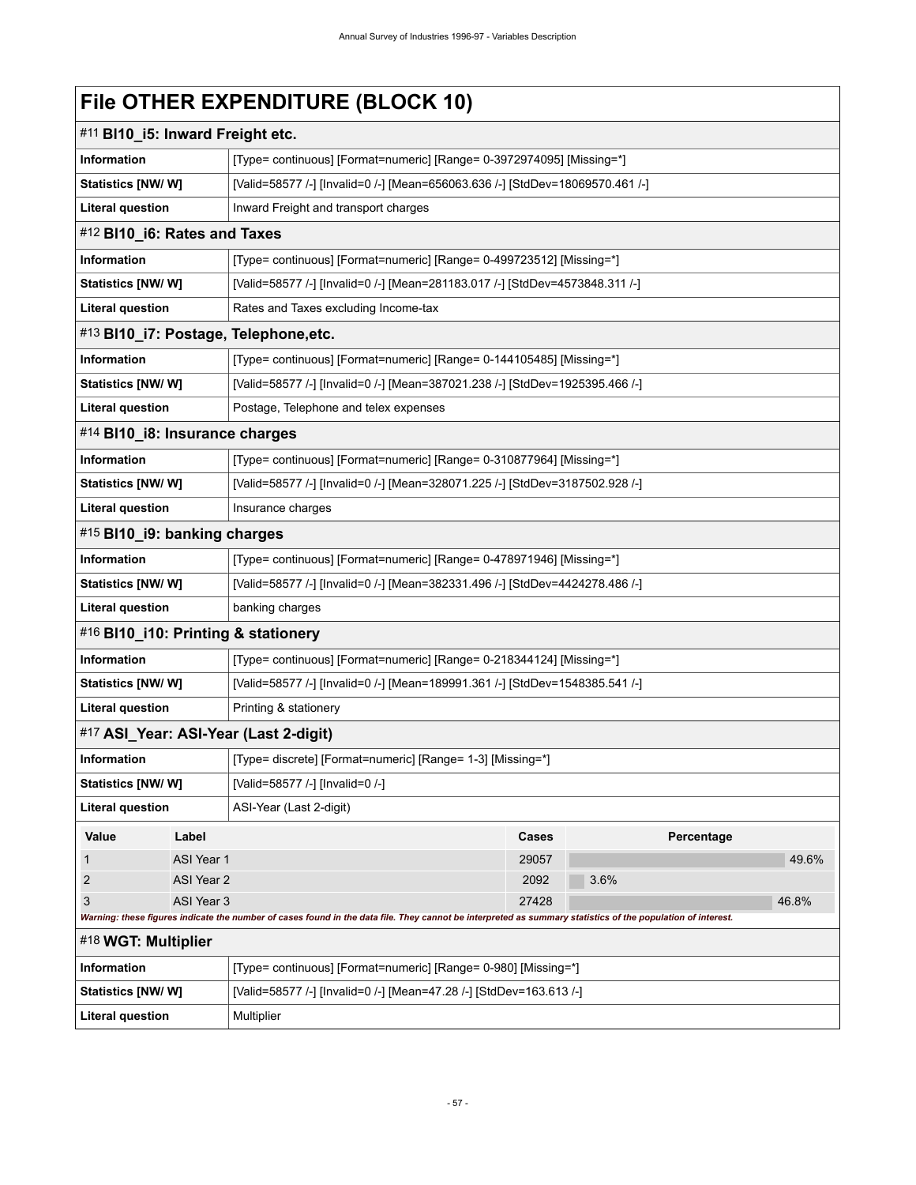# File OTHER EXPENDITURE (BLOCK 10)

## #11 Bl10_i5: Inward Freight etc.

| | |
|---|---|
| Information | [Type= continuous] [Format=numeric] [Range= 0-3972974095] [Missing=*] |
| Statistics [NW/ W] | [Valid=58577 /-] [Invalid=0 /-] [Mean=656063.636 /-] [StdDev=18069570.461 /-] |
| Literal question | Inward Freight and transport charges |

## #12 Bl10_i6: Rates and Taxes

| | |
|---|---|
| Information | [Type= continuous] [Format=numeric] [Range= 0-499723512] [Missing=*] |
| Statistics [NW/ W] | [Valid=58577 /-] [Invalid=0 /-] [Mean=281183.017 /-] [StdDev=4573848.311 /-] |
| Literal question | Rates and Taxes excluding Income-tax |

## #13 Bl10_i7: Postage, Telephone,etc.

| | |
|---|---|
| Information | [Type= continuous] [Format=numeric] [Range= 0-144105485] [Missing=*] |
| Statistics [NW/ W] | [Valid=58577 /-] [Invalid=0 /-] [Mean=387021.238 /-] [StdDev=1925395.466 /-] |
| Literal question | Postage, Telephone and telex expenses |

## #14 Bl10_i8: Insurance charges

| | |
|---|---|
| Information | [Type= continuous] [Format=numeric] [Range= 0-310877964] [Missing=*] |
| Statistics [NW/ W] | [Valid=58577 /-] [Invalid=0 /-] [Mean=328071.225 /-] [StdDev=3187502.928 /-] |
| Literal question | Insurance charges |

## #15 Bl10_i9: banking charges

| | |
|---|---|
| Information | [Type= continuous] [Format=numeric] [Range= 0-478971946] [Missing=*] |
| Statistics [NW/ W] | [Valid=58577 /-] [Invalid=0 /-] [Mean=382331.496 /-] [StdDev=4424278.486 /-] |
| Literal question | banking charges |

## #16 Bl10_i10: Printing & stationery

| | |
|---|---|
| Information | [Type= continuous] [Format=numeric] [Range= 0-218344124] [Missing=*] |
| Statistics [NW/ W] | [Valid=58577 /-] [Invalid=0 /-] [Mean=189991.361 /-] [StdDev=1548385.541 /-] |
| Literal question | Printing & stationery |

## #17 ASI_Year: ASI-Year (Last 2-digit)

| | |
|---|---|
| Information | [Type= discrete] [Format=numeric] [Range= 1-3] [Missing=*] |
| Statistics [NW/ W] | [Valid=58577 /-] [Invalid=0 /-] |
| Literal question | ASI-Year (Last 2-digit) |

| Value | Label | Cases | Percentage |
|---|---|---|---|
| 1 | ASI Year 1 | 29057 | 49.6% |
| 2 | ASI Year 2 | 2092 | 3.6% |
| 3 | ASI Year 3 | 27428 | 46.8% |

***Warning: these figures indicate the number of cases found in the data file. They cannot be interpreted as summary statistics of the population of interest.***

## #18 WGT: Multiplier

| | |
|---|---|
| Information | [Type= continuous] [Format=numeric] [Range= 0-980] [Missing=*] |
| Statistics [NW/ W] | [Valid=58577 /-] [Invalid=0 /-] [Mean=47.28 /-] [StdDev=163.613 /-] |
| Literal question | Multiplier |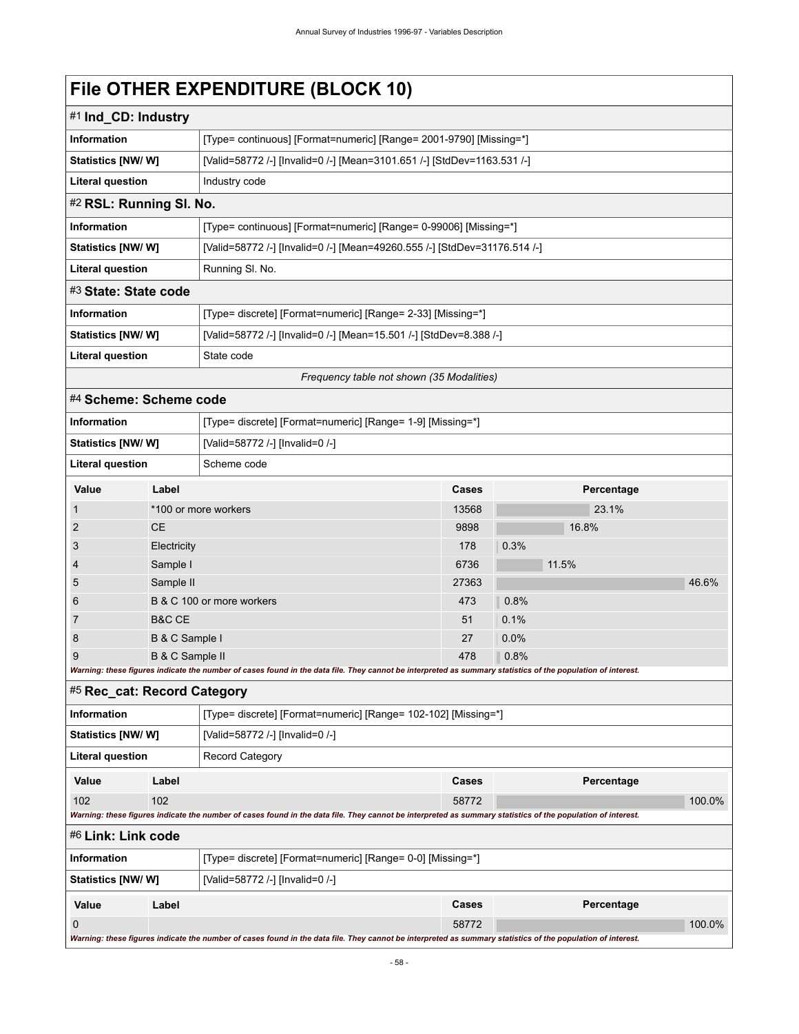# File OTHER EXPENDITURE (BLOCK 10)

## #1 Ind_CD: Industry

| | |
|---|---|
| **Information** | [Type= continuous] [Format=numeric] [Range= 2001-9790] [Missing=*] |
| **Statistics [NW/ W]** | [Valid=58772 /-] [Invalid=0 /-] [Mean=3101.651 /-] [StdDev=1163.531 /-] |
| **Literal question** | Industry code |

## #2 RSL: Running Sl. No.

| | |
|---|---|
| **Information** | [Type= continuous] [Format=numeric] [Range= 0-99006] [Missing=*] |
| **Statistics [NW/ W]** | [Valid=58772 /-] [Invalid=0 /-] [Mean=49260.555 /-] [StdDev=31176.514 /-] |
| **Literal question** | Running Sl. No. |

## #3 State: State code

| | |
|---|---|
| **Information** | [Type= discrete] [Format=numeric] [Range= 2-33] [Missing=*] |
| **Statistics [NW/ W]** | [Valid=58772 /-] [Invalid=0 /-] [Mean=15.501 /-] [StdDev=8.388 /-] |
| **Literal question** | State code |

*Frequency table not shown (35 Modalities)*

## #4 Scheme: Scheme code

| | |
|---|---|
| **Information** | [Type= discrete] [Format=numeric] [Range= 1-9] [Missing=*] |
| **Statistics [NW/ W]** | [Valid=58772 /-] [Invalid=0 /-] |
| **Literal question** | Scheme code |

| Value | Label | Cases | Percentage |
|---|---|---|---|
| 1 | *100 or more workers | 13568 | 23.1% |
| 2 | CE | 9898 | 16.8% |
| 3 | Electricity | 178 | 0.3% |
| 4 | Sample I | 6736 | 11.5% |
| 5 | Sample II | 27363 | 46.6% |
| 6 | B & C 100 or more workers | 473 | 0.8% |
| 7 | B&C CE | 51 | 0.1% |
| 8 | B & C Sample I | 27 | 0.0% |
| 9 | B & C Sample II | 478 | 0.8% |

***Warning: these figures indicate the number of cases found in the data file. They cannot be interpreted as summary statistics of the population of interest.***

## #5 Rec_cat: Record Category

| | |
|---|---|
| **Information** | [Type= discrete] [Format=numeric] [Range= 102-102] [Missing=*] |
| **Statistics [NW/ W]** | [Valid=58772 /-] [Invalid=0 /-] |
| **Literal question** | Record Category |

| Value | Label | Cases | Percentage |
|---|---|---|---|
| 102 | 102 | 58772 | 100.0% |

***Warning: these figures indicate the number of cases found in the data file. They cannot be interpreted as summary statistics of the population of interest.***

## #6 Link: Link code

| | |
|---|---|
| **Information** | [Type= discrete] [Format=numeric] [Range= 0-0] [Missing=*] |
| **Statistics [NW/ W]** | [Valid=58772 /-] [Invalid=0 /-] |

| Value | Label | Cases | Percentage |
|---|---|---|---|
| 0 | | 58772 | 100.0% |

***Warning: these figures indicate the number of cases found in the data file. They cannot be interpreted as summary statistics of the population of interest.***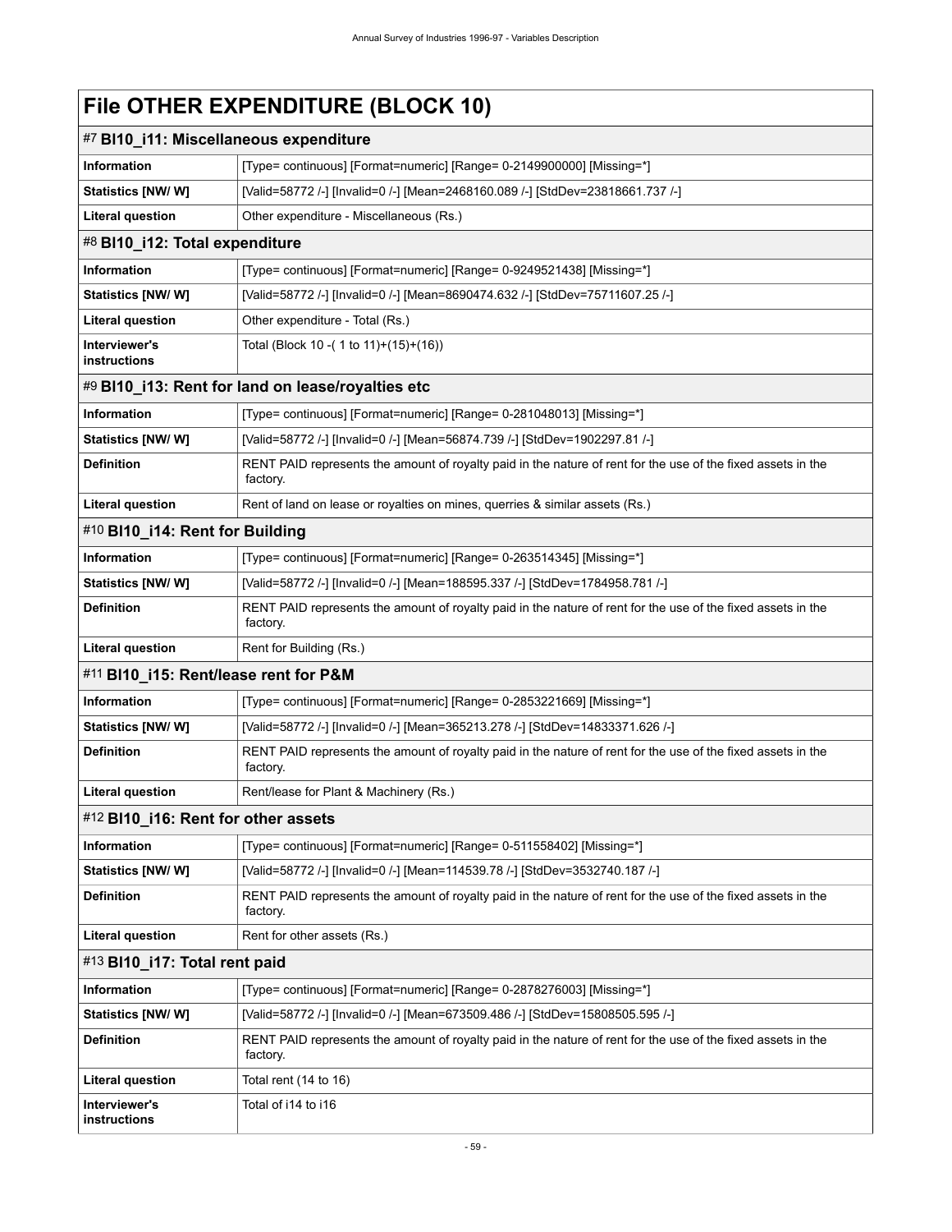# File OTHER EXPENDITURE (BLOCK 10)

## #7 Bl10_i11: Miscellaneous expenditure

| | |
|---|---|
| **Information** | [Type= continuous] [Format=numeric] [Range= 0-2149900000] [Missing=*] |
| **Statistics [NW/ W]** | [Valid=58772 /-] [Invalid=0 /-] [Mean=2468160.089 /-] [StdDev=23818661.737 /-] |
| **Literal question** | Other expenditure - Miscellaneous (Rs.) |

## #8 Bl10_i12: Total expenditure

| | |
|---|---|
| **Information** | [Type= continuous] [Format=numeric] [Range= 0-9249521438] [Missing=*] |
| **Statistics [NW/ W]** | [Valid=58772 /-] [Invalid=0 /-] [Mean=8690474.632 /-] [StdDev=75711607.25 /-] |
| **Literal question** | Other expenditure - Total (Rs.) |
| **Interviewer's instructions** | Total (Block 10 -( 1 to 11)+(15)+(16)) |

## #9 Bl10_i13: Rent for land on lease/royalties etc

| | |
|---|---|
| **Information** | [Type= continuous] [Format=numeric] [Range= 0-281048013] [Missing=*] |
| **Statistics [NW/ W]** | [Valid=58772 /-] [Invalid=0 /-] [Mean=56874.739 /-] [StdDev=1902297.81 /-] |
| **Definition** | RENT PAID represents the amount of royalty paid in the nature of rent for the use of the fixed assets in the factory. |
| **Literal question** | Rent of land on lease or royalties on mines, querries & similar assets (Rs.) |

## #10 Bl10_i14: Rent for Building

| | |
|---|---|
| **Information** | [Type= continuous] [Format=numeric] [Range= 0-263514345] [Missing=*] |
| **Statistics [NW/ W]** | [Valid=58772 /-] [Invalid=0 /-] [Mean=188595.337 /-] [StdDev=1784958.781 /-] |
| **Definition** | RENT PAID represents the amount of royalty paid in the nature of rent for the use of the fixed assets in the factory. |
| **Literal question** | Rent for Building (Rs.) |

## #11 Bl10_i15: Rent/lease rent for P&M

| | |
|---|---|
| **Information** | [Type= continuous] [Format=numeric] [Range= 0-2853221669] [Missing=*] |
| **Statistics [NW/ W]** | [Valid=58772 /-] [Invalid=0 /-] [Mean=365213.278 /-] [StdDev=14833371.626 /-] |
| **Definition** | RENT PAID represents the amount of royalty paid in the nature of rent for the use of the fixed assets in the factory. |
| **Literal question** | Rent/lease for Plant & Machinery (Rs.) |

## #12 Bl10_i16: Rent for other assets

| | |
|---|---|
| **Information** | [Type= continuous] [Format=numeric] [Range= 0-511558402] [Missing=*] |
| **Statistics [NW/ W]** | [Valid=58772 /-] [Invalid=0 /-] [Mean=114539.78 /-] [StdDev=3532740.187 /-] |
| **Definition** | RENT PAID represents the amount of royalty paid in the nature of rent for the use of the fixed assets in the factory. |
| **Literal question** | Rent for other assets (Rs.) |

## #13 Bl10_i17: Total rent paid

| | |
|---|---|
| **Information** | [Type= continuous] [Format=numeric] [Range= 0-2878276003] [Missing=*] |
| **Statistics [NW/ W]** | [Valid=58772 /-] [Invalid=0 /-] [Mean=673509.486 /-] [StdDev=15808505.595 /-] |
| **Definition** | RENT PAID represents the amount of royalty paid in the nature of rent for the use of the fixed assets in the factory. |
| **Literal question** | Total rent (14 to 16) |
| **Interviewer's instructions** | Total of i14 to i16 |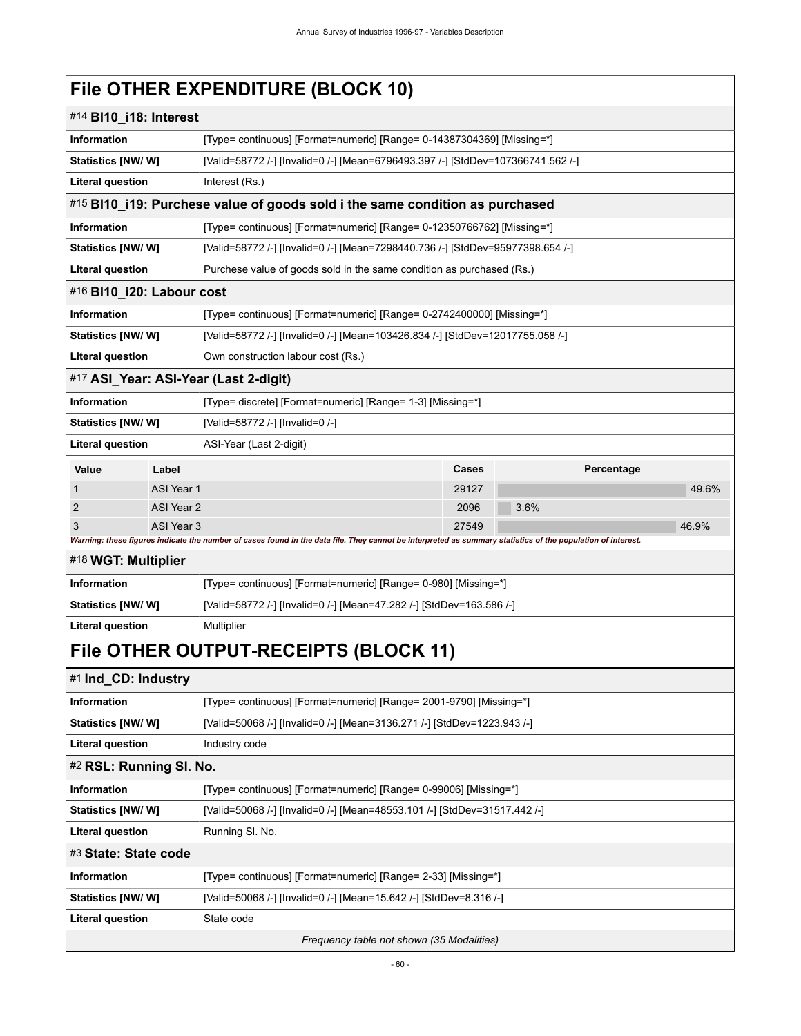# File OTHER EXPENDITURE (BLOCK 10)

## #14 Bl10_i18: Interest

| | |
|---|---|
| **Information** | [Type= continuous] [Format=numeric] [Range= 0-14387304369] [Missing=*] |
| **Statistics [NW/ W]** | [Valid=58772 /-] [Invalid=0 /-] [Mean=6796493.397 /-] [StdDev=107366741.562 /-] |
| **Literal question** | Interest (Rs.) |

## #15 Bl10_i19: Purchese value of goods sold i the same condition as purchased

| | |
|---|---|
| **Information** | [Type= continuous] [Format=numeric] [Range= 0-12350766762] [Missing=*] |
| **Statistics [NW/ W]** | [Valid=58772 /-] [Invalid=0 /-] [Mean=7298440.736 /-] [StdDev=95977398.654 /-] |
| **Literal question** | Purchese value of goods sold in the same condition as purchased (Rs.) |

## #16 Bl10_i20: Labour cost

| | |
|---|---|
| **Information** | [Type= continuous] [Format=numeric] [Range= 0-2742400000] [Missing=*] |
| **Statistics [NW/ W]** | [Valid=58772 /-] [Invalid=0 /-] [Mean=103426.834 /-] [StdDev=12017755.058 /-] |
| **Literal question** | Own construction labour cost (Rs.) |

## #17 ASI_Year: ASI-Year (Last 2-digit)

| | |
|---|---|
| **Information** | [Type= discrete] [Format=numeric] [Range= 1-3] [Missing=*] |
| **Statistics [NW/ W]** | [Valid=58772 /-] [Invalid=0 /-] |
| **Literal question** | ASI-Year (Last 2-digit) |

| Value | Label | Cases | Percentage |
|---|---|---|---|
| 1 | ASI Year 1 | 29127 | 49.6% |
| 2 | ASI Year 2 | 2096 | 3.6% |
| 3 | ASI Year 3 | 27549 | 46.9% |

*Warning: these figures indicate the number of cases found in the data file. They cannot be interpreted as summary statistics of the population of interest.*

## #18 WGT: Multiplier

| | |
|---|---|
| **Information** | [Type= continuous] [Format=numeric] [Range= 0-980] [Missing=*] |
| **Statistics [NW/ W]** | [Valid=58772 /-] [Invalid=0 /-] [Mean=47.282 /-] [StdDev=163.586 /-] |
| **Literal question** | Multiplier |

# File OTHER OUTPUT-RECEIPTS (BLOCK 11)

## #1 Ind_CD: Industry

| | |
|---|---|
| **Information** | [Type= continuous] [Format=numeric] [Range= 2001-9790] [Missing=*] |
| **Statistics [NW/ W]** | [Valid=50068 /-] [Invalid=0 /-] [Mean=3136.271 /-] [StdDev=1223.943 /-] |
| **Literal question** | Industry code |

## #2 RSL: Running Sl. No.

| | |
|---|---|
| **Information** | [Type= continuous] [Format=numeric] [Range= 0-99006] [Missing=*] |
| **Statistics [NW/ W]** | [Valid=50068 /-] [Invalid=0 /-] [Mean=48553.101 /-] [StdDev=31517.442 /-] |
| **Literal question** | Running Sl. No. |

## #3 State: State code

| | |
|---|---|
| **Information** | [Type= continuous] [Format=numeric] [Range= 2-33] [Missing=*] |
| **Statistics [NW/ W]** | [Valid=50068 /-] [Invalid=0 /-] [Mean=15.642 /-] [StdDev=8.316 /-] |
| **Literal question** | State code |

*Frequency table not shown (35 Modalities)*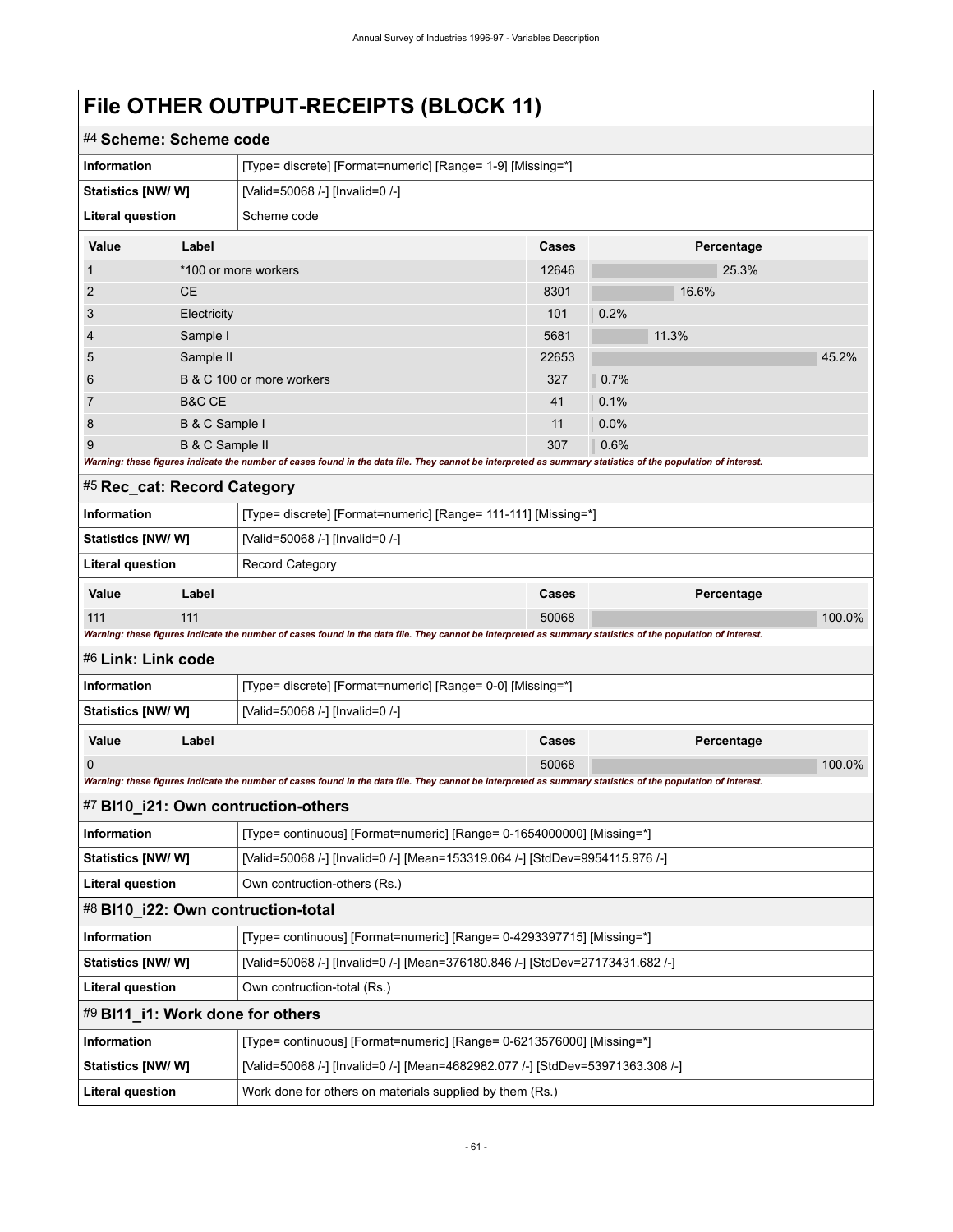# File OTHER OUTPUT-RECEIPTS (BLOCK 11)

## #4 Scheme: Scheme code

| | |
|---|---|
| **Information** | [Type= discrete] [Format=numeric] [Range= 1-9] [Missing=*] |
| **Statistics [NW/ W]** | [Valid=50068 /-] [Invalid=0 /-] |
| **Literal question** | Scheme code |

| Value | Label | Cases | Percentage |
|---|---|---|---|
| 1 | *100 or more workers | 12646 | 25.3% |
| 2 | CE | 8301 | 16.6% |
| 3 | Electricity | 101 | 0.2% |
| 4 | Sample I | 5681 | 11.3% |
| 5 | Sample II | 22653 | 45.2% |
| 6 | B & C 100 or more workers | 327 | 0.7% |
| 7 | B&C CE | 41 | 0.1% |
| 8 | B & C Sample I | 11 | 0.0% |
| 9 | B & C Sample II | 307 | 0.6% |

***Warning: these figures indicate the number of cases found in the data file. They cannot be interpreted as summary statistics of the population of interest.***

## #5 Rec_cat: Record Category

| | |
|---|---|
| **Information** | [Type= discrete] [Format=numeric] [Range= 111-111] [Missing=*] |
| **Statistics [NW/ W]** | [Valid=50068 /-] [Invalid=0 /-] |
| **Literal question** | Record Category |

| Value | Label | Cases | Percentage |
|---|---|---|---|
| 111 | 111 | 50068 | 100.0% |

***Warning: these figures indicate the number of cases found in the data file. They cannot be interpreted as summary statistics of the population of interest.***

## #6 Link: Link code

| | |
|---|---|
| **Information** | [Type= discrete] [Format=numeric] [Range= 0-0] [Missing=*] |
| **Statistics [NW/ W]** | [Valid=50068 /-] [Invalid=0 /-] |

| Value | Label | Cases | Percentage |
|---|---|---|---|
| 0 | | 50068 | 100.0% |

***Warning: these figures indicate the number of cases found in the data file. They cannot be interpreted as summary statistics of the population of interest.***

## #7 Bl10_i21: Own contruction-others

| | |
|---|---|
| **Information** | [Type= continuous] [Format=numeric] [Range= 0-1654000000] [Missing=*] |
| **Statistics [NW/ W]** | [Valid=50068 /-] [Invalid=0 /-] [Mean=153319.064 /-] [StdDev=9954115.976 /-] |
| **Literal question** | Own contruction-others (Rs.) |

## #8 Bl10_i22: Own contruction-total

| | |
|---|---|
| **Information** | [Type= continuous] [Format=numeric] [Range= 0-4293397715] [Missing=*] |
| **Statistics [NW/ W]** | [Valid=50068 /-] [Invalid=0 /-] [Mean=376180.846 /-] [StdDev=27173431.682 /-] |
| **Literal question** | Own contruction-total (Rs.) |

## #9 Bl11_i1: Work done for others

| | |
|---|---|
| **Information** | [Type= continuous] [Format=numeric] [Range= 0-6213576000] [Missing=*] |
| **Statistics [NW/ W]** | [Valid=50068 /-] [Invalid=0 /-] [Mean=4682982.077 /-] [StdDev=53971363.308 /-] |
| **Literal question** | Work done for others on materials supplied by them (Rs.) |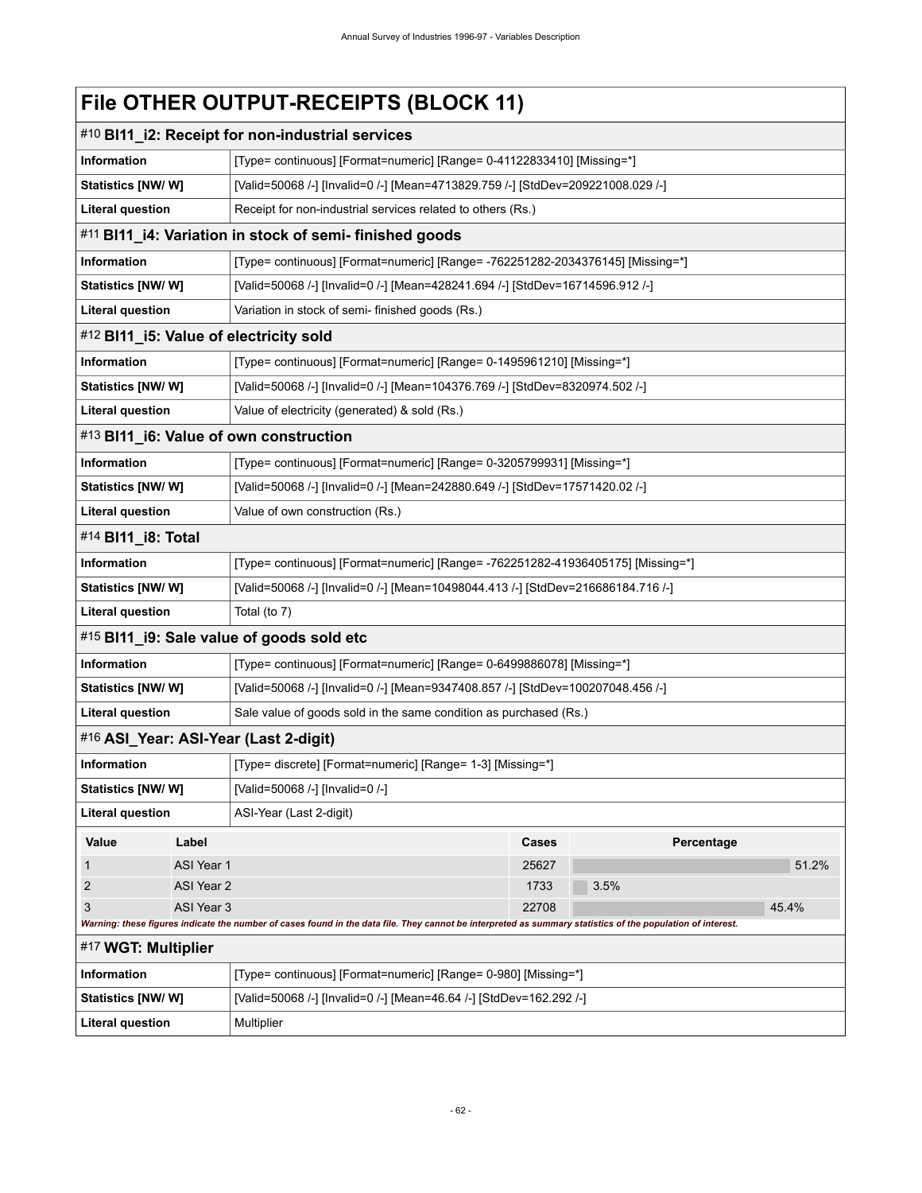# File OTHER OUTPUT-RECEIPTS (BLOCK 11)

## #10 Bl11_i2: Receipt for non-industrial services

| | |
|---|---|
| **Information** | [Type= continuous] [Format=numeric] [Range= 0-41122833410] [Missing=*] |
| **Statistics [NW/ W]** | [Valid=50068 /-] [Invalid=0 /-] [Mean=4713829.759 /-] [StdDev=209221008.029 /-] |
| **Literal question** | Receipt for non-industrial services related to others (Rs.) |

## #11 Bl11_i4: Variation in stock of semi- finished goods

| | |
|---|---|
| **Information** | [Type= continuous] [Format=numeric] [Range= -762251282-2034376145] [Missing=*] |
| **Statistics [NW/ W]** | [Valid=50068 /-] [Invalid=0 /-] [Mean=428241.694 /-] [StdDev=16714596.912 /-] |
| **Literal question** | Variation in stock of semi- finished goods (Rs.) |

## #12 Bl11_i5: Value of electricity sold

| | |
|---|---|
| **Information** | [Type= continuous] [Format=numeric] [Range= 0-1495961210] [Missing=*] |
| **Statistics [NW/ W]** | [Valid=50068 /-] [Invalid=0 /-] [Mean=104376.769 /-] [StdDev=8320974.502 /-] |
| **Literal question** | Value of electricity (generated) & sold (Rs.) |

## #13 Bl11_i6: Value of own construction

| | |
|---|---|
| **Information** | [Type= continuous] [Format=numeric] [Range= 0-3205799931] [Missing=*] |
| **Statistics [NW/ W]** | [Valid=50068 /-] [Invalid=0 /-] [Mean=242880.649 /-] [StdDev=17571420.02 /-] |
| **Literal question** | Value of own construction (Rs.) |

## #14 Bl11_i8: Total

| | |
|---|---|
| **Information** | [Type= continuous] [Format=numeric] [Range= -762251282-41936405175] [Missing=*] |
| **Statistics [NW/ W]** | [Valid=50068 /-] [Invalid=0 /-] [Mean=10498044.413 /-] [StdDev=216686184.716 /-] |
| **Literal question** | Total (to 7) |

## #15 Bl11_i9: Sale value of goods sold etc

| | |
|---|---|
| **Information** | [Type= continuous] [Format=numeric] [Range= 0-6499886078] [Missing=*] |
| **Statistics [NW/ W]** | [Valid=50068 /-] [Invalid=0 /-] [Mean=9347408.857 /-] [StdDev=100207048.456 /-] |
| **Literal question** | Sale value of goods sold in the same condition as purchased (Rs.) |

## #16 ASI_Year: ASI-Year (Last 2-digit)

| | |
|---|---|
| **Information** | [Type= discrete] [Format=numeric] [Range= 1-3] [Missing=*] |
| **Statistics [NW/ W]** | [Valid=50068 /-] [Invalid=0 /-] |
| **Literal question** | ASI-Year (Last 2-digit) |

| Value | Label | Cases | Percentage |
|---|---|---|---|
| 1 | ASI Year 1 | 25627 | 51.2% |
| 2 | ASI Year 2 | 1733 | 3.5% |
| 3 | ASI Year 3 | 22708 | 45.4% |

*Warning: these figures indicate the number of cases found in the data file. They cannot be interpreted as summary statistics of the population of interest.*

## #17 WGT: Multiplier

| | |
|---|---|
| **Information** | [Type= continuous] [Format=numeric] [Range= 0-980] [Missing=*] |
| **Statistics [NW/ W]** | [Valid=50068 /-] [Invalid=0 /-] [Mean=46.64 /-] [StdDev=162.292 /-] |
| **Literal question** | Multiplier |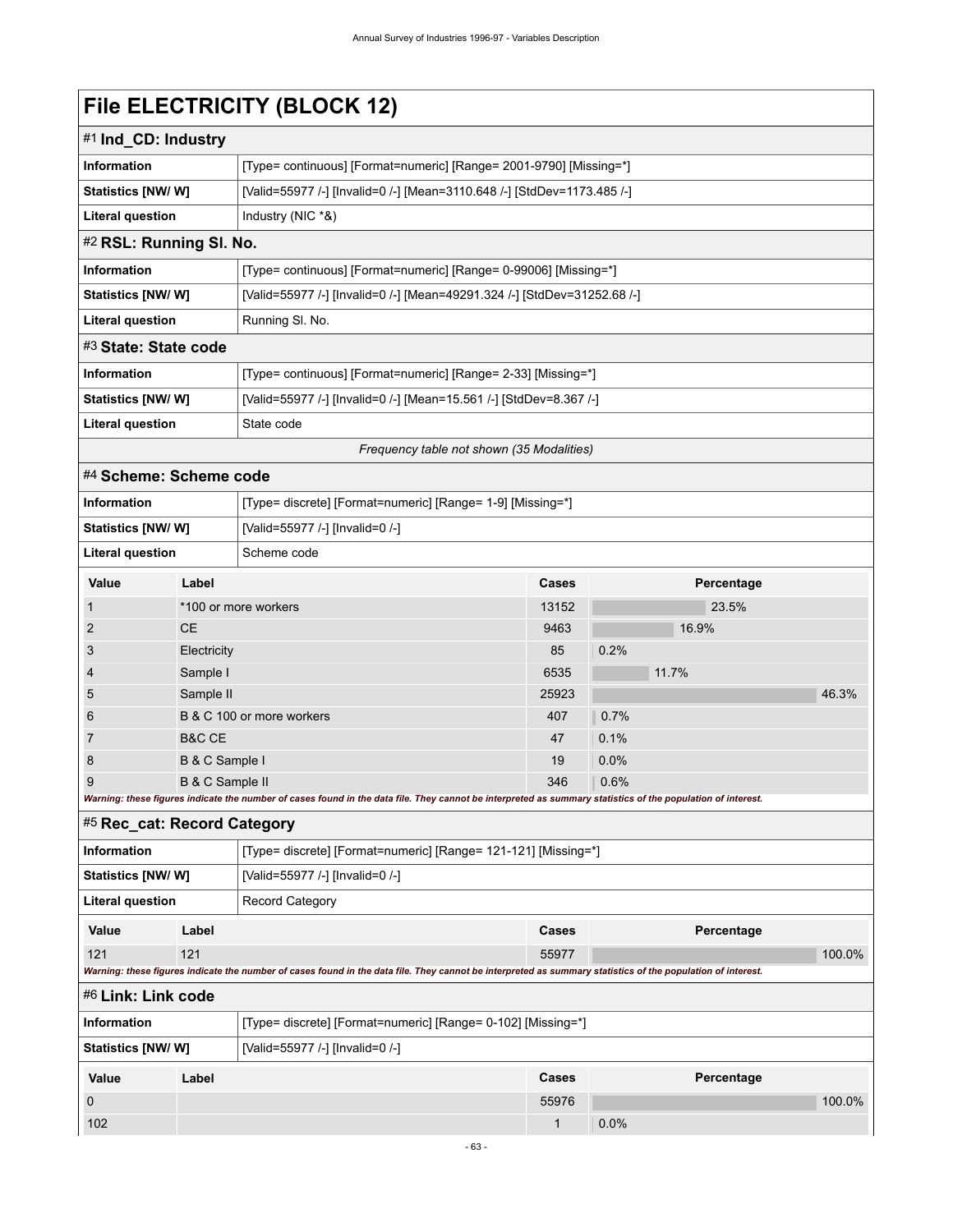# File ELECTRICITY (BLOCK 12)

## #1 Ind_CD: Industry

| | |
|---|---|
| **Information** | [Type= continuous] [Format=numeric] [Range= 2001-9790] [Missing=*] |
| **Statistics [NW/ W]** | [Valid=55977 /-] [Invalid=0 /-] [Mean=3110.648 /-] [StdDev=1173.485 /-] |
| **Literal question** | Industry (NIC *&) |

## #2 RSL: Running Sl. No.

| | |
|---|---|
| **Information** | [Type= continuous] [Format=numeric] [Range= 0-99006] [Missing=*] |
| **Statistics [NW/ W]** | [Valid=55977 /-] [Invalid=0 /-] [Mean=49291.324 /-] [StdDev=31252.68 /-] |
| **Literal question** | Running Sl. No. |

## #3 State: State code

| | |
|---|---|
| **Information** | [Type= continuous] [Format=numeric] [Range= 2-33] [Missing=*] |
| **Statistics [NW/ W]** | [Valid=55977 /-] [Invalid=0 /-] [Mean=15.561 /-] [StdDev=8.367 /-] |
| **Literal question** | State code |

*Frequency table not shown (35 Modalities)*

## #4 Scheme: Scheme code

| | |
|---|---|
| **Information** | [Type= discrete] [Format=numeric] [Range= 1-9] [Missing=*] |
| **Statistics [NW/ W]** | [Valid=55977 /-] [Invalid=0 /-] |
| **Literal question** | Scheme code |

| Value | Label | Cases | Percentage |
|---|---|---|---|
| 1 | *100 or more workers | 13152 | 23.5% |
| 2 | CE | 9463 | 16.9% |
| 3 | Electricity | 85 | 0.2% |
| 4 | Sample I | 6535 | 11.7% |
| 5 | Sample II | 25923 | 46.3% |
| 6 | B & C 100 or more workers | 407 | 0.7% |
| 7 | B&C CE | 47 | 0.1% |
| 8 | B & C Sample I | 19 | 0.0% |
| 9 | B & C Sample II | 346 | 0.6% |

*Warning: these figures indicate the number of cases found in the data file. They cannot be interpreted as summary statistics of the population of interest.*

## #5 Rec_cat: Record Category

| | |
|---|---|
| **Information** | [Type= discrete] [Format=numeric] [Range= 121-121] [Missing=*] |
| **Statistics [NW/ W]** | [Valid=55977 /-] [Invalid=0 /-] |
| **Literal question** | Record Category |

| Value | Label | Cases | Percentage |
|---|---|---|---|
| 121 | 121 | 55977 | 100.0% |

*Warning: these figures indicate the number of cases found in the data file. They cannot be interpreted as summary statistics of the population of interest.*

## #6 Link: Link code

| | |
|---|---|
| **Information** | [Type= discrete] [Format=numeric] [Range= 0-102] [Missing=*] |
| **Statistics [NW/ W]** | [Valid=55977 /-] [Invalid=0 /-] |

| Value | Label | Cases | Percentage |
|---|---|---|---|
| 0 | | 55976 | 100.0% |
| 102 | | 1 | 0.0% |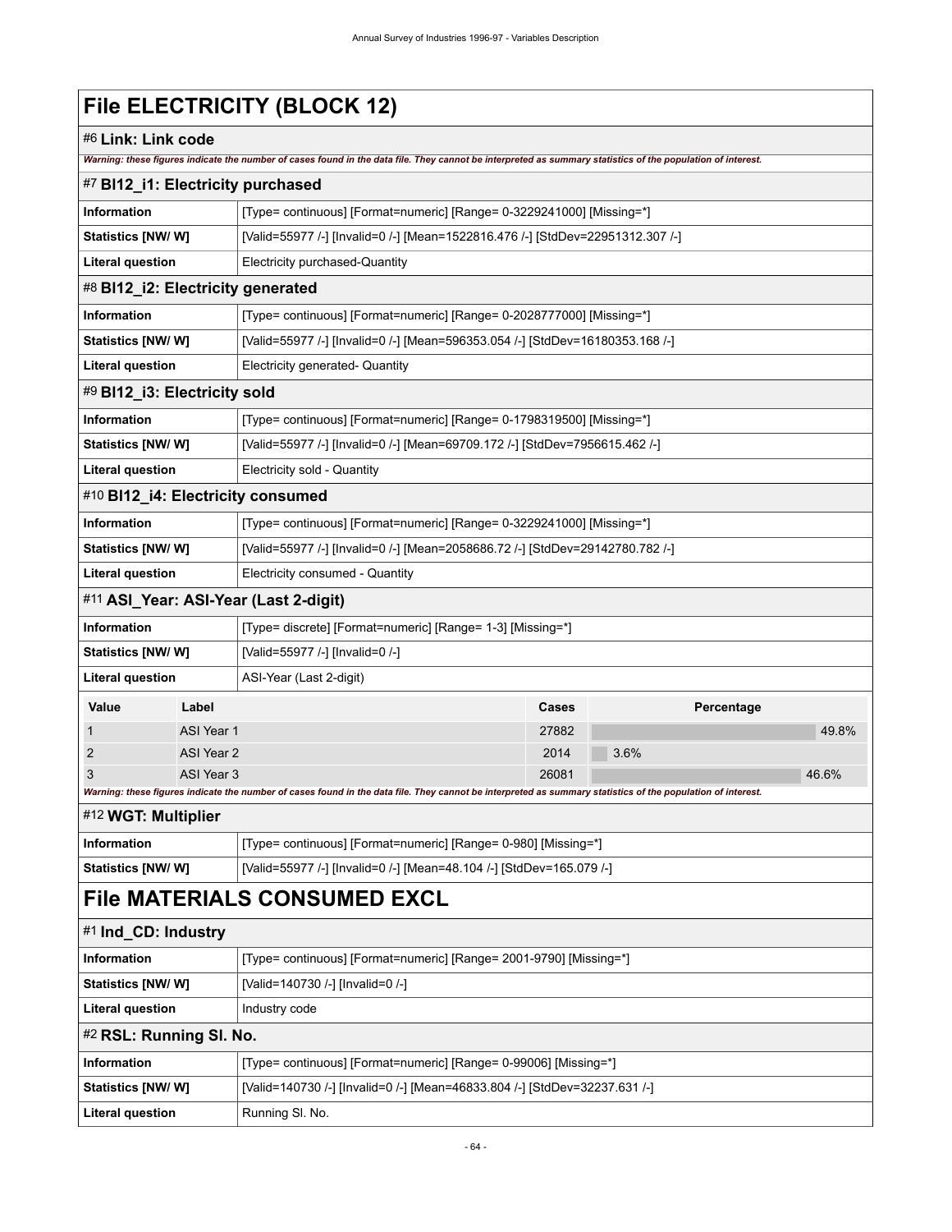# File ELECTRICITY (BLOCK 12)

## #6 Link: Link code

***Warning: these figures indicate the number of cases found in the data file. They cannot be interpreted as summary statistics of the population of interest.***

## #7 Bl12_i1: Electricity purchased

| | |
|---|---|
| **Information** | [Type= continuous] [Format=numeric] [Range= 0-3229241000] [Missing=*] |
| **Statistics [NW/ W]** | [Valid=55977 /-] [Invalid=0 /-] [Mean=1522816.476 /-] [StdDev=22951312.307 /-] |
| **Literal question** | Electricity purchased-Quantity |

## #8 Bl12_i2: Electricity generated

| | |
|---|---|
| **Information** | [Type= continuous] [Format=numeric] [Range= 0-2028777000] [Missing=*] |
| **Statistics [NW/ W]** | [Valid=55977 /-] [Invalid=0 /-] [Mean=596353.054 /-] [StdDev=16180353.168 /-] |
| **Literal question** | Electricity generated- Quantity |

## #9 Bl12_i3: Electricity sold

| | |
|---|---|
| **Information** | [Type= continuous] [Format=numeric] [Range= 0-1798319500] [Missing=*] |
| **Statistics [NW/ W]** | [Valid=55977 /-] [Invalid=0 /-] [Mean=69709.172 /-] [StdDev=7956615.462 /-] |
| **Literal question** | Electricity sold - Quantity |

## #10 Bl12_i4: Electricity consumed

| | |
|---|---|
| **Information** | [Type= continuous] [Format=numeric] [Range= 0-3229241000] [Missing=*] |
| **Statistics [NW/ W]** | [Valid=55977 /-] [Invalid=0 /-] [Mean=2058686.72 /-] [StdDev=29142780.782 /-] |
| **Literal question** | Electricity consumed - Quantity |

## #11 ASI_Year: ASI-Year (Last 2-digit)

| | |
|---|---|
| **Information** | [Type= discrete] [Format=numeric] [Range= 1-3] [Missing=*] |
| **Statistics [NW/ W]** | [Valid=55977 /-] [Invalid=0 /-] |
| **Literal question** | ASI-Year (Last 2-digit) |

| Value | Label | Cases | Percentage |
|---|---|---|---|
| 1 | ASI Year 1 | 27882 | 49.8% |
| 2 | ASI Year 2 | 2014 | 3.6% |
| 3 | ASI Year 3 | 26081 | 46.6% |

***Warning: these figures indicate the number of cases found in the data file. They cannot be interpreted as summary statistics of the population of interest.***

## #12 WGT: Multiplier

| | |
|---|---|
| **Information** | [Type= continuous] [Format=numeric] [Range= 0-980] [Missing=*] |
| **Statistics [NW/ W]** | [Valid=55977 /-] [Invalid=0 /-] [Mean=48.104 /-] [StdDev=165.079 /-] |

# File MATERIALS CONSUMED EXCL

## #1 Ind_CD: Industry

| | |
|---|---|
| **Information** | [Type= continuous] [Format=numeric] [Range= 2001-9790] [Missing=*] |
| **Statistics [NW/ W]** | [Valid=140730 /-] [Invalid=0 /-] |
| **Literal question** | Industry code |

## #2 RSL: Running Sl. No.

| | |
|---|---|
| **Information** | [Type= continuous] [Format=numeric] [Range= 0-99006] [Missing=*] |
| **Statistics [NW/ W]** | [Valid=140730 /-] [Invalid=0 /-] [Mean=46833.804 /-] [StdDev=32237.631 /-] |
| **Literal question** | Running Sl. No. |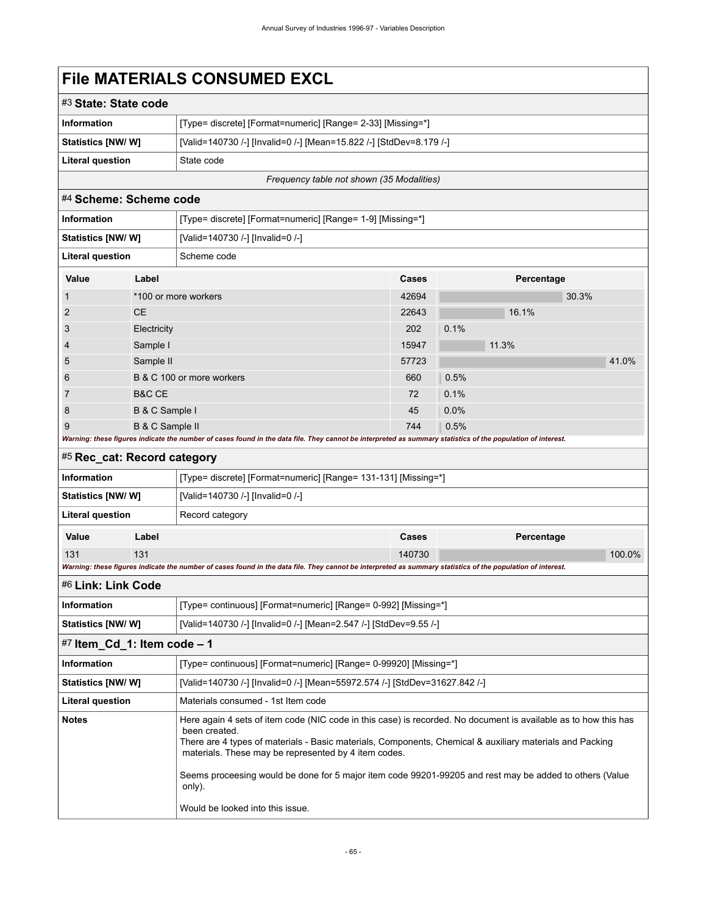# File MATERIALS CONSUMED EXCL

## #3 State: State code

| | |
|---|---|
| **Information** | [Type= discrete] [Format=numeric] [Range= 2-33] [Missing=*] |
| **Statistics [NW/ W]** | [Valid=140730 /-] [Invalid=0 /-] [Mean=15.822 /-] [StdDev=8.179 /-] |
| **Literal question** | State code |

*Frequency table not shown (35 Modalities)*

## #4 Scheme: Scheme code

| | |
|---|---|
| **Information** | [Type= discrete] [Format=numeric] [Range= 1-9] [Missing=*] |
| **Statistics [NW/ W]** | [Valid=140730 /-] [Invalid=0 /-] |
| **Literal question** | Scheme code |

| Value | Label | Cases | Percentage |
|---|---|---|---|
| 1 | *100 or more workers | 42694 | 30.3% |
| 2 | CE | 22643 | 16.1% |
| 3 | Electricity | 202 | 0.1% |
| 4 | Sample I | 15947 | 11.3% |
| 5 | Sample II | 57723 | 41.0% |
| 6 | B & C 100 or more workers | 660 | 0.5% |
| 7 | B&C CE | 72 | 0.1% |
| 8 | B & C Sample I | 45 | 0.0% |
| 9 | B & C Sample II | 744 | 0.5% |

*Warning: these figures indicate the number of cases found in the data file. They cannot be interpreted as summary statistics of the population of interest.*

## #5 Rec_cat: Record category

| | |
|---|---|
| **Information** | [Type= discrete] [Format=numeric] [Range= 131-131] [Missing=*] |
| **Statistics [NW/ W]** | [Valid=140730 /-] [Invalid=0 /-] |
| **Literal question** | Record category |

| Value | Label | Cases | Percentage |
|---|---|---|---|
| 131 | 131 | 140730 | 100.0% |

*Warning: these figures indicate the number of cases found in the data file. They cannot be interpreted as summary statistics of the population of interest.*

## #6 Link: Link Code

| | |
|---|---|
| **Information** | [Type= continuous] [Format=numeric] [Range= 0-992] [Missing=*] |
| **Statistics [NW/ W]** | [Valid=140730 /-] [Invalid=0 /-] [Mean=2.547 /-] [StdDev=9.55 /-] |

## #7 Item_Cd_1: Item code – 1

| | |
|---|---|
| **Information** | [Type= continuous] [Format=numeric] [Range= 0-99920] [Missing=*] |
| **Statistics [NW/ W]** | [Valid=140730 /-] [Invalid=0 /-] [Mean=55972.574 /-] [StdDev=31627.842 /-] |
| **Literal question** | Materials consumed - 1st Item code |
| **Notes** | Here again 4 sets of item code (NIC code in this case) is recorded. No document is available as to how this has been created.<br>There are 4 types of materials - Basic materials, Components, Chemical & auxiliary materials and Packing materials. These may be represented by 4 item codes.<br><br>Seems proceesing would be done for 5 major item code 99201-99205 and rest may be added to others (Value only).<br><br>Would be looked into this issue. |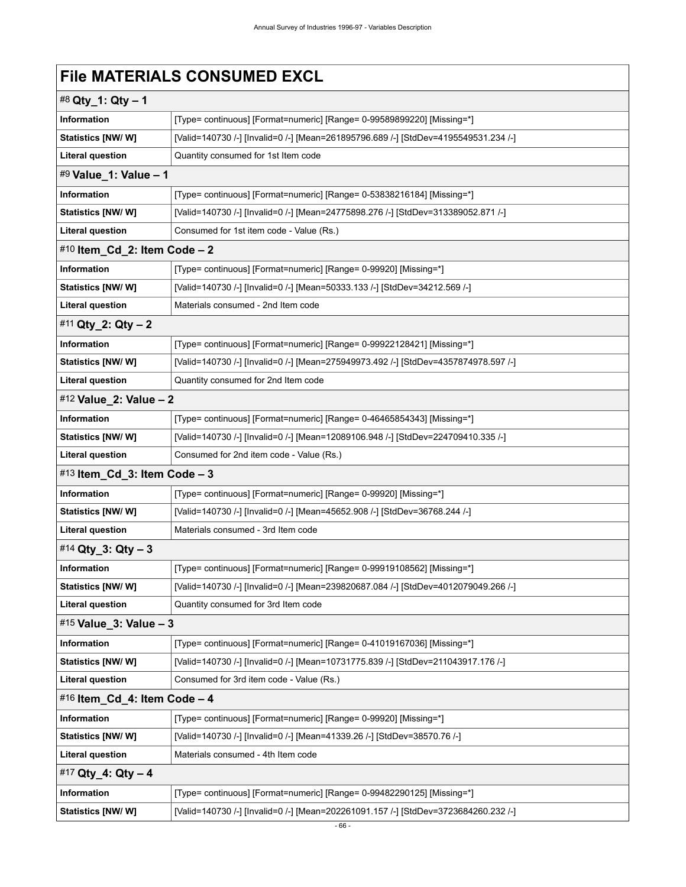# File MATERIALS CONSUMED EXCL

## #8 Qty_1: Qty – 1

| | |
|---|---|
| **Information** | [Type= continuous] [Format=numeric] [Range= 0-99589899220] [Missing=*] |
| **Statistics [NW/ W]** | [Valid=140730 /-] [Invalid=0 /-] [Mean=261895796.689 /-] [StdDev=4195549531.234 /-] |
| **Literal question** | Quantity consumed for 1st Item code |

## #9 Value_1: Value – 1

| | |
|---|---|
| **Information** | [Type= continuous] [Format=numeric] [Range= 0-53838216184] [Missing=*] |
| **Statistics [NW/ W]** | [Valid=140730 /-] [Invalid=0 /-] [Mean=24775898.276 /-] [StdDev=313389052.871 /-] |
| **Literal question** | Consumed for 1st item code - Value (Rs.) |

## #10 Item_Cd_2: Item Code – 2

| | |
|---|---|
| **Information** | [Type= continuous] [Format=numeric] [Range= 0-99920] [Missing=*] |
| **Statistics [NW/ W]** | [Valid=140730 /-] [Invalid=0 /-] [Mean=50333.133 /-] [StdDev=34212.569 /-] |
| **Literal question** | Materials consumed - 2nd Item code |

## #11 Qty_2: Qty – 2

| | |
|---|---|
| **Information** | [Type= continuous] [Format=numeric] [Range= 0-99922128421] [Missing=*] |
| **Statistics [NW/ W]** | [Valid=140730 /-] [Invalid=0 /-] [Mean=275949973.492 /-] [StdDev=4357874978.597 /-] |
| **Literal question** | Quantity consumed for 2nd Item code |

## #12 Value_2: Value – 2

| | |
|---|---|
| **Information** | [Type= continuous] [Format=numeric] [Range= 0-46465854343] [Missing=*] |
| **Statistics [NW/ W]** | [Valid=140730 /-] [Invalid=0 /-] [Mean=12089106.948 /-] [StdDev=224709410.335 /-] |
| **Literal question** | Consumed for 2nd item code - Value (Rs.) |

## #13 Item_Cd_3: Item Code – 3

| | |
|---|---|
| **Information** | [Type= continuous] [Format=numeric] [Range= 0-99920] [Missing=*] |
| **Statistics [NW/ W]** | [Valid=140730 /-] [Invalid=0 /-] [Mean=45652.908 /-] [StdDev=36768.244 /-] |
| **Literal question** | Materials consumed - 3rd Item code |

## #14 Qty_3: Qty – 3

| | |
|---|---|
| **Information** | [Type= continuous] [Format=numeric] [Range= 0-99919108562] [Missing=*] |
| **Statistics [NW/ W]** | [Valid=140730 /-] [Invalid=0 /-] [Mean=239820687.084 /-] [StdDev=4012079049.266 /-] |
| **Literal question** | Quantity consumed for 3rd Item code |

## #15 Value_3: Value – 3

| | |
|---|---|
| **Information** | [Type= continuous] [Format=numeric] [Range= 0-41019167036] [Missing=*] |
| **Statistics [NW/ W]** | [Valid=140730 /-] [Invalid=0 /-] [Mean=10731775.839 /-] [StdDev=211043917.176 /-] |
| **Literal question** | Consumed for 3rd item code - Value (Rs.) |

## #16 Item_Cd_4: Item Code – 4

| | |
|---|---|
| **Information** | [Type= continuous] [Format=numeric] [Range= 0-99920] [Missing=*] |
| **Statistics [NW/ W]** | [Valid=140730 /-] [Invalid=0 /-] [Mean=41339.26 /-] [StdDev=38570.76 /-] |
| **Literal question** | Materials consumed - 4th Item code |

## #17 Qty_4: Qty – 4

| | |
|---|---|
| **Information** | [Type= continuous] [Format=numeric] [Range= 0-99482290125] [Missing=*] |
| **Statistics [NW/ W]** | [Valid=140730 /-] [Invalid=0 /-] [Mean=202261091.157 /-] [StdDev=3723684260.232 /-] |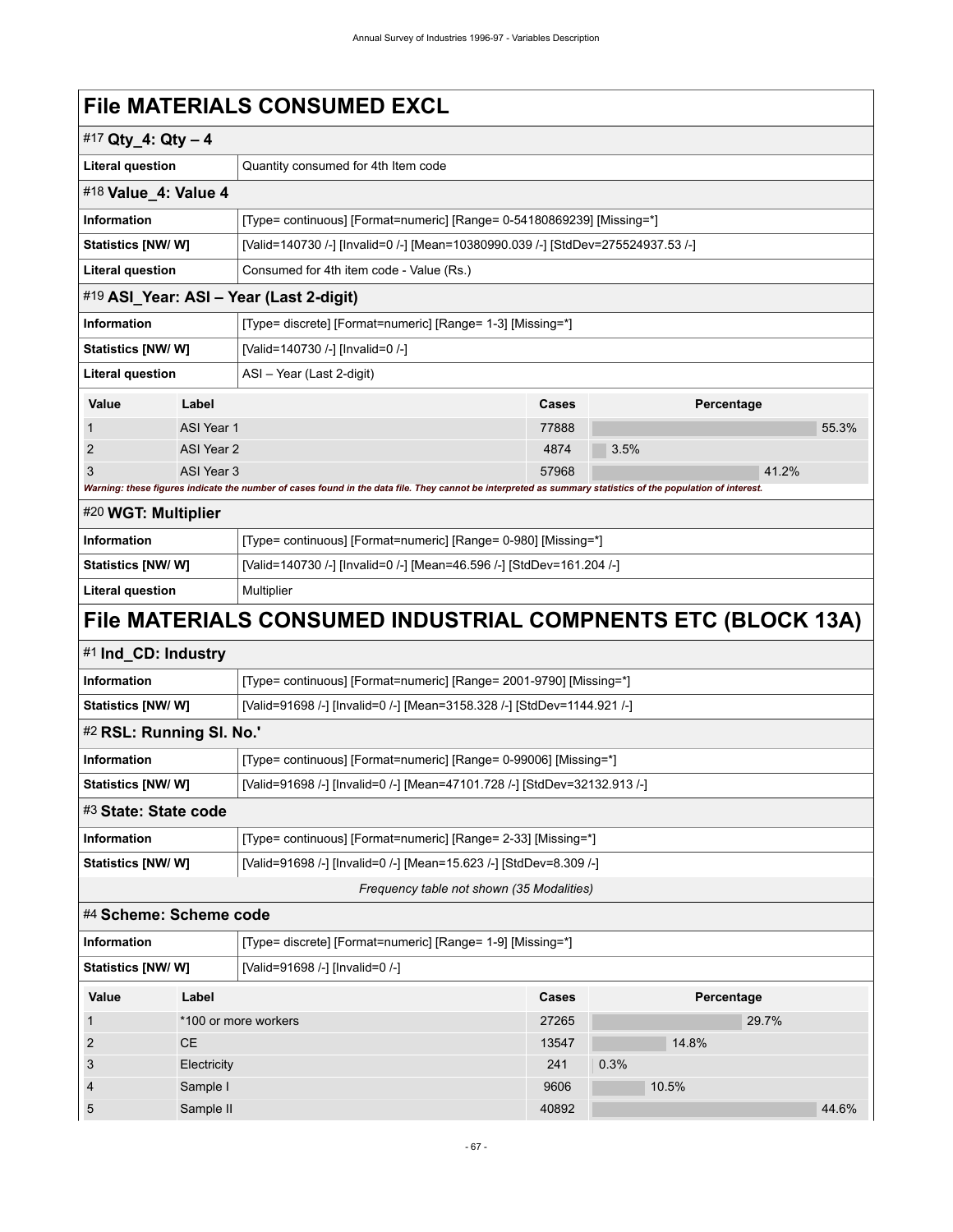# File MATERIALS CONSUMED EXCL

## #17 Qty_4: Qty – 4

| | |
|---|---|
| **Literal question** | Quantity consumed for 4th Item code |

## #18 Value_4: Value 4

| | |
|---|---|
| **Information** | [Type= continuous] [Format=numeric] [Range= 0-54180869239] [Missing=*] |
| **Statistics [NW/ W]** | [Valid=140730 /-] [Invalid=0 /-] [Mean=10380990.039 /-] [StdDev=275524937.53 /-] |
| **Literal question** | Consumed for 4th item code - Value (Rs.) |

## #19 ASI_Year: ASI – Year (Last 2-digit)

| | |
|---|---|
| **Information** | [Type= discrete] [Format=numeric] [Range= 1-3] [Missing=*] |
| **Statistics [NW/ W]** | [Valid=140730 /-] [Invalid=0 /-] |
| **Literal question** | ASI – Year (Last 2-digit) |

| Value | Label | Cases | Percentage |
|---|---|---|---|
| 1 | ASI Year 1 | 77888 | 55.3% |
| 2 | ASI Year 2 | 4874 | 3.5% |
| 3 | ASI Year 3 | 57968 | 41.2% |

***Warning: these figures indicate the number of cases found in the data file. They cannot be interpreted as summary statistics of the population of interest.***

## #20 WGT: Multiplier

| | |
|---|---|
| **Information** | [Type= continuous] [Format=numeric] [Range= 0-980] [Missing=*] |
| **Statistics [NW/ W]** | [Valid=140730 /-] [Invalid=0 /-] [Mean=46.596 /-] [StdDev=161.204 /-] |
| **Literal question** | Multiplier |

# File MATERIALS CONSUMED INDUSTRIAL COMPNENTS ETC (BLOCK 13A)

## #1 Ind_CD: Industry

| | |
|---|---|
| **Information** | [Type= continuous] [Format=numeric] [Range= 2001-9790] [Missing=*] |
| **Statistics [NW/ W]** | [Valid=91698 /-] [Invalid=0 /-] [Mean=3158.328 /-] [StdDev=1144.921 /-] |

## #2 RSL: Running Sl. No.'

| | |
|---|---|
| **Information** | [Type= continuous] [Format=numeric] [Range= 0-99006] [Missing=*] |
| **Statistics [NW/ W]** | [Valid=91698 /-] [Invalid=0 /-] [Mean=47101.728 /-] [StdDev=32132.913 /-] |

## #3 State: State code

| | |
|---|---|
| **Information** | [Type= continuous] [Format=numeric] [Range= 2-33] [Missing=*] |
| **Statistics [NW/ W]** | [Valid=91698 /-] [Invalid=0 /-] [Mean=15.623 /-] [StdDev=8.309 /-] |

*Frequency table not shown (35 Modalities)*

## #4 Scheme: Scheme code

| | |
|---|---|
| **Information** | [Type= discrete] [Format=numeric] [Range= 1-9] [Missing=*] |
| **Statistics [NW/ W]** | [Valid=91698 /-] [Invalid=0 /-] |

| Value | Label | Cases | Percentage |
|---|---|---|---|
| 1 | *100 or more workers | 27265 | 29.7% |
| 2 | CE | 13547 | 14.8% |
| 3 | Electricity | 241 | 0.3% |
| 4 | Sample I | 9606 | 10.5% |
| 5 | Sample II | 40892 | 44.6% |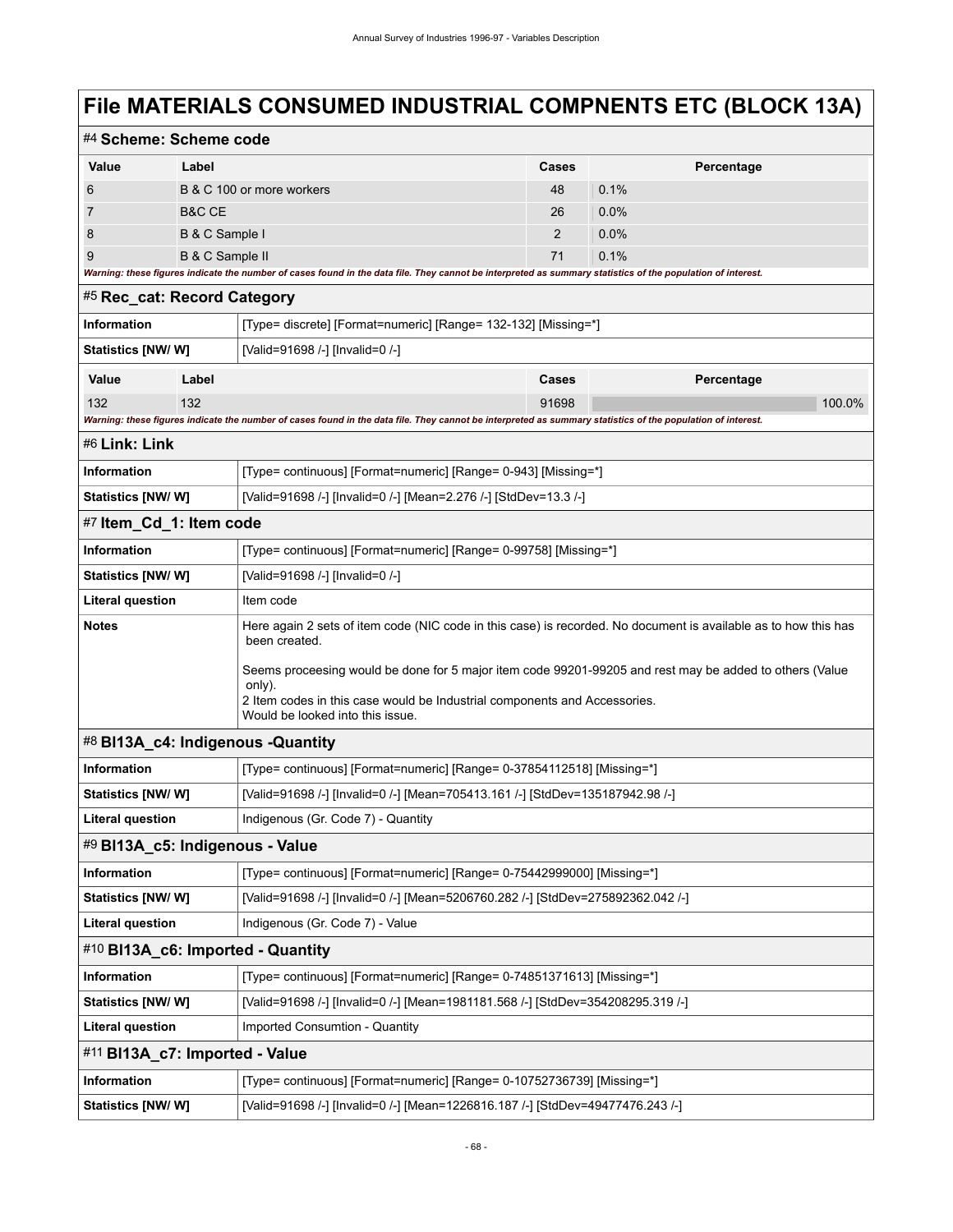# File MATERIALS CONSUMED INDUSTRIAL COMPNENTS ETC (BLOCK 13A)

## #4 Scheme: Scheme code

| Value | Label | Cases | Percentage |
|---|---|---|---|
| 6 | B & C 100 or more workers | 48 | 0.1% |
| 7 | B&C CE | 26 | 0.0% |
| 8 | B & C Sample I | 2 | 0.0% |
| 9 | B & C Sample II | 71 | 0.1% |

***Warning: these figures indicate the number of cases found in the data file. They cannot be interpreted as summary statistics of the population of interest.***

## #5 Rec_cat: Record Category

| | |
|---|---|
| **Information** | [Type= discrete] [Format=numeric] [Range= 132-132] [Missing=*] |
| **Statistics [NW/ W]** | [Valid=91698 /-] [Invalid=0 /-] |

| Value | Label | Cases | Percentage |
|---|---|---|---|
| 132 | 132 | 91698 | 100.0% |

***Warning: these figures indicate the number of cases found in the data file. They cannot be interpreted as summary statistics of the population of interest.***

## #6 Link: Link

| | |
|---|---|
| **Information** | [Type= continuous] [Format=numeric] [Range= 0-943] [Missing=*] |
| **Statistics [NW/ W]** | [Valid=91698 /-] [Invalid=0 /-] [Mean=2.276 /-] [StdDev=13.3 /-] |

## #7 Item_Cd_1: Item code

| | |
|---|---|
| **Information** | [Type= continuous] [Format=numeric] [Range= 0-99758] [Missing=*] |
| **Statistics [NW/ W]** | [Valid=91698 /-] [Invalid=0 /-] |
| **Literal question** | Item code |
| **Notes** | Here again 2 sets of item code (NIC code in this case) is recorded. No document is available as to how this has been created.<br><br>Seems proceesing would be done for 5 major item code 99201-99205 and rest may be added to others (Value only).<br>2 Item codes in this case would be Industrial components and Accessories.<br>Would be looked into this issue. |

## #8 Bl13A_c4: Indigenous -Quantity

| | |
|---|---|
| **Information** | [Type= continuous] [Format=numeric] [Range= 0-37854112518] [Missing=*] |
| **Statistics [NW/ W]** | [Valid=91698 /-] [Invalid=0 /-] [Mean=705413.161 /-] [StdDev=135187942.98 /-] |
| **Literal question** | Indigenous (Gr. Code 7) - Quantity |

## #9 Bl13A_c5: Indigenous - Value

| | |
|---|---|
| **Information** | [Type= continuous] [Format=numeric] [Range= 0-75442999000] [Missing=*] |
| **Statistics [NW/ W]** | [Valid=91698 /-] [Invalid=0 /-] [Mean=5206760.282 /-] [StdDev=275892362.042 /-] |
| **Literal question** | Indigenous (Gr. Code 7) - Value |

## #10 Bl13A_c6: Imported - Quantity

| | |
|---|---|
| **Information** | [Type= continuous] [Format=numeric] [Range= 0-74851371613] [Missing=*] |
| **Statistics [NW/ W]** | [Valid=91698 /-] [Invalid=0 /-] [Mean=1981181.568 /-] [StdDev=354208295.319 /-] |
| **Literal question** | Imported Consumtion - Quantity |

## #11 Bl13A_c7: Imported - Value

| | |
|---|---|
| **Information** | [Type= continuous] [Format=numeric] [Range= 0-10752736739] [Missing=*] |
| **Statistics [NW/ W]** | [Valid=91698 /-] [Invalid=0 /-] [Mean=1226816.187 /-] [StdDev=49477476.243 /-] |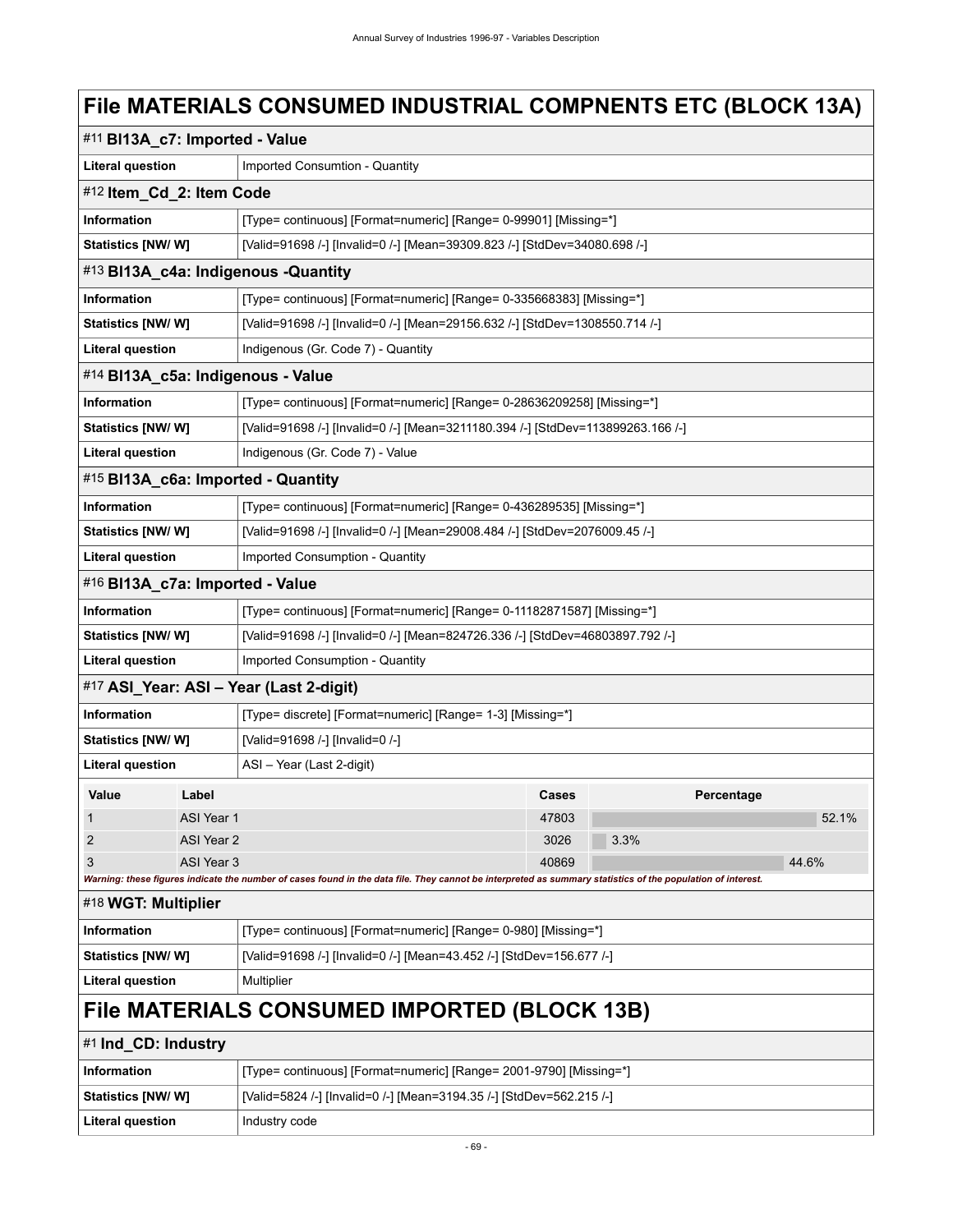# File MATERIALS CONSUMED INDUSTRIAL COMPNENTS ETC (BLOCK 13A)

## #11 BI13A_c7: Imported - Value

| | |
|---|---|
| **Literal question** | Imported Consumtion - Quantity |

## #12 Item_Cd_2: Item Code

| | |
|---|---|
| **Information** | [Type= continuous] [Format=numeric] [Range= 0-99901] [Missing=*] |
| **Statistics [NW/ W]** | [Valid=91698 /-] [Invalid=0 /-] [Mean=39309.823 /-] [StdDev=34080.698 /-] |

## #13 BI13A_c4a: Indigenous -Quantity

| | |
|---|---|
| **Information** | [Type= continuous] [Format=numeric] [Range= 0-335668383] [Missing=*] |
| **Statistics [NW/ W]** | [Valid=91698 /-] [Invalid=0 /-] [Mean=29156.632 /-] [StdDev=1308550.714 /-] |
| **Literal question** | Indigenous (Gr. Code 7) - Quantity |

## #14 BI13A_c5a: Indigenous - Value

| | |
|---|---|
| **Information** | [Type= continuous] [Format=numeric] [Range= 0-28636209258] [Missing=*] |
| **Statistics [NW/ W]** | [Valid=91698 /-] [Invalid=0 /-] [Mean=3211180.394 /-] [StdDev=113899263.166 /-] |
| **Literal question** | Indigenous (Gr. Code 7) - Value |

## #15 BI13A_c6a: Imported - Quantity

| | |
|---|---|
| **Information** | [Type= continuous] [Format=numeric] [Range= 0-436289535] [Missing=*] |
| **Statistics [NW/ W]** | [Valid=91698 /-] [Invalid=0 /-] [Mean=29008.484 /-] [StdDev=2076009.45 /-] |
| **Literal question** | Imported Consumption - Quantity |

## #16 BI13A_c7a: Imported - Value

| | |
|---|---|
| **Information** | [Type= continuous] [Format=numeric] [Range= 0-11182871587] [Missing=*] |
| **Statistics [NW/ W]** | [Valid=91698 /-] [Invalid=0 /-] [Mean=824726.336 /-] [StdDev=46803897.792 /-] |
| **Literal question** | Imported Consumption - Quantity |

## #17 ASI_Year: ASI – Year (Last 2-digit)

| | |
|---|---|
| **Information** | [Type= discrete] [Format=numeric] [Range= 1-3] [Missing=*] |
| **Statistics [NW/ W]** | [Valid=91698 /-] [Invalid=0 /-] |
| **Literal question** | ASI – Year (Last 2-digit) |

| Value | Label | Cases | Percentage |
|---|---|---|---|
| 1 | ASI Year 1 | 47803 | 52.1% |
| 2 | ASI Year 2 | 3026 | 3.3% |
| 3 | ASI Year 3 | 40869 | 44.6% |

*Warning: these figures indicate the number of cases found in the data file. They cannot be interpreted as summary statistics of the population of interest.*

## #18 WGT: Multiplier

| | |
|---|---|
| **Information** | [Type= continuous] [Format=numeric] [Range= 0-980] [Missing=*] |
| **Statistics [NW/ W]** | [Valid=91698 /-] [Invalid=0 /-] [Mean=43.452 /-] [StdDev=156.677 /-] |
| **Literal question** | Multiplier |

# File MATERIALS CONSUMED IMPORTED (BLOCK 13B)

## #1 Ind_CD: Industry

| | |
|---|---|
| **Information** | [Type= continuous] [Format=numeric] [Range= 2001-9790] [Missing=*] |
| **Statistics [NW/ W]** | [Valid=5824 /-] [Invalid=0 /-] [Mean=3194.35 /-] [StdDev=562.215 /-] |
| **Literal question** | Industry code |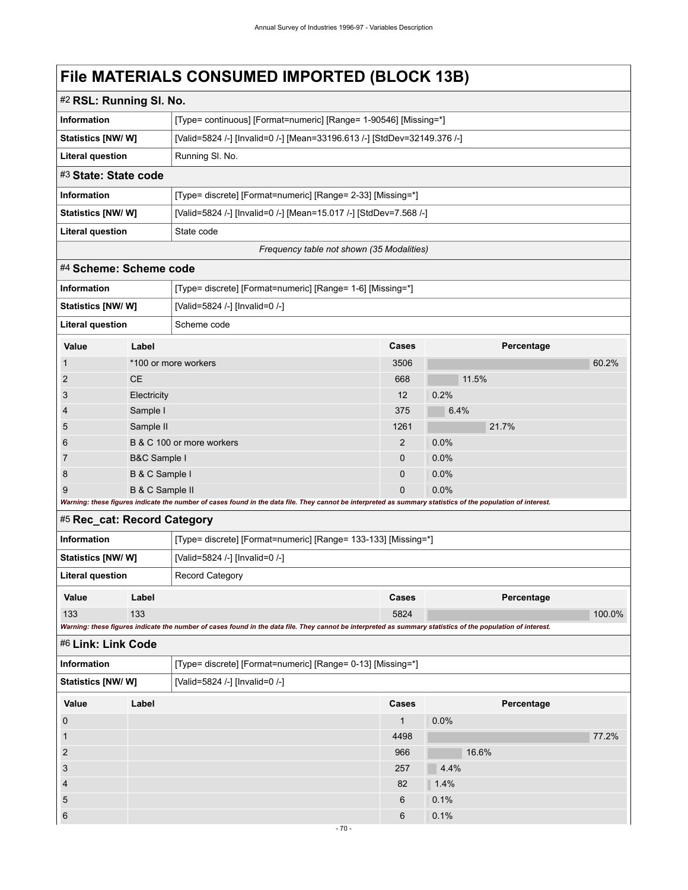# File MATERIALS CONSUMED IMPORTED (BLOCK 13B)

## #2 RSL: Running Sl. No.

| | |
|---|---|
| **Information** | [Type= continuous] [Format=numeric] [Range= 1-90546] [Missing=*] |
| **Statistics [NW/ W]** | [Valid=5824 /-] [Invalid=0 /-] [Mean=33196.613 /-] [StdDev=32149.376 /-] |
| **Literal question** | Running Sl. No. |

## #3 State: State code

| | |
|---|---|
| **Information** | [Type= discrete] [Format=numeric] [Range= 2-33] [Missing=*] |
| **Statistics [NW/ W]** | [Valid=5824 /-] [Invalid=0 /-] [Mean=15.017 /-] [StdDev=7.568 /-] |
| **Literal question** | State code |

*Frequency table not shown (35 Modalities)*

## #4 Scheme: Scheme code

| | |
|---|---|
| **Information** | [Type= discrete] [Format=numeric] [Range= 1-6] [Missing=*] |
| **Statistics [NW/ W]** | [Valid=5824 /-] [Invalid=0 /-] |
| **Literal question** | Scheme code |

| Value | Label | Cases | Percentage |
|---|---|---|---|
| 1 | *100 or more workers | 3506 | 60.2% |
| 2 | CE | 668 | 11.5% |
| 3 | Electricity | 12 | 0.2% |
| 4 | Sample I | 375 | 6.4% |
| 5 | Sample II | 1261 | 21.7% |
| 6 | B & C 100 or more workers | 2 | 0.0% |
| 7 | B&C Sample I | 0 | 0.0% |
| 8 | B & C Sample I | 0 | 0.0% |
| 9 | B & C Sample II | 0 | 0.0% |

***Warning: these figures indicate the number of cases found in the data file. They cannot be interpreted as summary statistics of the population of interest.***

## #5 Rec_cat: Record Category

| | |
|---|---|
| **Information** | [Type= discrete] [Format=numeric] [Range= 133-133] [Missing=*] |
| **Statistics [NW/ W]** | [Valid=5824 /-] [Invalid=0 /-] |
| **Literal question** | Record Category |

| Value | Label | Cases | Percentage |
|---|---|---|---|
| 133 | 133 | 5824 | 100.0% |

***Warning: these figures indicate the number of cases found in the data file. They cannot be interpreted as summary statistics of the population of interest.***

## #6 Link: Link Code

| | |
|---|---|
| **Information** | [Type= discrete] [Format=numeric] [Range= 0-13] [Missing=*] |
| **Statistics [NW/ W]** | [Valid=5824 /-] [Invalid=0 /-] |

| Value | Label | Cases | Percentage |
|---|---|---|---|
| 0 | | 1 | 0.0% |
| 1 | | 4498 | 77.2% |
| 2 | | 966 | 16.6% |
| 3 | | 257 | 4.4% |
| 4 | | 82 | 1.4% |
| 5 | | 6 | 0.1% |
| 6 | | 6 | 0.1% |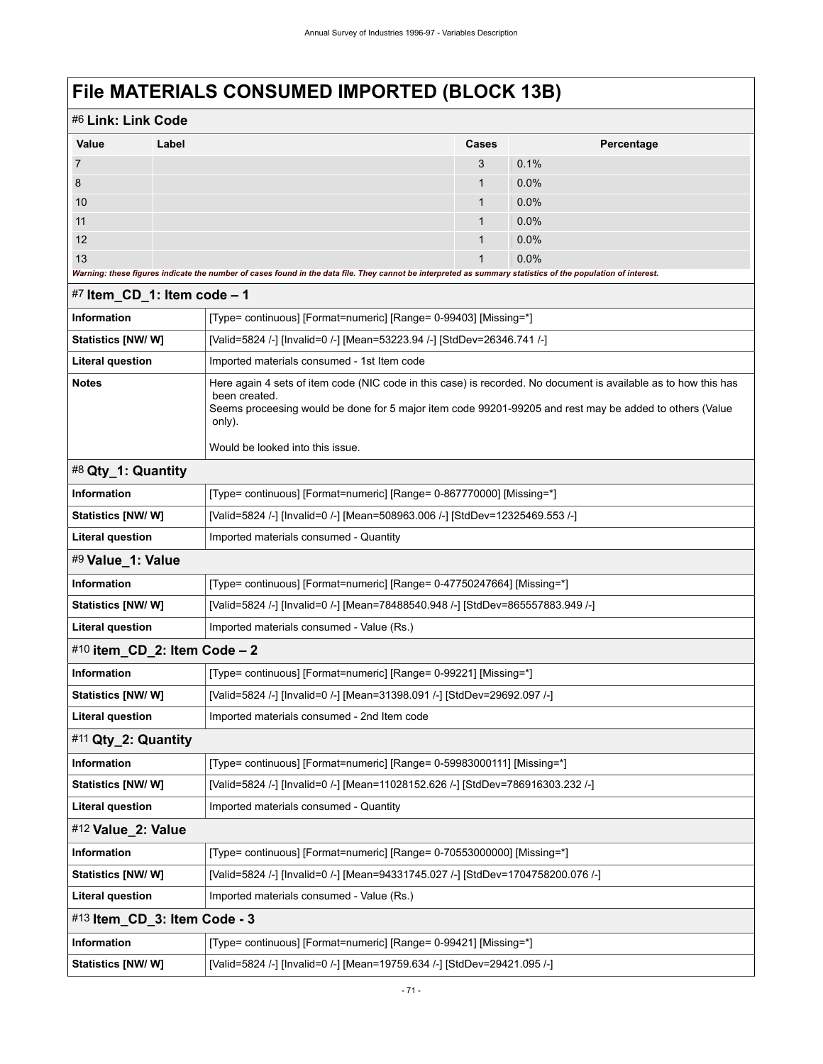# File MATERIALS CONSUMED IMPORTED (BLOCK 13B)

## #6 Link: Link Code

| Value | Label | Cases | Percentage |
|---|---|---|---|
| 7 | | 3 | 0.1% |
| 8 | | 1 | 0.0% |
| 10 | | 1 | 0.0% |
| 11 | | 1 | 0.0% |
| 12 | | 1 | 0.0% |
| 13 | | 1 | 0.0% |

*Warning: these figures indicate the number of cases found in the data file. They cannot be interpreted as summary statistics of the population of interest.*

## #7 Item_CD_1: Item code – 1

| | |
|---|---|
| **Information** | [Type= continuous] [Format=numeric] [Range= 0-99403] [Missing=*] |
| **Statistics [NW/ W]** | [Valid=5824 /-] [Invalid=0 /-] [Mean=53223.94 /-] [StdDev=26346.741 /-] |
| **Literal question** | Imported materials consumed - 1st Item code |
| **Notes** | Here again 4 sets of item code (NIC code in this case) is recorded. No document is available as to how this has been created. Seems proceeing would be done for 5 major item code 99201-99205 and rest may be added to others (Value only). Would be looked into this issue. |

## #8 Qty_1: Quantity

| | |
|---|---|
| **Information** | [Type= continuous] [Format=numeric] [Range= 0-867770000] [Missing=*] |
| **Statistics [NW/ W]** | [Valid=5824 /-] [Invalid=0 /-] [Mean=508963.006 /-] [StdDev=12325469.553 /-] |
| **Literal question** | Imported materials consumed - Quantity |

## #9 Value_1: Value

| | |
|---|---|
| **Information** | [Type= continuous] [Format=numeric] [Range= 0-47750247664] [Missing=*] |
| **Statistics [NW/ W]** | [Valid=5824 /-] [Invalid=0 /-] [Mean=78488540.948 /-] [StdDev=865557883.949 /-] |
| **Literal question** | Imported materials consumed - Value (Rs.) |

## #10 item_CD_2: Item Code – 2

| | |
|---|---|
| **Information** | [Type= continuous] [Format=numeric] [Range= 0-99221] [Missing=*] |
| **Statistics [NW/ W]** | [Valid=5824 /-] [Invalid=0 /-] [Mean=31398.091 /-] [StdDev=29692.097 /-] |
| **Literal question** | Imported materials consumed - 2nd Item code |

## #11 Qty_2: Quantity

| | |
|---|---|
| **Information** | [Type= continuous] [Format=numeric] [Range= 0-59983000111] [Missing=*] |
| **Statistics [NW/ W]** | [Valid=5824 /-] [Invalid=0 /-] [Mean=11028152.626 /-] [StdDev=786916303.232 /-] |
| **Literal question** | Imported materials consumed - Quantity |

## #12 Value_2: Value

| | |
|---|---|
| **Information** | [Type= continuous] [Format=numeric] [Range= 0-70553000000] [Missing=*] |
| **Statistics [NW/ W]** | [Valid=5824 /-] [Invalid=0 /-] [Mean=94331745.027 /-] [StdDev=1704758200.076 /-] |
| **Literal question** | Imported materials consumed - Value (Rs.) |

## #13 Item_CD_3: Item Code - 3

| | |
|---|---|
| **Information** | [Type= continuous] [Format=numeric] [Range= 0-99421] [Missing=*] |
| **Statistics [NW/ W]** | [Valid=5824 /-] [Invalid=0 /-] [Mean=19759.634 /-] [StdDev=29421.095 /-] |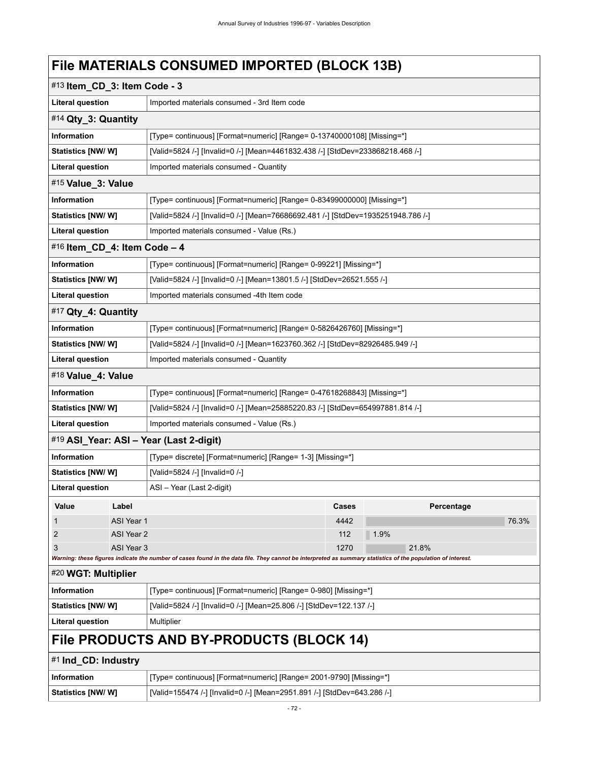# File MATERIALS CONSUMED IMPORTED (BLOCK 13B)

## #13 Item_CD_3: Item Code - 3

| | |
|---|---|
| **Literal question** | Imported materials consumed - 3rd Item code |

## #14 Qty_3: Quantity

| | |
|---|---|
| **Information** | [Type= continuous] [Format=numeric] [Range= 0-13740000108] [Missing=*] |
| **Statistics [NW/ W]** | [Valid=5824 /-] [Invalid=0 /-] [Mean=4461832.438 /-] [StdDev=233868218.468 /-] |
| **Literal question** | Imported materials consumed - Quantity |

## #15 Value_3: Value

| | |
|---|---|
| **Information** | [Type= continuous] [Format=numeric] [Range= 0-83499000000] [Missing=*] |
| **Statistics [NW/ W]** | [Valid=5824 /-] [Invalid=0 /-] [Mean=76686692.481 /-] [StdDev=1935251948.786 /-] |
| **Literal question** | Imported materials consumed - Value (Rs.) |

## #16 Item_CD_4: Item Code – 4

| | |
|---|---|
| **Information** | [Type= continuous] [Format=numeric] [Range= 0-99221] [Missing=*] |
| **Statistics [NW/ W]** | [Valid=5824 /-] [Invalid=0 /-] [Mean=13801.5 /-] [StdDev=26521.555 /-] |
| **Literal question** | Imported materials consumed -4th Item code |

## #17 Qty_4: Quantity

| | |
|---|---|
| **Information** | [Type= continuous] [Format=numeric] [Range= 0-5826426760] [Missing=*] |
| **Statistics [NW/ W]** | [Valid=5824 /-] [Invalid=0 /-] [Mean=1623760.362 /-] [StdDev=82926485.949 /-] |
| **Literal question** | Imported materials consumed - Quantity |

## #18 Value_4: Value

| | |
|---|---|
| **Information** | [Type= continuous] [Format=numeric] [Range= 0-47618268843] [Missing=*] |
| **Statistics [NW/ W]** | [Valid=5824 /-] [Invalid=0 /-] [Mean=25885220.83 /-] [StdDev=654997881.814 /-] |
| **Literal question** | Imported materials consumed - Value (Rs.) |

## #19 ASI_Year: ASI – Year (Last 2-digit)

| | |
|---|---|
| **Information** | [Type= discrete] [Format=numeric] [Range= 1-3] [Missing=*] |
| **Statistics [NW/ W]** | [Valid=5824 /-] [Invalid=0 /-] |
| **Literal question** | ASI – Year (Last 2-digit) |

| Value | Label | Cases | Percentage |
|---|---|---|---|
| 1 | ASI Year 1 | 4442 | 76.3% |
| 2 | ASI Year 2 | 112 | 1.9% |
| 3 | ASI Year 3 | 1270 | 21.8% |

*Warning: these figures indicate the number of cases found in the data file. They cannot be interpreted as summary statistics of the population of interest.*

## #20 WGT: Multiplier

| | |
|---|---|
| **Information** | [Type= continuous] [Format=numeric] [Range= 0-980] [Missing=*] |
| **Statistics [NW/ W]** | [Valid=5824 /-] [Invalid=0 /-] [Mean=25.806 /-] [StdDev=122.137 /-] |
| **Literal question** | Multiplier |

# File PRODUCTS AND BY-PRODUCTS (BLOCK 14)

## #1 Ind_CD: Industry

| | |
|---|---|
| **Information** | [Type= continuous] [Format=numeric] [Range= 2001-9790] [Missing=*] |
| **Statistics [NW/ W]** | [Valid=155474 /-] [Invalid=0 /-] [Mean=2951.891 /-] [StdDev=643.286 /-] |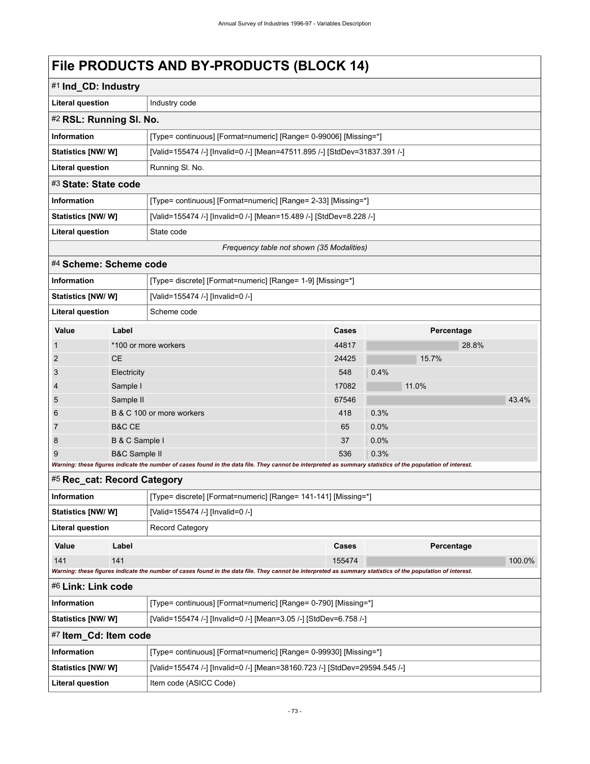# File PRODUCTS AND BY-PRODUCTS (BLOCK 14)

## #1 Ind_CD: Industry

| | |
|---|---|
| **Literal question** | Industry code |

## #2 RSL: Running Sl. No.

| | |
|---|---|
| **Information** | [Type= continuous] [Format=numeric] [Range= 0-99006] [Missing=*] |
| **Statistics [NW/ W]** | [Valid=155474 /-] [Invalid=0 /-] [Mean=47511.895 /-] [StdDev=31837.391 /-] |
| **Literal question** | Running Sl. No. |

## #3 State: State code

| | |
|---|---|
| **Information** | [Type= continuous] [Format=numeric] [Range= 2-33] [Missing=*] |
| **Statistics [NW/ W]** | [Valid=155474 /-] [Invalid=0 /-] [Mean=15.489 /-] [StdDev=8.228 /-] |
| **Literal question** | State code |

*Frequency table not shown (35 Modalities)*

## #4 Scheme: Scheme code

| | |
|---|---|
| **Information** | [Type= discrete] [Format=numeric] [Range= 1-9] [Missing=*] |
| **Statistics [NW/ W]** | [Valid=155474 /-] [Invalid=0 /-] |
| **Literal question** | Scheme code |

| Value | Label | Cases | Percentage |
|---|---|---|---|
| 1 | *100 or more workers | 44817 | 28.8% |
| 2 | CE | 24425 | 15.7% |
| 3 | Electricity | 548 | 0.4% |
| 4 | Sample I | 17082 | 11.0% |
| 5 | Sample II | 67546 | 43.4% |
| 6 | B & C 100 or more workers | 418 | 0.3% |
| 7 | B&C CE | 65 | 0.0% |
| 8 | B & C Sample I | 37 | 0.0% |
| 9 | B&C Sample II | 536 | 0.3% |

***Warning: these figures indicate the number of cases found in the data file. They cannot be interpreted as summary statistics of the population of interest.***

## #5 Rec_cat: Record Category

| | |
|---|---|
| **Information** | [Type= discrete] [Format=numeric] [Range= 141-141] [Missing=*] |
| **Statistics [NW/ W]** | [Valid=155474 /-] [Invalid=0 /-] |
| **Literal question** | Record Category |

| Value | Label | Cases | Percentage |
|---|---|---|---|
| 141 | 141 | 155474 | 100.0% |

***Warning: these figures indicate the number of cases found in the data file. They cannot be interpreted as summary statistics of the population of interest.***

## #6 Link: Link code

| | |
|---|---|
| **Information** | [Type= continuous] [Format=numeric] [Range= 0-790] [Missing=*] |
| **Statistics [NW/ W]** | [Valid=155474 /-] [Invalid=0 /-] [Mean=3.05 /-] [StdDev=6.758 /-] |

## #7 Item_Cd: Item code

| | |
|---|---|
| **Information** | [Type= continuous] [Format=numeric] [Range= 0-99930] [Missing=*] |
| **Statistics [NW/ W]** | [Valid=155474 /-] [Invalid=0 /-] [Mean=38160.723 /-] [StdDev=29594.545 /-] |
| **Literal question** | Item code (ASICC Code) |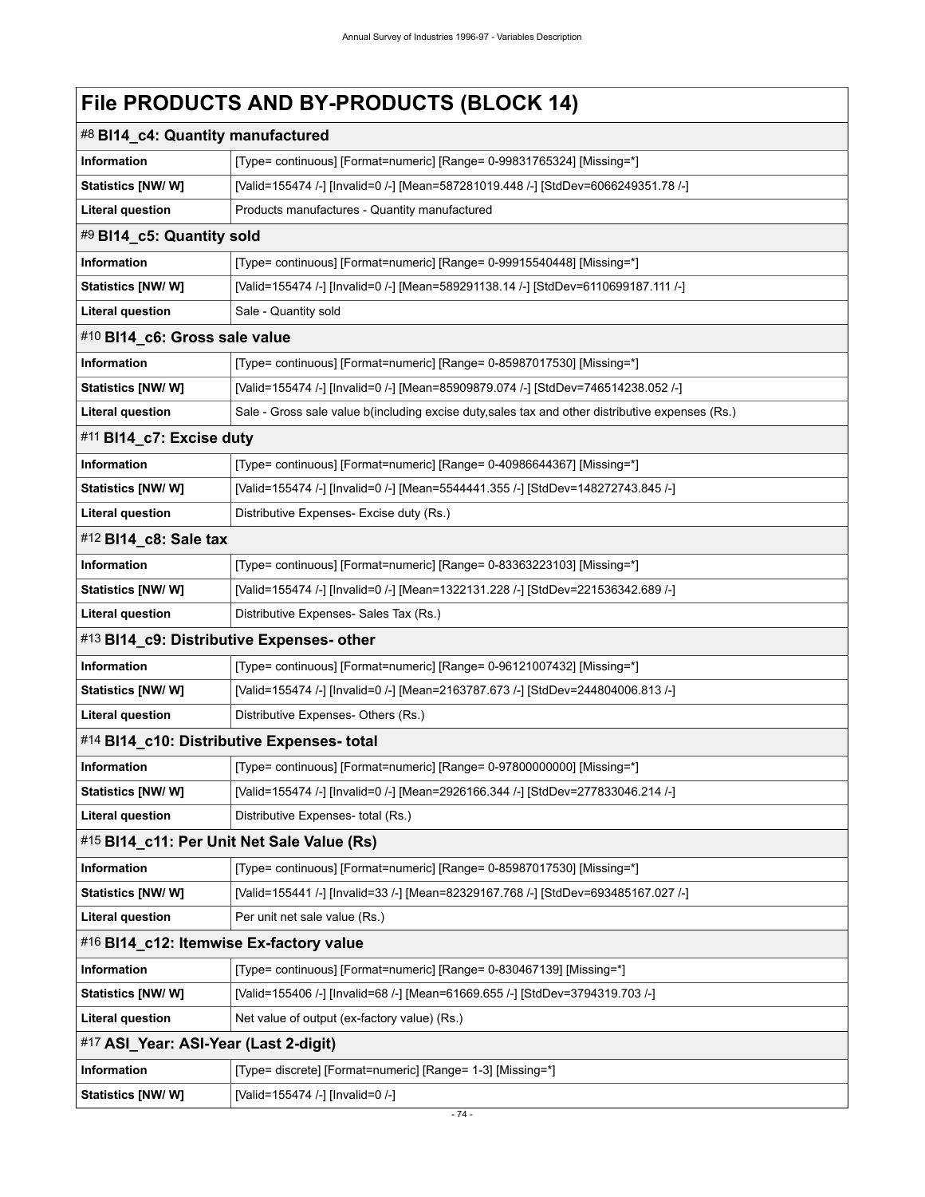# File PRODUCTS AND BY-PRODUCTS (BLOCK 14)

## #8 Bl14_c4: Quantity manufactured

| | |
|---|---|
| **Information** | [Type= continuous] [Format=numeric] [Range= 0-99831765324] [Missing=*] |
| **Statistics [NW/ W]** | [Valid=155474 /-] [Invalid=0 /-] [Mean=587281019.448 /-] [StdDev=6066249351.78 /-] |
| **Literal question** | Products manufactures - Quantity manufactured |

## #9 Bl14_c5: Quantity sold

| | |
|---|---|
| **Information** | [Type= continuous] [Format=numeric] [Range= 0-99915540448] [Missing=*] |
| **Statistics [NW/ W]** | [Valid=155474 /-] [Invalid=0 /-] [Mean=589291138.14 /-] [StdDev=6110699187.111 /-] |
| **Literal question** | Sale - Quantity sold |

## #10 Bl14_c6: Gross sale value

| | |
|---|---|
| **Information** | [Type= continuous] [Format=numeric] [Range= 0-85987017530] [Missing=*] |
| **Statistics [NW/ W]** | [Valid=155474 /-] [Invalid=0 /-] [Mean=85909879.074 /-] [StdDev=746514238.052 /-] |
| **Literal question** | Sale - Gross sale value b(including excise duty,sales tax and other distributive expenses (Rs.) |

## #11 Bl14_c7: Excise duty

| | |
|---|---|
| **Information** | [Type= continuous] [Format=numeric] [Range= 0-40986644367] [Missing=*] |
| **Statistics [NW/ W]** | [Valid=155474 /-] [Invalid=0 /-] [Mean=5544441.355 /-] [StdDev=148272743.845 /-] |
| **Literal question** | Distributive Expenses- Excise duty (Rs.) |

## #12 Bl14_c8: Sale tax

| | |
|---|---|
| **Information** | [Type= continuous] [Format=numeric] [Range= 0-83363223103] [Missing=*] |
| **Statistics [NW/ W]** | [Valid=155474 /-] [Invalid=0 /-] [Mean=1322131.228 /-] [StdDev=221536342.689 /-] |
| **Literal question** | Distributive Expenses- Sales Tax (Rs.) |

## #13 Bl14_c9: Distributive Expenses- other

| | |
|---|---|
| **Information** | [Type= continuous] [Format=numeric] [Range= 0-96121007432] [Missing=*] |
| **Statistics [NW/ W]** | [Valid=155474 /-] [Invalid=0 /-] [Mean=2163787.673 /-] [StdDev=244804006.813 /-] |
| **Literal question** | Distributive Expenses- Others (Rs.) |

## #14 Bl14_c10: Distributive Expenses- total

| | |
|---|---|
| **Information** | [Type= continuous] [Format=numeric] [Range= 0-97800000000] [Missing=*] |
| **Statistics [NW/ W]** | [Valid=155474 /-] [Invalid=0 /-] [Mean=2926166.344 /-] [StdDev=277833046.214 /-] |
| **Literal question** | Distributive Expenses- total (Rs.) |

## #15 Bl14_c11: Per Unit Net Sale Value (Rs)

| | |
|---|---|
| **Information** | [Type= continuous] [Format=numeric] [Range= 0-85987017530] [Missing=*] |
| **Statistics [NW/ W]** | [Valid=155441 /-] [Invalid=33 /-] [Mean=82329167.768 /-] [StdDev=693485167.027 /-] |
| **Literal question** | Per unit net sale value (Rs.) |

## #16 Bl14_c12: Itemwise Ex-factory value

| | |
|---|---|
| **Information** | [Type= continuous] [Format=numeric] [Range= 0-830467139] [Missing=*] |
| **Statistics [NW/ W]** | [Valid=155406 /-] [Invalid=68 /-] [Mean=61669.655 /-] [StdDev=3794319.703 /-] |
| **Literal question** | Net value of output (ex-factory value) (Rs.) |

## #17 ASI_Year: ASI-Year (Last 2-digit)

| | |
|---|---|
| **Information** | [Type= discrete] [Format=numeric] [Range= 1-3] [Missing=*] |
| **Statistics [NW/ W]** | [Valid=155474 /-] [Invalid=0 /-] |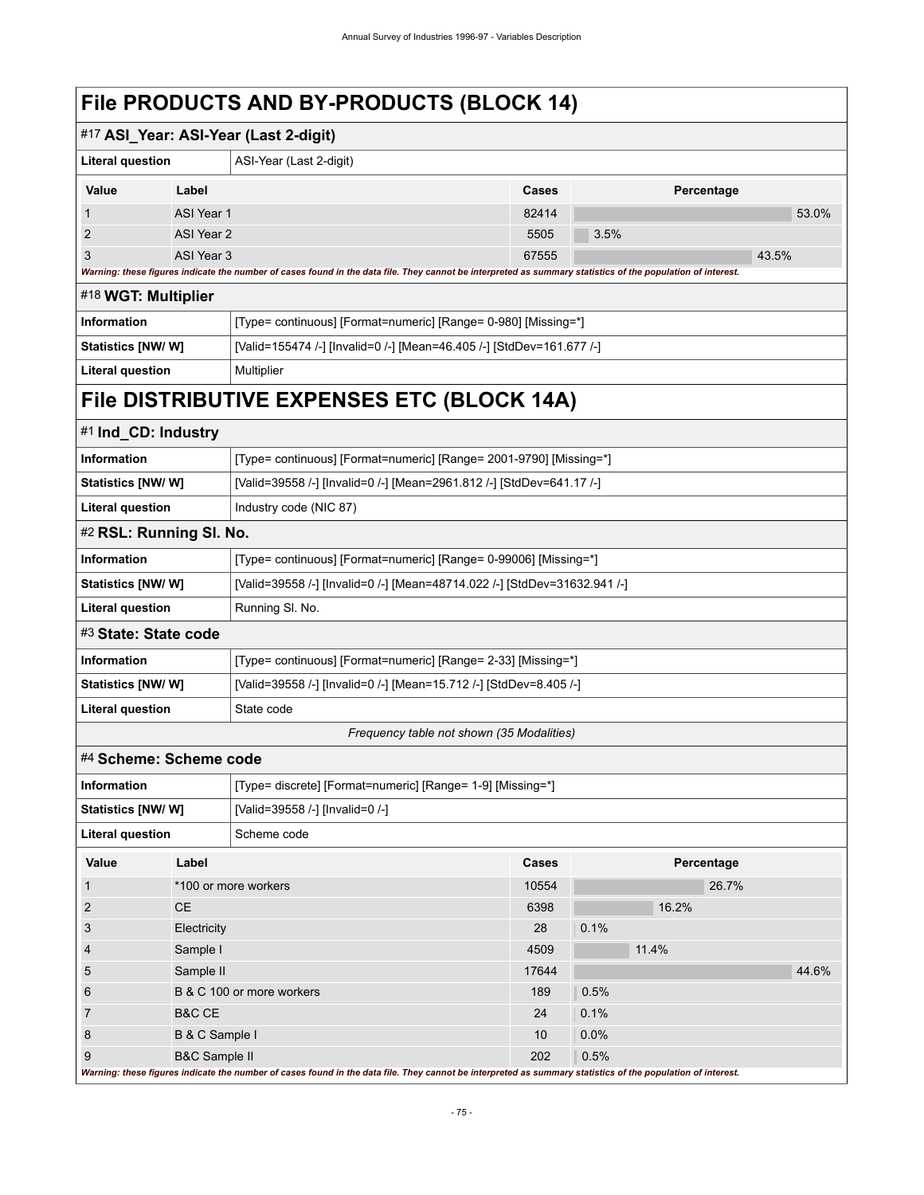# File PRODUCTS AND BY-PRODUCTS (BLOCK 14)

## #17 ASI_Year: ASI-Year (Last 2-digit)

| Literal question | ASI-Year (Last 2-digit) |
|---|---|

| Value | Label | Cases | Percentage |
|---|---|---|---|
| 1 | ASI Year 1 | 82414 | 53.0% |
| 2 | ASI Year 2 | 5505 | 3.5% |
| 3 | ASI Year 3 | 67555 | 43.5% |

*Warning: these figures indicate the number of cases found in the data file. They cannot be interpreted as summary statistics of the population of interest.*

## #18 WGT: Multiplier

| | |
|---|---|
| Information | [Type= continuous] [Format=numeric] [Range= 0-980] [Missing=*] |
| Statistics [NW/ W] | [Valid=155474 /-] [Invalid=0 /-] [Mean=46.405 /-] [StdDev=161.677 /-] |
| Literal question | Multiplier |

# File DISTRIBUTIVE EXPENSES ETC (BLOCK 14A)

## #1 Ind_CD: Industry

| | |
|---|---|
| Information | [Type= continuous] [Format=numeric] [Range= 2001-9790] [Missing=*] |
| Statistics [NW/ W] | [Valid=39558 /-] [Invalid=0 /-] [Mean=2961.812 /-] [StdDev=641.17 /-] |
| Literal question | Industry code (NIC 87) |

## #2 RSL: Running Sl. No.

| | |
|---|---|
| Information | [Type= continuous] [Format=numeric] [Range= 0-99006] [Missing=*] |
| Statistics [NW/ W] | [Valid=39558 /-] [Invalid=0 /-] [Mean=48714.022 /-] [StdDev=31632.941 /-] |
| Literal question | Running Sl. No. |

## #3 State: State code

| | |
|---|---|
| Information | [Type= continuous] [Format=numeric] [Range= 2-33] [Missing=*] |
| Statistics [NW/ W] | [Valid=39558 /-] [Invalid=0 /-] [Mean=15.712 /-] [StdDev=8.405 /-] |
| Literal question | State code |

*Frequency table not shown (35 Modalities)*

## #4 Scheme: Scheme code

| | |
|---|---|
| Information | [Type= discrete] [Format=numeric] [Range= 1-9] [Missing=*] |
| Statistics [NW/ W] | [Valid=39558 /-] [Invalid=0 /-] |
| Literal question | Scheme code |

| Value | Label | Cases | Percentage |
|---|---|---|---|
| 1 | *100 or more workers | 10554 | 26.7% |
| 2 | CE | 6398 | 16.2% |
| 3 | Electricity | 28 | 0.1% |
| 4 | Sample I | 4509 | 11.4% |
| 5 | Sample II | 17644 | 44.6% |
| 6 | B & C 100 or more workers | 189 | 0.5% |
| 7 | B&C CE | 24 | 0.1% |
| 8 | B & C Sample I | 10 | 0.0% |
| 9 | B&C Sample II | 202 | 0.5% |

*Warning: these figures indicate the number of cases found in the data file. They cannot be interpreted as summary statistics of the population of interest.*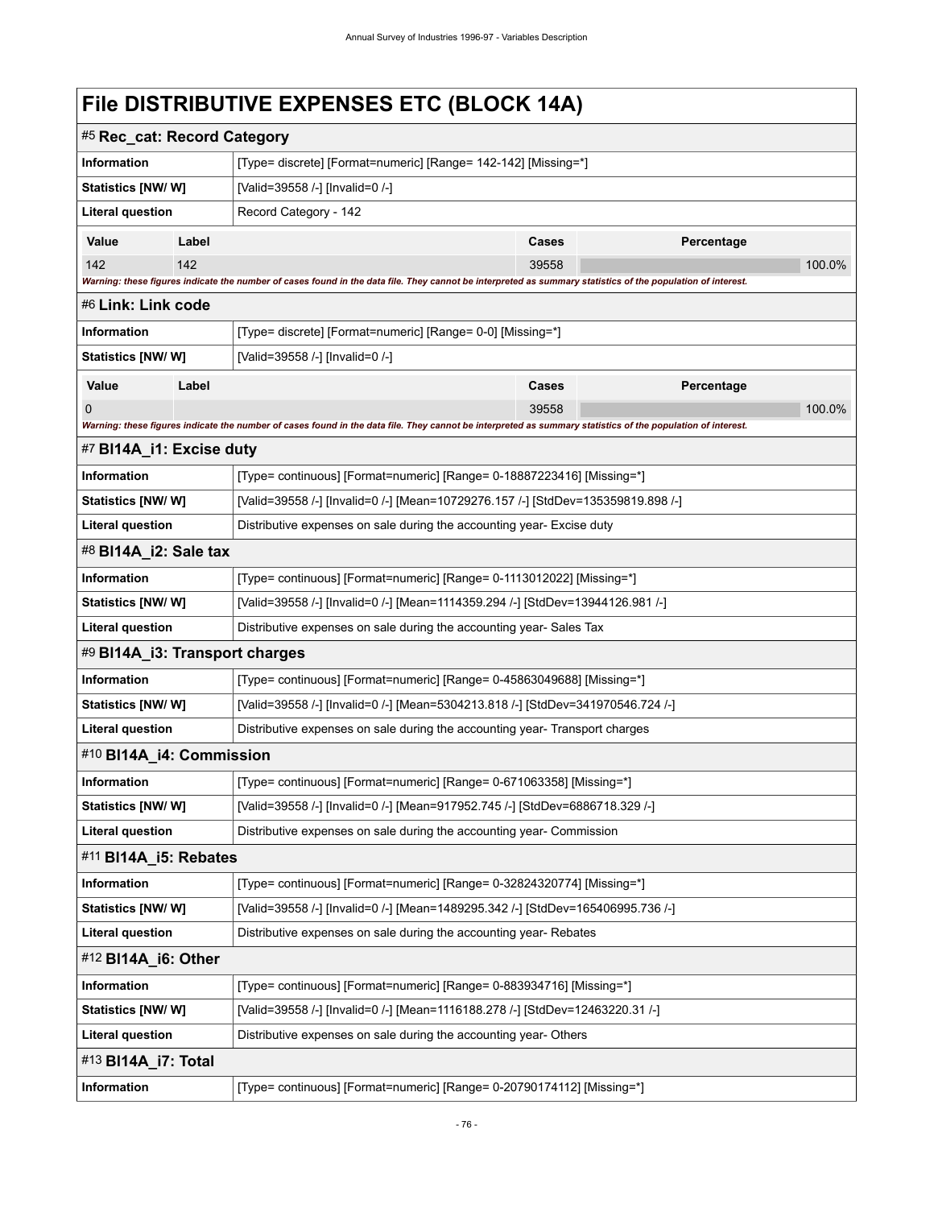# File DISTRIBUTIVE EXPENSES ETC (BLOCK 14A)

## #5 Rec_cat: Record Category

| | |
|---|---|
| **Information** | [Type= discrete] [Format=numeric] [Range= 142-142] [Missing=*] |
| **Statistics [NW/ W]** | [Valid=39558 /-] [Invalid=0 /-] |
| **Literal question** | Record Category - 142 |

| Value | Label | Cases | Percentage |
|---|---|---|---|
| 142 | 142 | 39558 | 100.0% |

*Warning: these figures indicate the number of cases found in the data file. They cannot be interpreted as summary statistics of the population of interest.*

## #6 Link: Link code

| | |
|---|---|
| **Information** | [Type= discrete] [Format=numeric] [Range= 0-0] [Missing=*] |
| **Statistics [NW/ W]** | [Valid=39558 /-] [Invalid=0 /-] |

| Value | Label | Cases | Percentage |
|---|---|---|---|
| 0 | | 39558 | 100.0% |

*Warning: these figures indicate the number of cases found in the data file. They cannot be interpreted as summary statistics of the population of interest.*

## #7 Bl14A_i1: Excise duty

| | |
|---|---|
| **Information** | [Type= continuous] [Format=numeric] [Range= 0-18887223416] [Missing=*] |
| **Statistics [NW/ W]** | [Valid=39558 /-] [Invalid=0 /-] [Mean=10729276.157 /-] [StdDev=135359819.898 /-] |
| **Literal question** | Distributive expenses on sale during the accounting year- Excise duty |

## #8 Bl14A_i2: Sale tax

| | |
|---|---|
| **Information** | [Type= continuous] [Format=numeric] [Range= 0-1113012022] [Missing=*] |
| **Statistics [NW/ W]** | [Valid=39558 /-] [Invalid=0 /-] [Mean=1114359.294 /-] [StdDev=13944126.981 /-] |
| **Literal question** | Distributive expenses on sale during the accounting year- Sales Tax |

## #9 Bl14A_i3: Transport charges

| | |
|---|---|
| **Information** | [Type= continuous] [Format=numeric] [Range= 0-45863049688] [Missing=*] |
| **Statistics [NW/ W]** | [Valid=39558 /-] [Invalid=0 /-] [Mean=5304213.818 /-] [StdDev=341970546.724 /-] |
| **Literal question** | Distributive expenses on sale during the accounting year- Transport charges |

## #10 Bl14A_i4: Commission

| | |
|---|---|
| **Information** | [Type= continuous] [Format=numeric] [Range= 0-671063358] [Missing=*] |
| **Statistics [NW/ W]** | [Valid=39558 /-] [Invalid=0 /-] [Mean=917952.745 /-] [StdDev=6886718.329 /-] |
| **Literal question** | Distributive expenses on sale during the accounting year- Commission |

## #11 Bl14A_i5: Rebates

| | |
|---|---|
| **Information** | [Type= continuous] [Format=numeric] [Range= 0-32824320774] [Missing=*] |
| **Statistics [NW/ W]** | [Valid=39558 /-] [Invalid=0 /-] [Mean=1489295.342 /-] [StdDev=165406995.736 /-] |
| **Literal question** | Distributive expenses on sale during the accounting year- Rebates |

## #12 Bl14A_i6: Other

| | |
|---|---|
| **Information** | [Type= continuous] [Format=numeric] [Range= 0-883934716] [Missing=*] |
| **Statistics [NW/ W]** | [Valid=39558 /-] [Invalid=0 /-] [Mean=1116188.278 /-] [StdDev=12463220.31 /-] |
| **Literal question** | Distributive expenses on sale during the accounting year- Others |

## #13 Bl14A_i7: Total

| | |
|---|---|
| **Information** | [Type= continuous] [Format=numeric] [Range= 0-20790174112] [Missing=*] |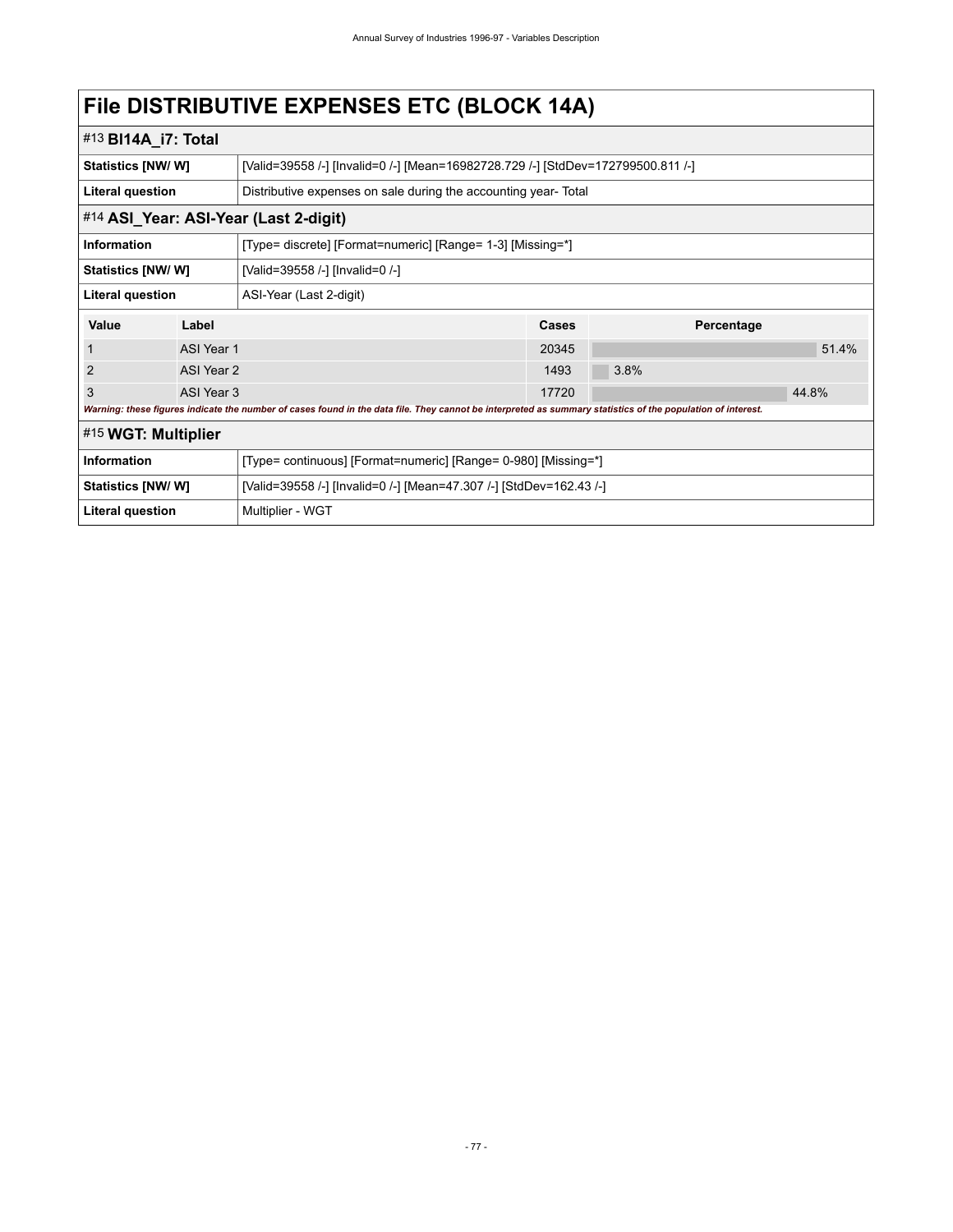# File DISTRIBUTIVE EXPENSES ETC (BLOCK 14A)

## #13 BI14A_i7: Total

| | |
|---|---|
| **Statistics [NW/ W]** | [Valid=39558 /-] [Invalid=0 /-] [Mean=16982728.729 /-] [StdDev=172799500.811 /-] |
| **Literal question** | Distributive expenses on sale during the accounting year- Total |

## #14 ASI_Year: ASI-Year (Last 2-digit)

| | |
|---|---|
| **Information** | [Type= discrete] [Format=numeric] [Range= 1-3] [Missing=*] |
| **Statistics [NW/ W]** | [Valid=39558 /-] [Invalid=0 /-] |
| **Literal question** | ASI-Year (Last 2-digit) |

| Value | Label | Cases | Percentage |
|---|---|---|---|
| 1 | ASI Year 1 | 20345 | 51.4% |
| 2 | ASI Year 2 | 1493 | 3.8% |
| 3 | ASI Year 3 | 17720 | 44.8% |

***Warning: these figures indicate the number of cases found in the data file. They cannot be interpreted as summary statistics of the population of interest.***

## #15 WGT: Multiplier

| | |
|---|---|
| **Information** | [Type= continuous] [Format=numeric] [Range= 0-980] [Missing=*] |
| **Statistics [NW/ W]** | [Valid=39558 /-] [Invalid=0 /-] [Mean=47.307 /-] [StdDev=162.43 /-] |
| **Literal question** | Multiplier - WGT |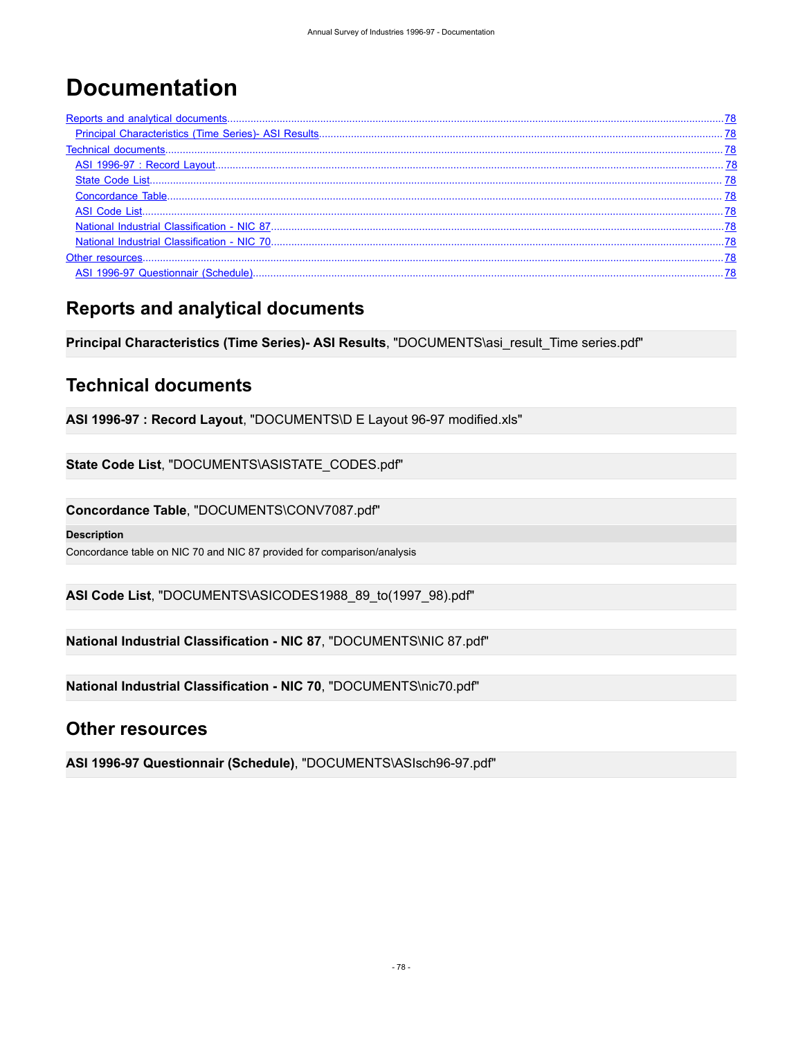# Documentation

Reports and analytical documents....................78
  Principal Characteristics (Time Series)- ASI Results....................78
Technical documents....................78
  ASI 1996-97 : Record Layout....................78
  State Code List....................78
  Concordance Table....................78
  ASI Code List....................78
  National Industrial Classification - NIC 87....................78
  National Industrial Classification - NIC 70....................78
Other resources....................78
  ASI 1996-97 Questionnair (Schedule)....................78

## Reports and analytical documents

**Principal Characteristics (Time Series)- ASI Results**, "DOCUMENTS\asi_result_Time series.pdf"

## Technical documents

**ASI 1996-97 : Record Layout**, "DOCUMENTS\D E Layout 96-97 modified.xls"

**State Code List**, "DOCUMENTS\ASISTATE_CODES.pdf"

**Concordance Table**, "DOCUMENTS\CONV7087.pdf"

**Description**

Concordance table on NIC 70 and NIC 87 provided for comparison/analysis

**ASI Code List**, "DOCUMENTS\ASICODES1988_89_to(1997_98).pdf"

**National Industrial Classification - NIC 87**, "DOCUMENTS\NIC 87.pdf"

**National Industrial Classification - NIC 70**, "DOCUMENTS\nic70.pdf"

## Other resources

**ASI 1996-97 Questionnair (Schedule)**, "DOCUMENTS\ASIsch96-97.pdf"